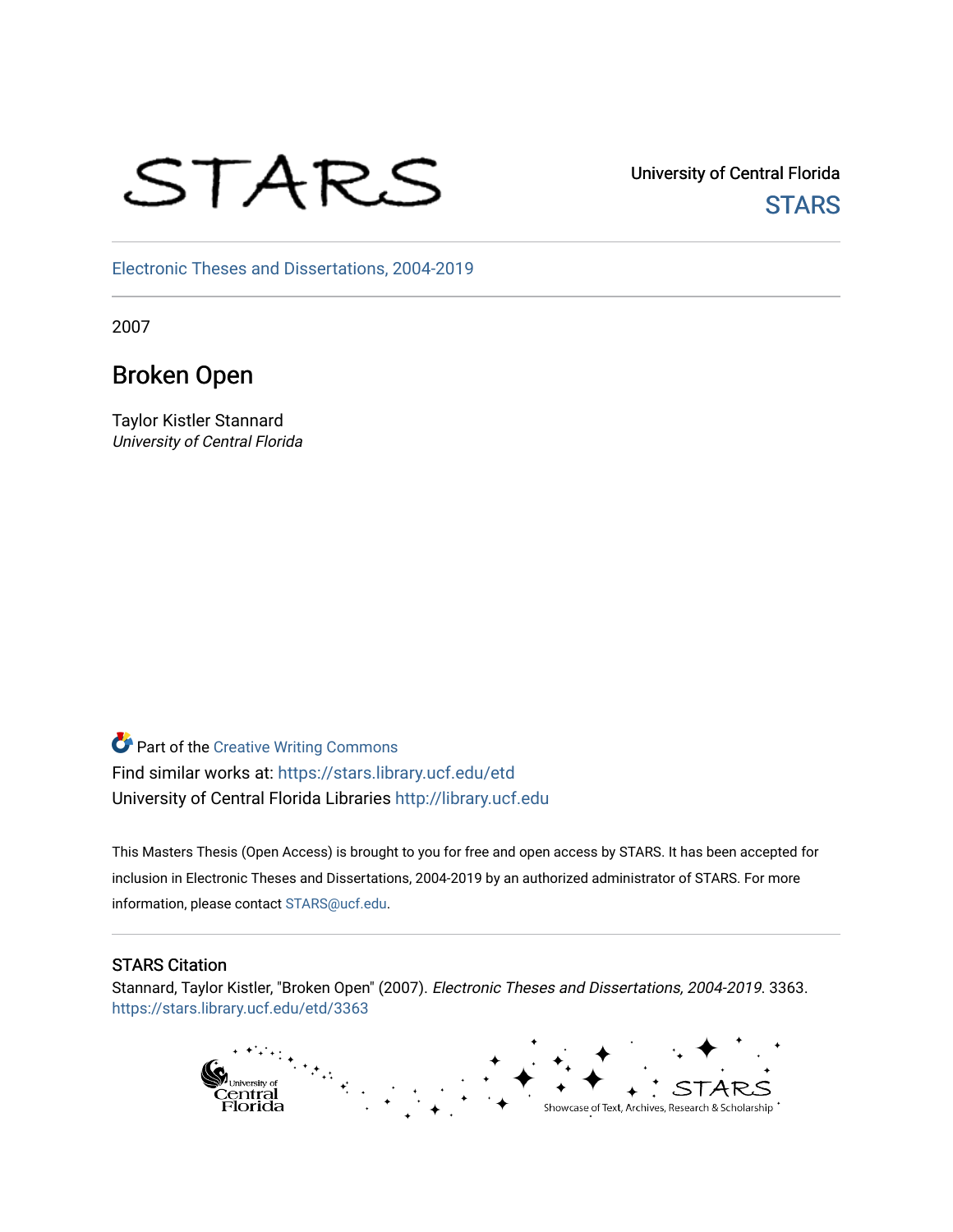STARS

University of Central Florida
STARS

Electronic Theses and Dissertations, 2004-2019

2007

# Broken Open

Taylor Kistler Stannard
*University of Central Florida*

Part of the Creative Writing Commons
Find similar works at: https://stars.library.ucf.edu/etd
University of Central Florida Libraries http://library.ucf.edu

This Masters Thesis (Open Access) is brought to you for free and open access by STARS. It has been accepted for inclusion in Electronic Theses and Dissertations, 2004-2019 by an authorized administrator of STARS. For more information, please contact STARS@ucf.edu.

## STARS Citation

Stannard, Taylor Kistler, "Broken Open" (2007). *Electronic Theses and Dissertations, 2004-2019*. 3363.
https://stars.library.ucf.edu/etd/3363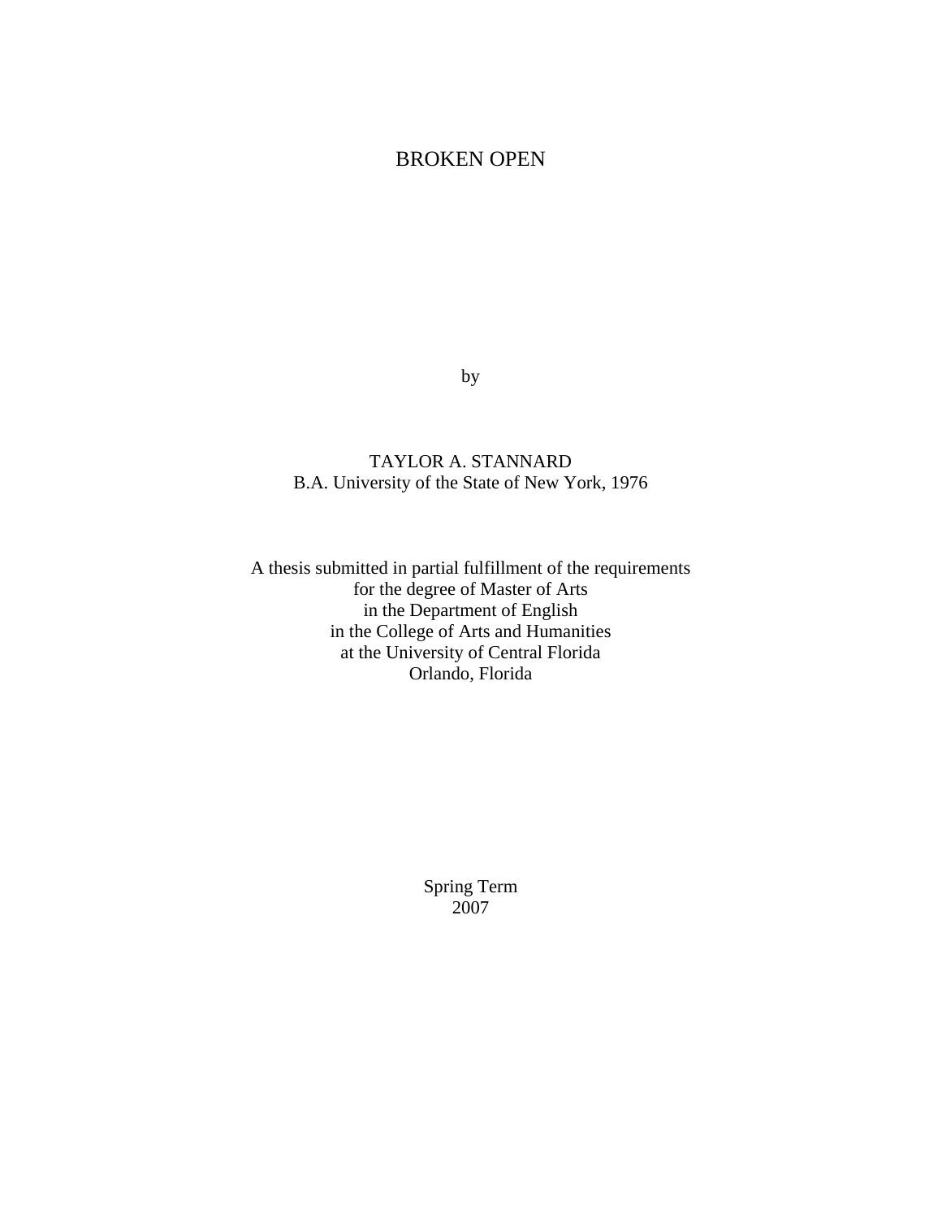# BROKEN OPEN

by

TAYLOR A. STANNARD
B.A. University of the State of New York, 1976

A thesis submitted in partial fulfillment of the requirements
for the degree of Master of Arts
in the Department of English
in the College of Arts and Humanities
at the University of Central Florida
Orlando, Florida

Spring Term
2007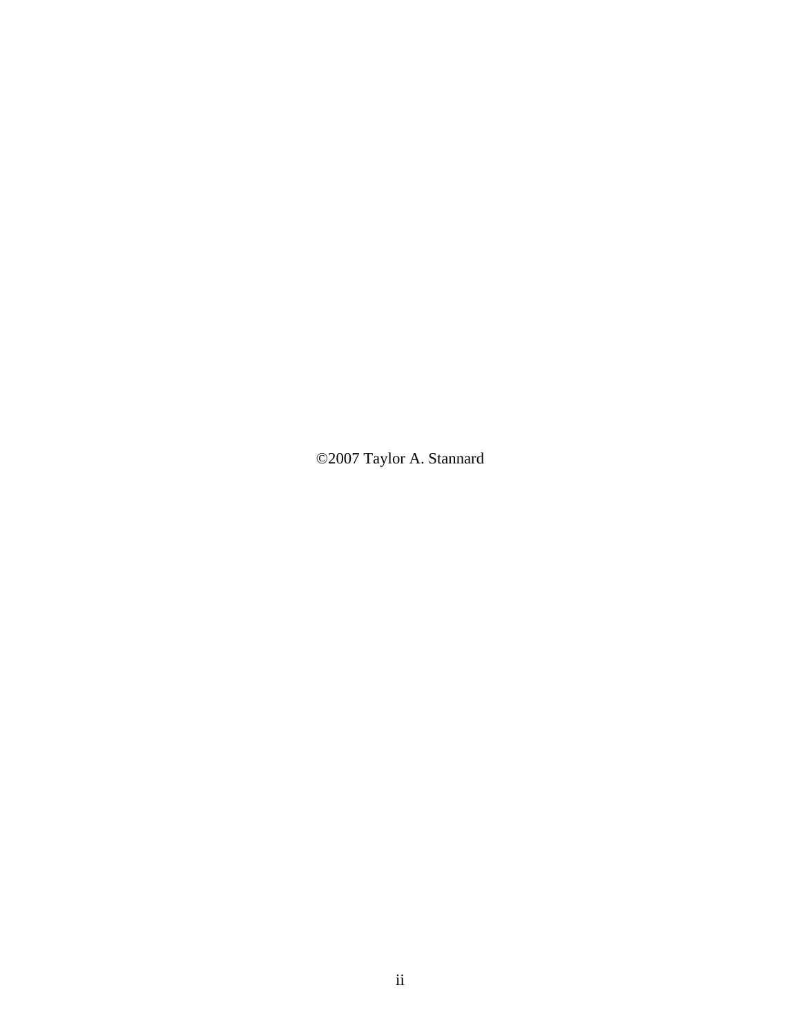©2007 Taylor A. Stannard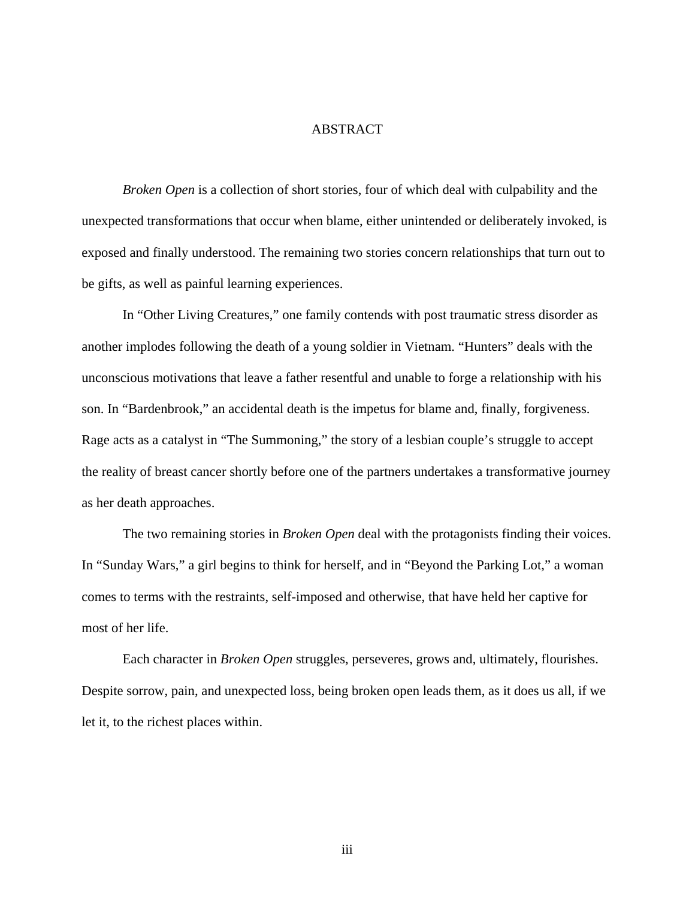# ABSTRACT

*Broken Open* is a collection of short stories, four of which deal with culpability and the unexpected transformations that occur when blame, either unintended or deliberately invoked, is exposed and finally understood. The remaining two stories concern relationships that turn out to be gifts, as well as painful learning experiences.

In "Other Living Creatures," one family contends with post traumatic stress disorder as another implodes following the death of a young soldier in Vietnam. "Hunters" deals with the unconscious motivations that leave a father resentful and unable to forge a relationship with his son. In "Bardenbrook," an accidental death is the impetus for blame and, finally, forgiveness. Rage acts as a catalyst in "The Summoning," the story of a lesbian couple's struggle to accept the reality of breast cancer shortly before one of the partners undertakes a transformative journey as her death approaches.

The two remaining stories in *Broken Open* deal with the protagonists finding their voices. In "Sunday Wars," a girl begins to think for herself, and in "Beyond the Parking Lot," a woman comes to terms with the restraints, self-imposed and otherwise, that have held her captive for most of her life.

Each character in *Broken Open* struggles, perseveres, grows and, ultimately, flourishes. Despite sorrow, pain, and unexpected loss, being broken open leads them, as it does us all, if we let it, to the richest places within.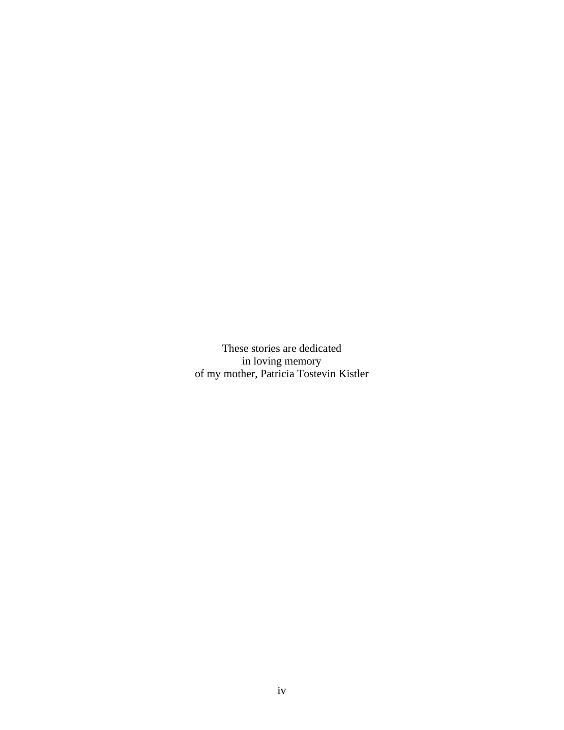These stories are dedicated  
in loving memory  
of my mother, Patricia Tostevin Kistler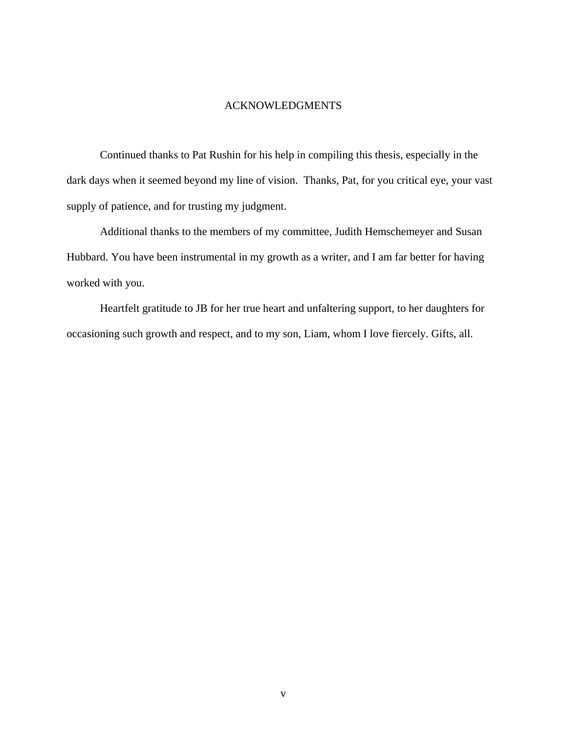# ACKNOWLEDGMENTS

Continued thanks to Pat Rushin for his help in compiling this thesis, especially in the dark days when it seemed beyond my line of vision. Thanks, Pat, for you critical eye, your vast supply of patience, and for trusting my judgment.

Additional thanks to the members of my committee, Judith Hemschemeyer and Susan Hubbard. You have been instrumental in my growth as a writer, and I am far better for having worked with you.

Heartfelt gratitude to JB for her true heart and unfaltering support, to her daughters for occasioning such growth and respect, and to my son, Liam, whom I love fiercely. Gifts, all.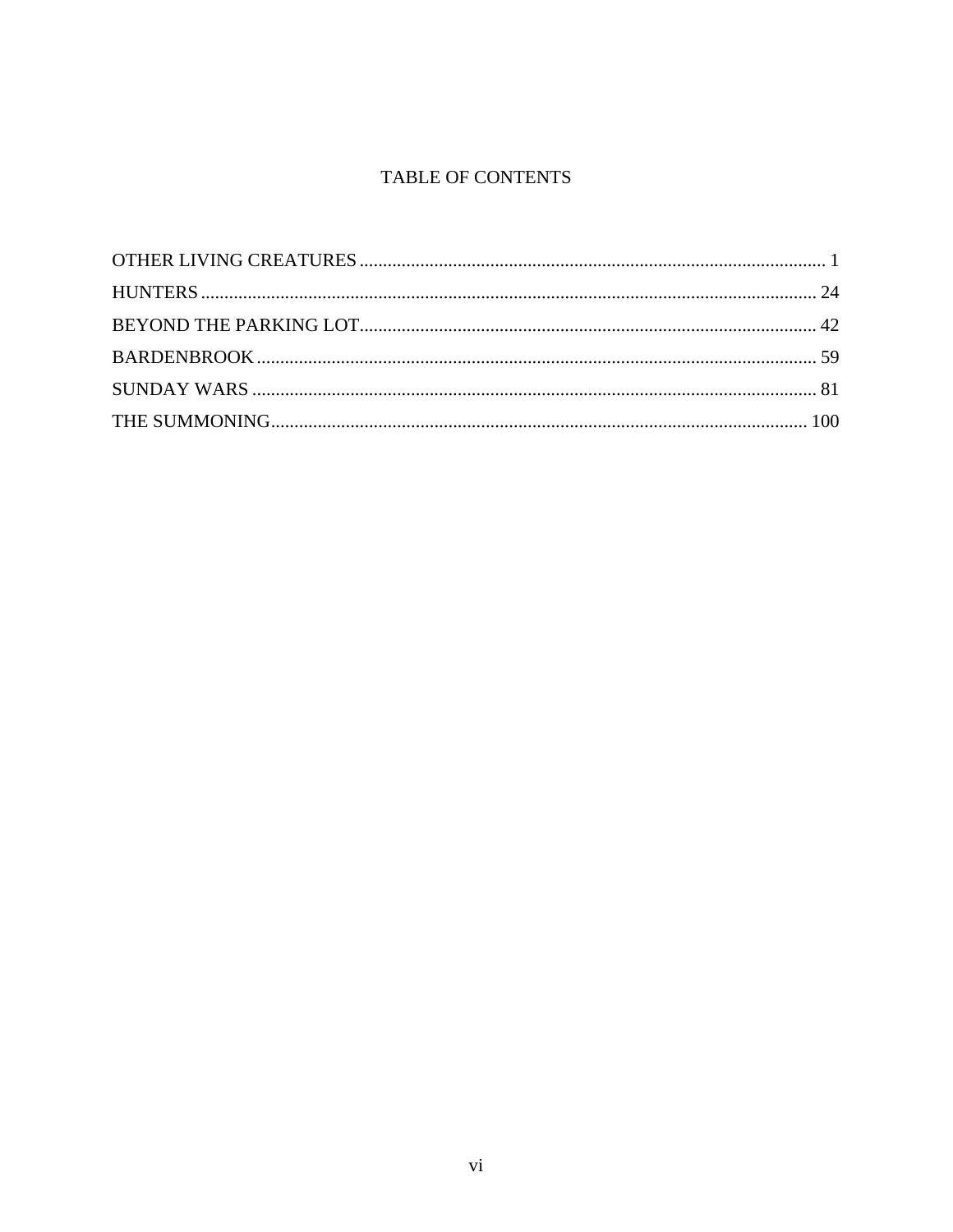# TABLE OF CONTENTS

OTHER LIVING CREATURES ........................................................................ 1

HUNTERS ........................................................................................ 24

BEYOND THE PARKING LOT ..................................................................... 42

BARDENBROOK ................................................................................... 59

SUNDAY WARS ................................................................................... 81

THE SUMMONING ................................................................................ 100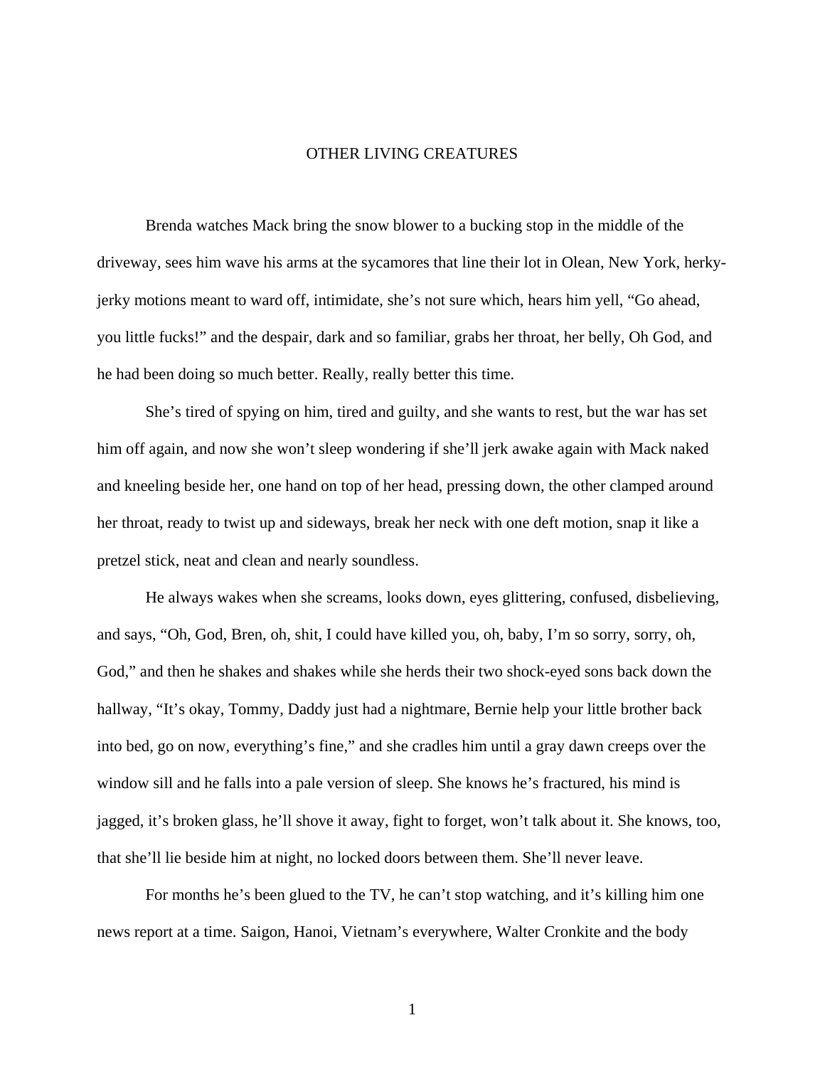# OTHER LIVING CREATURES

Brenda watches Mack bring the snow blower to a bucking stop in the middle of the driveway, sees him wave his arms at the sycamores that line their lot in Olean, New York, herky-jerky motions meant to ward off, intimidate, she's not sure which, hears him yell, "Go ahead, you little fucks!" and the despair, dark and so familiar, grabs her throat, her belly, Oh God, and he had been doing so much better. Really, really better this time.

She's tired of spying on him, tired and guilty, and she wants to rest, but the war has set him off again, and now she won't sleep wondering if she'll jerk awake again with Mack naked and kneeling beside her, one hand on top of her head, pressing down, the other clamped around her throat, ready to twist up and sideways, break her neck with one deft motion, snap it like a pretzel stick, neat and clean and nearly soundless.

He always wakes when she screams, looks down, eyes glittering, confused, disbelieving, and says, "Oh, God, Bren, oh, shit, I could have killed you, oh, baby, I'm so sorry, sorry, oh, God," and then he shakes and shakes while she herds their two shock-eyed sons back down the hallway, "It's okay, Tommy, Daddy just had a nightmare, Bernie help your little brother back into bed, go on now, everything's fine," and she cradles him until a gray dawn creeps over the window sill and he falls into a pale version of sleep. She knows he's fractured, his mind is jagged, it's broken glass, he'll shove it away, fight to forget, won't talk about it. She knows, too, that she'll lie beside him at night, no locked doors between them. She'll never leave.

For months he's been glued to the TV, he can't stop watching, and it's killing him one news report at a time. Saigon, Hanoi, Vietnam's everywhere, Walter Cronkite and the body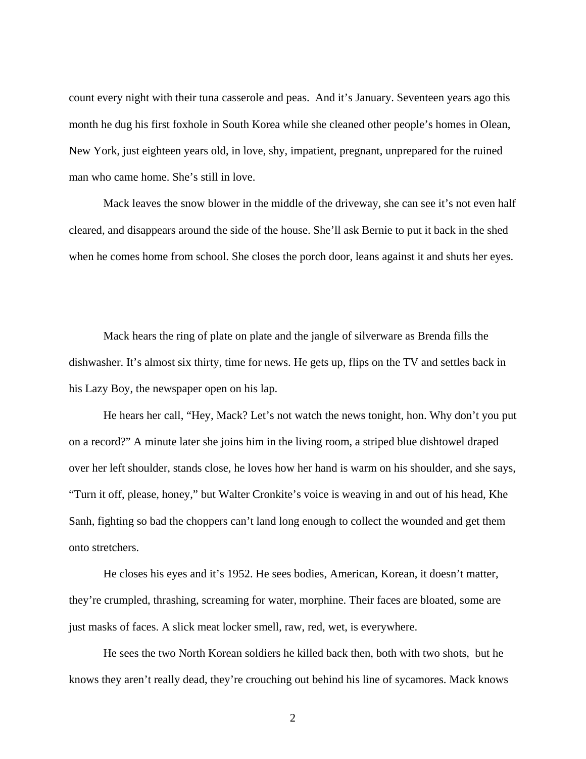count every night with their tuna casserole and peas.  And it's January. Seventeen years ago this month he dug his first foxhole in South Korea while she cleaned other people's homes in Olean, New York, just eighteen years old, in love, shy, impatient, pregnant, unprepared for the ruined man who came home. She's still in love.

Mack leaves the snow blower in the middle of the driveway, she can see it's not even half cleared, and disappears around the side of the house. She'll ask Bernie to put it back in the shed when he comes home from school. She closes the porch door, leans against it and shuts her eyes.

Mack hears the ring of plate on plate and the jangle of silverware as Brenda fills the dishwasher. It's almost six thirty, time for news. He gets up, flips on the TV and settles back in his Lazy Boy, the newspaper open on his lap.

He hears her call, "Hey, Mack? Let's not watch the news tonight, hon. Why don't you put on a record?" A minute later she joins him in the living room, a striped blue dishtowel draped over her left shoulder, stands close, he loves how her hand is warm on his shoulder, and she says, "Turn it off, please, honey," but Walter Cronkite's voice is weaving in and out of his head, Khe Sanh, fighting so bad the choppers can't land long enough to collect the wounded and get them onto stretchers.

He closes his eyes and it's 1952. He sees bodies, American, Korean, it doesn't matter, they're crumpled, thrashing, screaming for water, morphine. Their faces are bloated, some are just masks of faces. A slick meat locker smell, raw, red, wet, is everywhere.

He sees the two North Korean soldiers he killed back then, both with two shots,  but he knows they aren't really dead, they're crouching out behind his line of sycamores. Mack knows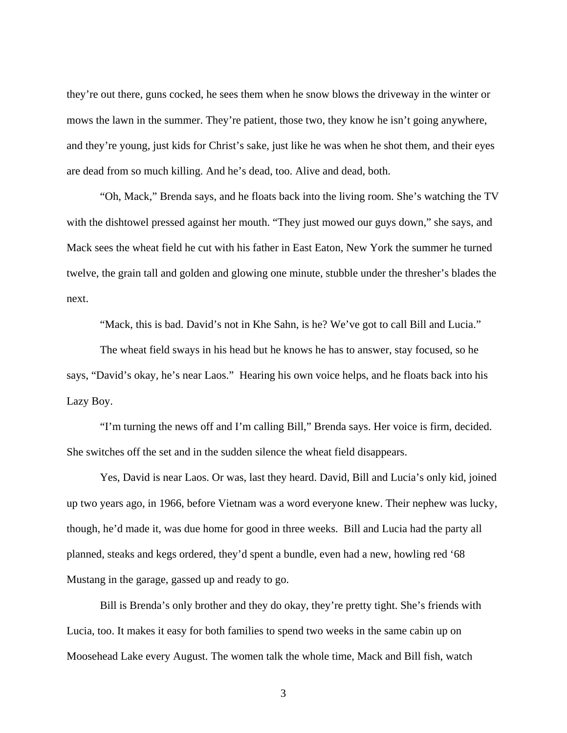they're out there, guns cocked, he sees them when he snow blows the driveway in the winter or mows the lawn in the summer. They're patient, those two, they know he isn't going anywhere, and they're young, just kids for Christ's sake, just like he was when he shot them, and their eyes are dead from so much killing. And he's dead, too. Alive and dead, both.

"Oh, Mack," Brenda says, and he floats back into the living room. She's watching the TV with the dishtowel pressed against her mouth. "They just mowed our guys down," she says, and Mack sees the wheat field he cut with his father in East Eaton, New York the summer he turned twelve, the grain tall and golden and glowing one minute, stubble under the thresher's blades the next.

"Mack, this is bad. David's not in Khe Sahn, is he? We've got to call Bill and Lucia."

The wheat field sways in his head but he knows he has to answer, stay focused, so he says, "David's okay, he's near Laos." Hearing his own voice helps, and he floats back into his Lazy Boy.

"I'm turning the news off and I'm calling Bill," Brenda says. Her voice is firm, decided. She switches off the set and in the sudden silence the wheat field disappears.

Yes, David is near Laos. Or was, last they heard. David, Bill and Lucia's only kid, joined up two years ago, in 1966, before Vietnam was a word everyone knew. Their nephew was lucky, though, he'd made it, was due home for good in three weeks. Bill and Lucia had the party all planned, steaks and kegs ordered, they'd spent a bundle, even had a new, howling red '68 Mustang in the garage, gassed up and ready to go.

Bill is Brenda's only brother and they do okay, they're pretty tight. She's friends with Lucia, too. It makes it easy for both families to spend two weeks in the same cabin up on Moosehead Lake every August. The women talk the whole time, Mack and Bill fish, watch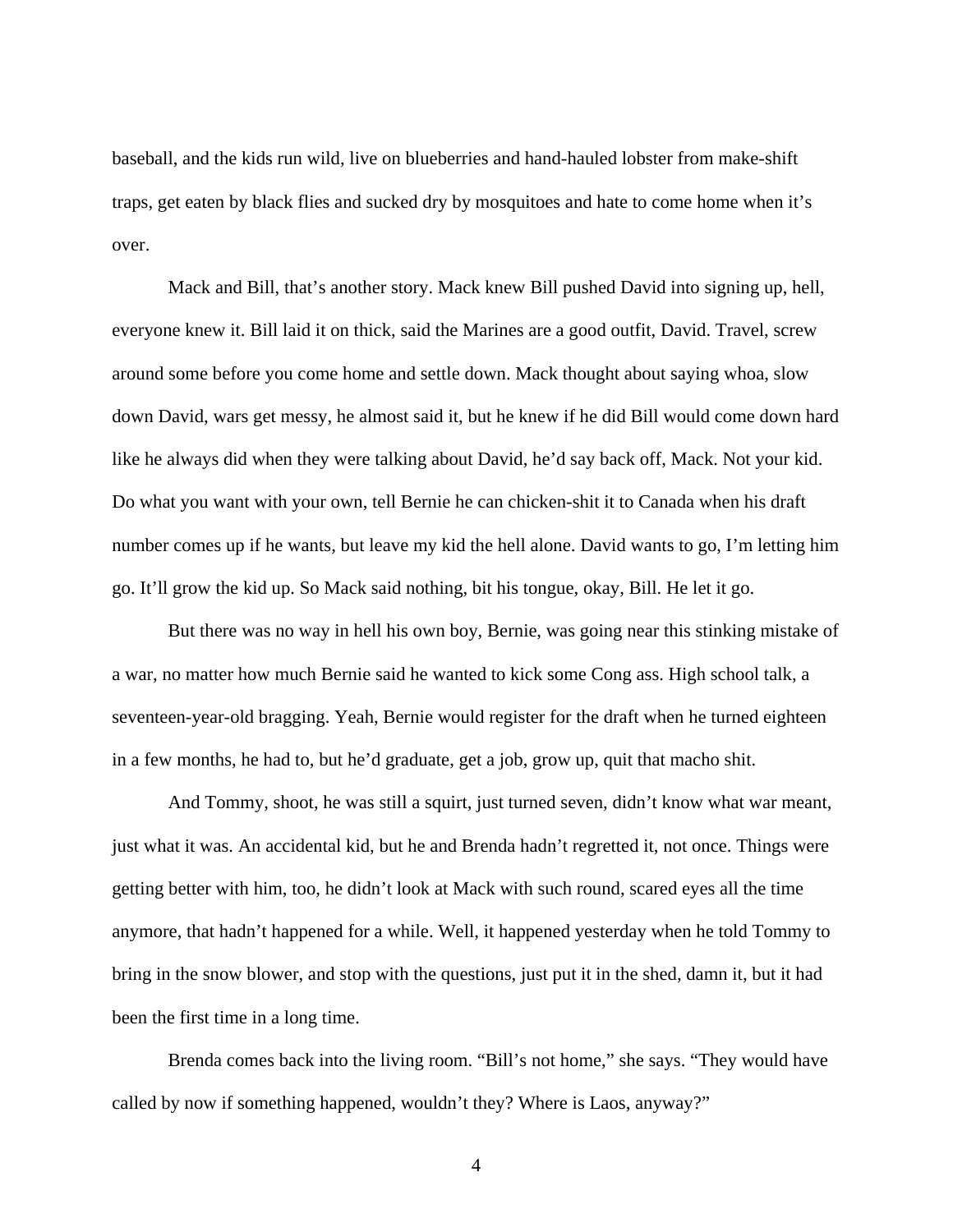baseball, and the kids run wild, live on blueberries and hand-hauled lobster from make-shift traps, get eaten by black flies and sucked dry by mosquitoes and hate to come home when it's over.

Mack and Bill, that's another story. Mack knew Bill pushed David into signing up, hell, everyone knew it. Bill laid it on thick, said the Marines are a good outfit, David. Travel, screw around some before you come home and settle down. Mack thought about saying whoa, slow down David, wars get messy, he almost said it, but he knew if he did Bill would come down hard like he always did when they were talking about David, he'd say back off, Mack. Not your kid. Do what you want with your own, tell Bernie he can chicken-shit it to Canada when his draft number comes up if he wants, but leave my kid the hell alone. David wants to go, I'm letting him go. It'll grow the kid up. So Mack said nothing, bit his tongue, okay, Bill. He let it go.

But there was no way in hell his own boy, Bernie, was going near this stinking mistake of a war, no matter how much Bernie said he wanted to kick some Cong ass. High school talk, a seventeen-year-old bragging. Yeah, Bernie would register for the draft when he turned eighteen in a few months, he had to, but he'd graduate, get a job, grow up, quit that macho shit.

And Tommy, shoot, he was still a squirt, just turned seven, didn't know what war meant, just what it was. An accidental kid, but he and Brenda hadn't regretted it, not once. Things were getting better with him, too, he didn't look at Mack with such round, scared eyes all the time anymore, that hadn't happened for a while. Well, it happened yesterday when he told Tommy to bring in the snow blower, and stop with the questions, just put it in the shed, damn it, but it had been the first time in a long time.

Brenda comes back into the living room. "Bill's not home," she says. "They would have called by now if something happened, wouldn't they? Where is Laos, anyway?"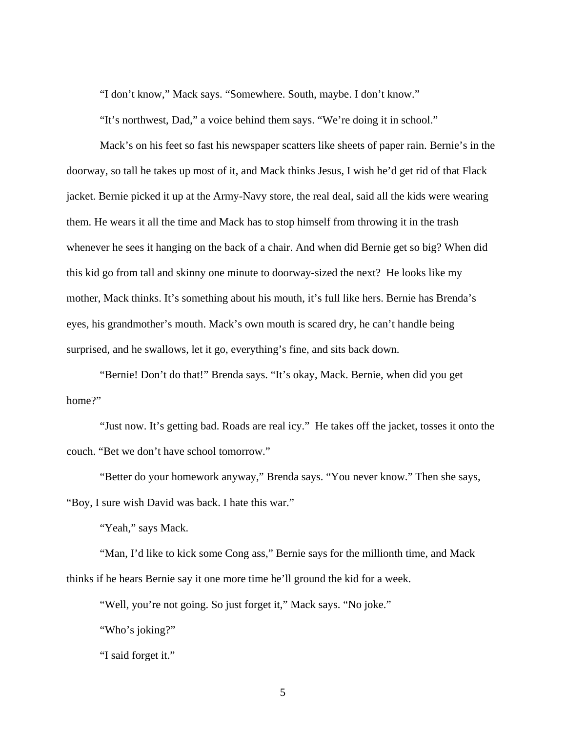"I don't know," Mack says. "Somewhere. South, maybe. I don't know."

"It's northwest, Dad," a voice behind them says. "We're doing it in school."

Mack's on his feet so fast his newspaper scatters like sheets of paper rain. Bernie's in the doorway, so tall he takes up most of it, and Mack thinks Jesus, I wish he'd get rid of that Flack jacket. Bernie picked it up at the Army-Navy store, the real deal, said all the kids were wearing them. He wears it all the time and Mack has to stop himself from throwing it in the trash whenever he sees it hanging on the back of a chair. And when did Bernie get so big? When did this kid go from tall and skinny one minute to doorway-sized the next? He looks like my mother, Mack thinks. It's something about his mouth, it's full like hers. Bernie has Brenda's eyes, his grandmother's mouth. Mack's own mouth is scared dry, he can't handle being surprised, and he swallows, let it go, everything's fine, and sits back down.

"Bernie! Don't do that!" Brenda says. "It's okay, Mack. Bernie, when did you get home?"

"Just now. It's getting bad. Roads are real icy." He takes off the jacket, tosses it onto the couch. "Bet we don't have school tomorrow."

"Better do your homework anyway," Brenda says. "You never know." Then she says, "Boy, I sure wish David was back. I hate this war."

"Yeah," says Mack.

"Man, I'd like to kick some Cong ass," Bernie says for the millionth time, and Mack thinks if he hears Bernie say it one more time he'll ground the kid for a week.

"Well, you're not going. So just forget it," Mack says. "No joke."

"Who's joking?"

"I said forget it."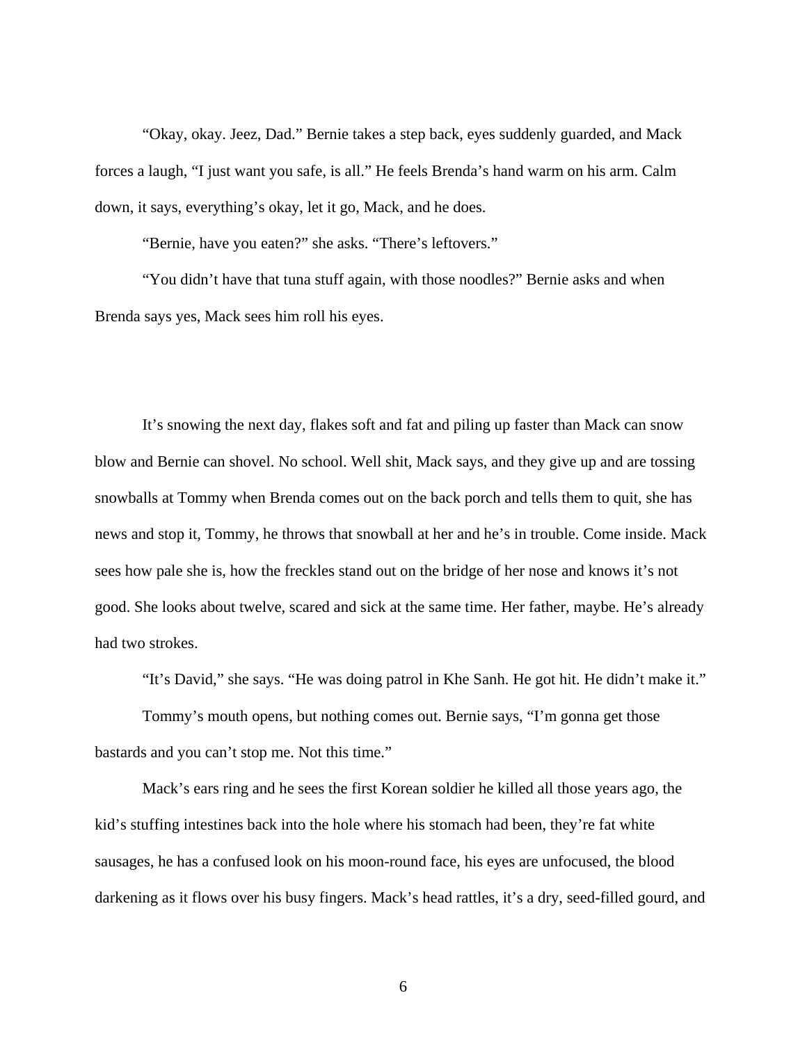"Okay, okay. Jeez, Dad." Bernie takes a step back, eyes suddenly guarded, and Mack forces a laugh, "I just want you safe, is all." He feels Brenda's hand warm on his arm. Calm down, it says, everything's okay, let it go, Mack, and he does.

"Bernie, have you eaten?" she asks. "There's leftovers."

"You didn't have that tuna stuff again, with those noodles?" Bernie asks and when Brenda says yes, Mack sees him roll his eyes.

It's snowing the next day, flakes soft and fat and piling up faster than Mack can snow blow and Bernie can shovel. No school. Well shit, Mack says, and they give up and are tossing snowballs at Tommy when Brenda comes out on the back porch and tells them to quit, she has news and stop it, Tommy, he throws that snowball at her and he's in trouble. Come inside. Mack sees how pale she is, how the freckles stand out on the bridge of her nose and knows it's not good. She looks about twelve, scared and sick at the same time. Her father, maybe. He's already had two strokes.

"It's David," she says. "He was doing patrol in Khe Sanh. He got hit. He didn't make it."

Tommy's mouth opens, but nothing comes out. Bernie says, "I'm gonna get those bastards and you can't stop me. Not this time."

Mack's ears ring and he sees the first Korean soldier he killed all those years ago, the kid's stuffing intestines back into the hole where his stomach had been, they're fat white sausages, he has a confused look on his moon-round face, his eyes are unfocused, the blood darkening as it flows over his busy fingers. Mack's head rattles, it's a dry, seed-filled gourd, and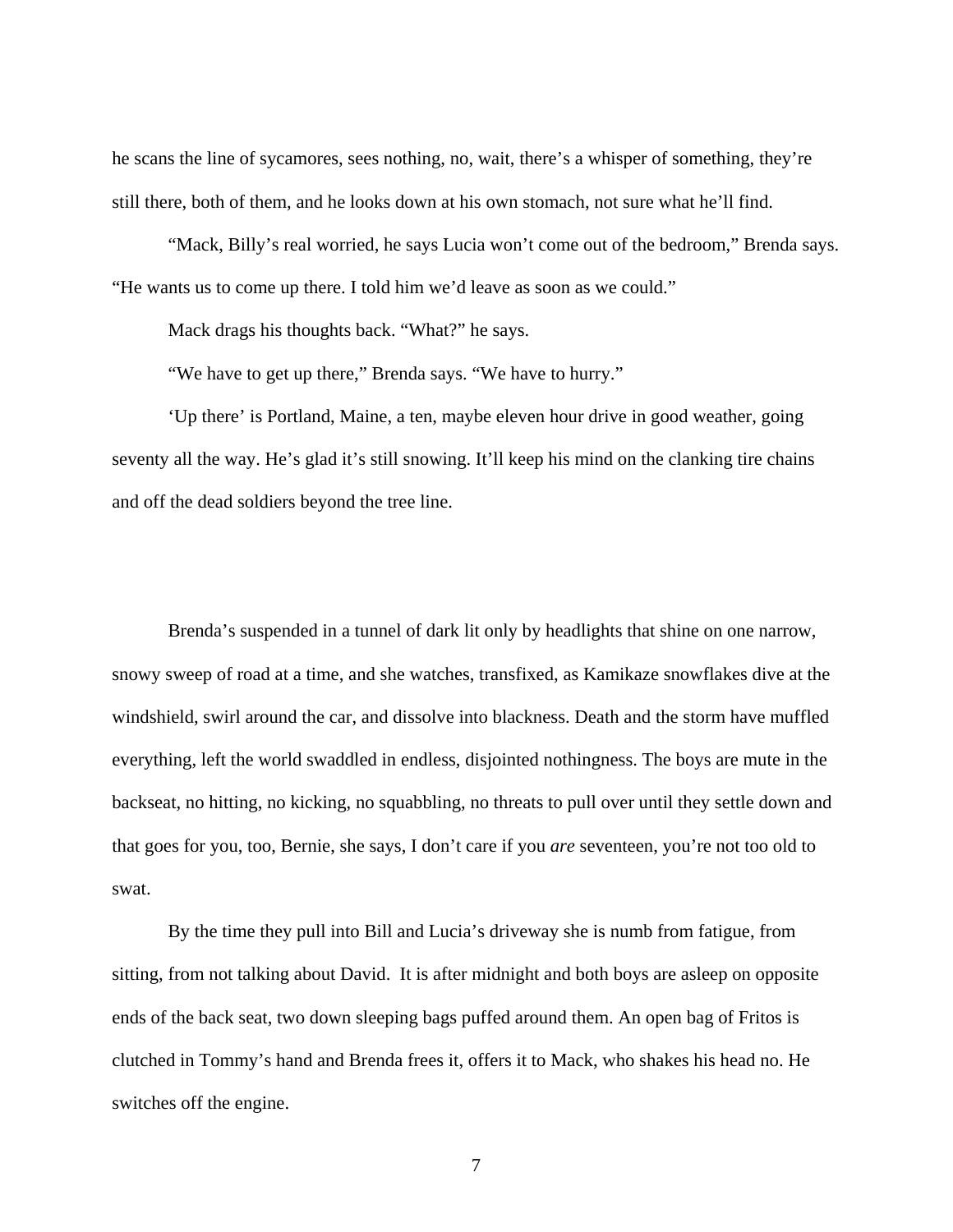he scans the line of sycamores, sees nothing, no, wait, there's a whisper of something, they're still there, both of them, and he looks down at his own stomach, not sure what he'll find.

"Mack, Billy's real worried, he says Lucia won't come out of the bedroom," Brenda says. "He wants us to come up there. I told him we'd leave as soon as we could."

Mack drags his thoughts back. "What?" he says.

"We have to get up there," Brenda says. "We have to hurry."

'Up there' is Portland, Maine, a ten, maybe eleven hour drive in good weather, going seventy all the way. He's glad it's still snowing. It'll keep his mind on the clanking tire chains and off the dead soldiers beyond the tree line.

Brenda's suspended in a tunnel of dark lit only by headlights that shine on one narrow, snowy sweep of road at a time, and she watches, transfixed, as Kamikaze snowflakes dive at the windshield, swirl around the car, and dissolve into blackness. Death and the storm have muffled everything, left the world swaddled in endless, disjointed nothingness. The boys are mute in the backseat, no hitting, no kicking, no squabbling, no threats to pull over until they settle down and that goes for you, too, Bernie, she says, I don't care if you *are* seventeen, you're not too old to swat.

By the time they pull into Bill and Lucia's driveway she is numb from fatigue, from sitting, from not talking about David. It is after midnight and both boys are asleep on opposite ends of the back seat, two down sleeping bags puffed around them. An open bag of Fritos is clutched in Tommy's hand and Brenda frees it, offers it to Mack, who shakes his head no. He switches off the engine.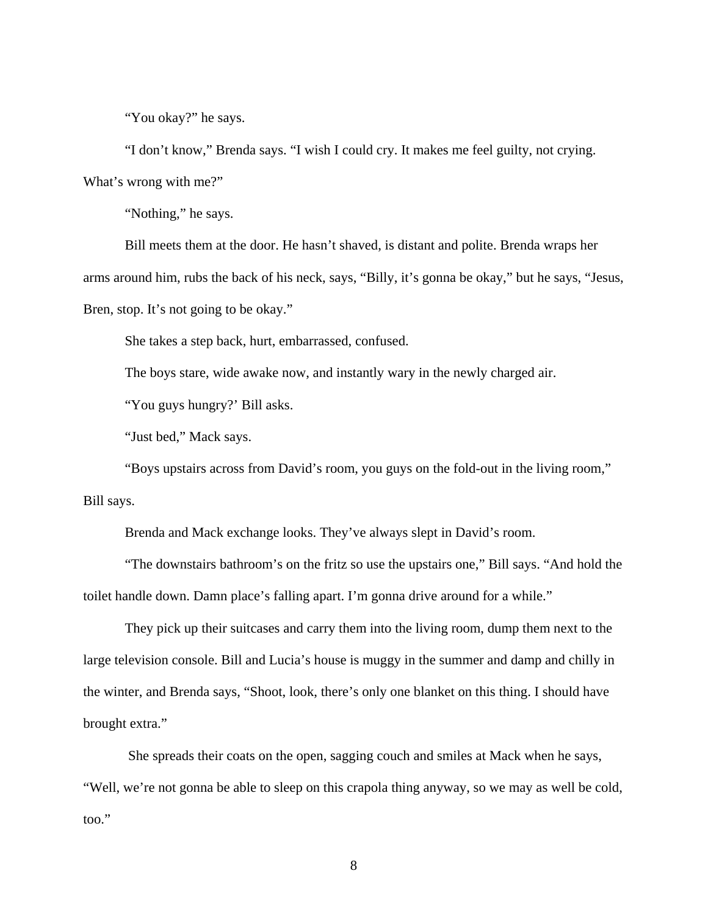"You okay?" he says.

"I don't know," Brenda says. "I wish I could cry. It makes me feel guilty, not crying. What's wrong with me?"

"Nothing," he says.

Bill meets them at the door. He hasn't shaved, is distant and polite. Brenda wraps her arms around him, rubs the back of his neck, says, "Billy, it's gonna be okay," but he says, "Jesus, Bren, stop. It's not going to be okay."

She takes a step back, hurt, embarrassed, confused.

The boys stare, wide awake now, and instantly wary in the newly charged air.

"You guys hungry?' Bill asks.

"Just bed," Mack says.

"Boys upstairs across from David's room, you guys on the fold-out in the living room," Bill says.

Brenda and Mack exchange looks. They've always slept in David's room.

"The downstairs bathroom's on the fritz so use the upstairs one," Bill says. "And hold the toilet handle down. Damn place's falling apart. I'm gonna drive around for a while."

They pick up their suitcases and carry them into the living room, dump them next to the large television console. Bill and Lucia's house is muggy in the summer and damp and chilly in the winter, and Brenda says, "Shoot, look, there's only one blanket on this thing. I should have brought extra."

She spreads their coats on the open, sagging couch and smiles at Mack when he says, "Well, we're not gonna be able to sleep on this crapola thing anyway, so we may as well be cold, too."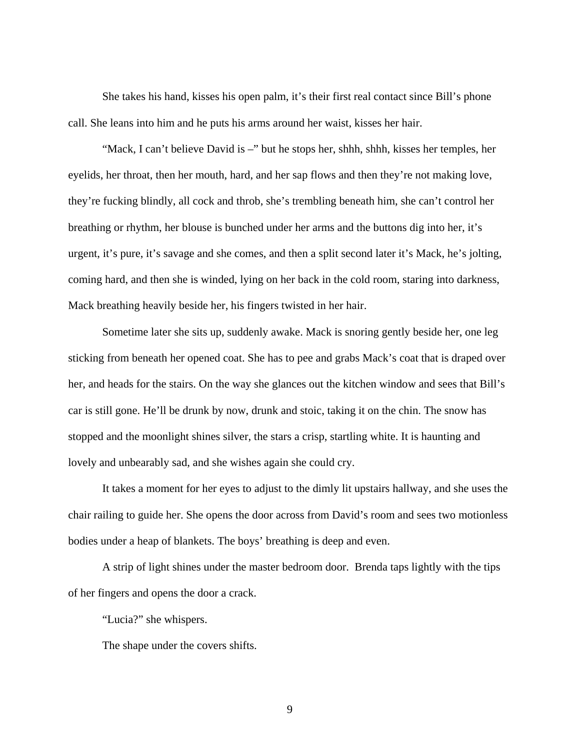She takes his hand, kisses his open palm, it's their first real contact since Bill's phone call. She leans into him and he puts his arms around her waist, kisses her hair.

"Mack, I can't believe David is –" but he stops her, shhh, shhh, kisses her temples, her eyelids, her throat, then her mouth, hard, and her sap flows and then they're not making love, they're fucking blindly, all cock and throb, she's trembling beneath him, she can't control her breathing or rhythm, her blouse is bunched under her arms and the buttons dig into her, it's urgent, it's pure, it's savage and she comes, and then a split second later it's Mack, he's jolting, coming hard, and then she is winded, lying on her back in the cold room, staring into darkness, Mack breathing heavily beside her, his fingers twisted in her hair.

Sometime later she sits up, suddenly awake. Mack is snoring gently beside her, one leg sticking from beneath her opened coat. She has to pee and grabs Mack's coat that is draped over her, and heads for the stairs. On the way she glances out the kitchen window and sees that Bill's car is still gone. He'll be drunk by now, drunk and stoic, taking it on the chin. The snow has stopped and the moonlight shines silver, the stars a crisp, startling white. It is haunting and lovely and unbearably sad, and she wishes again she could cry.

It takes a moment for her eyes to adjust to the dimly lit upstairs hallway, and she uses the chair railing to guide her. She opens the door across from David's room and sees two motionless bodies under a heap of blankets. The boys' breathing is deep and even.

A strip of light shines under the master bedroom door. Brenda taps lightly with the tips of her fingers and opens the door a crack.

"Lucia?" she whispers.

The shape under the covers shifts.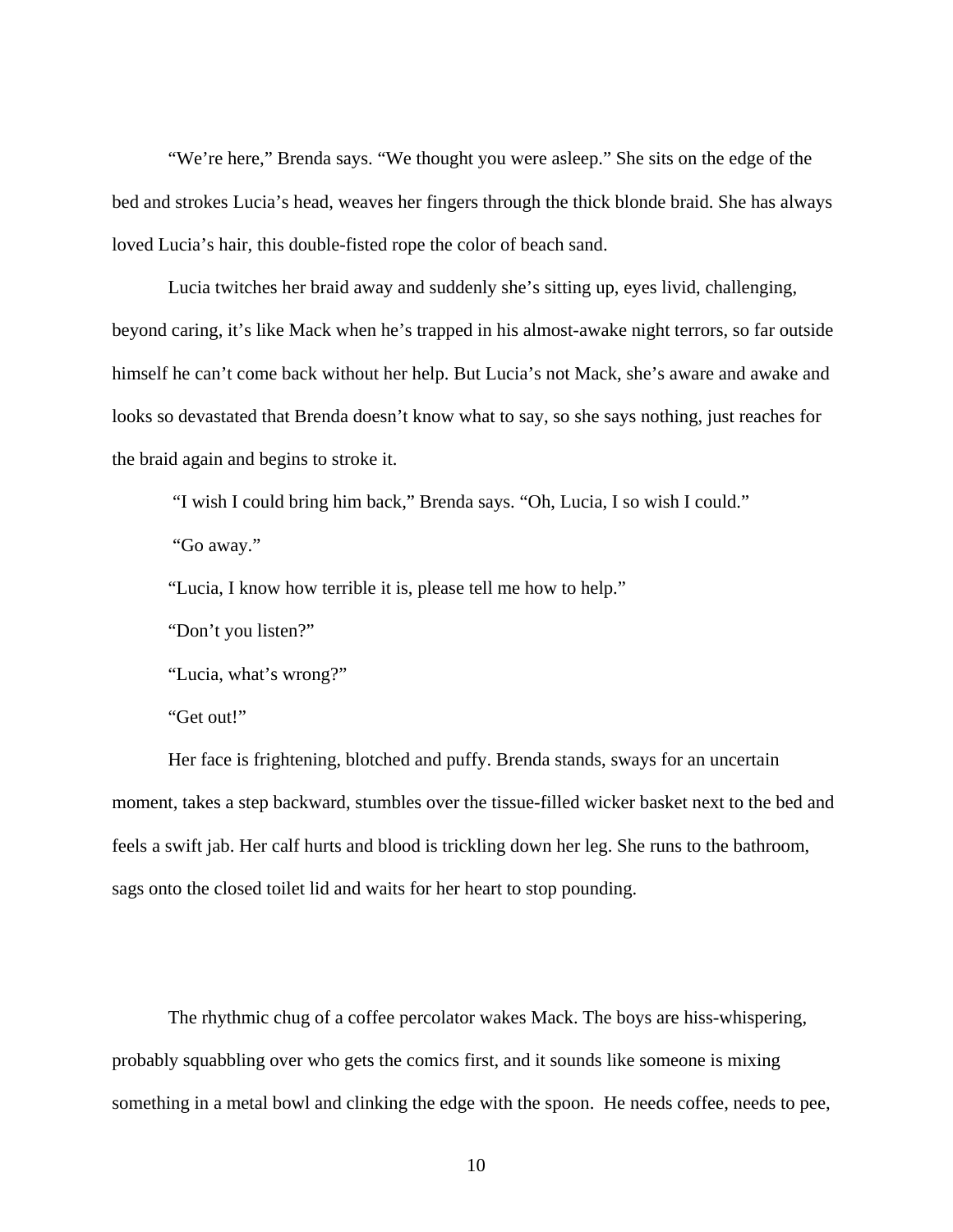"We're here," Brenda says. "We thought you were asleep." She sits on the edge of the bed and strokes Lucia's head, weaves her fingers through the thick blonde braid. She has always loved Lucia's hair, this double-fisted rope the color of beach sand.

Lucia twitches her braid away and suddenly she's sitting up, eyes livid, challenging, beyond caring, it's like Mack when he's trapped in his almost-awake night terrors, so far outside himself he can't come back without her help. But Lucia's not Mack, she's aware and awake and looks so devastated that Brenda doesn't know what to say, so she says nothing, just reaches for the braid again and begins to stroke it.

"I wish I could bring him back," Brenda says. "Oh, Lucia, I so wish I could."

"Go away."

"Lucia, I know how terrible it is, please tell me how to help."

"Don't you listen?"

"Lucia, what's wrong?"

"Get out!"

Her face is frightening, blotched and puffy. Brenda stands, sways for an uncertain moment, takes a step backward, stumbles over the tissue-filled wicker basket next to the bed and feels a swift jab. Her calf hurts and blood is trickling down her leg. She runs to the bathroom, sags onto the closed toilet lid and waits for her heart to stop pounding.

The rhythmic chug of a coffee percolator wakes Mack. The boys are hiss-whispering, probably squabbling over who gets the comics first, and it sounds like someone is mixing something in a metal bowl and clinking the edge with the spoon. He needs coffee, needs to pee,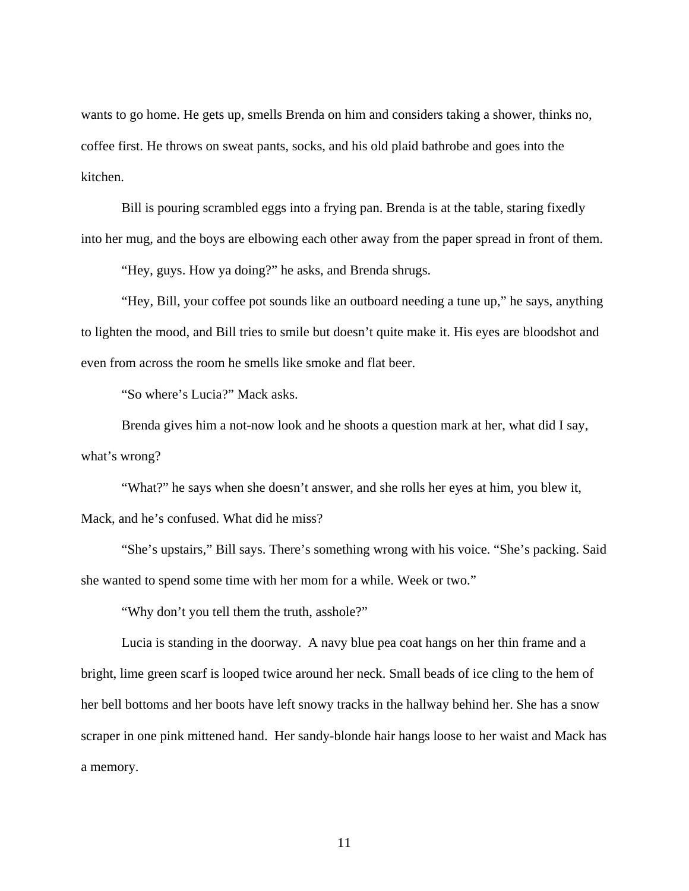wants to go home. He gets up, smells Brenda on him and considers taking a shower, thinks no, coffee first. He throws on sweat pants, socks, and his old plaid bathrobe and goes into the kitchen.

Bill is pouring scrambled eggs into a frying pan. Brenda is at the table, staring fixedly into her mug, and the boys are elbowing each other away from the paper spread in front of them.

"Hey, guys. How ya doing?" he asks, and Brenda shrugs.

"Hey, Bill, your coffee pot sounds like an outboard needing a tune up," he says, anything to lighten the mood, and Bill tries to smile but doesn't quite make it. His eyes are bloodshot and even from across the room he smells like smoke and flat beer.

"So where's Lucia?" Mack asks.

Brenda gives him a not-now look and he shoots a question mark at her, what did I say, what's wrong?

"What?" he says when she doesn't answer, and she rolls her eyes at him, you blew it, Mack, and he's confused. What did he miss?

"She's upstairs," Bill says. There's something wrong with his voice. "She's packing. Said she wanted to spend some time with her mom for a while. Week or two."

"Why don't you tell them the truth, asshole?"

Lucia is standing in the doorway. A navy blue pea coat hangs on her thin frame and a bright, lime green scarf is looped twice around her neck. Small beads of ice cling to the hem of her bell bottoms and her boots have left snowy tracks in the hallway behind her. She has a snow scraper in one pink mittened hand. Her sandy-blonde hair hangs loose to her waist and Mack has a memory.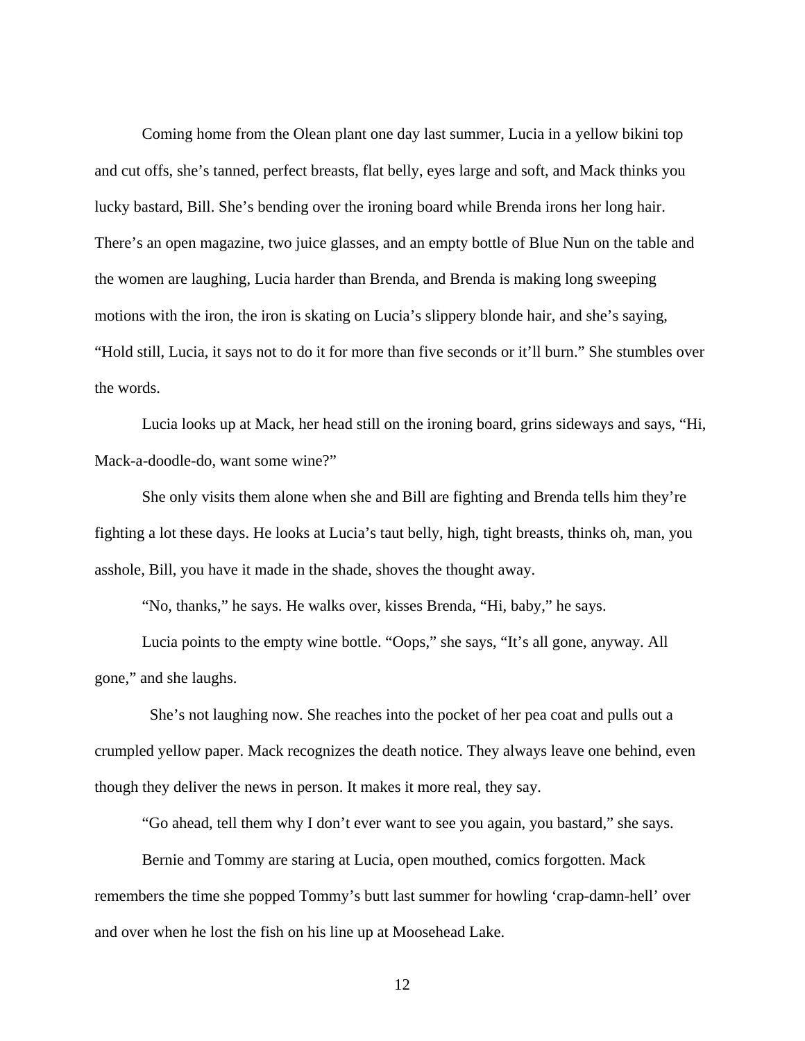Coming home from the Olean plant one day last summer, Lucia in a yellow bikini top and cut offs, she's tanned, perfect breasts, flat belly, eyes large and soft, and Mack thinks you lucky bastard, Bill. She's bending over the ironing board while Brenda irons her long hair. There's an open magazine, two juice glasses, and an empty bottle of Blue Nun on the table and the women are laughing, Lucia harder than Brenda, and Brenda is making long sweeping motions with the iron, the iron is skating on Lucia's slippery blonde hair, and she's saying, "Hold still, Lucia, it says not to do it for more than five seconds or it'll burn." She stumbles over the words.

Lucia looks up at Mack, her head still on the ironing board, grins sideways and says, "Hi, Mack-a-doodle-do, want some wine?"

She only visits them alone when she and Bill are fighting and Brenda tells him they're fighting a lot these days. He looks at Lucia's taut belly, high, tight breasts, thinks oh, man, you asshole, Bill, you have it made in the shade, shoves the thought away.

"No, thanks," he says. He walks over, kisses Brenda, "Hi, baby," he says.

Lucia points to the empty wine bottle. "Oops," she says, "It's all gone, anyway. All gone," and she laughs.

She's not laughing now. She reaches into the pocket of her pea coat and pulls out a crumpled yellow paper. Mack recognizes the death notice. They always leave one behind, even though they deliver the news in person. It makes it more real, they say.

"Go ahead, tell them why I don't ever want to see you again, you bastard," she says.

Bernie and Tommy are staring at Lucia, open mouthed, comics forgotten. Mack remembers the time she popped Tommy's butt last summer for howling 'crap-damn-hell' over and over when he lost the fish on his line up at Moosehead Lake.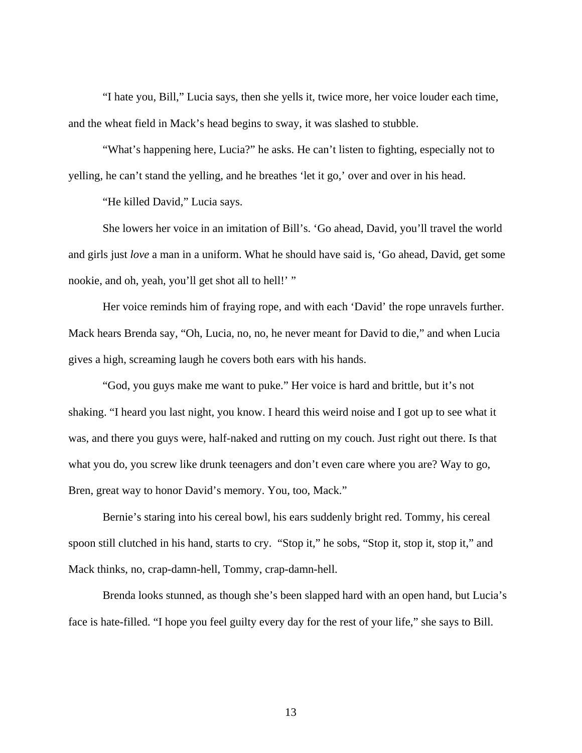"I hate you, Bill," Lucia says, then she yells it, twice more, her voice louder each time, and the wheat field in Mack's head begins to sway, it was slashed to stubble.

"What's happening here, Lucia?" he asks. He can't listen to fighting, especially not to yelling, he can't stand the yelling, and he breathes 'let it go,' over and over in his head.

"He killed David," Lucia says.

She lowers her voice in an imitation of Bill's. 'Go ahead, David, you'll travel the world and girls just *love* a man in a uniform. What he should have said is, 'Go ahead, David, get some nookie, and oh, yeah, you'll get shot all to hell!' "

Her voice reminds him of fraying rope, and with each 'David' the rope unravels further. Mack hears Brenda say, "Oh, Lucia, no, no, he never meant for David to die," and when Lucia gives a high, screaming laugh he covers both ears with his hands.

"God, you guys make me want to puke." Her voice is hard and brittle, but it's not shaking. "I heard you last night, you know. I heard this weird noise and I got up to see what it was, and there you guys were, half-naked and rutting on my couch. Just right out there. Is that what you do, you screw like drunk teenagers and don't even care where you are? Way to go, Bren, great way to honor David's memory. You, too, Mack."

Bernie's staring into his cereal bowl, his ears suddenly bright red. Tommy, his cereal spoon still clutched in his hand, starts to cry. "Stop it," he sobs, "Stop it, stop it, stop it," and Mack thinks, no, crap-damn-hell, Tommy, crap-damn-hell.

Brenda looks stunned, as though she's been slapped hard with an open hand, but Lucia's face is hate-filled. "I hope you feel guilty every day for the rest of your life," she says to Bill.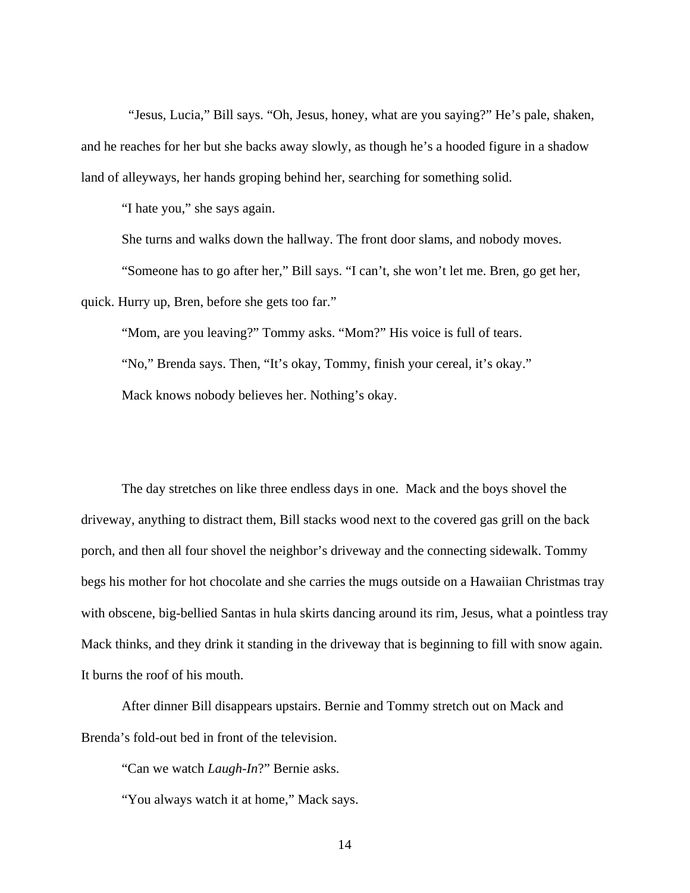"Jesus, Lucia," Bill says. "Oh, Jesus, honey, what are you saying?" He's pale, shaken, and he reaches for her but she backs away slowly, as though he's a hooded figure in a shadow land of alleyways, her hands groping behind her, searching for something solid.

"I hate you," she says again.

She turns and walks down the hallway. The front door slams, and nobody moves.

"Someone has to go after her," Bill says. "I can't, she won't let me. Bren, go get her, quick. Hurry up, Bren, before she gets too far."

"Mom, are you leaving?" Tommy asks. "Mom?" His voice is full of tears.

"No," Brenda says. Then, "It's okay, Tommy, finish your cereal, it's okay."

Mack knows nobody believes her. Nothing's okay.

The day stretches on like three endless days in one. Mack and the boys shovel the driveway, anything to distract them, Bill stacks wood next to the covered gas grill on the back porch, and then all four shovel the neighbor's driveway and the connecting sidewalk. Tommy begs his mother for hot chocolate and she carries the mugs outside on a Hawaiian Christmas tray with obscene, big-bellied Santas in hula skirts dancing around its rim, Jesus, what a pointless tray Mack thinks, and they drink it standing in the driveway that is beginning to fill with snow again. It burns the roof of his mouth.

After dinner Bill disappears upstairs. Bernie and Tommy stretch out on Mack and Brenda's fold-out bed in front of the television.

"Can we watch *Laugh-In*?" Bernie asks.

"You always watch it at home," Mack says.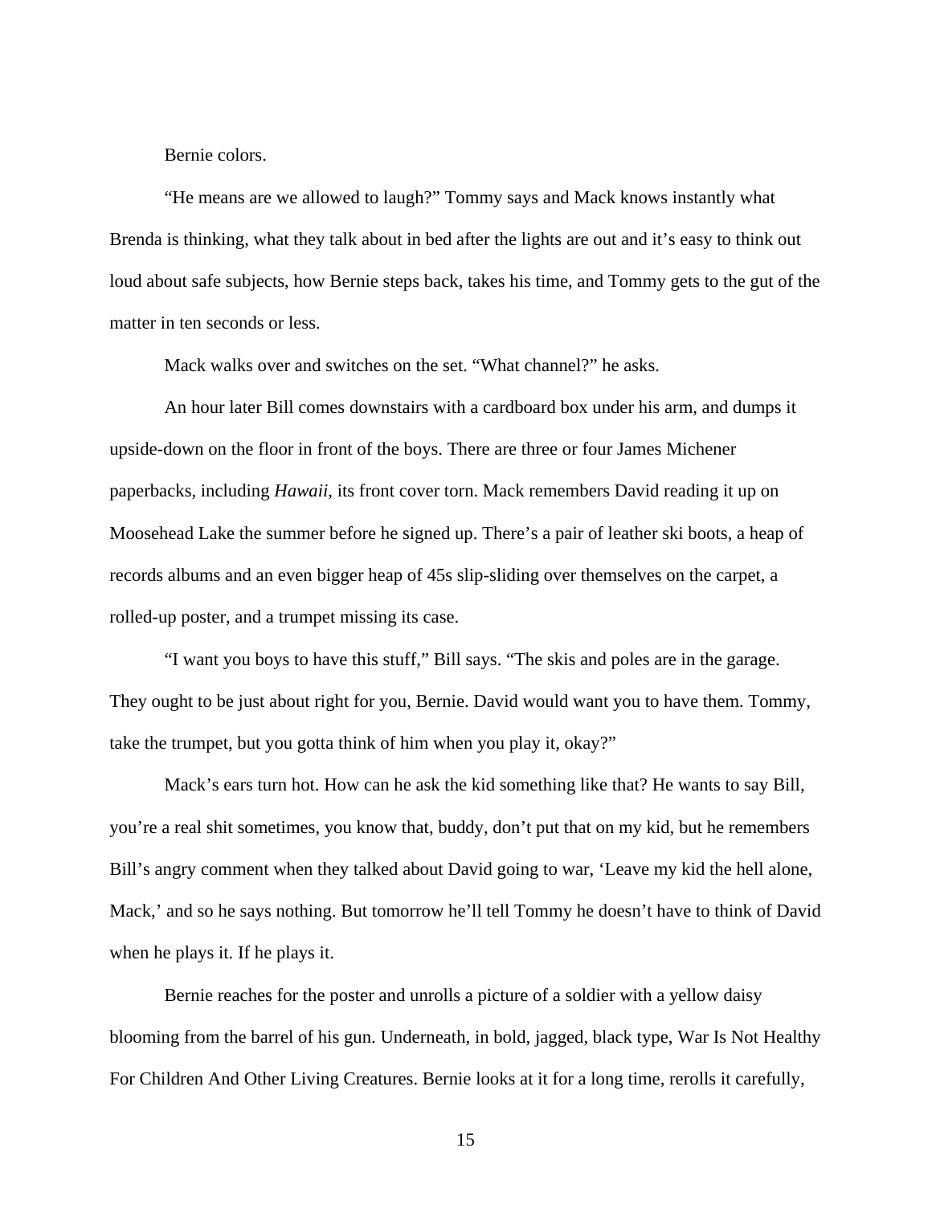Bernie colors.

"He means are we allowed to laugh?" Tommy says and Mack knows instantly what Brenda is thinking, what they talk about in bed after the lights are out and it's easy to think out loud about safe subjects, how Bernie steps back, takes his time, and Tommy gets to the gut of the matter in ten seconds or less.

Mack walks over and switches on the set. "What channel?" he asks.

An hour later Bill comes downstairs with a cardboard box under his arm, and dumps it upside-down on the floor in front of the boys. There are three or four James Michener paperbacks, including *Hawaii*, its front cover torn. Mack remembers David reading it up on Moosehead Lake the summer before he signed up. There's a pair of leather ski boots, a heap of records albums and an even bigger heap of 45s slip-sliding over themselves on the carpet, a rolled-up poster, and a trumpet missing its case.

"I want you boys to have this stuff," Bill says. "The skis and poles are in the garage. They ought to be just about right for you, Bernie. David would want you to have them. Tommy, take the trumpet, but you gotta think of him when you play it, okay?"

Mack's ears turn hot. How can he ask the kid something like that? He wants to say Bill, you're a real shit sometimes, you know that, buddy, don't put that on my kid, but he remembers Bill's angry comment when they talked about David going to war, 'Leave my kid the hell alone, Mack,' and so he says nothing. But tomorrow he'll tell Tommy he doesn't have to think of David when he plays it. If he plays it.

Bernie reaches for the poster and unrolls a picture of a soldier with a yellow daisy blooming from the barrel of his gun. Underneath, in bold, jagged, black type, War Is Not Healthy For Children And Other Living Creatures. Bernie looks at it for a long time, rerolls it carefully,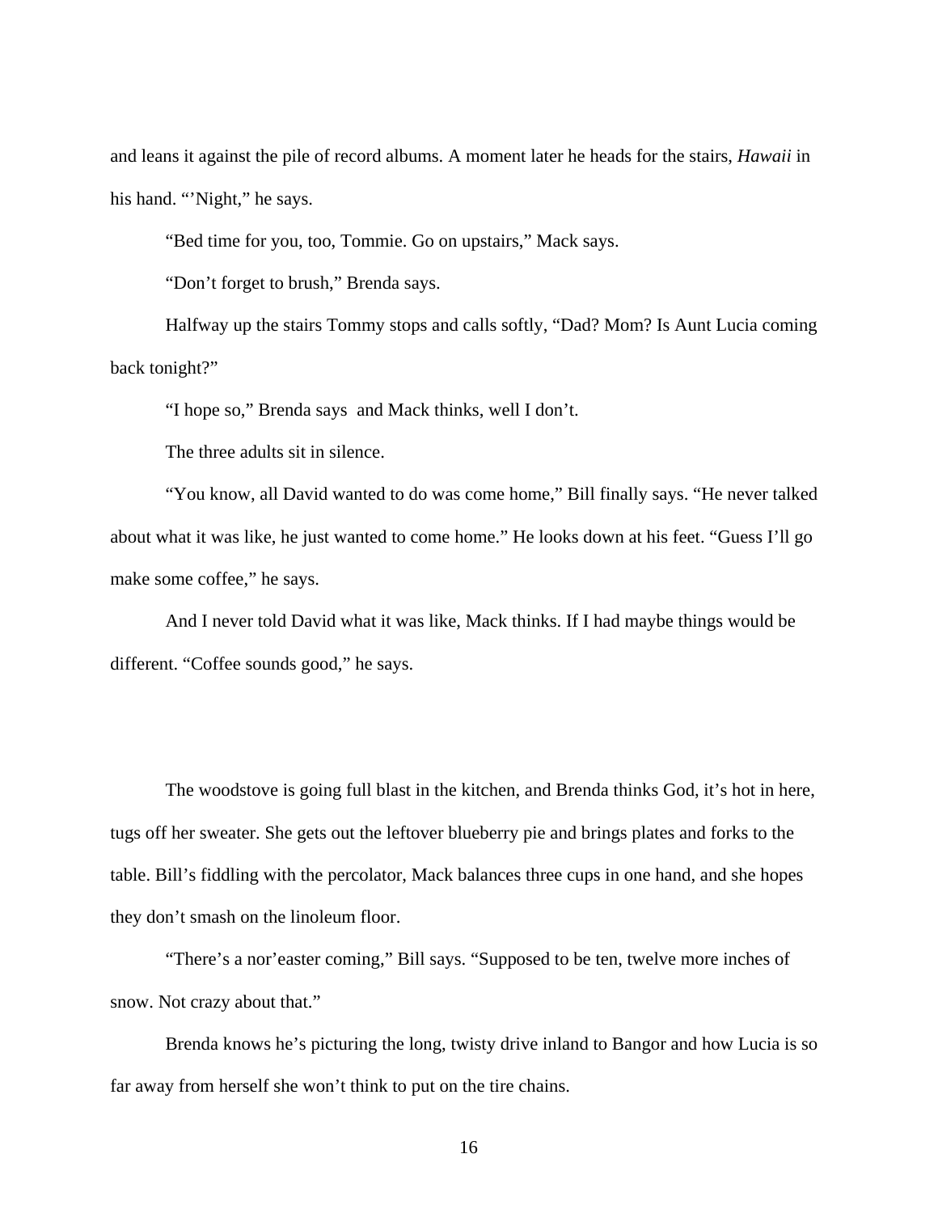and leans it against the pile of record albums. A moment later he heads for the stairs, *Hawaii* in his hand. "'Night," he says.

"Bed time for you, too, Tommie. Go on upstairs," Mack says.

"Don't forget to brush," Brenda says.

Halfway up the stairs Tommy stops and calls softly, "Dad? Mom? Is Aunt Lucia coming back tonight?"

"I hope so," Brenda says  and Mack thinks, well I don't.

The three adults sit in silence.

"You know, all David wanted to do was come home," Bill finally says. "He never talked about what it was like, he just wanted to come home." He looks down at his feet. "Guess I'll go make some coffee," he says.

And I never told David what it was like, Mack thinks. If I had maybe things would be different. "Coffee sounds good," he says.

The woodstove is going full blast in the kitchen, and Brenda thinks God, it's hot in here, tugs off her sweater. She gets out the leftover blueberry pie and brings plates and forks to the table. Bill's fiddling with the percolator, Mack balances three cups in one hand, and she hopes they don't smash on the linoleum floor.

"There's a nor'easter coming," Bill says. "Supposed to be ten, twelve more inches of snow. Not crazy about that."

Brenda knows he's picturing the long, twisty drive inland to Bangor and how Lucia is so far away from herself she won't think to put on the tire chains.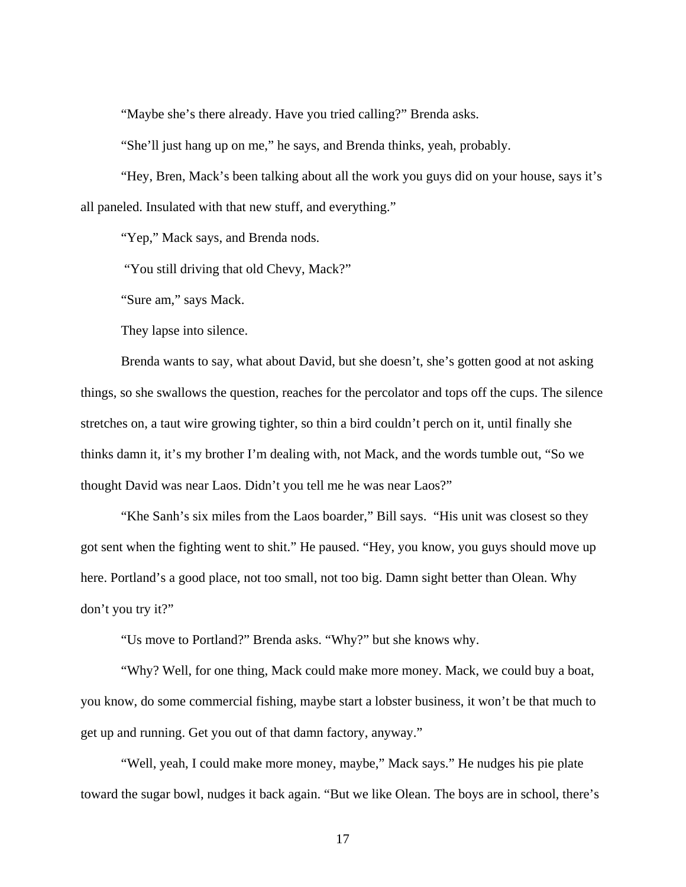"Maybe she's there already. Have you tried calling?" Brenda asks.

"She'll just hang up on me," he says, and Brenda thinks, yeah, probably.

"Hey, Bren, Mack's been talking about all the work you guys did on your house, says it's all paneled. Insulated with that new stuff, and everything."

"Yep," Mack says, and Brenda nods.

"You still driving that old Chevy, Mack?"

"Sure am," says Mack.

They lapse into silence.

Brenda wants to say, what about David, but she doesn't, she's gotten good at not asking things, so she swallows the question, reaches for the percolator and tops off the cups. The silence stretches on, a taut wire growing tighter, so thin a bird couldn't perch on it, until finally she thinks damn it, it's my brother I'm dealing with, not Mack, and the words tumble out, "So we thought David was near Laos. Didn't you tell me he was near Laos?"

"Khe Sanh's six miles from the Laos boarder," Bill says. "His unit was closest so they got sent when the fighting went to shit." He paused. "Hey, you know, you guys should move up here. Portland's a good place, not too small, not too big. Damn sight better than Olean. Why don't you try it?"

"Us move to Portland?" Brenda asks. "Why?" but she knows why.

"Why? Well, for one thing, Mack could make more money. Mack, we could buy a boat, you know, do some commercial fishing, maybe start a lobster business, it won't be that much to get up and running. Get you out of that damn factory, anyway."

"Well, yeah, I could make more money, maybe," Mack says." He nudges his pie plate toward the sugar bowl, nudges it back again. "But we like Olean. The boys are in school, there's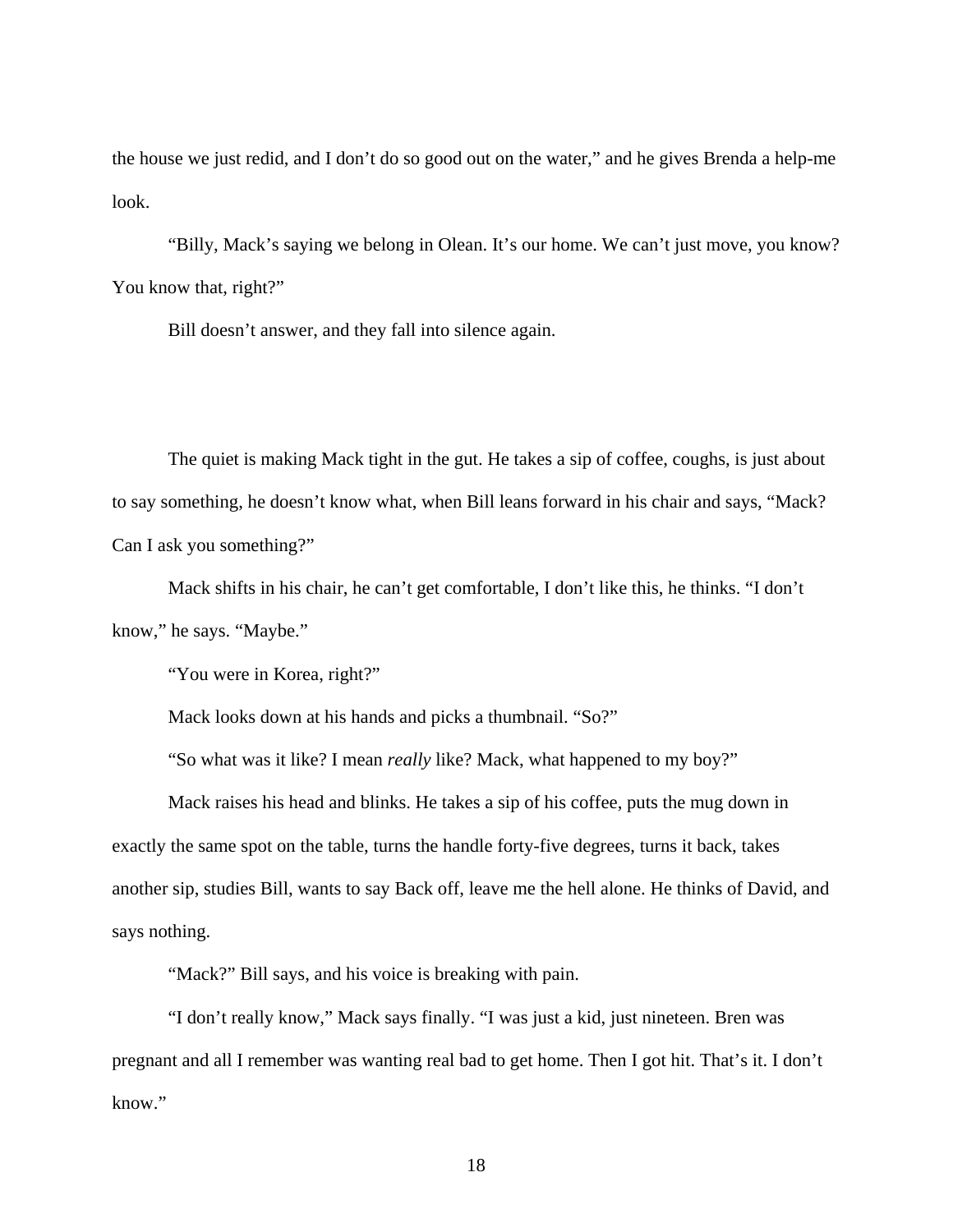the house we just redid, and I don't do so good out on the water," and he gives Brenda a help-me look.

"Billy, Mack's saying we belong in Olean. It's our home. We can't just move, you know? You know that, right?"

Bill doesn't answer, and they fall into silence again.

The quiet is making Mack tight in the gut. He takes a sip of coffee, coughs, is just about to say something, he doesn't know what, when Bill leans forward in his chair and says, "Mack? Can I ask you something?"

Mack shifts in his chair, he can't get comfortable, I don't like this, he thinks. "I don't know," he says. "Maybe."

"You were in Korea, right?"

Mack looks down at his hands and picks a thumbnail. "So?"

"So what was it like? I mean *really* like? Mack, what happened to my boy?"

Mack raises his head and blinks. He takes a sip of his coffee, puts the mug down in exactly the same spot on the table, turns the handle forty-five degrees, turns it back, takes another sip, studies Bill, wants to say Back off, leave me the hell alone. He thinks of David, and says nothing.

"Mack?" Bill says, and his voice is breaking with pain.

"I don't really know," Mack says finally. "I was just a kid, just nineteen. Bren was pregnant and all I remember was wanting real bad to get home. Then I got hit. That's it. I don't know."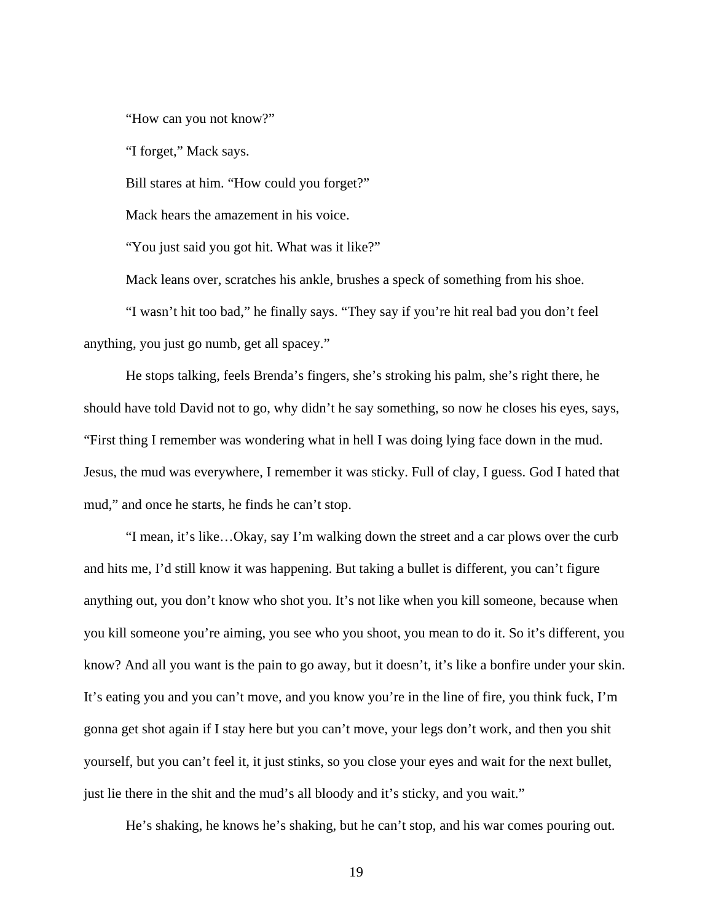"How can you not know?"

"I forget," Mack says.

Bill stares at him. "How could you forget?"

Mack hears the amazement in his voice.

"You just said you got hit. What was it like?"

Mack leans over, scratches his ankle, brushes a speck of something from his shoe.

"I wasn't hit too bad," he finally says. "They say if you're hit real bad you don't feel anything, you just go numb, get all spacey."

He stops talking, feels Brenda's fingers, she's stroking his palm, she's right there, he should have told David not to go, why didn't he say something, so now he closes his eyes, says, "First thing I remember was wondering what in hell I was doing lying face down in the mud. Jesus, the mud was everywhere, I remember it was sticky. Full of clay, I guess. God I hated that mud," and once he starts, he finds he can't stop.

"I mean, it's like…Okay, say I'm walking down the street and a car plows over the curb and hits me, I'd still know it was happening. But taking a bullet is different, you can't figure anything out, you don't know who shot you. It's not like when you kill someone, because when you kill someone you're aiming, you see who you shoot, you mean to do it. So it's different, you know? And all you want is the pain to go away, but it doesn't, it's like a bonfire under your skin. It's eating you and you can't move, and you know you're in the line of fire, you think fuck, I'm gonna get shot again if I stay here but you can't move, your legs don't work, and then you shit yourself, but you can't feel it, it just stinks, so you close your eyes and wait for the next bullet, just lie there in the shit and the mud's all bloody and it's sticky, and you wait."

He's shaking, he knows he's shaking, but he can't stop, and his war comes pouring out.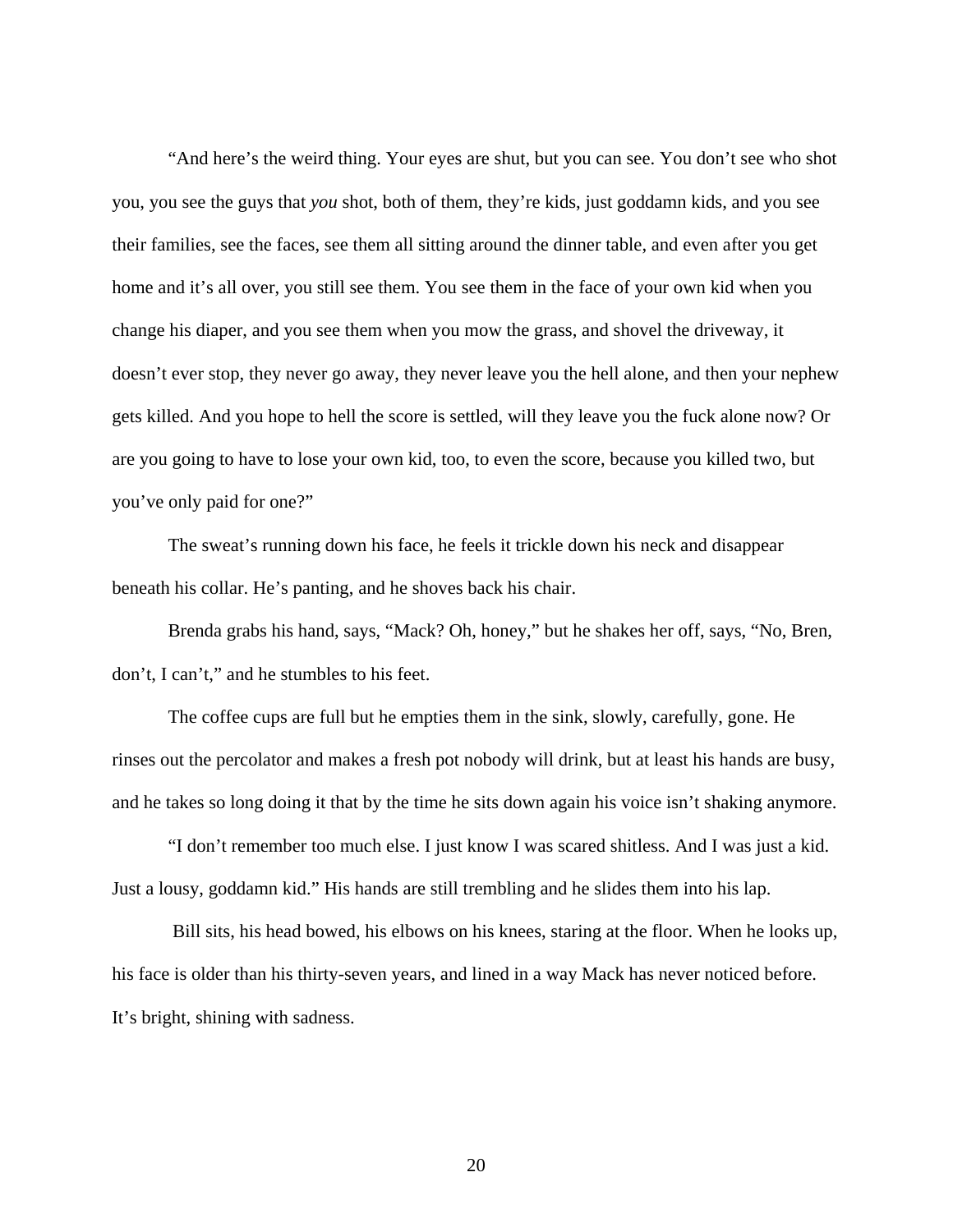"And here's the weird thing. Your eyes are shut, but you can see. You don't see who shot you, you see the guys that *you* shot, both of them, they're kids, just goddamn kids, and you see their families, see the faces, see them all sitting around the dinner table, and even after you get home and it's all over, you still see them. You see them in the face of your own kid when you change his diaper, and you see them when you mow the grass, and shovel the driveway, it doesn't ever stop, they never go away, they never leave you the hell alone, and then your nephew gets killed. And you hope to hell the score is settled, will they leave you the fuck alone now? Or are you going to have to lose your own kid, too, to even the score, because you killed two, but you've only paid for one?"

The sweat's running down his face, he feels it trickle down his neck and disappear beneath his collar. He's panting, and he shoves back his chair.

Brenda grabs his hand, says, "Mack? Oh, honey," but he shakes her off, says, "No, Bren, don't, I can't," and he stumbles to his feet.

The coffee cups are full but he empties them in the sink, slowly, carefully, gone. He rinses out the percolator and makes a fresh pot nobody will drink, but at least his hands are busy, and he takes so long doing it that by the time he sits down again his voice isn't shaking anymore.

"I don't remember too much else. I just know I was scared shitless. And I was just a kid. Just a lousy, goddamn kid." His hands are still trembling and he slides them into his lap.

Bill sits, his head bowed, his elbows on his knees, staring at the floor. When he looks up, his face is older than his thirty-seven years, and lined in a way Mack has never noticed before. It's bright, shining with sadness.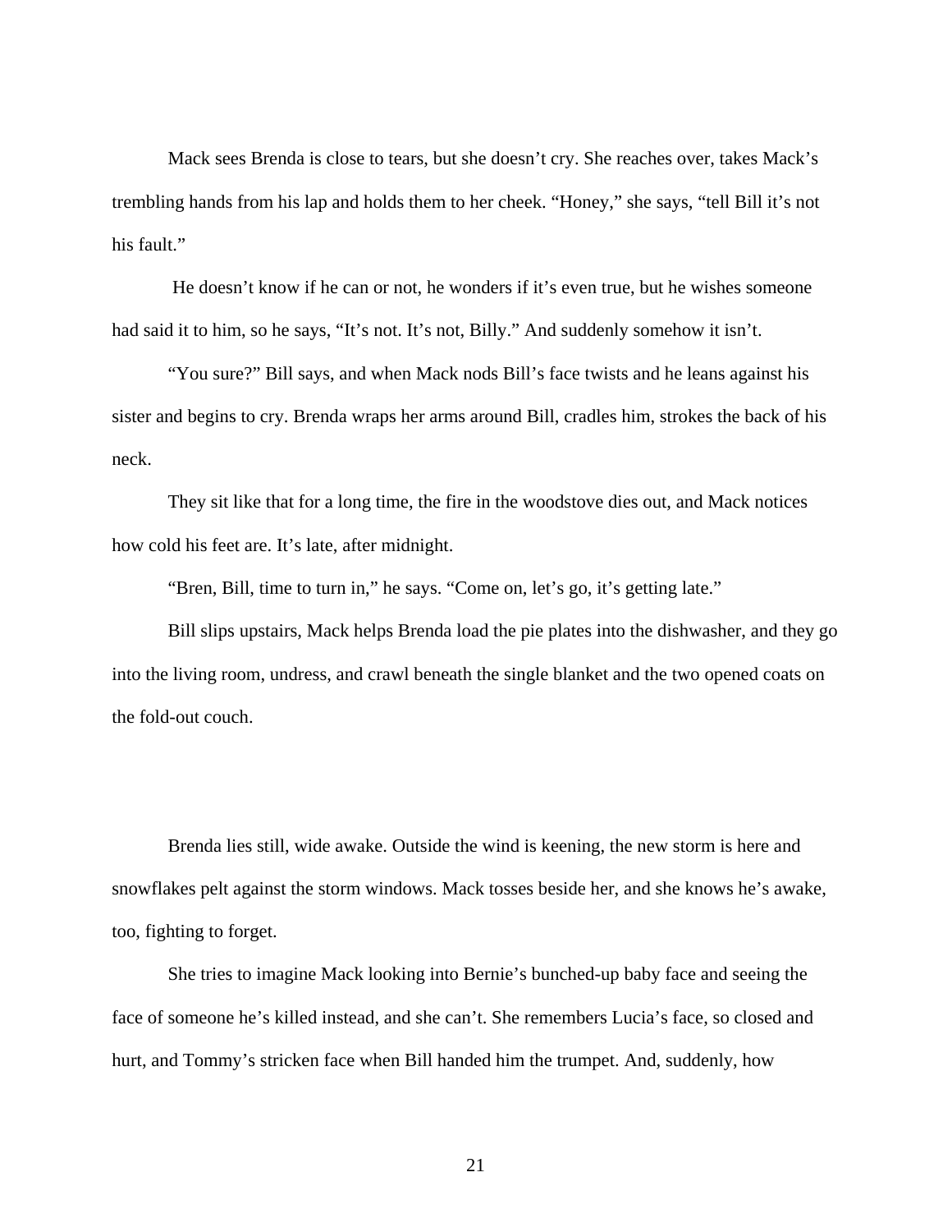Mack sees Brenda is close to tears, but she doesn't cry. She reaches over, takes Mack's trembling hands from his lap and holds them to her cheek. "Honey," she says, "tell Bill it's not his fault."

He doesn't know if he can or not, he wonders if it's even true, but he wishes someone had said it to him, so he says, "It's not. It's not, Billy." And suddenly somehow it isn't.

"You sure?" Bill says, and when Mack nods Bill's face twists and he leans against his sister and begins to cry. Brenda wraps her arms around Bill, cradles him, strokes the back of his neck.

They sit like that for a long time, the fire in the woodstove dies out, and Mack notices how cold his feet are. It's late, after midnight.

"Bren, Bill, time to turn in," he says. "Come on, let's go, it's getting late."

Bill slips upstairs, Mack helps Brenda load the pie plates into the dishwasher, and they go into the living room, undress, and crawl beneath the single blanket and the two opened coats on the fold-out couch.

Brenda lies still, wide awake. Outside the wind is keening, the new storm is here and snowflakes pelt against the storm windows. Mack tosses beside her, and she knows he's awake, too, fighting to forget.

She tries to imagine Mack looking into Bernie's bunched-up baby face and seeing the face of someone he's killed instead, and she can't. She remembers Lucia's face, so closed and hurt, and Tommy's stricken face when Bill handed him the trumpet. And, suddenly, how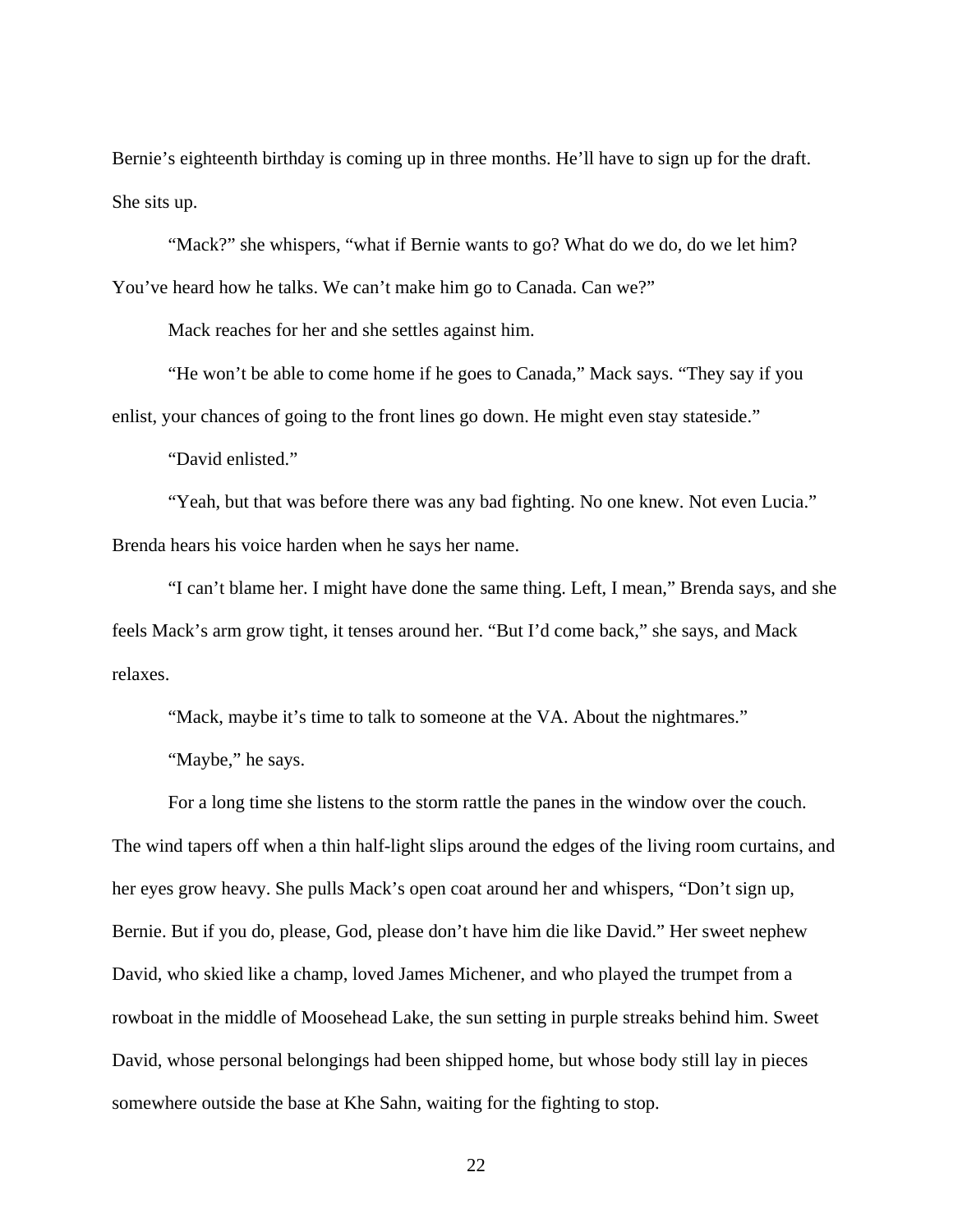Bernie's eighteenth birthday is coming up in three months. He'll have to sign up for the draft. She sits up.

"Mack?" she whispers, "what if Bernie wants to go? What do we do, do we let him? You've heard how he talks. We can't make him go to Canada. Can we?"

Mack reaches for her and she settles against him.

"He won't be able to come home if he goes to Canada," Mack says. "They say if you enlist, your chances of going to the front lines go down. He might even stay stateside."

"David enlisted."

"Yeah, but that was before there was any bad fighting. No one knew. Not even Lucia." Brenda hears his voice harden when he says her name.

"I can't blame her. I might have done the same thing. Left, I mean," Brenda says, and she feels Mack's arm grow tight, it tenses around her. "But I'd come back," she says, and Mack relaxes.

"Mack, maybe it's time to talk to someone at the VA. About the nightmares."

"Maybe," he says.

For a long time she listens to the storm rattle the panes in the window over the couch. The wind tapers off when a thin half-light slips around the edges of the living room curtains, and her eyes grow heavy. She pulls Mack's open coat around her and whispers, "Don't sign up, Bernie. But if you do, please, God, please don't have him die like David." Her sweet nephew David, who skied like a champ, loved James Michener, and who played the trumpet from a rowboat in the middle of Moosehead Lake, the sun setting in purple streaks behind him. Sweet David, whose personal belongings had been shipped home, but whose body still lay in pieces somewhere outside the base at Khe Sahn, waiting for the fighting to stop.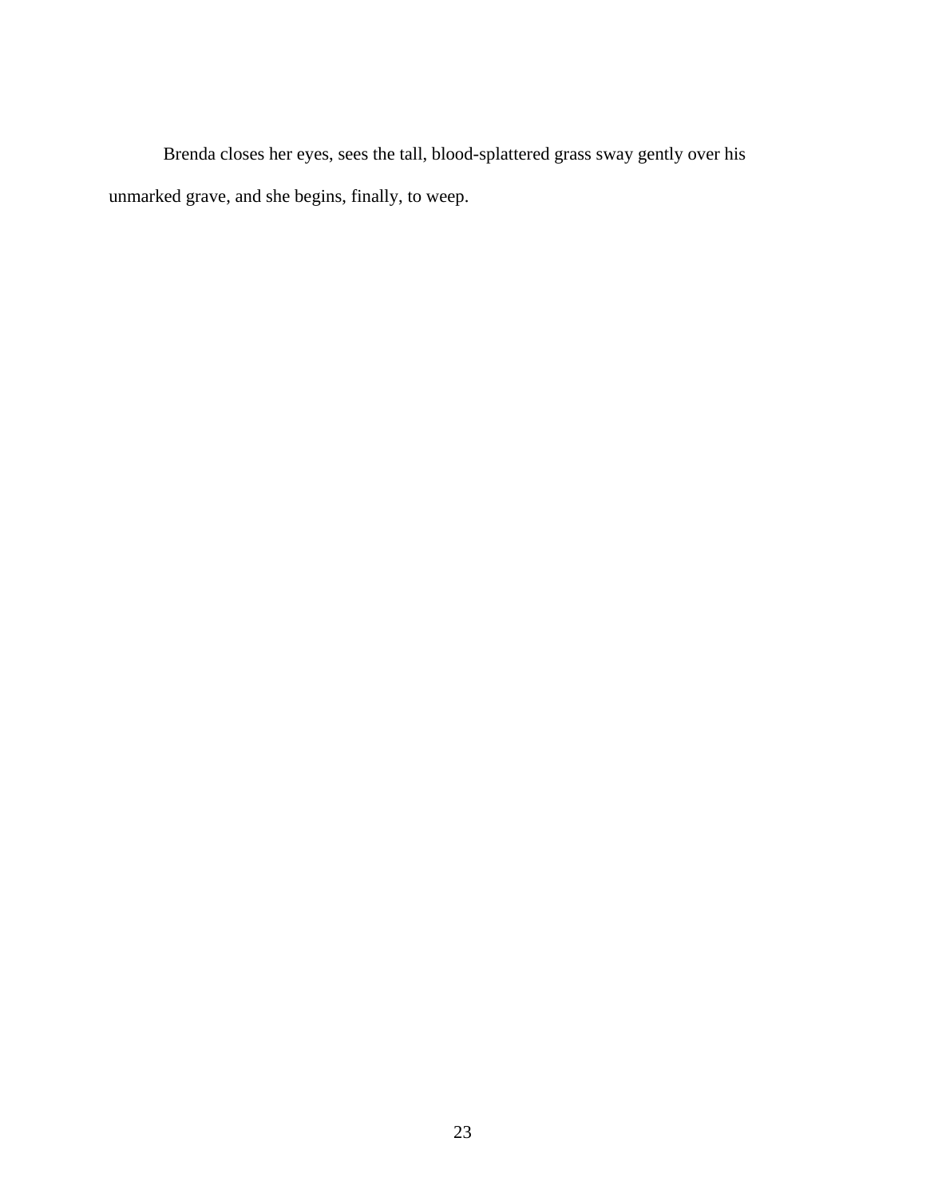Brenda closes her eyes, sees the tall, blood-splattered grass sway gently over his unmarked grave, and she begins, finally, to weep.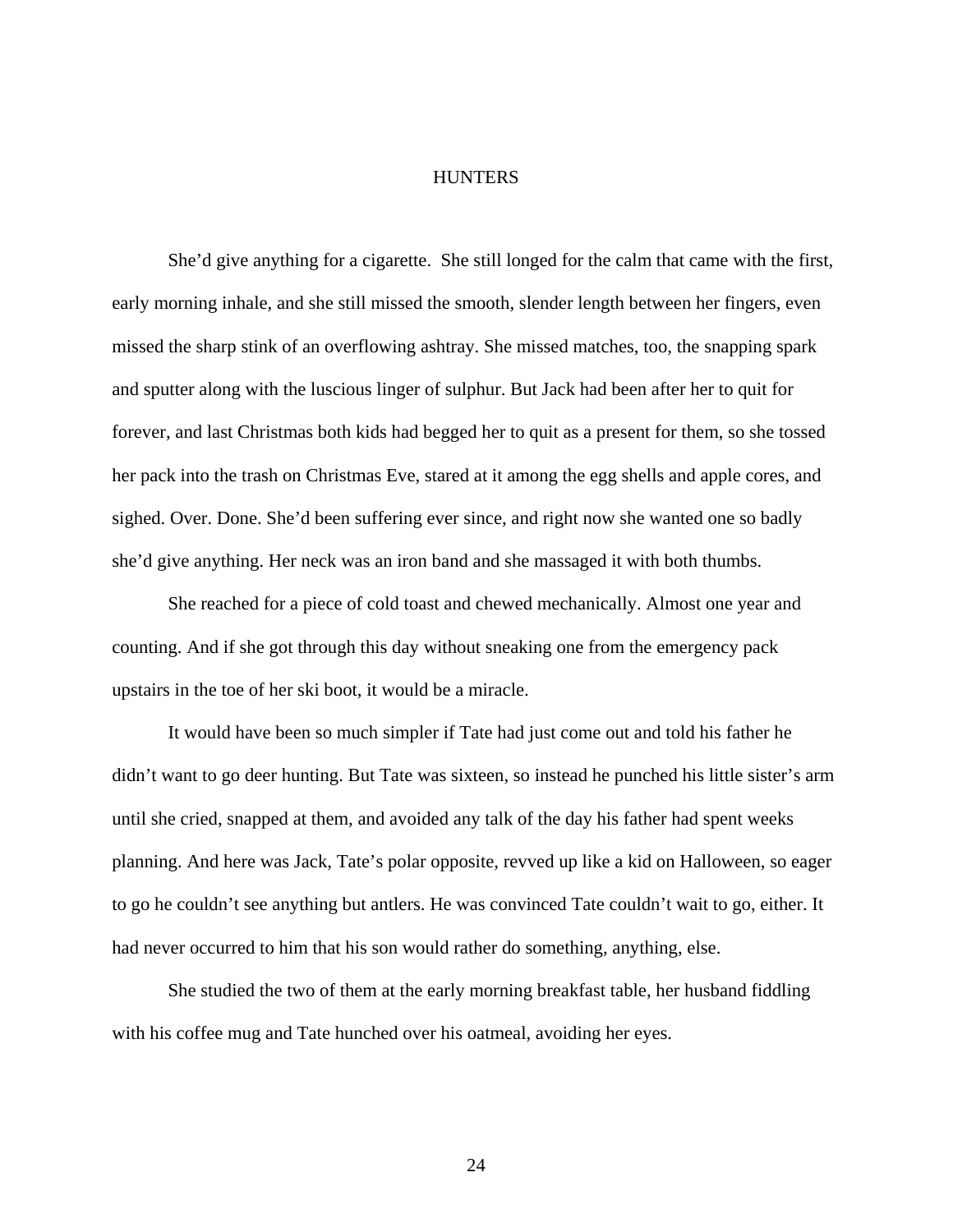# HUNTERS

She'd give anything for a cigarette.  She still longed for the calm that came with the first, early morning inhale, and she still missed the smooth, slender length between her fingers, even missed the sharp stink of an overflowing ashtray. She missed matches, too, the snapping spark and sputter along with the luscious linger of sulphur. But Jack had been after her to quit for forever, and last Christmas both kids had begged her to quit as a present for them, so she tossed her pack into the trash on Christmas Eve, stared at it among the egg shells and apple cores, and sighed. Over. Done. She'd been suffering ever since, and right now she wanted one so badly she'd give anything. Her neck was an iron band and she massaged it with both thumbs.

She reached for a piece of cold toast and chewed mechanically. Almost one year and counting. And if she got through this day without sneaking one from the emergency pack upstairs in the toe of her ski boot, it would be a miracle.

It would have been so much simpler if Tate had just come out and told his father he didn't want to go deer hunting. But Tate was sixteen, so instead he punched his little sister's arm until she cried, snapped at them, and avoided any talk of the day his father had spent weeks planning. And here was Jack, Tate's polar opposite, revved up like a kid on Halloween, so eager to go he couldn't see anything but antlers. He was convinced Tate couldn't wait to go, either. It had never occurred to him that his son would rather do something, anything, else.

She studied the two of them at the early morning breakfast table, her husband fiddling with his coffee mug and Tate hunched over his oatmeal, avoiding her eyes.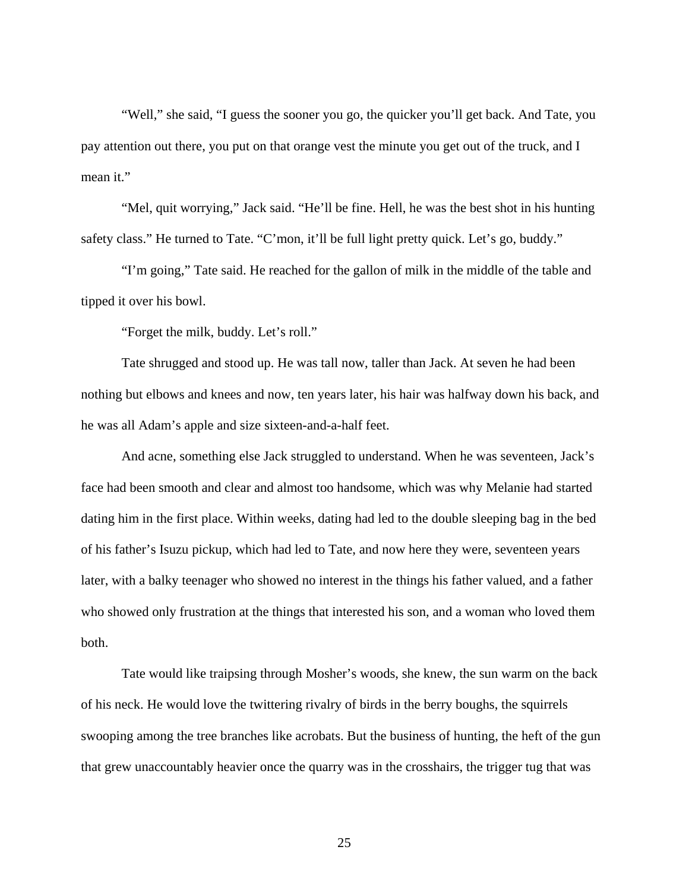"Well," she said, "I guess the sooner you go, the quicker you'll get back. And Tate, you pay attention out there, you put on that orange vest the minute you get out of the truck, and I mean it."

"Mel, quit worrying," Jack said. "He'll be fine. Hell, he was the best shot in his hunting safety class." He turned to Tate. "C'mon, it'll be full light pretty quick. Let's go, buddy."

"I'm going," Tate said. He reached for the gallon of milk in the middle of the table and tipped it over his bowl.

"Forget the milk, buddy. Let's roll."

Tate shrugged and stood up. He was tall now, taller than Jack. At seven he had been nothing but elbows and knees and now, ten years later, his hair was halfway down his back, and he was all Adam's apple and size sixteen-and-a-half feet.

And acne, something else Jack struggled to understand. When he was seventeen, Jack's face had been smooth and clear and almost too handsome, which was why Melanie had started dating him in the first place. Within weeks, dating had led to the double sleeping bag in the bed of his father's Isuzu pickup, which had led to Tate, and now here they were, seventeen years later, with a balky teenager who showed no interest in the things his father valued, and a father who showed only frustration at the things that interested his son, and a woman who loved them both.

Tate would like traipsing through Mosher's woods, she knew, the sun warm on the back of his neck. He would love the twittering rivalry of birds in the berry boughs, the squirrels swooping among the tree branches like acrobats. But the business of hunting, the heft of the gun that grew unaccountably heavier once the quarry was in the crosshairs, the trigger tug that was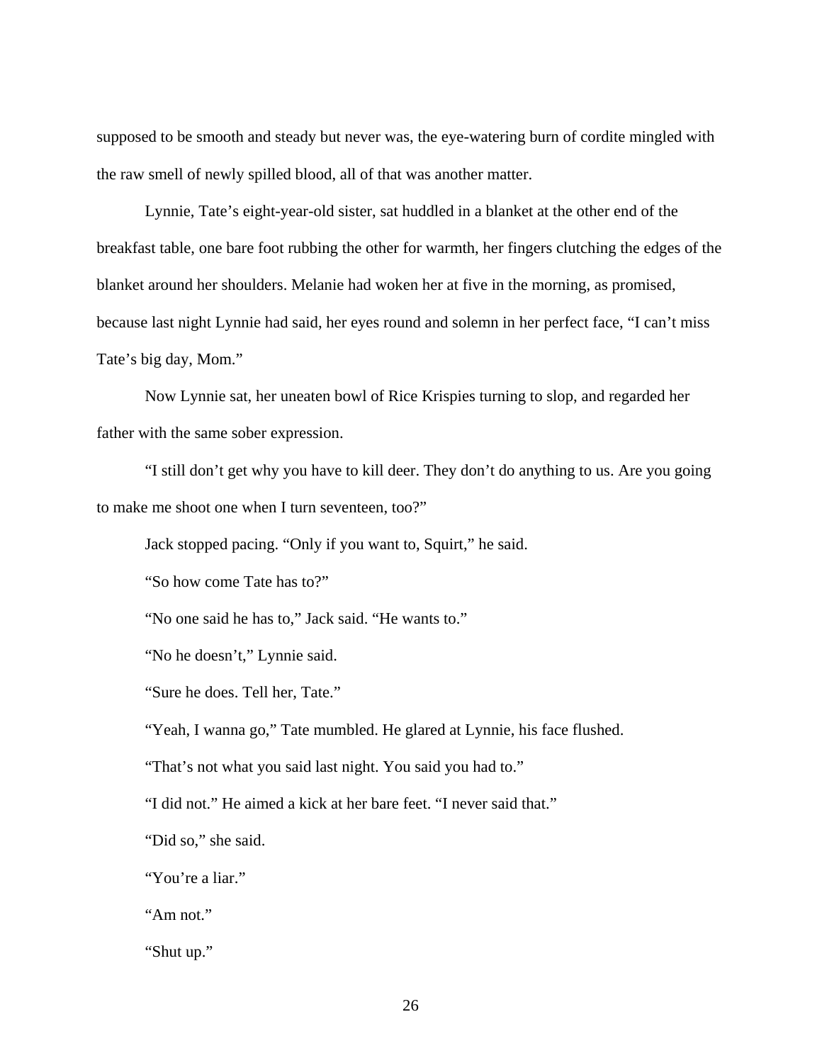supposed to be smooth and steady but never was, the eye-watering burn of cordite mingled with the raw smell of newly spilled blood, all of that was another matter.

Lynnie, Tate's eight-year-old sister, sat huddled in a blanket at the other end of the breakfast table, one bare foot rubbing the other for warmth, her fingers clutching the edges of the blanket around her shoulders. Melanie had woken her at five in the morning, as promised, because last night Lynnie had said, her eyes round and solemn in her perfect face, "I can't miss Tate's big day, Mom."

Now Lynnie sat, her uneaten bowl of Rice Krispies turning to slop, and regarded her father with the same sober expression.

"I still don't get why you have to kill deer. They don't do anything to us. Are you going to make me shoot one when I turn seventeen, too?"

Jack stopped pacing. "Only if you want to, Squirt," he said.

"So how come Tate has to?"

"No one said he has to," Jack said. "He wants to."

"No he doesn't," Lynnie said.

"Sure he does. Tell her, Tate."

"Yeah, I wanna go," Tate mumbled. He glared at Lynnie, his face flushed.

"That's not what you said last night. You said you had to."

"I did not." He aimed a kick at her bare feet. "I never said that."

"Did so," she said.

"You're a liar."

"Am not."

"Shut up."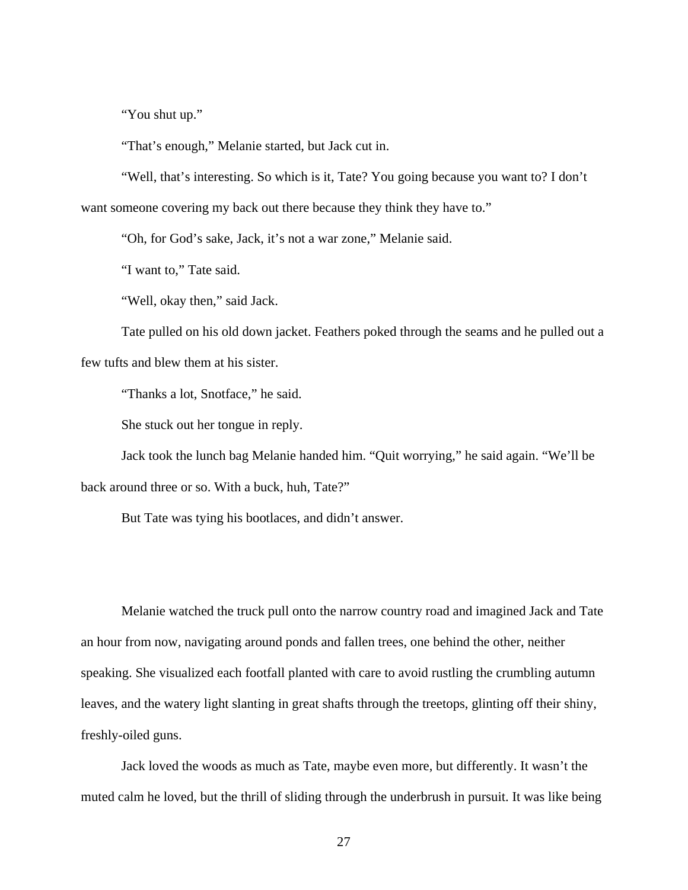"You shut up."

"That's enough," Melanie started, but Jack cut in.

"Well, that's interesting. So which is it, Tate? You going because you want to? I don't want someone covering my back out there because they think they have to."

"Oh, for God's sake, Jack, it's not a war zone," Melanie said.

"I want to," Tate said.

"Well, okay then," said Jack.

Tate pulled on his old down jacket. Feathers poked through the seams and he pulled out a few tufts and blew them at his sister.

"Thanks a lot, Snotface," he said.

She stuck out her tongue in reply.

Jack took the lunch bag Melanie handed him. "Quit worrying," he said again. "We'll be back around three or so. With a buck, huh, Tate?"

But Tate was tying his bootlaces, and didn't answer.

Melanie watched the truck pull onto the narrow country road and imagined Jack and Tate an hour from now, navigating around ponds and fallen trees, one behind the other, neither speaking. She visualized each footfall planted with care to avoid rustling the crumbling autumn leaves, and the watery light slanting in great shafts through the treetops, glinting off their shiny, freshly-oiled guns.

Jack loved the woods as much as Tate, maybe even more, but differently. It wasn't the muted calm he loved, but the thrill of sliding through the underbrush in pursuit. It was like being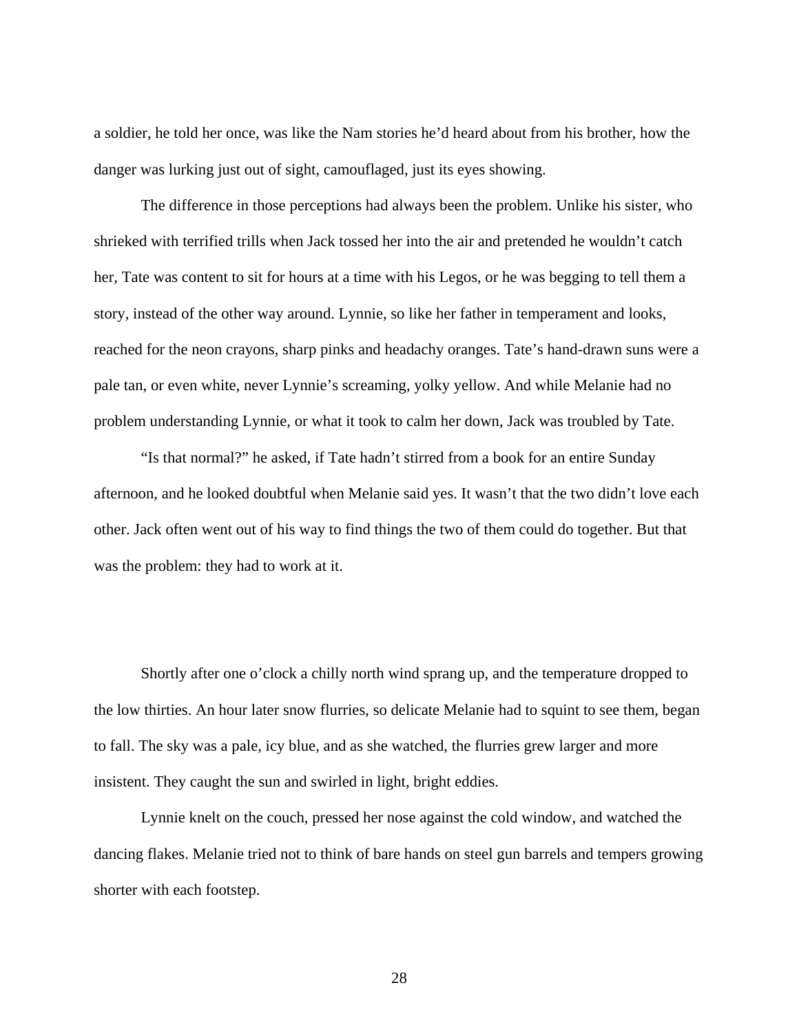a soldier, he told her once, was like the Nam stories he'd heard about from his brother, how the danger was lurking just out of sight, camouflaged, just its eyes showing.

The difference in those perceptions had always been the problem. Unlike his sister, who shrieked with terrified trills when Jack tossed her into the air and pretended he wouldn't catch her, Tate was content to sit for hours at a time with his Legos, or he was begging to tell them a story, instead of the other way around. Lynnie, so like her father in temperament and looks, reached for the neon crayons, sharp pinks and headachy oranges. Tate's hand-drawn suns were a pale tan, or even white, never Lynnie's screaming, yolky yellow. And while Melanie had no problem understanding Lynnie, or what it took to calm her down, Jack was troubled by Tate.

"Is that normal?" he asked, if Tate hadn't stirred from a book for an entire Sunday afternoon, and he looked doubtful when Melanie said yes. It wasn't that the two didn't love each other. Jack often went out of his way to find things the two of them could do together. But that was the problem: they had to work at it.

Shortly after one o'clock a chilly north wind sprang up, and the temperature dropped to the low thirties. An hour later snow flurries, so delicate Melanie had to squint to see them, began to fall. The sky was a pale, icy blue, and as she watched, the flurries grew larger and more insistent. They caught the sun and swirled in light, bright eddies.

Lynnie knelt on the couch, pressed her nose against the cold window, and watched the dancing flakes. Melanie tried not to think of bare hands on steel gun barrels and tempers growing shorter with each footstep.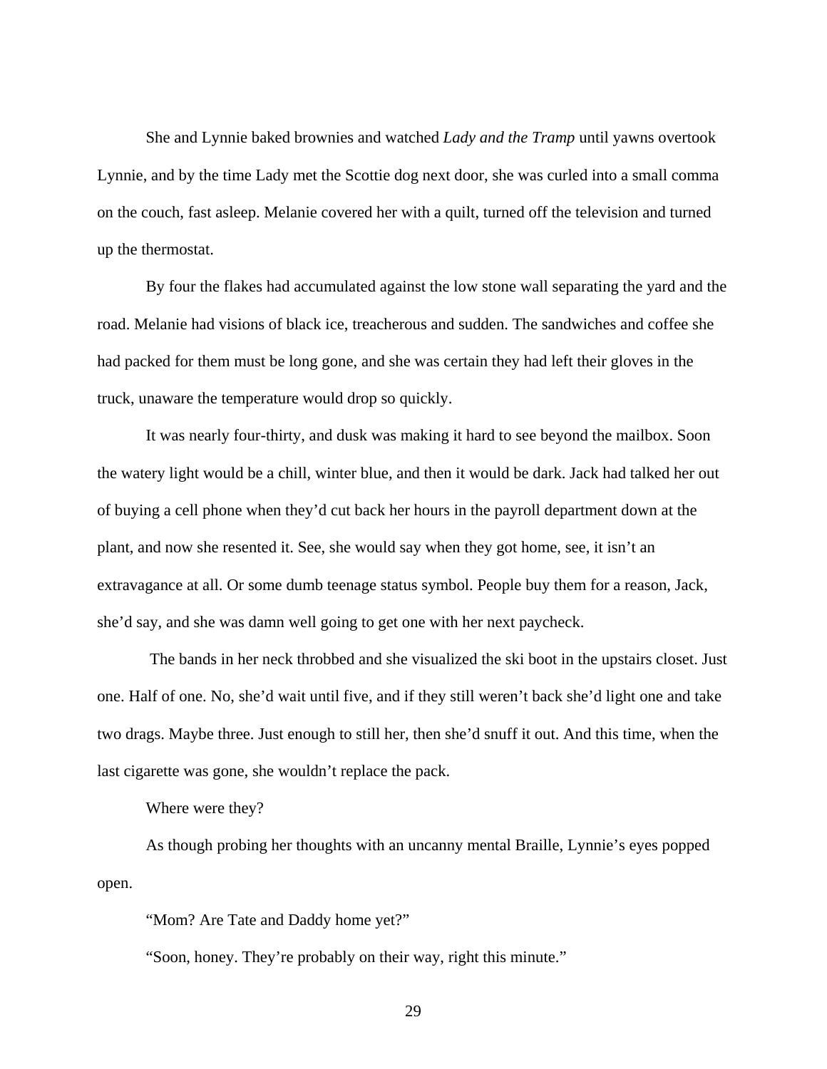She and Lynnie baked brownies and watched *Lady and the Tramp* until yawns overtook Lynnie, and by the time Lady met the Scottie dog next door, she was curled into a small comma on the couch, fast asleep. Melanie covered her with a quilt, turned off the television and turned up the thermostat.

By four the flakes had accumulated against the low stone wall separating the yard and the road. Melanie had visions of black ice, treacherous and sudden. The sandwiches and coffee she had packed for them must be long gone, and she was certain they had left their gloves in the truck, unaware the temperature would drop so quickly.

It was nearly four-thirty, and dusk was making it hard to see beyond the mailbox. Soon the watery light would be a chill, winter blue, and then it would be dark. Jack had talked her out of buying a cell phone when they'd cut back her hours in the payroll department down at the plant, and now she resented it. See, she would say when they got home, see, it isn't an extravagance at all. Or some dumb teenage status symbol. People buy them for a reason, Jack, she'd say, and she was damn well going to get one with her next paycheck.

The bands in her neck throbbed and she visualized the ski boot in the upstairs closet. Just one. Half of one. No, she'd wait until five, and if they still weren't back she'd light one and take two drags. Maybe three. Just enough to still her, then she'd snuff it out. And this time, when the last cigarette was gone, she wouldn't replace the pack.

Where were they?

As though probing her thoughts with an uncanny mental Braille, Lynnie's eyes popped open.

"Mom? Are Tate and Daddy home yet?"

"Soon, honey. They're probably on their way, right this minute."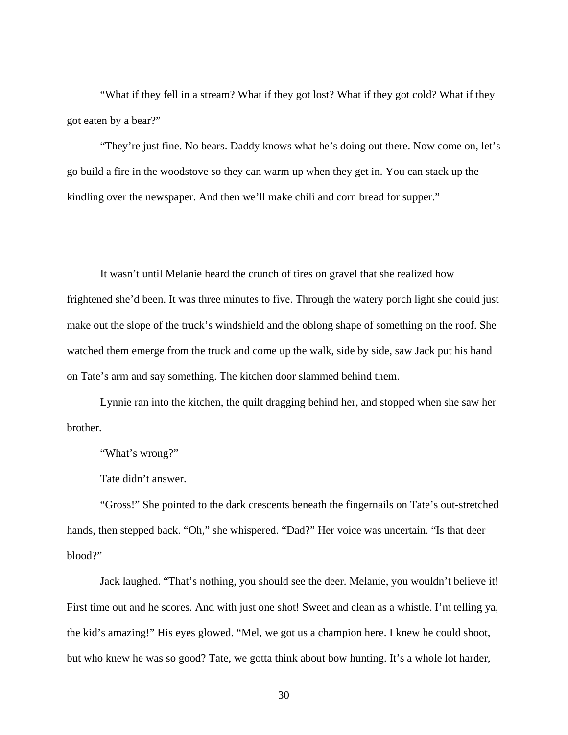"What if they fell in a stream? What if they got lost? What if they got cold? What if they got eaten by a bear?"

"They're just fine. No bears. Daddy knows what he's doing out there. Now come on, let's go build a fire in the woodstove so they can warm up when they get in. You can stack up the kindling over the newspaper. And then we'll make chili and corn bread for supper."

It wasn't until Melanie heard the crunch of tires on gravel that she realized how frightened she'd been. It was three minutes to five. Through the watery porch light she could just make out the slope of the truck's windshield and the oblong shape of something on the roof. She watched them emerge from the truck and come up the walk, side by side, saw Jack put his hand on Tate's arm and say something. The kitchen door slammed behind them.

Lynnie ran into the kitchen, the quilt dragging behind her, and stopped when she saw her brother.

"What's wrong?"

Tate didn't answer.

"Gross!" She pointed to the dark crescents beneath the fingernails on Tate's out-stretched hands, then stepped back. "Oh," she whispered. "Dad?" Her voice was uncertain. "Is that deer blood?"

Jack laughed. "That's nothing, you should see the deer. Melanie, you wouldn't believe it! First time out and he scores. And with just one shot! Sweet and clean as a whistle. I'm telling ya, the kid's amazing!" His eyes glowed. "Mel, we got us a champion here. I knew he could shoot, but who knew he was so good? Tate, we gotta think about bow hunting. It's a whole lot harder,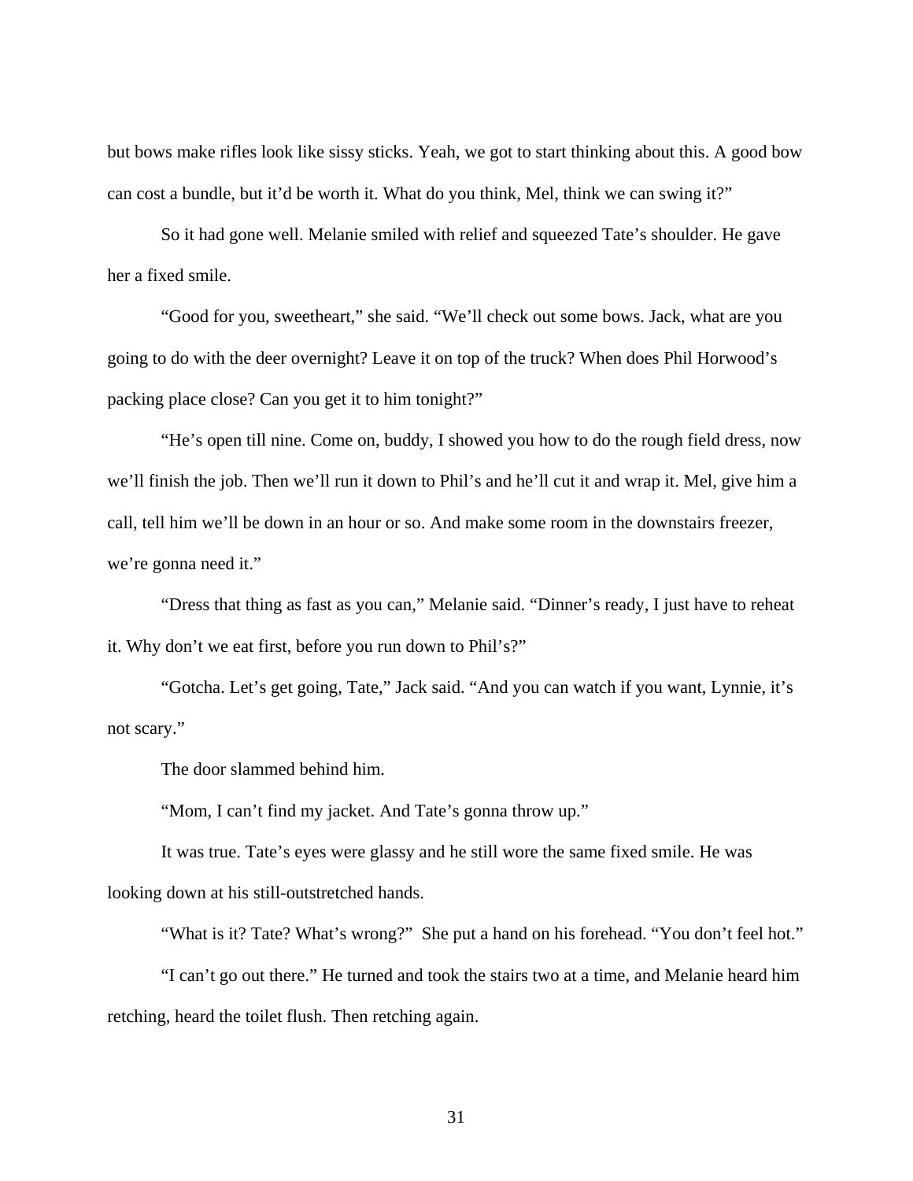but bows make rifles look like sissy sticks. Yeah, we got to start thinking about this. A good bow can cost a bundle, but it'd be worth it. What do you think, Mel, think we can swing it?"

So it had gone well. Melanie smiled with relief and squeezed Tate's shoulder. He gave her a fixed smile.

"Good for you, sweetheart," she said. "We'll check out some bows. Jack, what are you going to do with the deer overnight? Leave it on top of the truck? When does Phil Horwood's packing place close? Can you get it to him tonight?"

"He's open till nine. Come on, buddy, I showed you how to do the rough field dress, now we'll finish the job. Then we'll run it down to Phil's and he'll cut it and wrap it. Mel, give him a call, tell him we'll be down in an hour or so. And make some room in the downstairs freezer, we're gonna need it."

"Dress that thing as fast as you can," Melanie said. "Dinner's ready, I just have to reheat it. Why don't we eat first, before you run down to Phil's?"

"Gotcha. Let's get going, Tate," Jack said. "And you can watch if you want, Lynnie, it's not scary."

The door slammed behind him.

"Mom, I can't find my jacket. And Tate's gonna throw up."

It was true. Tate's eyes were glassy and he still wore the same fixed smile. He was looking down at his still-outstretched hands.

"What is it? Tate? What's wrong?" She put a hand on his forehead. "You don't feel hot."

"I can't go out there." He turned and took the stairs two at a time, and Melanie heard him retching, heard the toilet flush. Then retching again.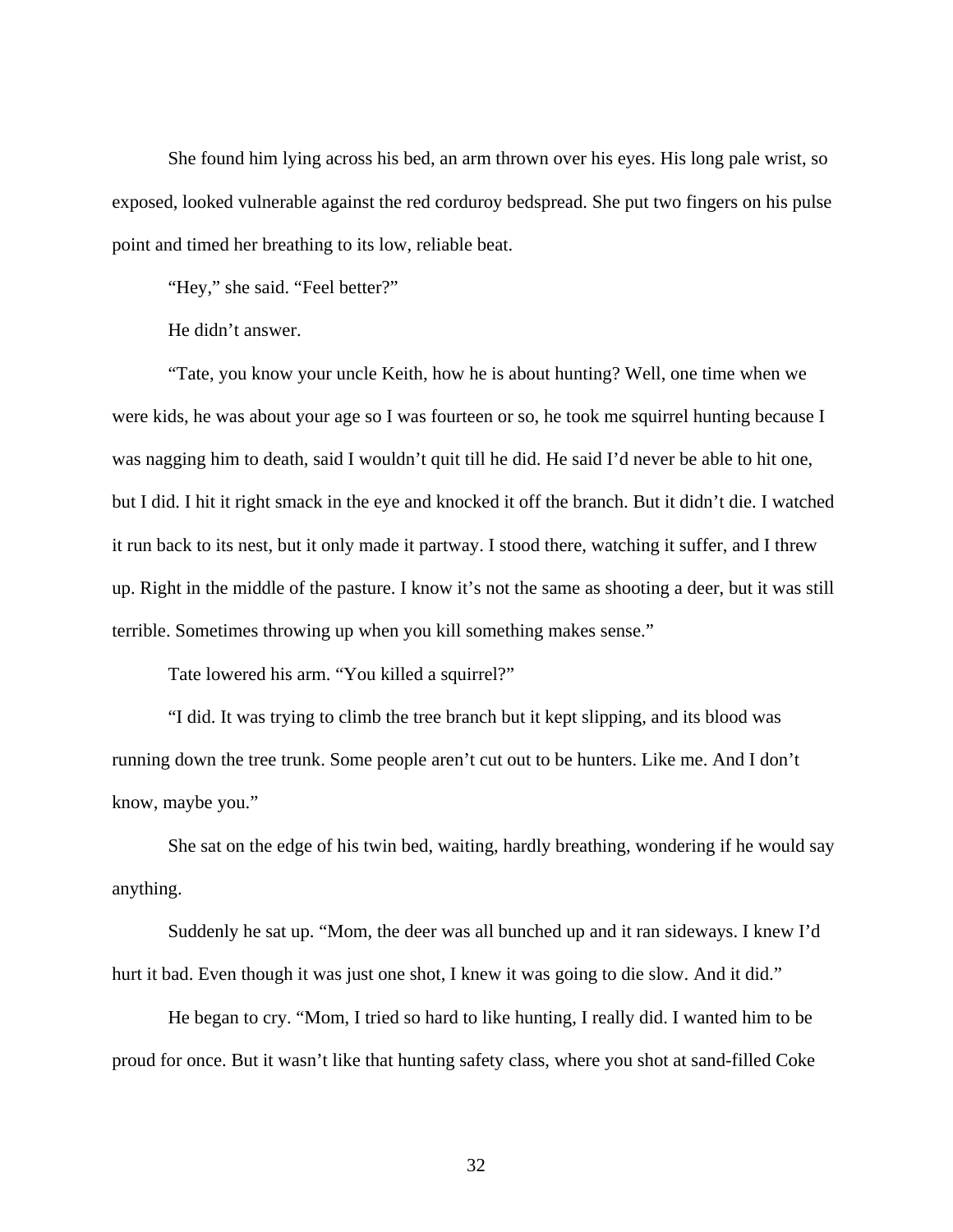She found him lying across his bed, an arm thrown over his eyes. His long pale wrist, so exposed, looked vulnerable against the red corduroy bedspread. She put two fingers on his pulse point and timed her breathing to its low, reliable beat.

"Hey," she said. "Feel better?"

He didn't answer.

"Tate, you know your uncle Keith, how he is about hunting? Well, one time when we were kids, he was about your age so I was fourteen or so, he took me squirrel hunting because I was nagging him to death, said I wouldn't quit till he did. He said I'd never be able to hit one, but I did. I hit it right smack in the eye and knocked it off the branch. But it didn't die. I watched it run back to its nest, but it only made it partway. I stood there, watching it suffer, and I threw up. Right in the middle of the pasture. I know it's not the same as shooting a deer, but it was still terrible. Sometimes throwing up when you kill something makes sense."

Tate lowered his arm. "You killed a squirrel?"

"I did. It was trying to climb the tree branch but it kept slipping, and its blood was running down the tree trunk. Some people aren't cut out to be hunters. Like me. And I don't know, maybe you."

She sat on the edge of his twin bed, waiting, hardly breathing, wondering if he would say anything.

Suddenly he sat up. "Mom, the deer was all bunched up and it ran sideways. I knew I'd hurt it bad. Even though it was just one shot, I knew it was going to die slow. And it did."

He began to cry. "Mom, I tried so hard to like hunting, I really did. I wanted him to be proud for once. But it wasn't like that hunting safety class, where you shot at sand-filled Coke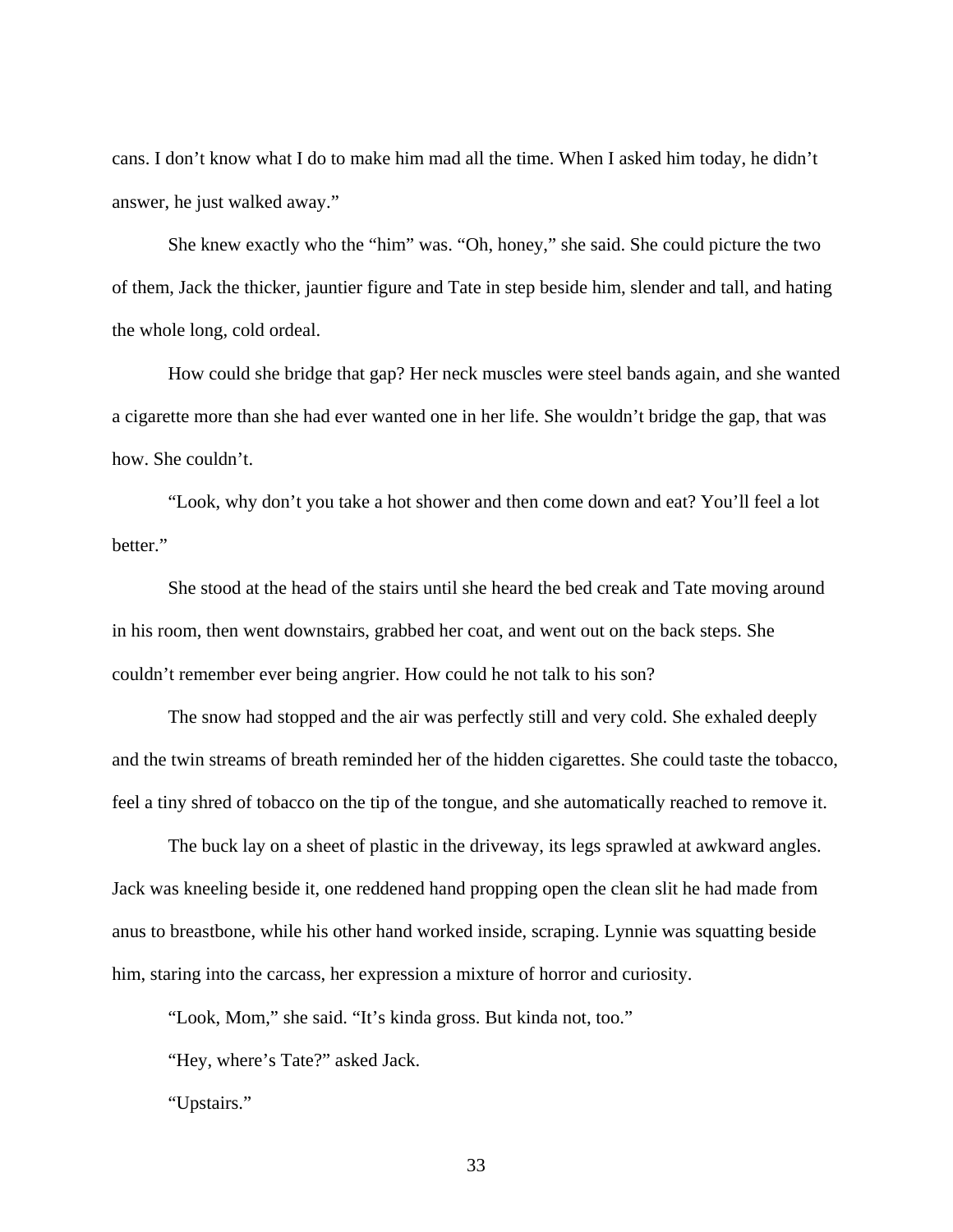cans. I don't know what I do to make him mad all the time. When I asked him today, he didn't answer, he just walked away."

She knew exactly who the "him" was. "Oh, honey," she said. She could picture the two of them, Jack the thicker, jauntier figure and Tate in step beside him, slender and tall, and hating the whole long, cold ordeal.

How could she bridge that gap? Her neck muscles were steel bands again, and she wanted a cigarette more than she had ever wanted one in her life. She wouldn't bridge the gap, that was how. She couldn't.

"Look, why don't you take a hot shower and then come down and eat? You'll feel a lot better."

She stood at the head of the stairs until she heard the bed creak and Tate moving around in his room, then went downstairs, grabbed her coat, and went out on the back steps. She couldn't remember ever being angrier. How could he not talk to his son?

The snow had stopped and the air was perfectly still and very cold. She exhaled deeply and the twin streams of breath reminded her of the hidden cigarettes. She could taste the tobacco, feel a tiny shred of tobacco on the tip of the tongue, and she automatically reached to remove it.

The buck lay on a sheet of plastic in the driveway, its legs sprawled at awkward angles. Jack was kneeling beside it, one reddened hand propping open the clean slit he had made from anus to breastbone, while his other hand worked inside, scraping. Lynnie was squatting beside him, staring into the carcass, her expression a mixture of horror and curiosity.

"Look, Mom," she said. "It's kinda gross. But kinda not, too."

"Hey, where's Tate?" asked Jack.

"Upstairs."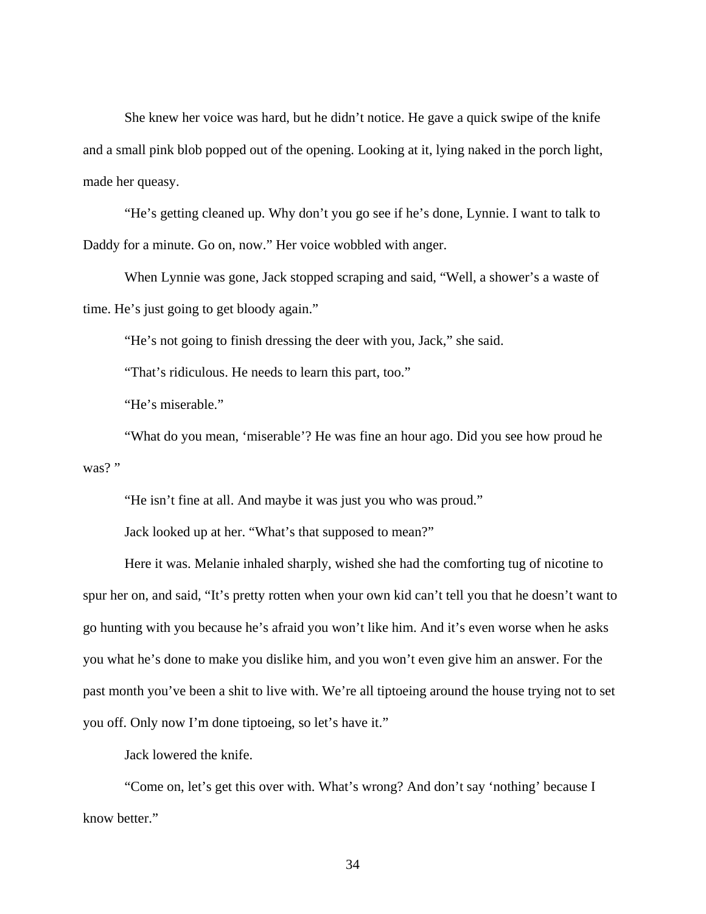She knew her voice was hard, but he didn't notice. He gave a quick swipe of the knife and a small pink blob popped out of the opening. Looking at it, lying naked in the porch light, made her queasy.

"He's getting cleaned up. Why don't you go see if he's done, Lynnie. I want to talk to Daddy for a minute. Go on, now." Her voice wobbled with anger.

When Lynnie was gone, Jack stopped scraping and said, "Well, a shower's a waste of time. He's just going to get bloody again."

"He's not going to finish dressing the deer with you, Jack," she said.

"That's ridiculous. He needs to learn this part, too."

"He's miserable."

"What do you mean, 'miserable'? He was fine an hour ago. Did you see how proud he was? "

"He isn't fine at all. And maybe it was just you who was proud."

Jack looked up at her. "What's that supposed to mean?"

Here it was. Melanie inhaled sharply, wished she had the comforting tug of nicotine to spur her on, and said, "It's pretty rotten when your own kid can't tell you that he doesn't want to go hunting with you because he's afraid you won't like him. And it's even worse when he asks you what he's done to make you dislike him, and you won't even give him an answer. For the past month you've been a shit to live with. We're all tiptoeing around the house trying not to set you off. Only now I'm done tiptoeing, so let's have it."

Jack lowered the knife.

"Come on, let's get this over with. What's wrong? And don't say 'nothing' because I know better."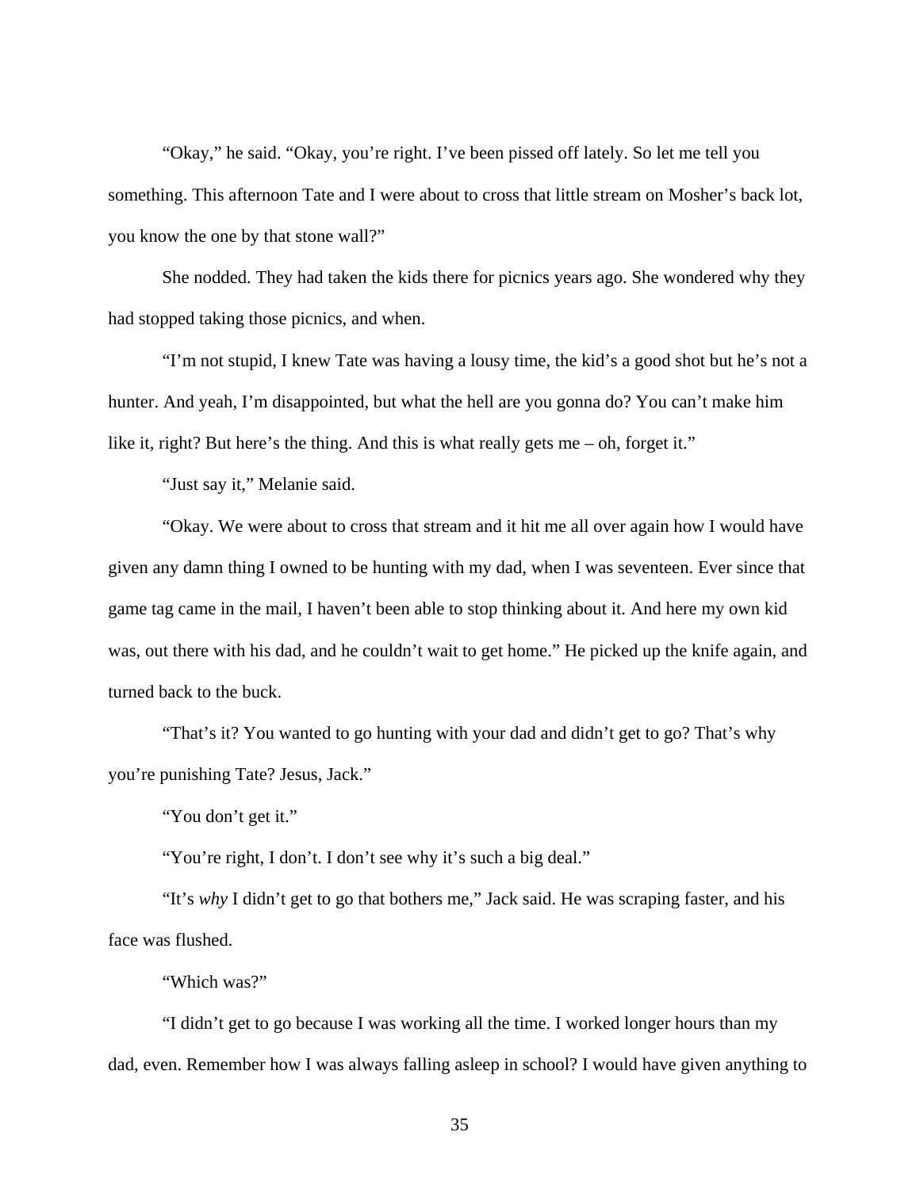"Okay," he said. "Okay, you're right. I've been pissed off lately. So let me tell you something. This afternoon Tate and I were about to cross that little stream on Mosher's back lot, you know the one by that stone wall?"

She nodded. They had taken the kids there for picnics years ago. She wondered why they had stopped taking those picnics, and when.

"I'm not stupid, I knew Tate was having a lousy time, the kid's a good shot but he's not a hunter. And yeah, I'm disappointed, but what the hell are you gonna do? You can't make him like it, right? But here's the thing. And this is what really gets me – oh, forget it."

"Just say it," Melanie said.

"Okay. We were about to cross that stream and it hit me all over again how I would have given any damn thing I owned to be hunting with my dad, when I was seventeen. Ever since that game tag came in the mail, I haven't been able to stop thinking about it. And here my own kid was, out there with his dad, and he couldn't wait to get home." He picked up the knife again, and turned back to the buck.

"That's it? You wanted to go hunting with your dad and didn't get to go? That's why you're punishing Tate? Jesus, Jack."

"You don't get it."

"You're right, I don't. I don't see why it's such a big deal."

"It's *why* I didn't get to go that bothers me," Jack said. He was scraping faster, and his face was flushed.

"Which was?"

"I didn't get to go because I was working all the time. I worked longer hours than my dad, even. Remember how I was always falling asleep in school? I would have given anything to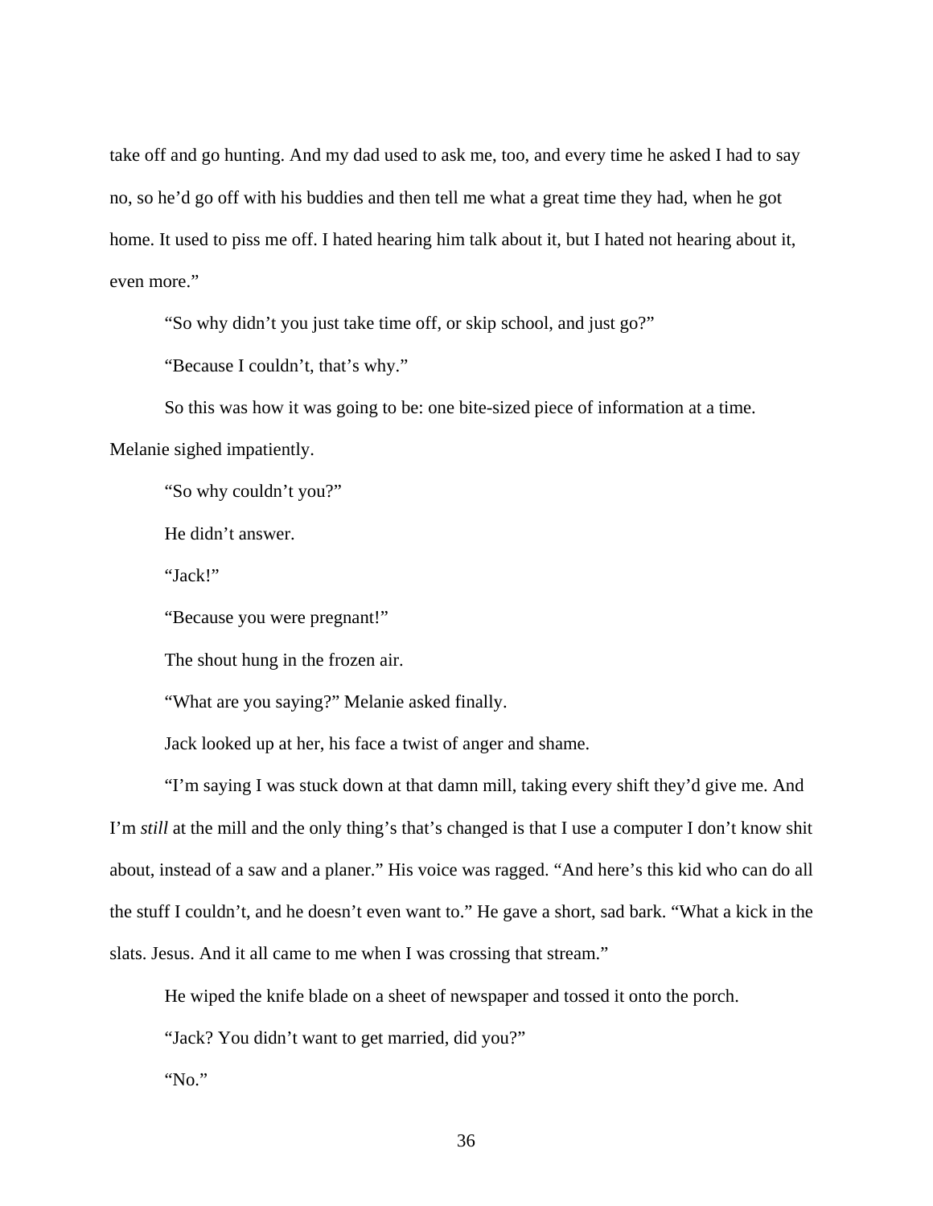take off and go hunting. And my dad used to ask me, too, and every time he asked I had to say no, so he'd go off with his buddies and then tell me what a great time they had, when he got home. It used to piss me off. I hated hearing him talk about it, but I hated not hearing about it, even more."

"So why didn't you just take time off, or skip school, and just go?"

"Because I couldn't, that's why."

So this was how it was going to be: one bite-sized piece of information at a time. Melanie sighed impatiently.

"So why couldn't you?"

He didn't answer.

"Jack!"

"Because you were pregnant!"

The shout hung in the frozen air.

"What are you saying?" Melanie asked finally.

Jack looked up at her, his face a twist of anger and shame.

"I'm saying I was stuck down at that damn mill, taking every shift they'd give me. And I'm *still* at the mill and the only thing's that's changed is that I use a computer I don't know shit about, instead of a saw and a planer." His voice was ragged. "And here's this kid who can do all the stuff I couldn't, and he doesn't even want to." He gave a short, sad bark. "What a kick in the slats. Jesus. And it all came to me when I was crossing that stream."

He wiped the knife blade on a sheet of newspaper and tossed it onto the porch.

"Jack? You didn't want to get married, did you?"

"No."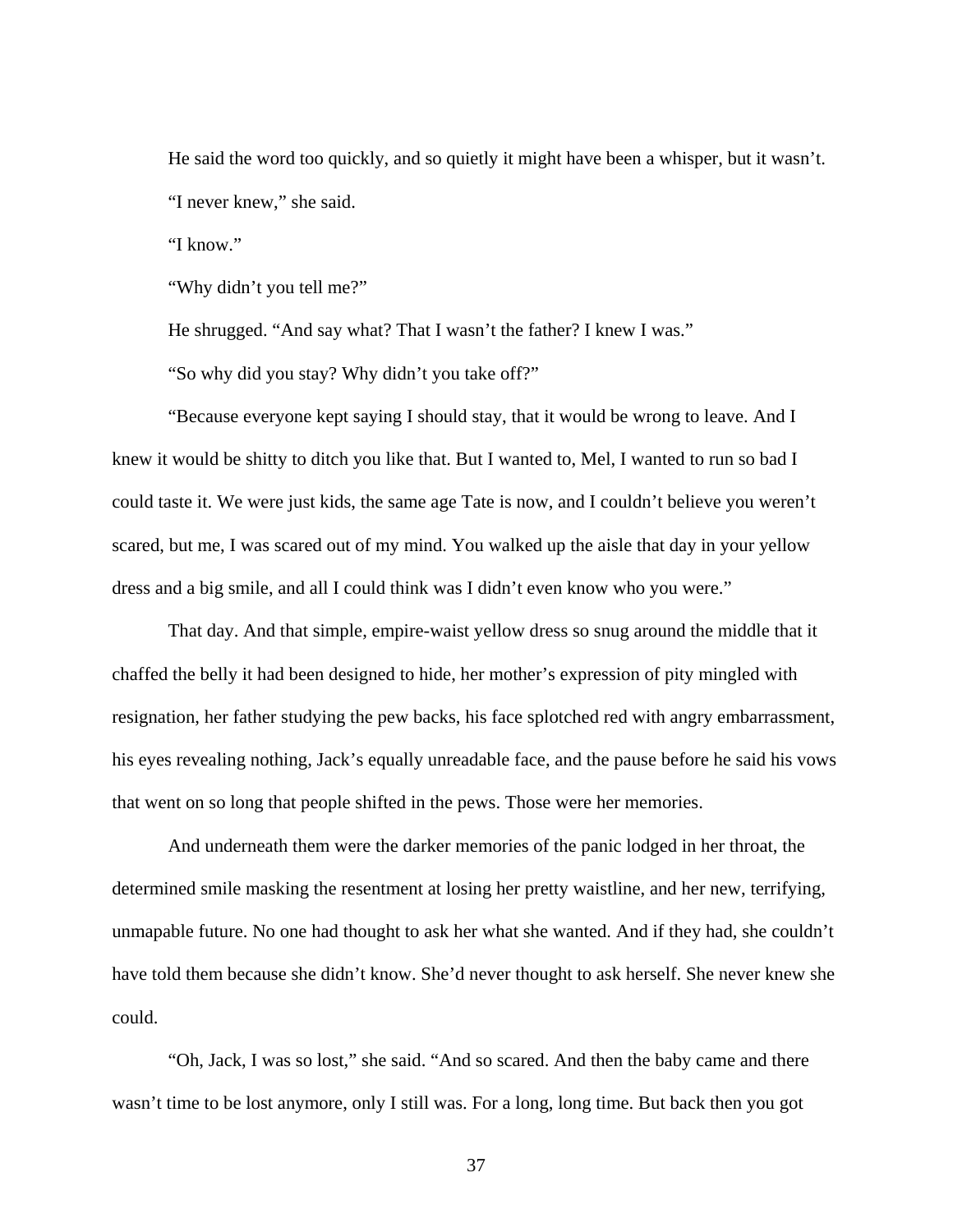He said the word too quickly, and so quietly it might have been a whisper, but it wasn't.

"I never knew," she said.

"I know."

"Why didn't you tell me?"

He shrugged. "And say what? That I wasn't the father? I knew I was."

"So why did you stay? Why didn't you take off?"

"Because everyone kept saying I should stay, that it would be wrong to leave. And I knew it would be shitty to ditch you like that. But I wanted to, Mel, I wanted to run so bad I could taste it. We were just kids, the same age Tate is now, and I couldn't believe you weren't scared, but me, I was scared out of my mind. You walked up the aisle that day in your yellow dress and a big smile, and all I could think was I didn't even know who you were."

That day. And that simple, empire-waist yellow dress so snug around the middle that it chaffed the belly it had been designed to hide, her mother's expression of pity mingled with resignation, her father studying the pew backs, his face splotched red with angry embarrassment, his eyes revealing nothing, Jack's equally unreadable face, and the pause before he said his vows that went on so long that people shifted in the pews. Those were her memories.

And underneath them were the darker memories of the panic lodged in her throat, the determined smile masking the resentment at losing her pretty waistline, and her new, terrifying, unmapable future. No one had thought to ask her what she wanted. And if they had, she couldn't have told them because she didn't know. She'd never thought to ask herself. She never knew she could.

"Oh, Jack, I was so lost," she said. "And so scared. And then the baby came and there wasn't time to be lost anymore, only I still was. For a long, long time. But back then you got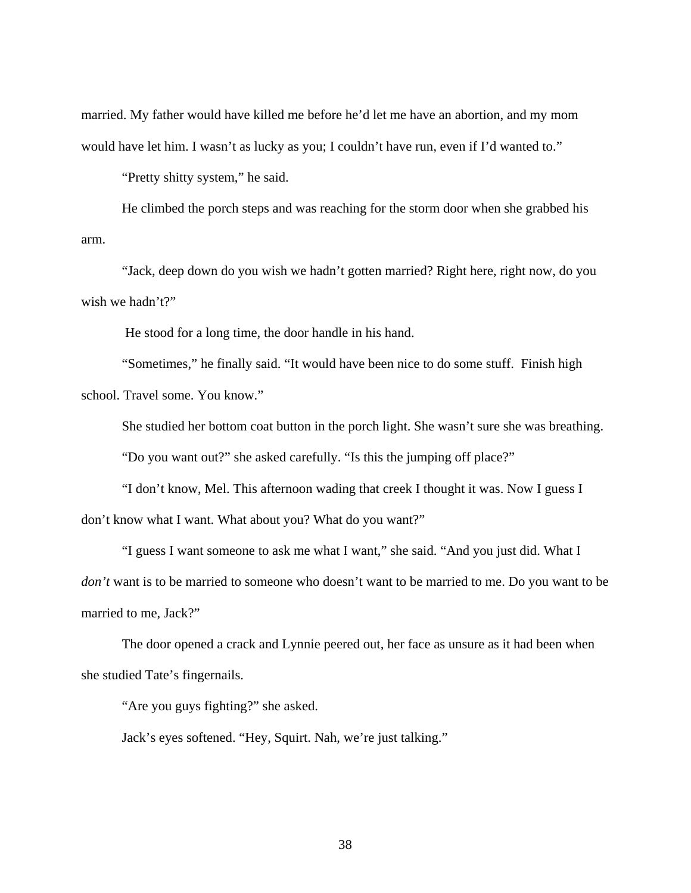married. My father would have killed me before he'd let me have an abortion, and my mom would have let him. I wasn't as lucky as you; I couldn't have run, even if I'd wanted to."

"Pretty shitty system," he said.

He climbed the porch steps and was reaching for the storm door when she grabbed his arm.

"Jack, deep down do you wish we hadn't gotten married? Right here, right now, do you wish we hadn't?"

He stood for a long time, the door handle in his hand.

"Sometimes," he finally said. "It would have been nice to do some stuff. Finish high school. Travel some. You know."

She studied her bottom coat button in the porch light. She wasn't sure she was breathing.

"Do you want out?" she asked carefully. "Is this the jumping off place?"

"I don't know, Mel. This afternoon wading that creek I thought it was. Now I guess I don't know what I want. What about you? What do you want?"

"I guess I want someone to ask me what I want," she said. "And you just did. What I *don't* want is to be married to someone who doesn't want to be married to me. Do you want to be married to me, Jack?"

The door opened a crack and Lynnie peered out, her face as unsure as it had been when she studied Tate's fingernails.

"Are you guys fighting?" she asked.

Jack's eyes softened. "Hey, Squirt. Nah, we're just talking."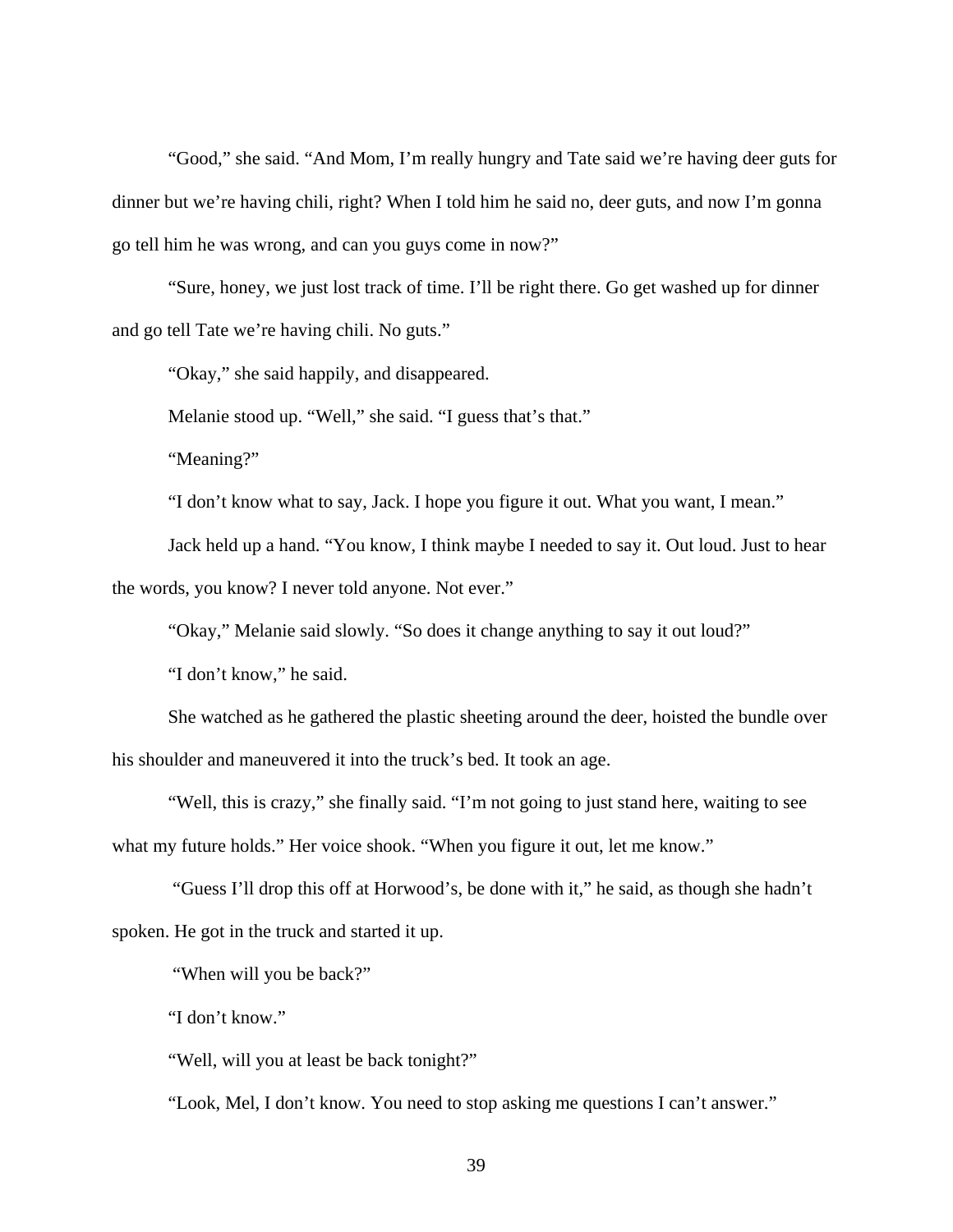"Good," she said. "And Mom, I'm really hungry and Tate said we're having deer guts for dinner but we're having chili, right? When I told him he said no, deer guts, and now I'm gonna go tell him he was wrong, and can you guys come in now?"

"Sure, honey, we just lost track of time. I'll be right there. Go get washed up for dinner and go tell Tate we're having chili. No guts."

"Okay," she said happily, and disappeared.

Melanie stood up. "Well," she said. "I guess that's that."

"Meaning?"

"I don't know what to say, Jack. I hope you figure it out. What you want, I mean."

Jack held up a hand. "You know, I think maybe I needed to say it. Out loud. Just to hear the words, you know? I never told anyone. Not ever."

"Okay," Melanie said slowly. "So does it change anything to say it out loud?"

"I don't know," he said.

She watched as he gathered the plastic sheeting around the deer, hoisted the bundle over his shoulder and maneuvered it into the truck's bed. It took an age.

"Well, this is crazy," she finally said. "I'm not going to just stand here, waiting to see what my future holds." Her voice shook. "When you figure it out, let me know."

"Guess I'll drop this off at Horwood's, be done with it," he said, as though she hadn't spoken. He got in the truck and started it up.

"When will you be back?"

"I don't know."

"Well, will you at least be back tonight?"

"Look, Mel, I don't know. You need to stop asking me questions I can't answer."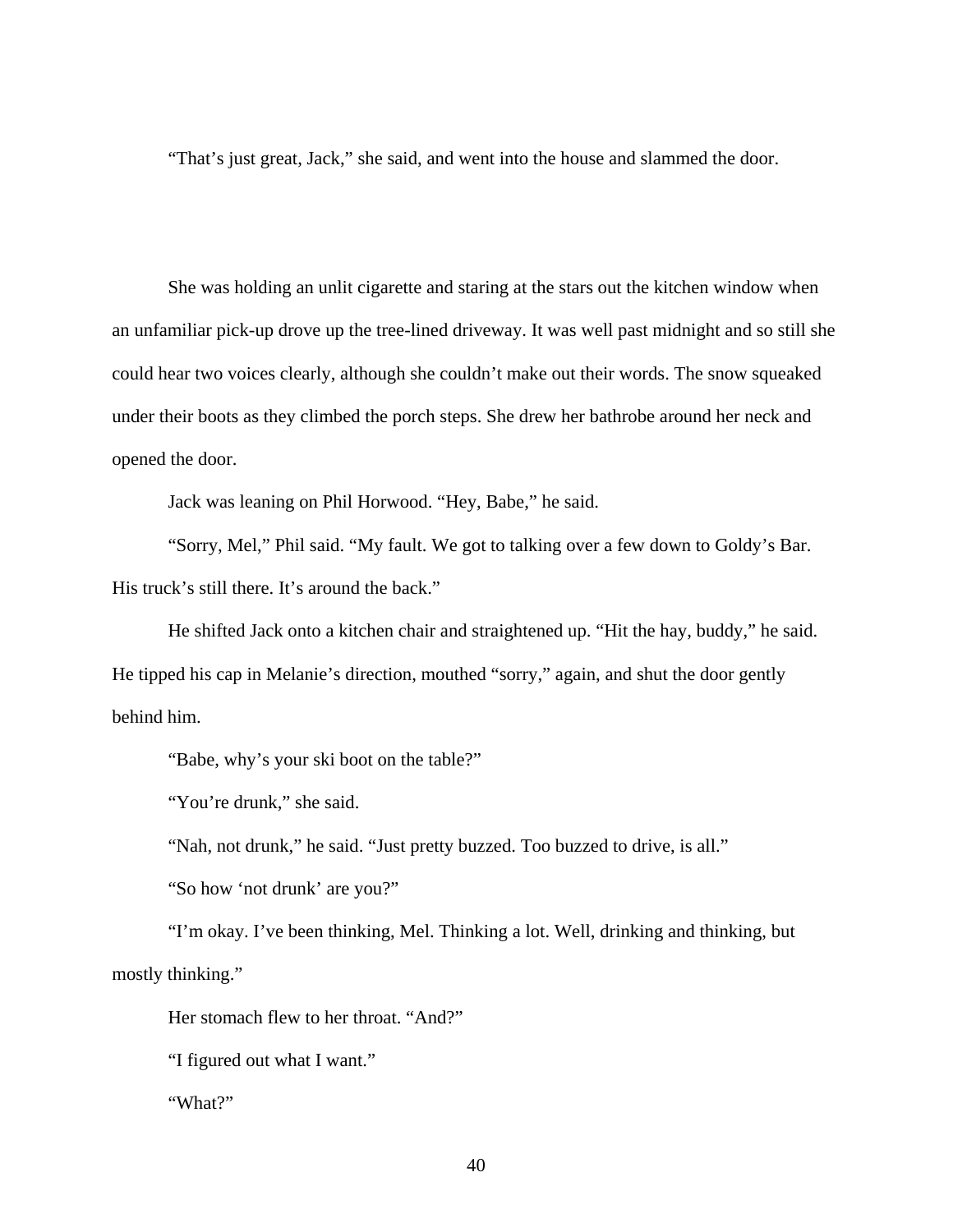"That's just great, Jack," she said, and went into the house and slammed the door.

She was holding an unlit cigarette and staring at the stars out the kitchen window when an unfamiliar pick-up drove up the tree-lined driveway. It was well past midnight and so still she could hear two voices clearly, although she couldn't make out their words. The snow squeaked under their boots as they climbed the porch steps. She drew her bathrobe around her neck and opened the door.

Jack was leaning on Phil Horwood. "Hey, Babe," he said.

"Sorry, Mel," Phil said. "My fault. We got to talking over a few down to Goldy's Bar. His truck's still there. It's around the back."

He shifted Jack onto a kitchen chair and straightened up. "Hit the hay, buddy," he said. He tipped his cap in Melanie's direction, mouthed "sorry," again, and shut the door gently behind him.

"Babe, why's your ski boot on the table?"

"You're drunk," she said.

"Nah, not drunk," he said. "Just pretty buzzed. Too buzzed to drive, is all."

"So how 'not drunk' are you?"

"I'm okay. I've been thinking, Mel. Thinking a lot. Well, drinking and thinking, but mostly thinking."

Her stomach flew to her throat. "And?"

"I figured out what I want."

"What?"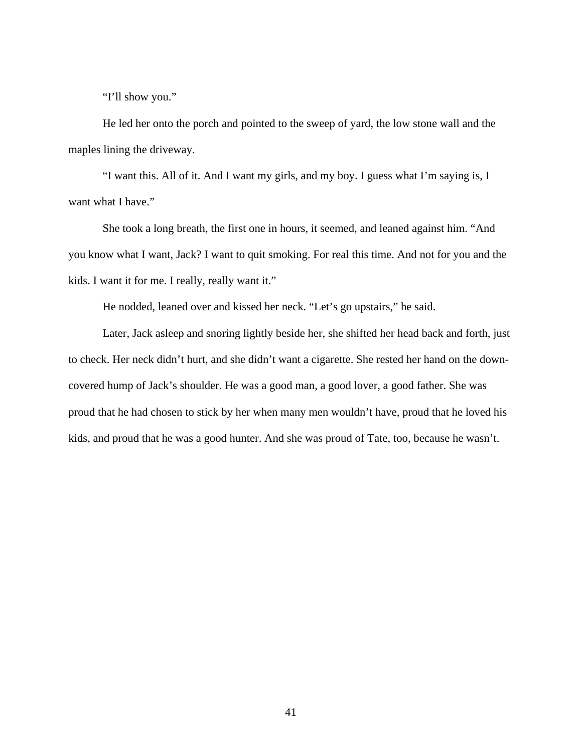"I'll show you."

He led her onto the porch and pointed to the sweep of yard, the low stone wall and the maples lining the driveway.

"I want this. All of it. And I want my girls, and my boy. I guess what I'm saying is, I want what I have."

She took a long breath, the first one in hours, it seemed, and leaned against him. "And you know what I want, Jack? I want to quit smoking. For real this time. And not for you and the kids. I want it for me. I really, really want it."

He nodded, leaned over and kissed her neck. "Let's go upstairs," he said.

Later, Jack asleep and snoring lightly beside her, she shifted her head back and forth, just to check. Her neck didn't hurt, and she didn't want a cigarette. She rested her hand on the down-covered hump of Jack's shoulder. He was a good man, a good lover, a good father. She was proud that he had chosen to stick by her when many men wouldn't have, proud that he loved his kids, and proud that he was a good hunter. And she was proud of Tate, too, because he wasn't.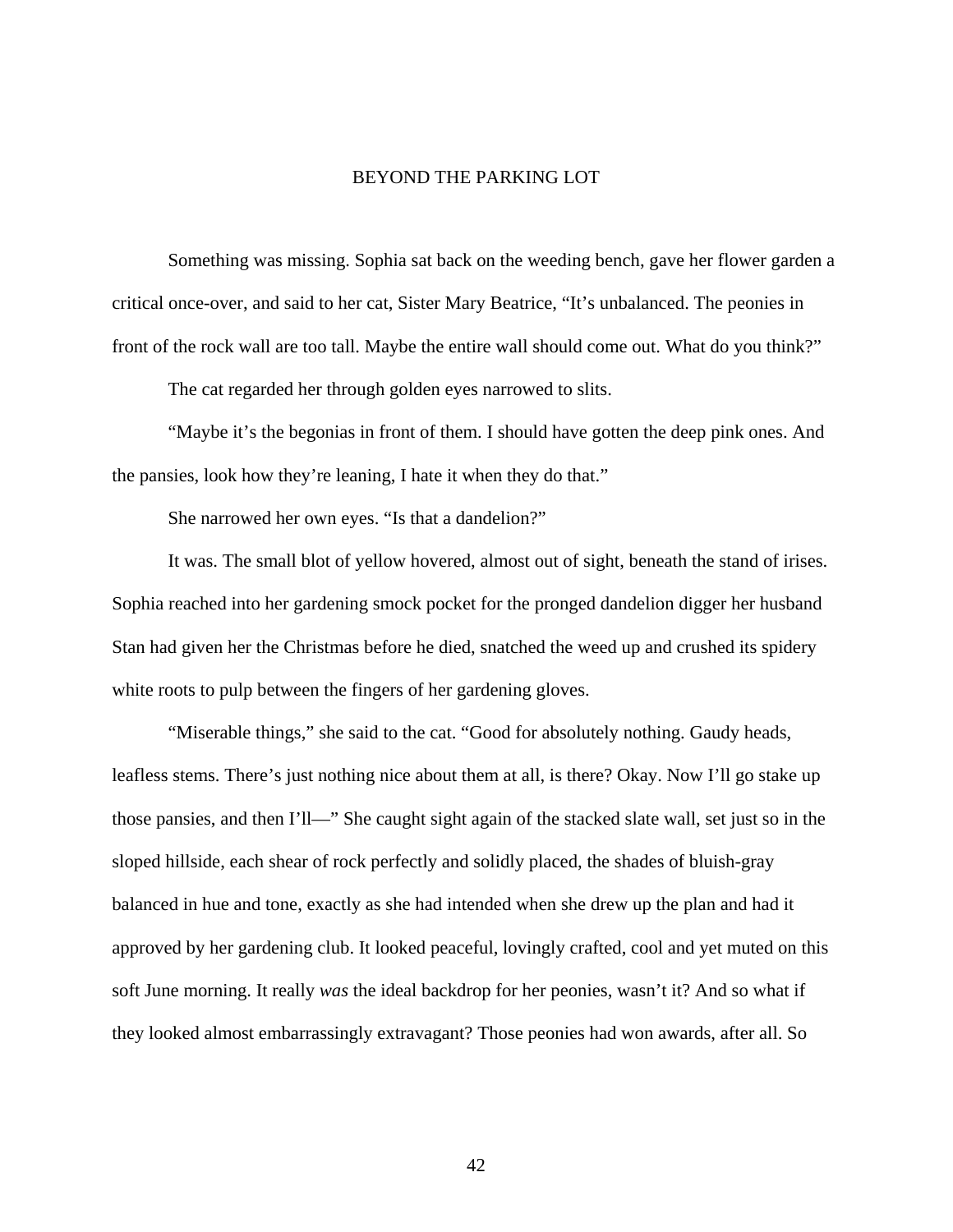# BEYOND THE PARKING LOT

Something was missing. Sophia sat back on the weeding bench, gave her flower garden a critical once-over, and said to her cat, Sister Mary Beatrice, "It's unbalanced. The peonies in front of the rock wall are too tall. Maybe the entire wall should come out. What do you think?"

The cat regarded her through golden eyes narrowed to slits.

"Maybe it's the begonias in front of them. I should have gotten the deep pink ones. And the pansies, look how they're leaning, I hate it when they do that."

She narrowed her own eyes. "Is that a dandelion?"

It was. The small blot of yellow hovered, almost out of sight, beneath the stand of irises. Sophia reached into her gardening smock pocket for the pronged dandelion digger her husband Stan had given her the Christmas before he died, snatched the weed up and crushed its spidery white roots to pulp between the fingers of her gardening gloves.

"Miserable things," she said to the cat. "Good for absolutely nothing. Gaudy heads, leafless stems. There's just nothing nice about them at all, is there? Okay. Now I'll go stake up those pansies, and then I'll—" She caught sight again of the stacked slate wall, set just so in the sloped hillside, each shear of rock perfectly and solidly placed, the shades of bluish-gray balanced in hue and tone, exactly as she had intended when she drew up the plan and had it approved by her gardening club. It looked peaceful, lovingly crafted, cool and yet muted on this soft June morning. It really *was* the ideal backdrop for her peonies, wasn't it? And so what if they looked almost embarrassingly extravagant? Those peonies had won awards, after all. So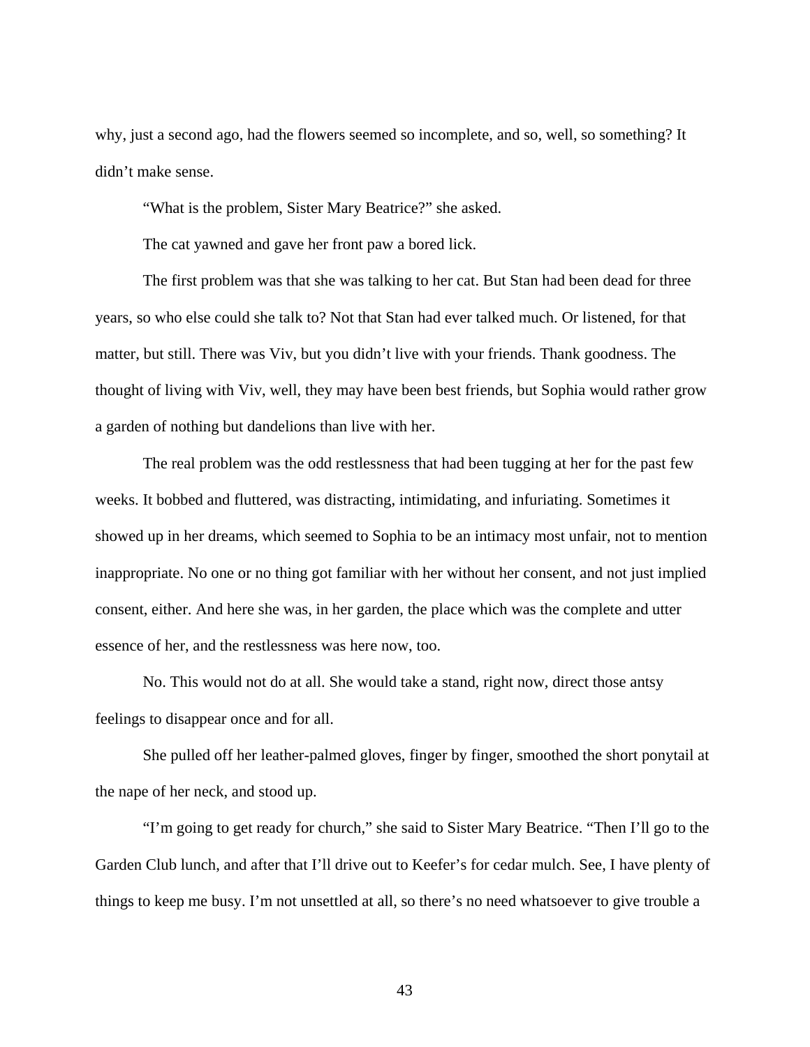why, just a second ago, had the flowers seemed so incomplete, and so, well, so something? It didn't make sense.

"What is the problem, Sister Mary Beatrice?" she asked.

The cat yawned and gave her front paw a bored lick.

The first problem was that she was talking to her cat. But Stan had been dead for three years, so who else could she talk to? Not that Stan had ever talked much. Or listened, for that matter, but still. There was Viv, but you didn't live with your friends. Thank goodness. The thought of living with Viv, well, they may have been best friends, but Sophia would rather grow a garden of nothing but dandelions than live with her.

The real problem was the odd restlessness that had been tugging at her for the past few weeks. It bobbed and fluttered, was distracting, intimidating, and infuriating. Sometimes it showed up in her dreams, which seemed to Sophia to be an intimacy most unfair, not to mention inappropriate. No one or no thing got familiar with her without her consent, and not just implied consent, either. And here she was, in her garden, the place which was the complete and utter essence of her, and the restlessness was here now, too.

No. This would not do at all. She would take a stand, right now, direct those antsy feelings to disappear once and for all.

She pulled off her leather-palmed gloves, finger by finger, smoothed the short ponytail at the nape of her neck, and stood up.

"I'm going to get ready for church," she said to Sister Mary Beatrice. "Then I'll go to the Garden Club lunch, and after that I'll drive out to Keefer's for cedar mulch. See, I have plenty of things to keep me busy. I'm not unsettled at all, so there's no need whatsoever to give trouble a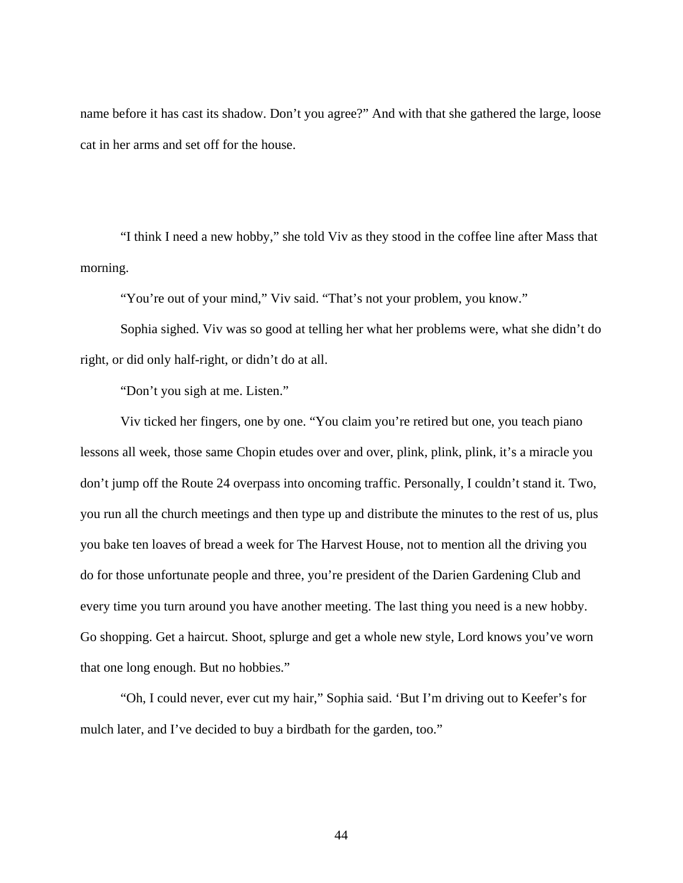name before it has cast its shadow. Don't you agree?" And with that she gathered the large, loose cat in her arms and set off for the house.

"I think I need a new hobby," she told Viv as they stood in the coffee line after Mass that morning.

"You're out of your mind," Viv said. "That's not your problem, you know."

Sophia sighed. Viv was so good at telling her what her problems were, what she didn't do right, or did only half-right, or didn't do at all.

"Don't you sigh at me. Listen."

Viv ticked her fingers, one by one. "You claim you're retired but one, you teach piano lessons all week, those same Chopin etudes over and over, plink, plink, plink, it's a miracle you don't jump off the Route 24 overpass into oncoming traffic. Personally, I couldn't stand it. Two, you run all the church meetings and then type up and distribute the minutes to the rest of us, plus you bake ten loaves of bread a week for The Harvest House, not to mention all the driving you do for those unfortunate people and three, you're president of the Darien Gardening Club and every time you turn around you have another meeting. The last thing you need is a new hobby. Go shopping. Get a haircut. Shoot, splurge and get a whole new style, Lord knows you've worn that one long enough. But no hobbies."

"Oh, I could never, ever cut my hair," Sophia said. 'But I'm driving out to Keefer's for mulch later, and I've decided to buy a birdbath for the garden, too."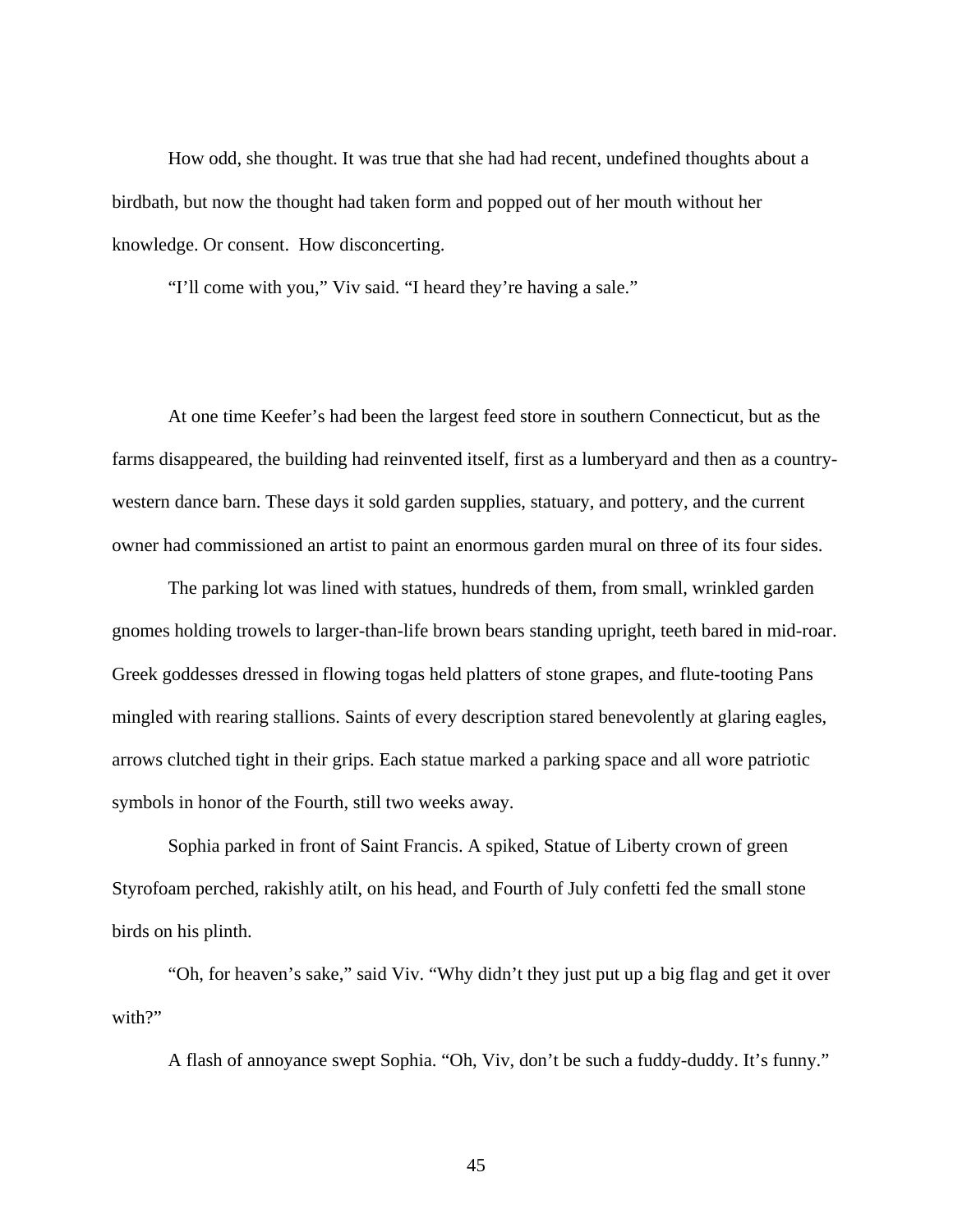How odd, she thought. It was true that she had had recent, undefined thoughts about a birdbath, but now the thought had taken form and popped out of her mouth without her knowledge. Or consent.  How disconcerting.

"I'll come with you," Viv said. "I heard they're having a sale."

At one time Keefer's had been the largest feed store in southern Connecticut, but as the farms disappeared, the building had reinvented itself, first as a lumberyard and then as a country-western dance barn. These days it sold garden supplies, statuary, and pottery, and the current owner had commissioned an artist to paint an enormous garden mural on three of its four sides.

The parking lot was lined with statues, hundreds of them, from small, wrinkled garden gnomes holding trowels to larger-than-life brown bears standing upright, teeth bared in mid-roar. Greek goddesses dressed in flowing togas held platters of stone grapes, and flute-tooting Pans mingled with rearing stallions. Saints of every description stared benevolently at glaring eagles, arrows clutched tight in their grips. Each statue marked a parking space and all wore patriotic symbols in honor of the Fourth, still two weeks away.

Sophia parked in front of Saint Francis. A spiked, Statue of Liberty crown of green Styrofoam perched, rakishly atilt, on his head, and Fourth of July confetti fed the small stone birds on his plinth.

"Oh, for heaven's sake," said Viv. "Why didn't they just put up a big flag and get it over with?"

A flash of annoyance swept Sophia. "Oh, Viv, don't be such a fuddy-duddy. It's funny."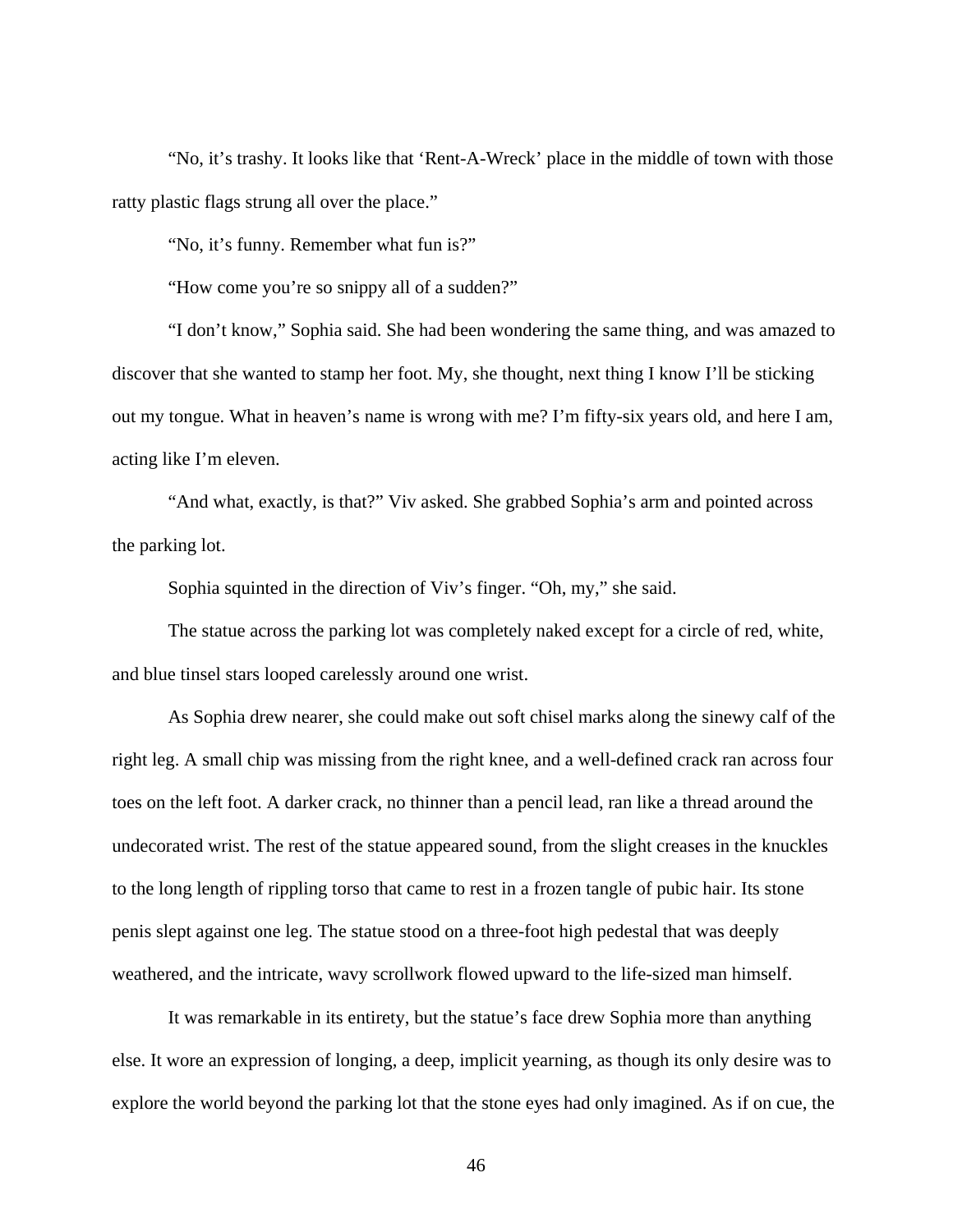"No, it's trashy. It looks like that 'Rent-A-Wreck' place in the middle of town with those ratty plastic flags strung all over the place."

"No, it's funny. Remember what fun is?"

"How come you're so snippy all of a sudden?"

"I don't know," Sophia said. She had been wondering the same thing, and was amazed to discover that she wanted to stamp her foot. My, she thought, next thing I know I'll be sticking out my tongue. What in heaven's name is wrong with me? I'm fifty-six years old, and here I am, acting like I'm eleven.

"And what, exactly, is that?" Viv asked. She grabbed Sophia's arm and pointed across the parking lot.

Sophia squinted in the direction of Viv's finger. "Oh, my," she said.

The statue across the parking lot was completely naked except for a circle of red, white, and blue tinsel stars looped carelessly around one wrist.

As Sophia drew nearer, she could make out soft chisel marks along the sinewy calf of the right leg. A small chip was missing from the right knee, and a well-defined crack ran across four toes on the left foot. A darker crack, no thinner than a pencil lead, ran like a thread around the undecorated wrist. The rest of the statue appeared sound, from the slight creases in the knuckles to the long length of rippling torso that came to rest in a frozen tangle of pubic hair. Its stone penis slept against one leg. The statue stood on a three-foot high pedestal that was deeply weathered, and the intricate, wavy scrollwork flowed upward to the life-sized man himself.

It was remarkable in its entirety, but the statue's face drew Sophia more than anything else. It wore an expression of longing, a deep, implicit yearning, as though its only desire was to explore the world beyond the parking lot that the stone eyes had only imagined. As if on cue, the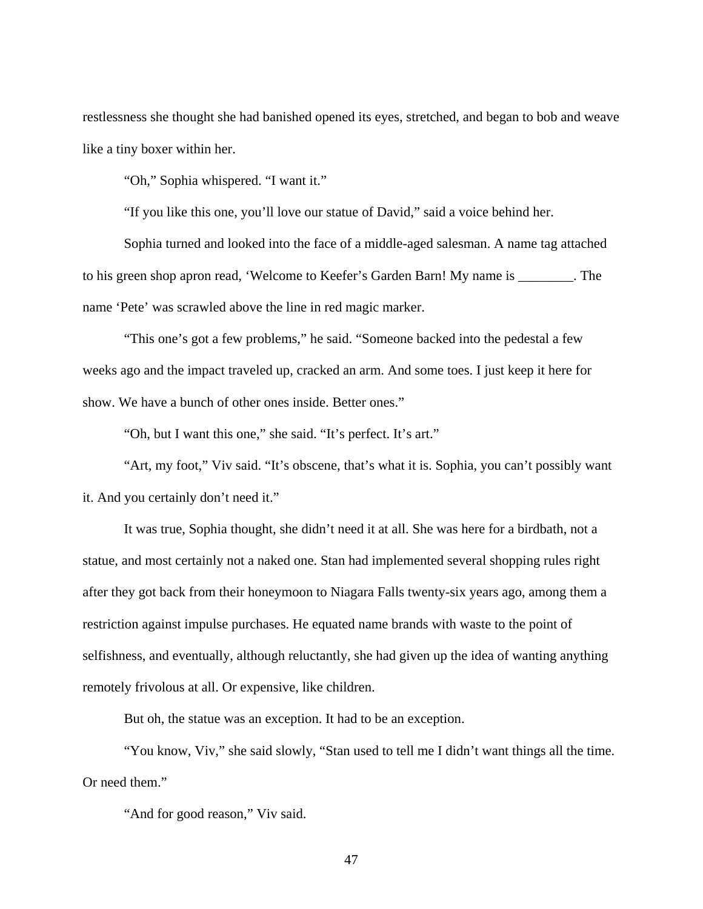restlessness she thought she had banished opened its eyes, stretched, and began to bob and weave like a tiny boxer within her.

"Oh," Sophia whispered. "I want it."

"If you like this one, you'll love our statue of David," said a voice behind her.

Sophia turned and looked into the face of a middle-aged salesman. A name tag attached to his green shop apron read, 'Welcome to Keefer's Garden Barn! My name is ________. The name 'Pete' was scrawled above the line in red magic marker.

"This one's got a few problems," he said. "Someone backed into the pedestal a few weeks ago and the impact traveled up, cracked an arm. And some toes. I just keep it here for show. We have a bunch of other ones inside. Better ones."

"Oh, but I want this one," she said. "It's perfect. It's art."

"Art, my foot," Viv said. "It's obscene, that's what it is. Sophia, you can't possibly want it. And you certainly don't need it."

It was true, Sophia thought, she didn't need it at all. She was here for a birdbath, not a statue, and most certainly not a naked one. Stan had implemented several shopping rules right after they got back from their honeymoon to Niagara Falls twenty-six years ago, among them a restriction against impulse purchases. He equated name brands with waste to the point of selfishness, and eventually, although reluctantly, she had given up the idea of wanting anything remotely frivolous at all. Or expensive, like children.

But oh, the statue was an exception. It had to be an exception.

"You know, Viv," she said slowly, "Stan used to tell me I didn't want things all the time. Or need them."

"And for good reason," Viv said.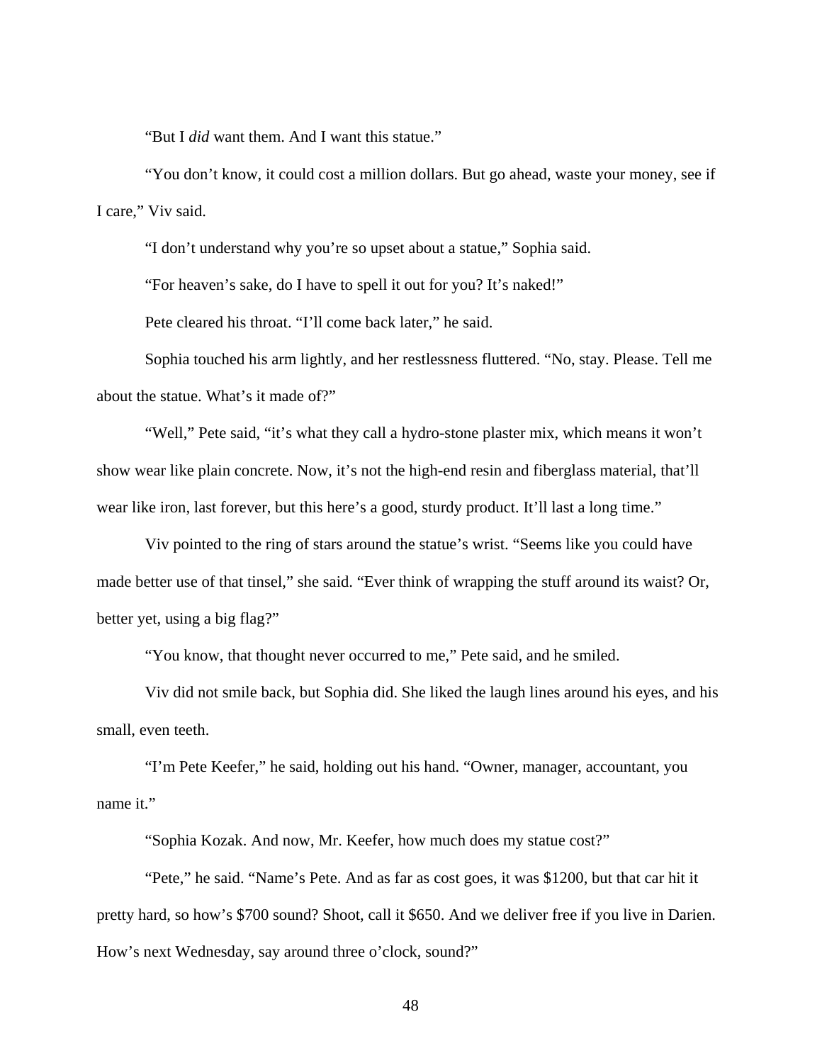"But I *did* want them. And I want this statue."

"You don't know, it could cost a million dollars. But go ahead, waste your money, see if I care," Viv said.

"I don't understand why you're so upset about a statue," Sophia said.

"For heaven's sake, do I have to spell it out for you? It's naked!"

Pete cleared his throat. "I'll come back later," he said.

Sophia touched his arm lightly, and her restlessness fluttered. "No, stay. Please. Tell me about the statue. What's it made of?"

"Well," Pete said, "it's what they call a hydro-stone plaster mix, which means it won't show wear like plain concrete. Now, it's not the high-end resin and fiberglass material, that'll wear like iron, last forever, but this here's a good, sturdy product. It'll last a long time."

Viv pointed to the ring of stars around the statue's wrist. "Seems like you could have made better use of that tinsel," she said. "Ever think of wrapping the stuff around its waist? Or, better yet, using a big flag?"

"You know, that thought never occurred to me," Pete said, and he smiled.

Viv did not smile back, but Sophia did. She liked the laugh lines around his eyes, and his small, even teeth.

"I'm Pete Keefer," he said, holding out his hand. "Owner, manager, accountant, you name it."

"Sophia Kozak. And now, Mr. Keefer, how much does my statue cost?"

"Pete," he said. "Name's Pete. And as far as cost goes, it was $1200, but that car hit it pretty hard, so how's $700 sound? Shoot, call it $650. And we deliver free if you live in Darien. How's next Wednesday, say around three o'clock, sound?"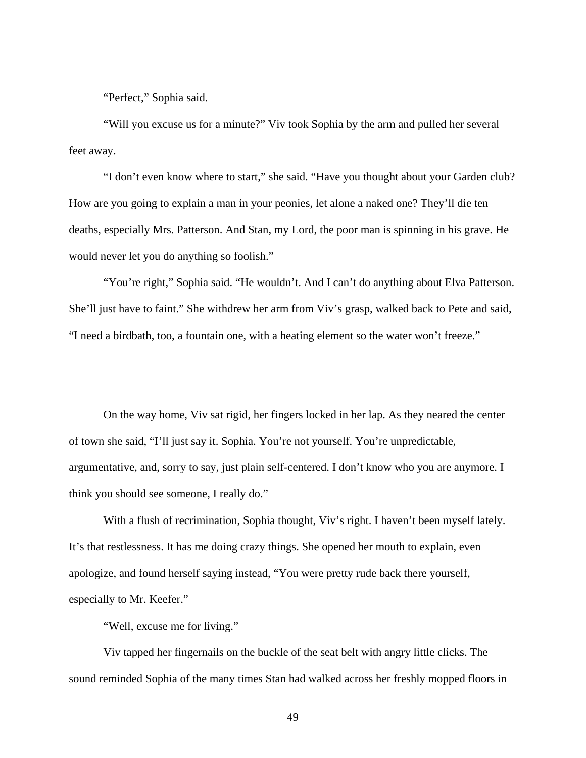"Perfect," Sophia said.

"Will you excuse us for a minute?" Viv took Sophia by the arm and pulled her several feet away.

"I don't even know where to start," she said. "Have you thought about your Garden club? How are you going to explain a man in your peonies, let alone a naked one? They'll die ten deaths, especially Mrs. Patterson. And Stan, my Lord, the poor man is spinning in his grave. He would never let you do anything so foolish."

"You're right," Sophia said. "He wouldn't. And I can't do anything about Elva Patterson. She'll just have to faint." She withdrew her arm from Viv's grasp, walked back to Pete and said, "I need a birdbath, too, a fountain one, with a heating element so the water won't freeze."

On the way home, Viv sat rigid, her fingers locked in her lap. As they neared the center of town she said, "I'll just say it. Sophia. You're not yourself. You're unpredictable, argumentative, and, sorry to say, just plain self-centered. I don't know who you are anymore. I think you should see someone, I really do."

With a flush of recrimination, Sophia thought, Viv's right. I haven't been myself lately. It's that restlessness. It has me doing crazy things. She opened her mouth to explain, even apologize, and found herself saying instead, "You were pretty rude back there yourself, especially to Mr. Keefer."

"Well, excuse me for living."

Viv tapped her fingernails on the buckle of the seat belt with angry little clicks. The sound reminded Sophia of the many times Stan had walked across her freshly mopped floors in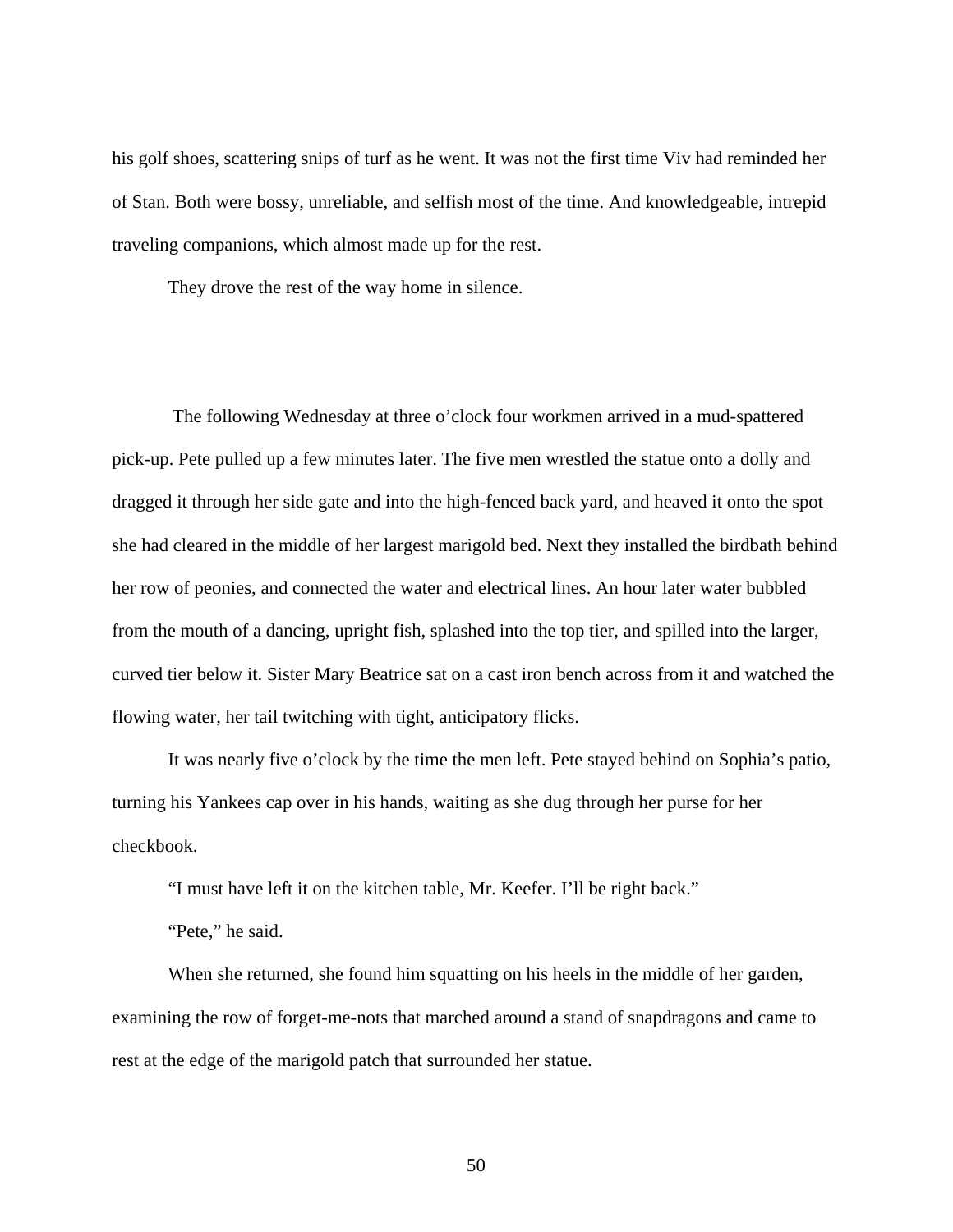his golf shoes, scattering snips of turf as he went. It was not the first time Viv had reminded her of Stan. Both were bossy, unreliable, and selfish most of the time. And knowledgeable, intrepid traveling companions, which almost made up for the rest.

They drove the rest of the way home in silence.

The following Wednesday at three o'clock four workmen arrived in a mud-spattered pick-up. Pete pulled up a few minutes later. The five men wrestled the statue onto a dolly and dragged it through her side gate and into the high-fenced back yard, and heaved it onto the spot she had cleared in the middle of her largest marigold bed. Next they installed the birdbath behind her row of peonies, and connected the water and electrical lines. An hour later water bubbled from the mouth of a dancing, upright fish, splashed into the top tier, and spilled into the larger, curved tier below it. Sister Mary Beatrice sat on a cast iron bench across from it and watched the flowing water, her tail twitching with tight, anticipatory flicks.

It was nearly five o'clock by the time the men left. Pete stayed behind on Sophia's patio, turning his Yankees cap over in his hands, waiting as she dug through her purse for her checkbook.

"I must have left it on the kitchen table, Mr. Keefer. I'll be right back."

"Pete," he said.

When she returned, she found him squatting on his heels in the middle of her garden, examining the row of forget-me-nots that marched around a stand of snapdragons and came to rest at the edge of the marigold patch that surrounded her statue.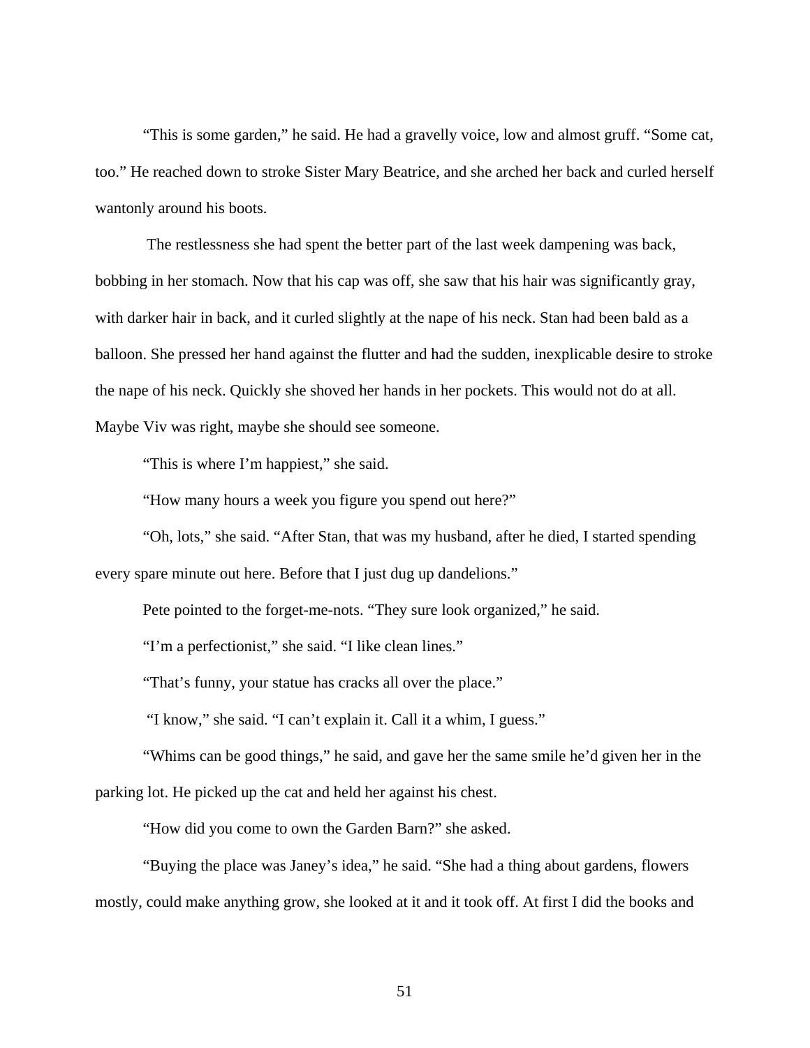"This is some garden," he said. He had a gravelly voice, low and almost gruff. "Some cat, too." He reached down to stroke Sister Mary Beatrice, and she arched her back and curled herself wantonly around his boots.

The restlessness she had spent the better part of the last week dampening was back, bobbing in her stomach. Now that his cap was off, she saw that his hair was significantly gray, with darker hair in back, and it curled slightly at the nape of his neck. Stan had been bald as a balloon. She pressed her hand against the flutter and had the sudden, inexplicable desire to stroke the nape of his neck. Quickly she shoved her hands in her pockets. This would not do at all. Maybe Viv was right, maybe she should see someone.

"This is where I'm happiest," she said.

"How many hours a week you figure you spend out here?"

"Oh, lots," she said. "After Stan, that was my husband, after he died, I started spending every spare minute out here. Before that I just dug up dandelions."

Pete pointed to the forget-me-nots. "They sure look organized," he said.

"I'm a perfectionist," she said. "I like clean lines."

"That's funny, your statue has cracks all over the place."

"I know," she said. "I can't explain it. Call it a whim, I guess."

"Whims can be good things," he said, and gave her the same smile he'd given her in the parking lot. He picked up the cat and held her against his chest.

"How did you come to own the Garden Barn?" she asked.

"Buying the place was Janey's idea," he said. "She had a thing about gardens, flowers mostly, could make anything grow, she looked at it and it took off. At first I did the books and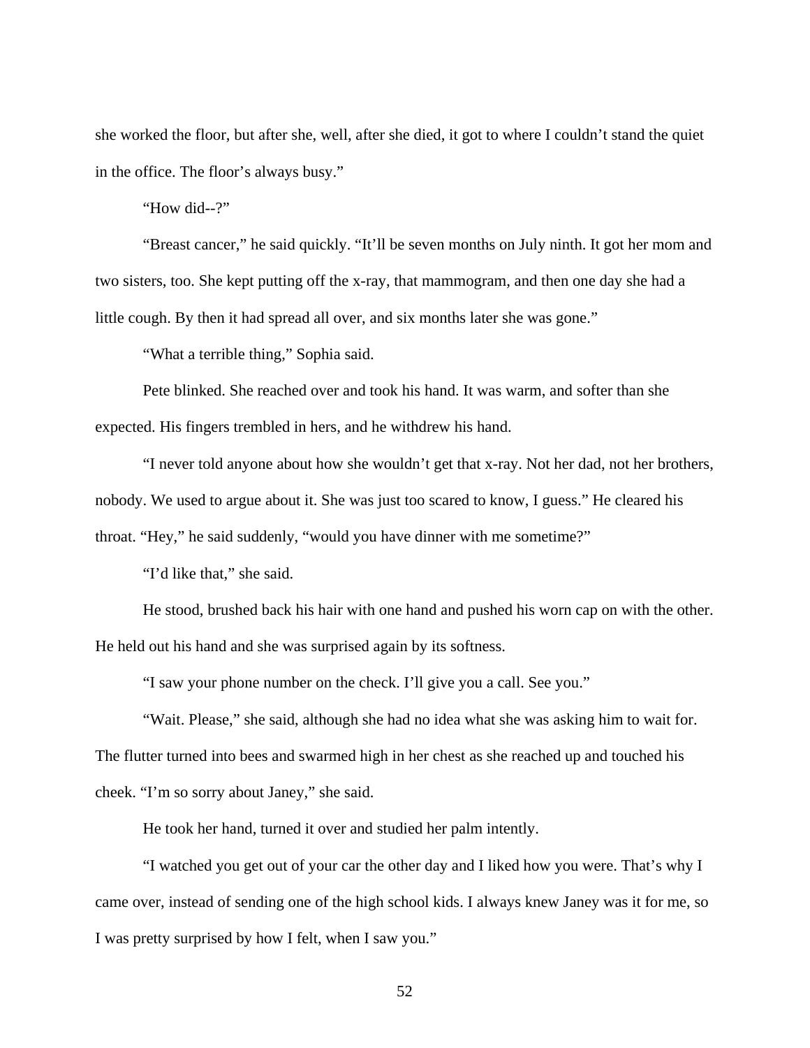she worked the floor, but after she, well, after she died, it got to where I couldn't stand the quiet in the office. The floor's always busy."

"How did--?"

"Breast cancer," he said quickly. "It'll be seven months on July ninth. It got her mom and two sisters, too. She kept putting off the x-ray, that mammogram, and then one day she had a little cough. By then it had spread all over, and six months later she was gone."

"What a terrible thing," Sophia said.

Pete blinked. She reached over and took his hand. It was warm, and softer than she expected. His fingers trembled in hers, and he withdrew his hand.

"I never told anyone about how she wouldn't get that x-ray. Not her dad, not her brothers, nobody. We used to argue about it. She was just too scared to know, I guess." He cleared his throat. "Hey," he said suddenly, "would you have dinner with me sometime?"

"I'd like that," she said.

He stood, brushed back his hair with one hand and pushed his worn cap on with the other. He held out his hand and she was surprised again by its softness.

"I saw your phone number on the check. I'll give you a call. See you."

"Wait. Please," she said, although she had no idea what she was asking him to wait for. The flutter turned into bees and swarmed high in her chest as she reached up and touched his cheek. "I'm so sorry about Janey," she said.

He took her hand, turned it over and studied her palm intently.

"I watched you get out of your car the other day and I liked how you were. That's why I came over, instead of sending one of the high school kids. I always knew Janey was it for me, so I was pretty surprised by how I felt, when I saw you."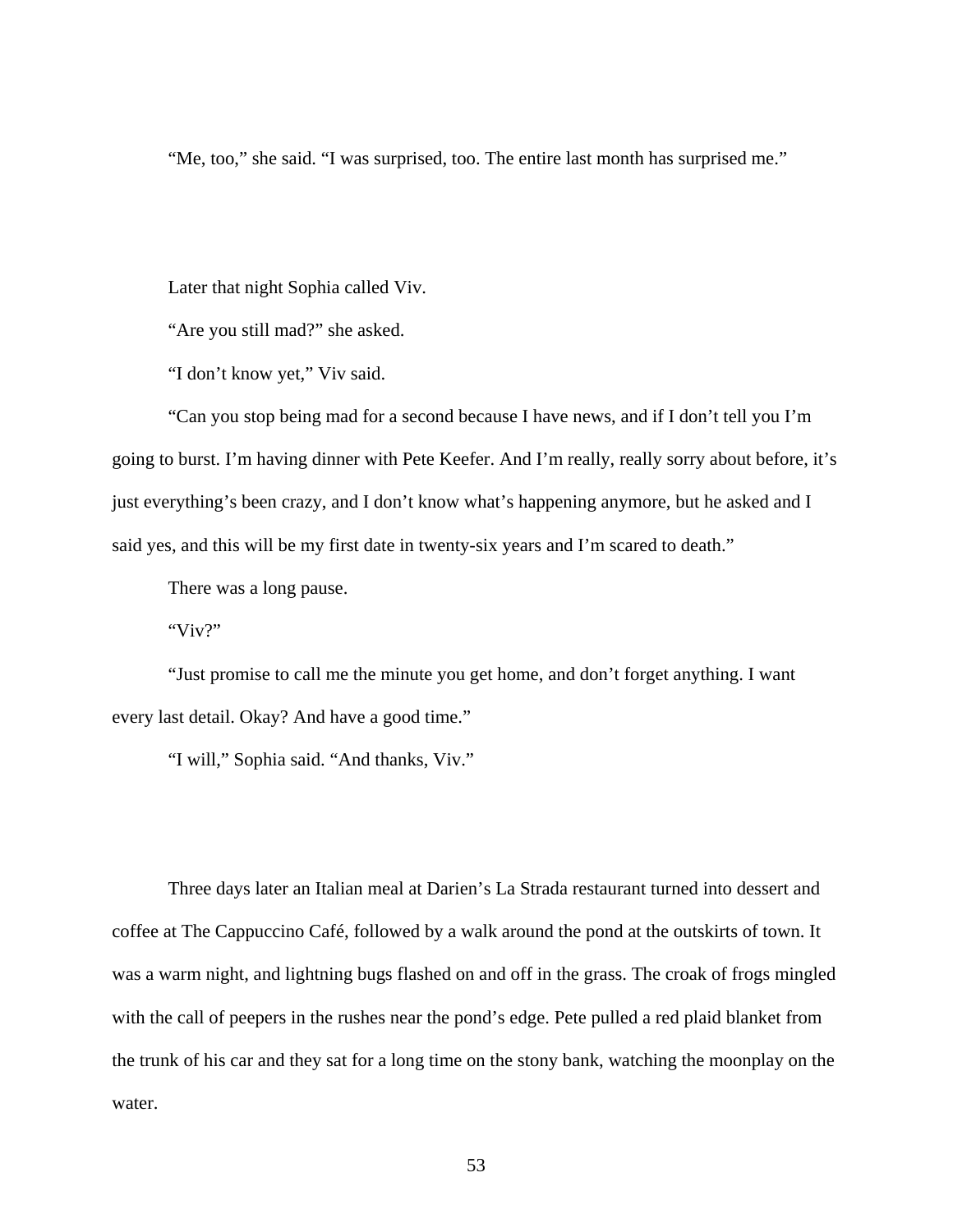"Me, too," she said. "I was surprised, too. The entire last month has surprised me."

Later that night Sophia called Viv.

"Are you still mad?" she asked.

"I don't know yet," Viv said.

"Can you stop being mad for a second because I have news, and if I don't tell you I'm going to burst. I'm having dinner with Pete Keefer. And I'm really, really sorry about before, it's just everything's been crazy, and I don't know what's happening anymore, but he asked and I said yes, and this will be my first date in twenty-six years and I'm scared to death."

There was a long pause.

"Viv?"

"Just promise to call me the minute you get home, and don't forget anything. I want every last detail. Okay? And have a good time."

"I will," Sophia said. "And thanks, Viv."

Three days later an Italian meal at Darien's La Strada restaurant turned into dessert and coffee at The Cappuccino Café, followed by a walk around the pond at the outskirts of town. It was a warm night, and lightning bugs flashed on and off in the grass. The croak of frogs mingled with the call of peepers in the rushes near the pond's edge. Pete pulled a red plaid blanket from the trunk of his car and they sat for a long time on the stony bank, watching the moonplay on the water.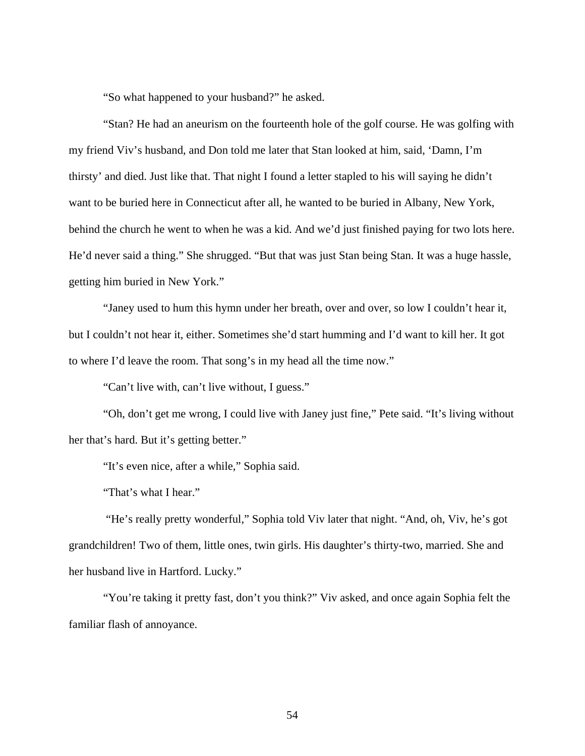"So what happened to your husband?" he asked.

"Stan? He had an aneurism on the fourteenth hole of the golf course. He was golfing with my friend Viv's husband, and Don told me later that Stan looked at him, said, 'Damn, I'm thirsty' and died. Just like that. That night I found a letter stapled to his will saying he didn't want to be buried here in Connecticut after all, he wanted to be buried in Albany, New York, behind the church he went to when he was a kid. And we'd just finished paying for two lots here. He'd never said a thing." She shrugged. "But that was just Stan being Stan. It was a huge hassle, getting him buried in New York."

"Janey used to hum this hymn under her breath, over and over, so low I couldn't hear it, but I couldn't not hear it, either. Sometimes she'd start humming and I'd want to kill her. It got to where I'd leave the room. That song's in my head all the time now."

"Can't live with, can't live without, I guess."

"Oh, don't get me wrong, I could live with Janey just fine," Pete said. "It's living without her that's hard. But it's getting better."

"It's even nice, after a while," Sophia said.

"That's what I hear."

"He's really pretty wonderful," Sophia told Viv later that night. "And, oh, Viv, he's got grandchildren! Two of them, little ones, twin girls. His daughter's thirty-two, married. She and her husband live in Hartford. Lucky."

"You're taking it pretty fast, don't you think?" Viv asked, and once again Sophia felt the familiar flash of annoyance.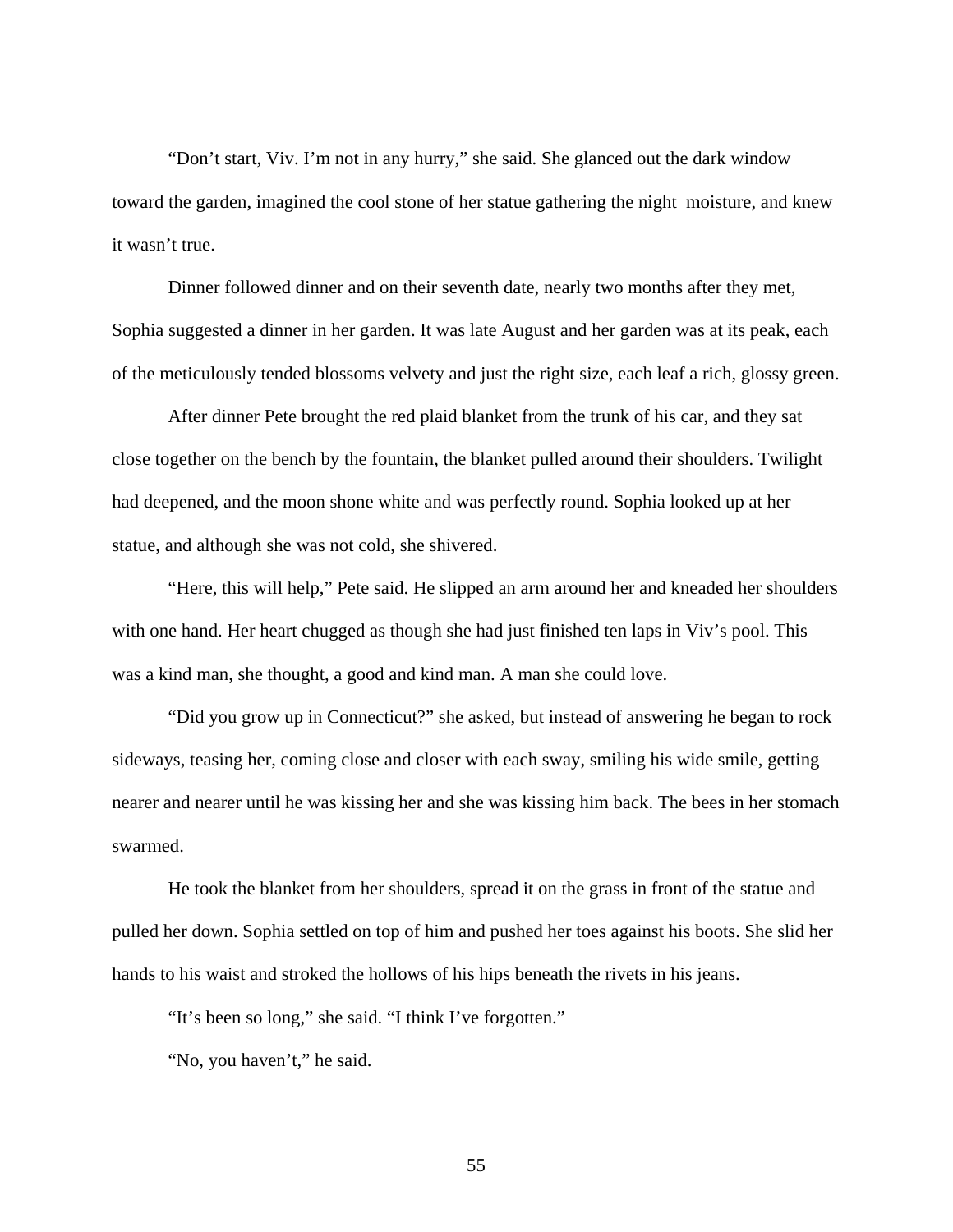"Don't start, Viv. I'm not in any hurry," she said. She glanced out the dark window toward the garden, imagined the cool stone of her statue gathering the night moisture, and knew it wasn't true.

Dinner followed dinner and on their seventh date, nearly two months after they met, Sophia suggested a dinner in her garden. It was late August and her garden was at its peak, each of the meticulously tended blossoms velvety and just the right size, each leaf a rich, glossy green.

After dinner Pete brought the red plaid blanket from the trunk of his car, and they sat close together on the bench by the fountain, the blanket pulled around their shoulders. Twilight had deepened, and the moon shone white and was perfectly round. Sophia looked up at her statue, and although she was not cold, she shivered.

"Here, this will help," Pete said. He slipped an arm around her and kneaded her shoulders with one hand. Her heart chugged as though she had just finished ten laps in Viv's pool. This was a kind man, she thought, a good and kind man. A man she could love.

"Did you grow up in Connecticut?" she asked, but instead of answering he began to rock sideways, teasing her, coming close and closer with each sway, smiling his wide smile, getting nearer and nearer until he was kissing her and she was kissing him back. The bees in her stomach swarmed.

He took the blanket from her shoulders, spread it on the grass in front of the statue and pulled her down. Sophia settled on top of him and pushed her toes against his boots. She slid her hands to his waist and stroked the hollows of his hips beneath the rivets in his jeans.

"It's been so long," she said. "I think I've forgotten."

"No, you haven't," he said.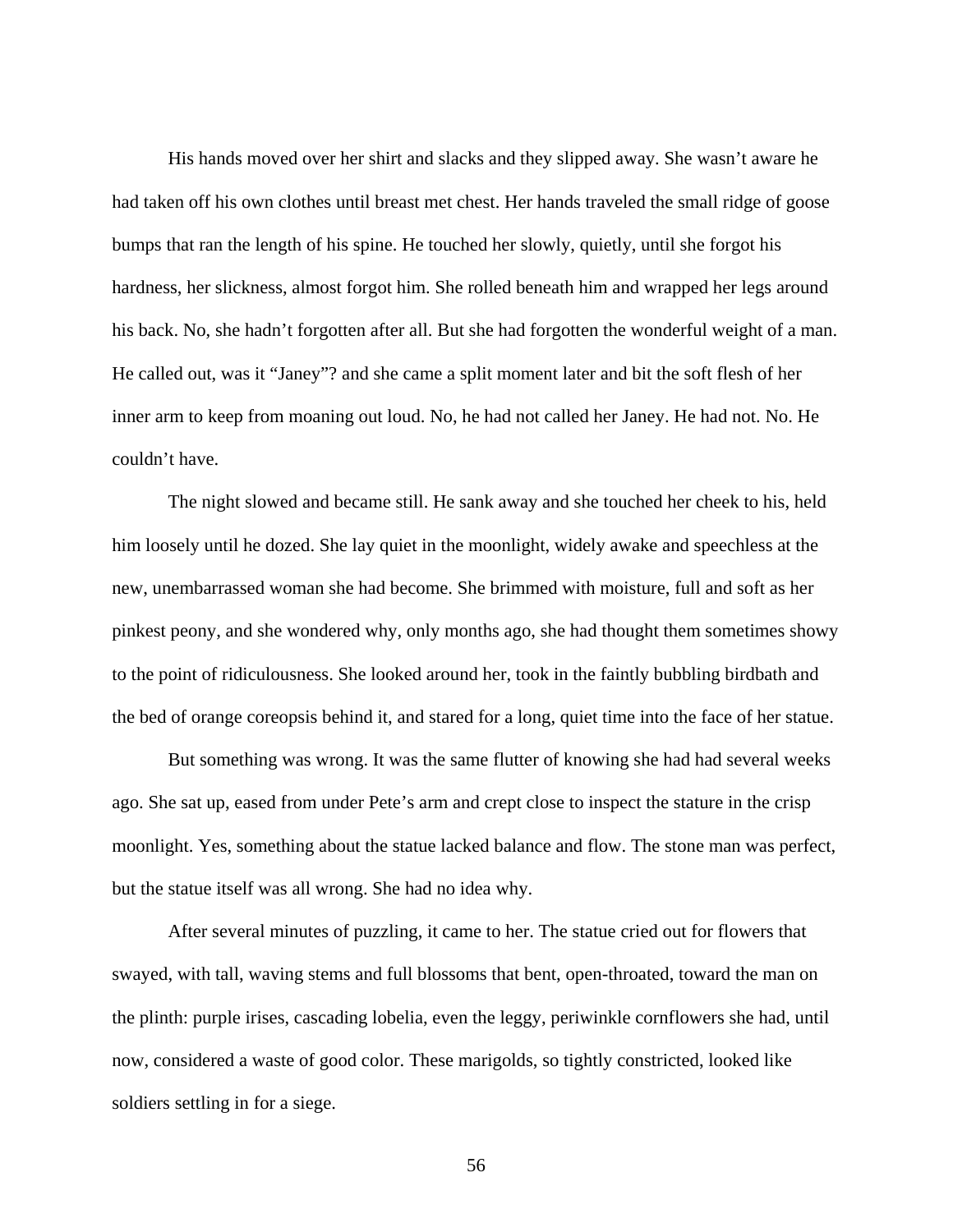His hands moved over her shirt and slacks and they slipped away. She wasn't aware he had taken off his own clothes until breast met chest. Her hands traveled the small ridge of goose bumps that ran the length of his spine. He touched her slowly, quietly, until she forgot his hardness, her slickness, almost forgot him. She rolled beneath him and wrapped her legs around his back. No, she hadn't forgotten after all. But she had forgotten the wonderful weight of a man. He called out, was it "Janey"? and she came a split moment later and bit the soft flesh of her inner arm to keep from moaning out loud. No, he had not called her Janey. He had not. No. He couldn't have.

The night slowed and became still. He sank away and she touched her cheek to his, held him loosely until he dozed. She lay quiet in the moonlight, widely awake and speechless at the new, unembarrassed woman she had become. She brimmed with moisture, full and soft as her pinkest peony, and she wondered why, only months ago, she had thought them sometimes showy to the point of ridiculousness. She looked around her, took in the faintly bubbling birdbath and the bed of orange coreopsis behind it, and stared for a long, quiet time into the face of her statue.

But something was wrong. It was the same flutter of knowing she had had several weeks ago. She sat up, eased from under Pete's arm and crept close to inspect the stature in the crisp moonlight. Yes, something about the statue lacked balance and flow. The stone man was perfect, but the statue itself was all wrong. She had no idea why.

After several minutes of puzzling, it came to her. The statue cried out for flowers that swayed, with tall, waving stems and full blossoms that bent, open-throated, toward the man on the plinth: purple irises, cascading lobelia, even the leggy, periwinkle cornflowers she had, until now, considered a waste of good color. These marigolds, so tightly constricted, looked like soldiers settling in for a siege.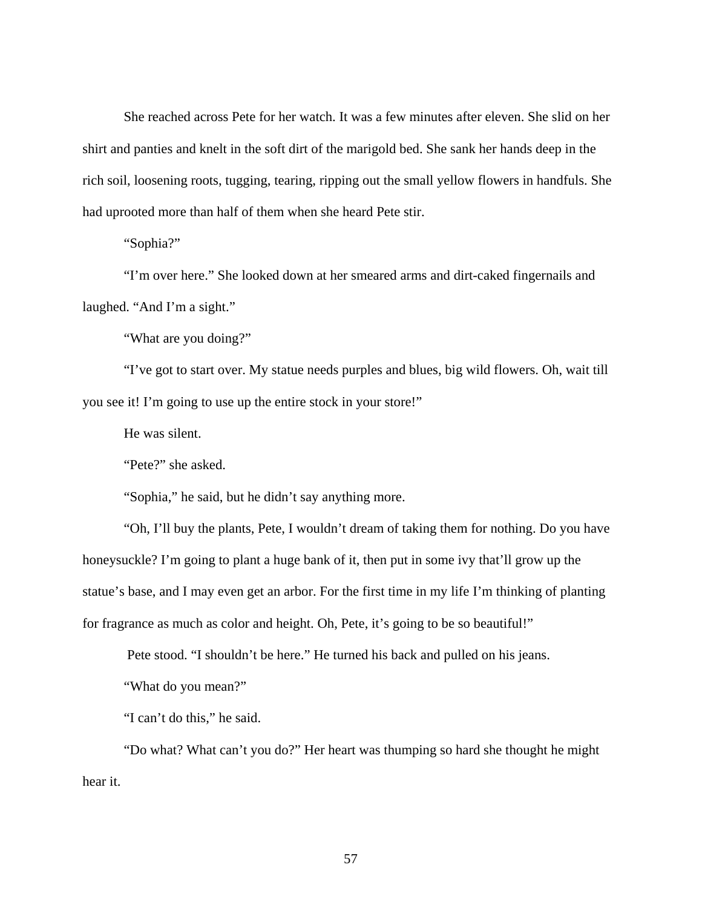She reached across Pete for her watch. It was a few minutes after eleven. She slid on her shirt and panties and knelt in the soft dirt of the marigold bed. She sank her hands deep in the rich soil, loosening roots, tugging, tearing, ripping out the small yellow flowers in handfuls. She had uprooted more than half of them when she heard Pete stir.

"Sophia?"

"I'm over here." She looked down at her smeared arms and dirt-caked fingernails and laughed. "And I'm a sight."

"What are you doing?"

"I've got to start over. My statue needs purples and blues, big wild flowers. Oh, wait till you see it! I'm going to use up the entire stock in your store!"

He was silent.

"Pete?" she asked.

"Sophia," he said, but he didn't say anything more.

"Oh, I'll buy the plants, Pete, I wouldn't dream of taking them for nothing. Do you have honeysuckle? I'm going to plant a huge bank of it, then put in some ivy that'll grow up the statue's base, and I may even get an arbor. For the first time in my life I'm thinking of planting for fragrance as much as color and height. Oh, Pete, it's going to be so beautiful!"

Pete stood. "I shouldn't be here." He turned his back and pulled on his jeans.

"What do you mean?"

"I can't do this," he said.

"Do what? What can't you do?" Her heart was thumping so hard she thought he might hear it.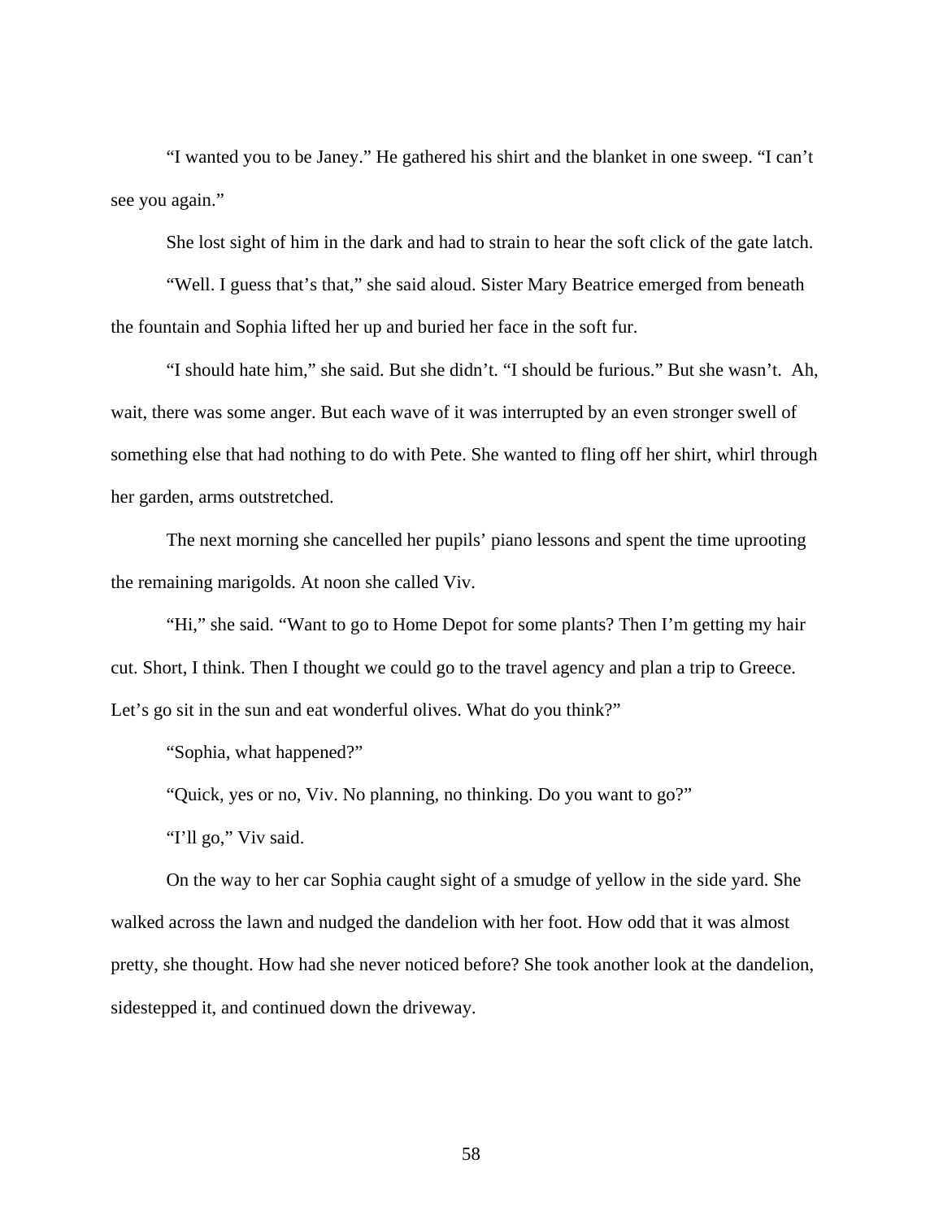"I wanted you to be Janey." He gathered his shirt and the blanket in one sweep. "I can't see you again."

She lost sight of him in the dark and had to strain to hear the soft click of the gate latch.

"Well. I guess that's that," she said aloud. Sister Mary Beatrice emerged from beneath the fountain and Sophia lifted her up and buried her face in the soft fur.

"I should hate him," she said. But she didn't. "I should be furious." But she wasn't. Ah, wait, there was some anger. But each wave of it was interrupted by an even stronger swell of something else that had nothing to do with Pete. She wanted to fling off her shirt, whirl through her garden, arms outstretched.

The next morning she cancelled her pupils' piano lessons and spent the time uprooting the remaining marigolds. At noon she called Viv.

"Hi," she said. "Want to go to Home Depot for some plants? Then I'm getting my hair cut. Short, I think. Then I thought we could go to the travel agency and plan a trip to Greece. Let's go sit in the sun and eat wonderful olives. What do you think?"

"Sophia, what happened?"

"Quick, yes or no, Viv. No planning, no thinking. Do you want to go?"

"I'll go," Viv said.

On the way to her car Sophia caught sight of a smudge of yellow in the side yard. She walked across the lawn and nudged the dandelion with her foot. How odd that it was almost pretty, she thought. How had she never noticed before? She took another look at the dandelion, sidestepped it, and continued down the driveway.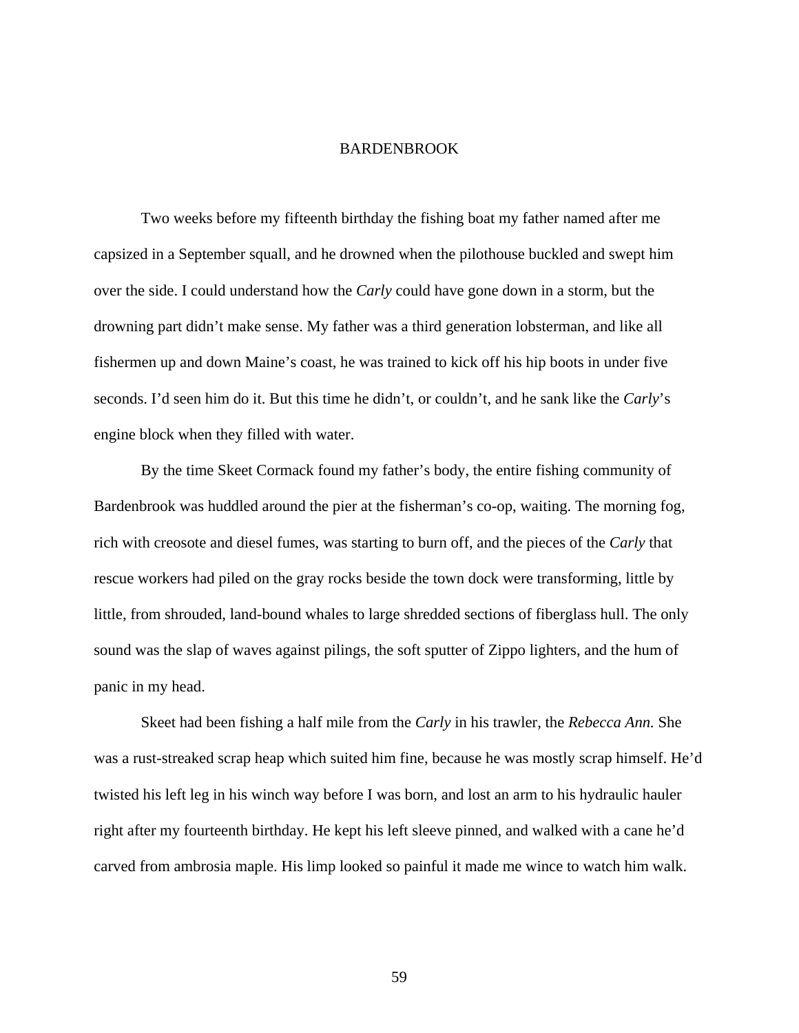# BARDENBROOK

Two weeks before my fifteenth birthday the fishing boat my father named after me capsized in a September squall, and he drowned when the pilothouse buckled and swept him over the side. I could understand how the *Carly* could have gone down in a storm, but the drowning part didn't make sense. My father was a third generation lobsterman, and like all fishermen up and down Maine's coast, he was trained to kick off his hip boots in under five seconds. I'd seen him do it. But this time he didn't, or couldn't, and he sank like the *Carly*'s engine block when they filled with water.

By the time Skeet Cormack found my father's body, the entire fishing community of Bardenbrook was huddled around the pier at the fisherman's co-op, waiting. The morning fog, rich with creosote and diesel fumes, was starting to burn off, and the pieces of the *Carly* that rescue workers had piled on the gray rocks beside the town dock were transforming, little by little, from shrouded, land-bound whales to large shredded sections of fiberglass hull. The only sound was the slap of waves against pilings, the soft sputter of Zippo lighters, and the hum of panic in my head.

Skeet had been fishing a half mile from the *Carly* in his trawler, the *Rebecca Ann.* She was a rust-streaked scrap heap which suited him fine, because he was mostly scrap himself. He'd twisted his left leg in his winch way before I was born, and lost an arm to his hydraulic hauler right after my fourteenth birthday. He kept his left sleeve pinned, and walked with a cane he'd carved from ambrosia maple. His limp looked so painful it made me wince to watch him walk.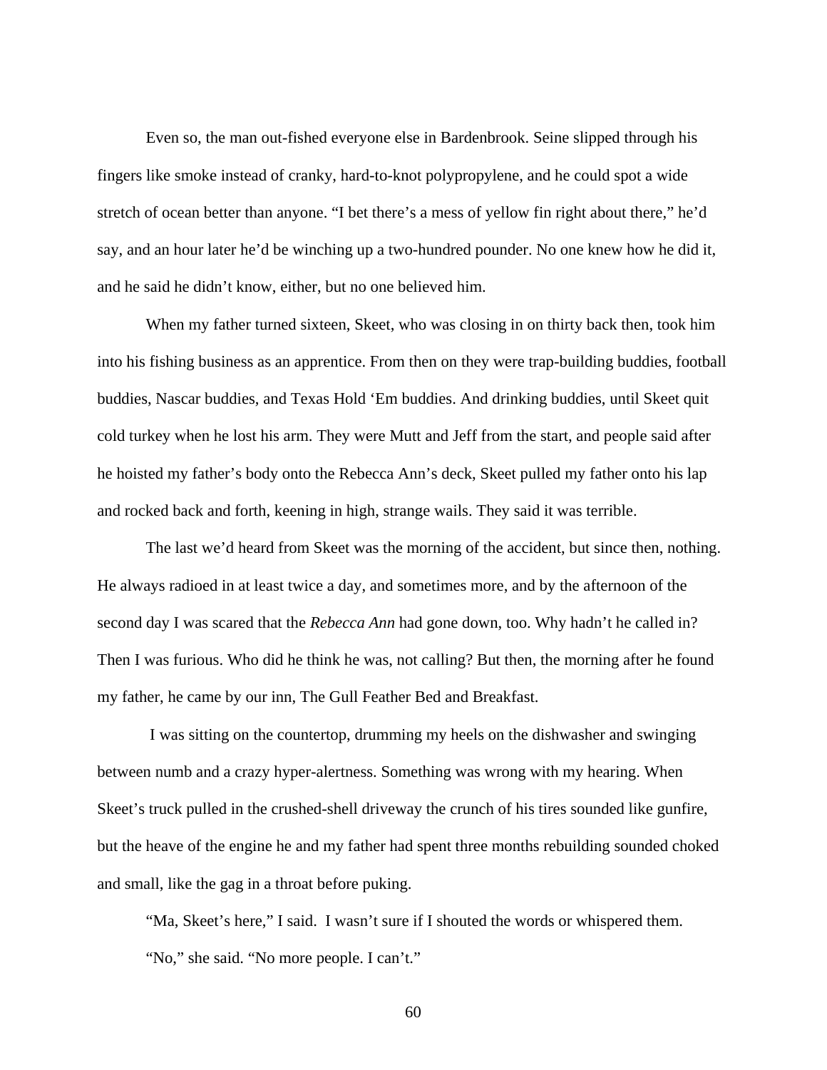Even so, the man out-fished everyone else in Bardenbrook. Seine slipped through his fingers like smoke instead of cranky, hard-to-knot polypropylene, and he could spot a wide stretch of ocean better than anyone. "I bet there's a mess of yellow fin right about there," he'd say, and an hour later he'd be winching up a two-hundred pounder. No one knew how he did it, and he said he didn't know, either, but no one believed him.

When my father turned sixteen, Skeet, who was closing in on thirty back then, took him into his fishing business as an apprentice. From then on they were trap-building buddies, football buddies, Nascar buddies, and Texas Hold 'Em buddies. And drinking buddies, until Skeet quit cold turkey when he lost his arm. They were Mutt and Jeff from the start, and people said after he hoisted my father's body onto the Rebecca Ann's deck, Skeet pulled my father onto his lap and rocked back and forth, keening in high, strange wails. They said it was terrible.

The last we'd heard from Skeet was the morning of the accident, but since then, nothing. He always radioed in at least twice a day, and sometimes more, and by the afternoon of the second day I was scared that the *Rebecca Ann* had gone down, too. Why hadn't he called in? Then I was furious. Who did he think he was, not calling? But then, the morning after he found my father, he came by our inn, The Gull Feather Bed and Breakfast.

I was sitting on the countertop, drumming my heels on the dishwasher and swinging between numb and a crazy hyper-alertness. Something was wrong with my hearing. When Skeet's truck pulled in the crushed-shell driveway the crunch of his tires sounded like gunfire, but the heave of the engine he and my father had spent three months rebuilding sounded choked and small, like the gag in a throat before puking.

"Ma, Skeet's here," I said. I wasn't sure if I shouted the words or whispered them.

"No," she said. "No more people. I can't."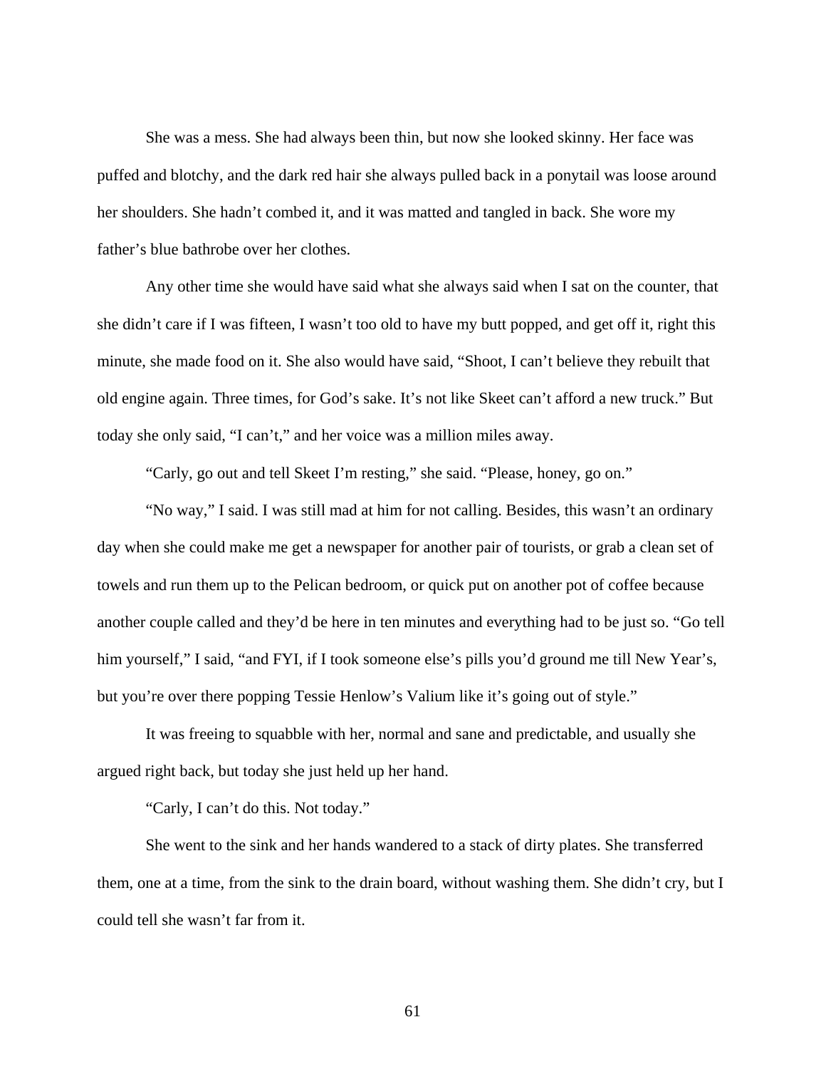She was a mess. She had always been thin, but now she looked skinny. Her face was puffed and blotchy, and the dark red hair she always pulled back in a ponytail was loose around her shoulders. She hadn't combed it, and it was matted and tangled in back. She wore my father's blue bathrobe over her clothes.

Any other time she would have said what she always said when I sat on the counter, that she didn't care if I was fifteen, I wasn't too old to have my butt popped, and get off it, right this minute, she made food on it. She also would have said, "Shoot, I can't believe they rebuilt that old engine again. Three times, for God's sake. It's not like Skeet can't afford a new truck." But today she only said, "I can't," and her voice was a million miles away.

"Carly, go out and tell Skeet I'm resting," she said. "Please, honey, go on."

"No way," I said. I was still mad at him for not calling. Besides, this wasn't an ordinary day when she could make me get a newspaper for another pair of tourists, or grab a clean set of towels and run them up to the Pelican bedroom, or quick put on another pot of coffee because another couple called and they'd be here in ten minutes and everything had to be just so. "Go tell him yourself," I said, "and FYI, if I took someone else's pills you'd ground me till New Year's, but you're over there popping Tessie Henlow's Valium like it's going out of style."

It was freeing to squabble with her, normal and sane and predictable, and usually she argued right back, but today she just held up her hand.

"Carly, I can't do this. Not today."

She went to the sink and her hands wandered to a stack of dirty plates. She transferred them, one at a time, from the sink to the drain board, without washing them. She didn't cry, but I could tell she wasn't far from it.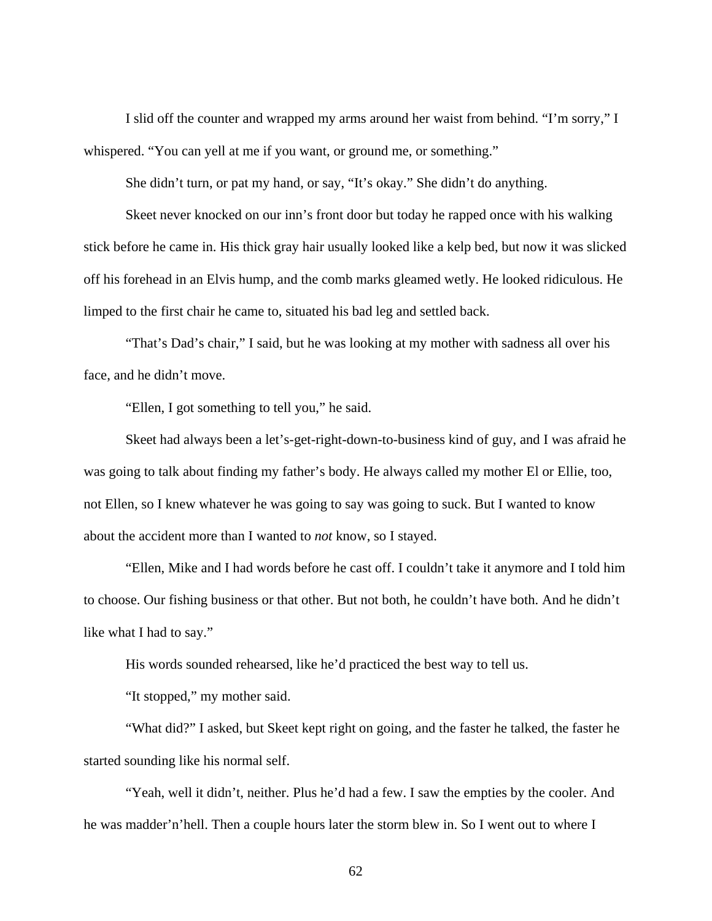I slid off the counter and wrapped my arms around her waist from behind. "I'm sorry," I whispered. "You can yell at me if you want, or ground me, or something."

She didn't turn, or pat my hand, or say, "It's okay." She didn't do anything.

Skeet never knocked on our inn's front door but today he rapped once with his walking stick before he came in. His thick gray hair usually looked like a kelp bed, but now it was slicked off his forehead in an Elvis hump, and the comb marks gleamed wetly. He looked ridiculous. He limped to the first chair he came to, situated his bad leg and settled back.

"That's Dad's chair," I said, but he was looking at my mother with sadness all over his face, and he didn't move.

"Ellen, I got something to tell you," he said.

Skeet had always been a let's-get-right-down-to-business kind of guy, and I was afraid he was going to talk about finding my father's body. He always called my mother El or Ellie, too, not Ellen, so I knew whatever he was going to say was going to suck. But I wanted to know about the accident more than I wanted to *not* know, so I stayed.

"Ellen, Mike and I had words before he cast off. I couldn't take it anymore and I told him to choose. Our fishing business or that other. But not both, he couldn't have both. And he didn't like what I had to say."

His words sounded rehearsed, like he'd practiced the best way to tell us.

"It stopped," my mother said.

"What did?" I asked, but Skeet kept right on going, and the faster he talked, the faster he started sounding like his normal self.

"Yeah, well it didn't, neither. Plus he'd had a few. I saw the empties by the cooler. And he was madder'n'hell. Then a couple hours later the storm blew in. So I went out to where I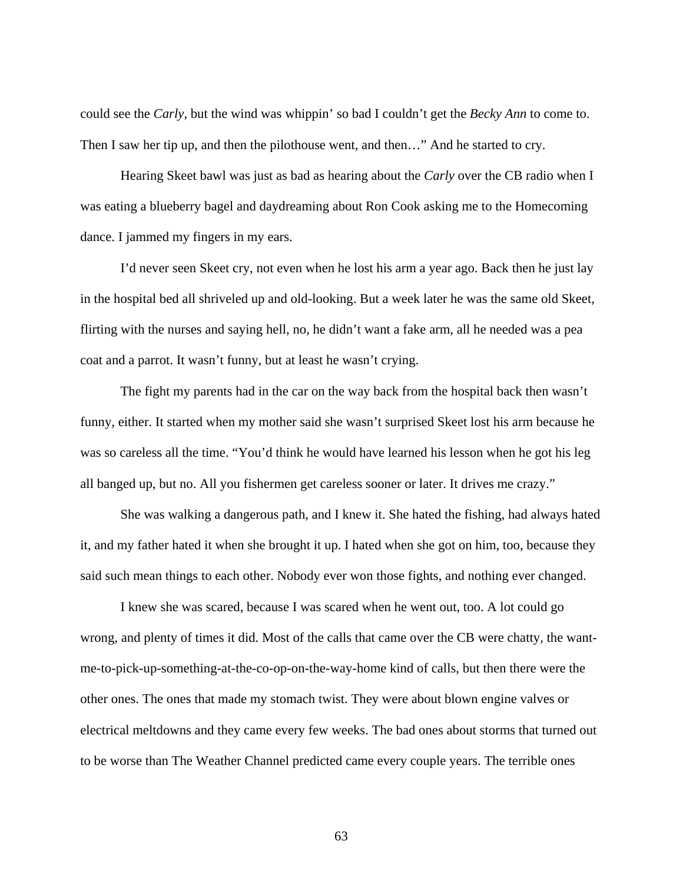could see the *Carly*, but the wind was whippin' so bad I couldn't get the *Becky Ann* to come to. Then I saw her tip up, and then the pilothouse went, and then…" And he started to cry.

Hearing Skeet bawl was just as bad as hearing about the *Carly* over the CB radio when I was eating a blueberry bagel and daydreaming about Ron Cook asking me to the Homecoming dance. I jammed my fingers in my ears.

I'd never seen Skeet cry, not even when he lost his arm a year ago. Back then he just lay in the hospital bed all shriveled up and old-looking. But a week later he was the same old Skeet, flirting with the nurses and saying hell, no, he didn't want a fake arm, all he needed was a pea coat and a parrot. It wasn't funny, but at least he wasn't crying.

The fight my parents had in the car on the way back from the hospital back then wasn't funny, either. It started when my mother said she wasn't surprised Skeet lost his arm because he was so careless all the time. "You'd think he would have learned his lesson when he got his leg all banged up, but no. All you fishermen get careless sooner or later. It drives me crazy."

She was walking a dangerous path, and I knew it. She hated the fishing, had always hated it, and my father hated it when she brought it up. I hated when she got on him, too, because they said such mean things to each other. Nobody ever won those fights, and nothing ever changed.

I knew she was scared, because I was scared when he went out, too. A lot could go wrong, and plenty of times it did. Most of the calls that came over the CB were chatty, the want-me-to-pick-up-something-at-the-co-op-on-the-way-home kind of calls, but then there were the other ones. The ones that made my stomach twist. They were about blown engine valves or electrical meltdowns and they came every few weeks. The bad ones about storms that turned out to be worse than The Weather Channel predicted came every couple years. The terrible ones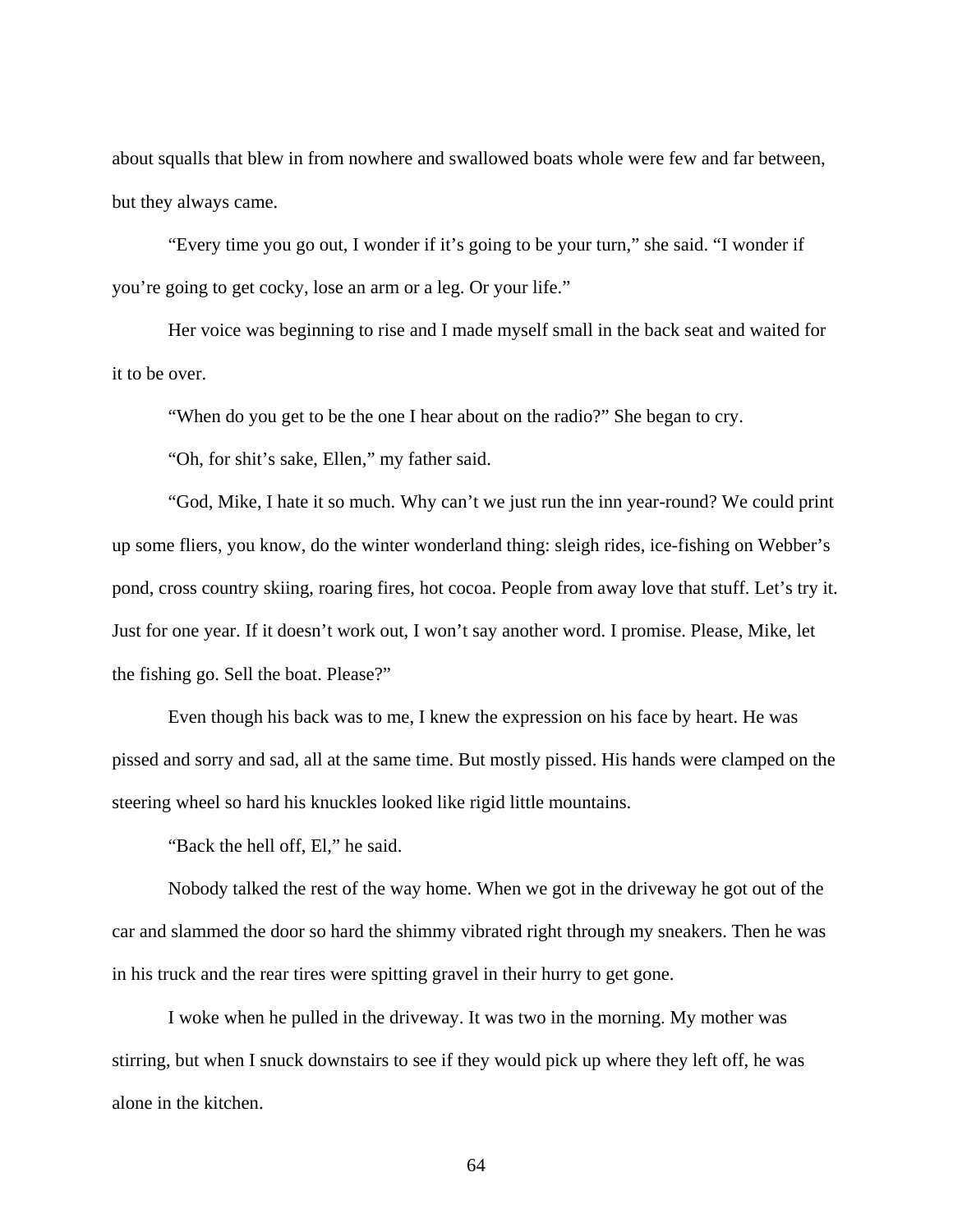about squalls that blew in from nowhere and swallowed boats whole were few and far between, but they always came.

"Every time you go out, I wonder if it's going to be your turn," she said. "I wonder if you're going to get cocky, lose an arm or a leg. Or your life."

Her voice was beginning to rise and I made myself small in the back seat and waited for it to be over.

"When do you get to be the one I hear about on the radio?" She began to cry.

"Oh, for shit's sake, Ellen," my father said.

"God, Mike, I hate it so much. Why can't we just run the inn year-round? We could print up some fliers, you know, do the winter wonderland thing: sleigh rides, ice-fishing on Webber's pond, cross country skiing, roaring fires, hot cocoa. People from away love that stuff. Let's try it. Just for one year. If it doesn't work out, I won't say another word. I promise. Please, Mike, let the fishing go. Sell the boat. Please?"

Even though his back was to me, I knew the expression on his face by heart. He was pissed and sorry and sad, all at the same time. But mostly pissed. His hands were clamped on the steering wheel so hard his knuckles looked like rigid little mountains.

"Back the hell off, El," he said.

Nobody talked the rest of the way home. When we got in the driveway he got out of the car and slammed the door so hard the shimmy vibrated right through my sneakers. Then he was in his truck and the rear tires were spitting gravel in their hurry to get gone.

I woke when he pulled in the driveway. It was two in the morning. My mother was stirring, but when I snuck downstairs to see if they would pick up where they left off, he was alone in the kitchen.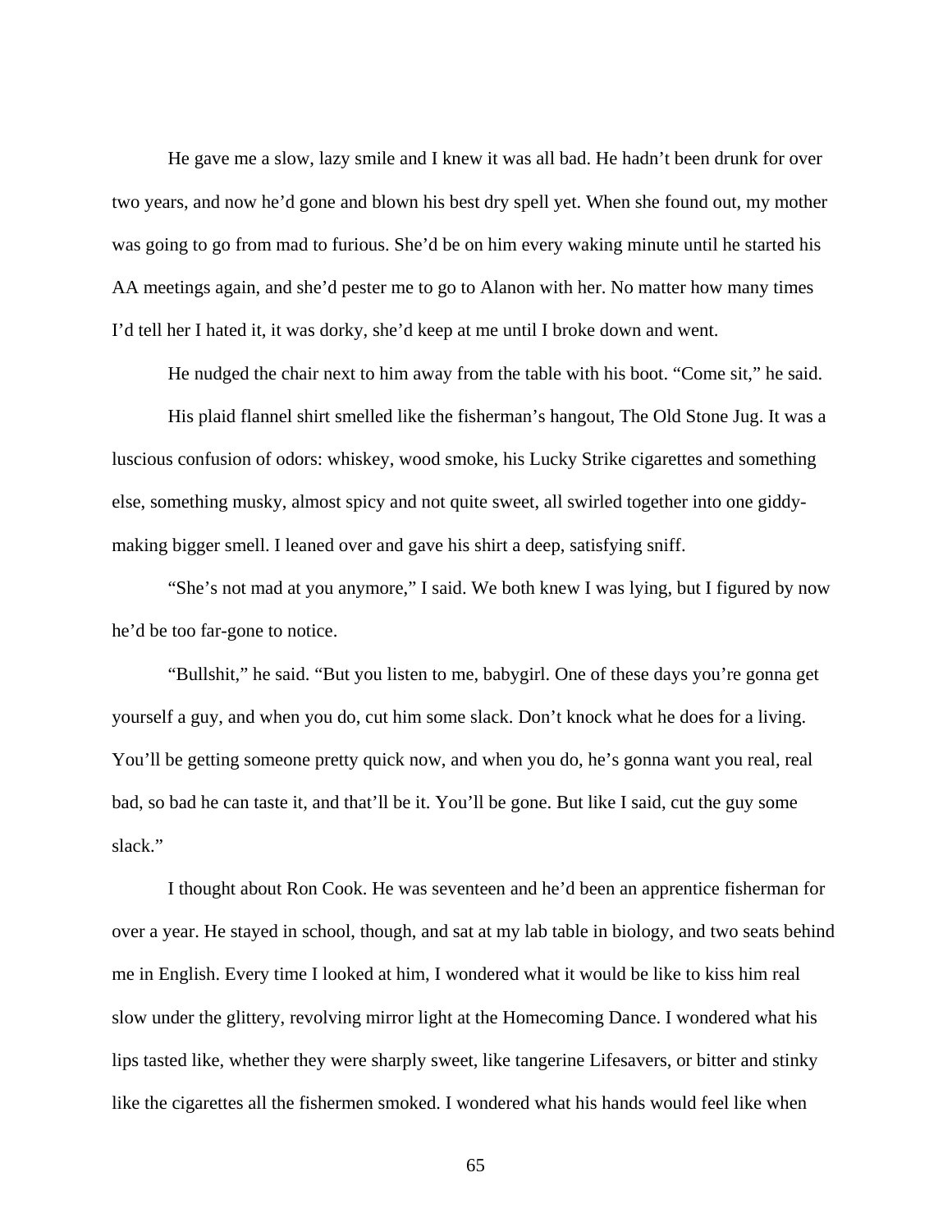He gave me a slow, lazy smile and I knew it was all bad. He hadn't been drunk for over two years, and now he'd gone and blown his best dry spell yet. When she found out, my mother was going to go from mad to furious. She'd be on him every waking minute until he started his AA meetings again, and she'd pester me to go to Alanon with her. No matter how many times I'd tell her I hated it, it was dorky, she'd keep at me until I broke down and went.

He nudged the chair next to him away from the table with his boot. "Come sit," he said.

His plaid flannel shirt smelled like the fisherman's hangout, The Old Stone Jug. It was a luscious confusion of odors: whiskey, wood smoke, his Lucky Strike cigarettes and something else, something musky, almost spicy and not quite sweet, all swirled together into one giddy-making bigger smell. I leaned over and gave his shirt a deep, satisfying sniff.

"She's not mad at you anymore," I said. We both knew I was lying, but I figured by now he'd be too far-gone to notice.

"Bullshit," he said. "But you listen to me, babygirl. One of these days you're gonna get yourself a guy, and when you do, cut him some slack. Don't knock what he does for a living. You'll be getting someone pretty quick now, and when you do, he's gonna want you real, real bad, so bad he can taste it, and that'll be it. You'll be gone. But like I said, cut the guy some slack."

I thought about Ron Cook. He was seventeen and he'd been an apprentice fisherman for over a year. He stayed in school, though, and sat at my lab table in biology, and two seats behind me in English. Every time I looked at him, I wondered what it would be like to kiss him real slow under the glittery, revolving mirror light at the Homecoming Dance. I wondered what his lips tasted like, whether they were sharply sweet, like tangerine Lifesavers, or bitter and stinky like the cigarettes all the fishermen smoked. I wondered what his hands would feel like when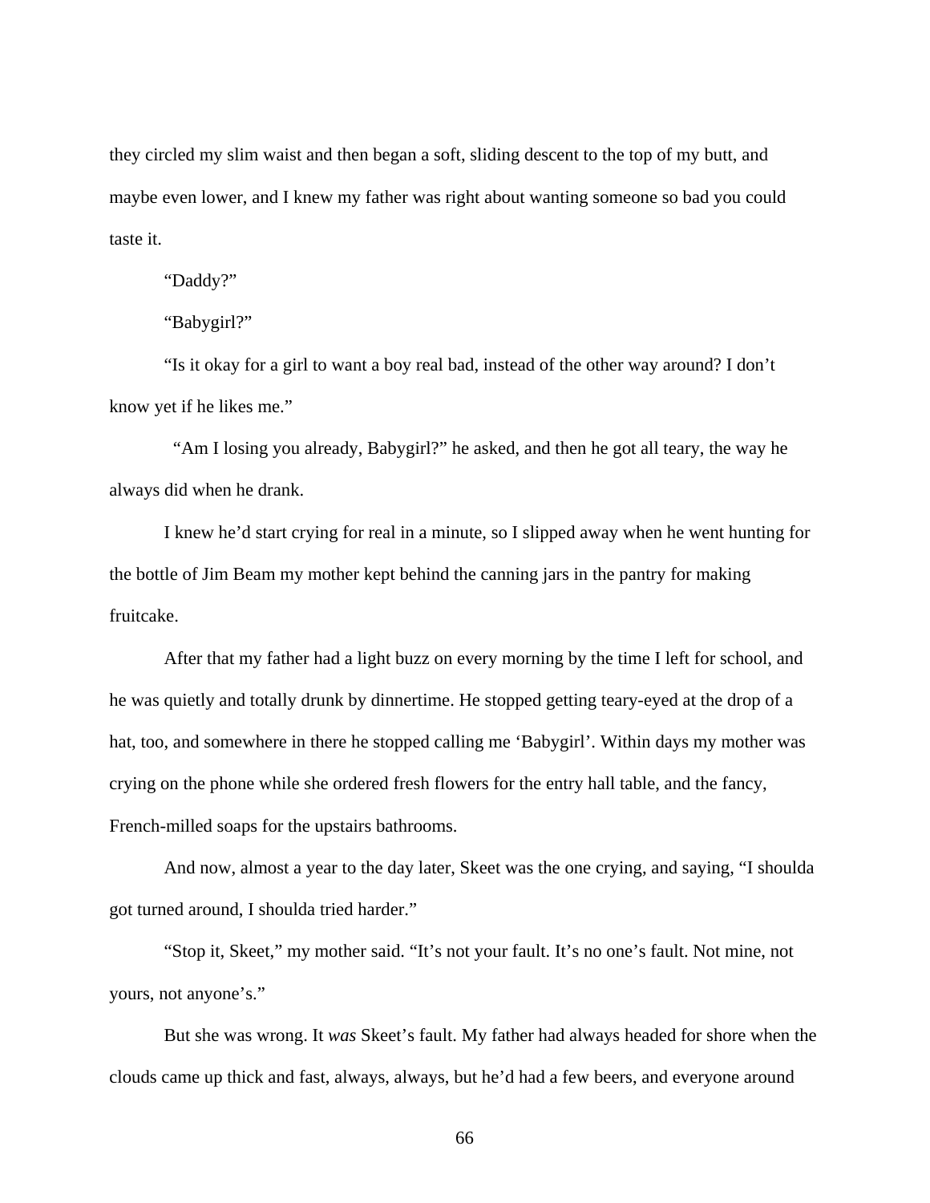they circled my slim waist and then began a soft, sliding descent to the top of my butt, and maybe even lower, and I knew my father was right about wanting someone so bad you could taste it.

"Daddy?"

"Babygirl?"

"Is it okay for a girl to want a boy real bad, instead of the other way around? I don't know yet if he likes me."

"Am I losing you already, Babygirl?" he asked, and then he got all teary, the way he always did when he drank.

I knew he'd start crying for real in a minute, so I slipped away when he went hunting for the bottle of Jim Beam my mother kept behind the canning jars in the pantry for making fruitcake.

After that my father had a light buzz on every morning by the time I left for school, and he was quietly and totally drunk by dinnertime. He stopped getting teary-eyed at the drop of a hat, too, and somewhere in there he stopped calling me 'Babygirl'. Within days my mother was crying on the phone while she ordered fresh flowers for the entry hall table, and the fancy, French-milled soaps for the upstairs bathrooms.

And now, almost a year to the day later, Skeet was the one crying, and saying, "I shoulda got turned around, I shoulda tried harder."

"Stop it, Skeet," my mother said. "It's not your fault. It's no one's fault. Not mine, not yours, not anyone's."

But she was wrong. It *was* Skeet's fault. My father had always headed for shore when the clouds came up thick and fast, always, always, but he'd had a few beers, and everyone around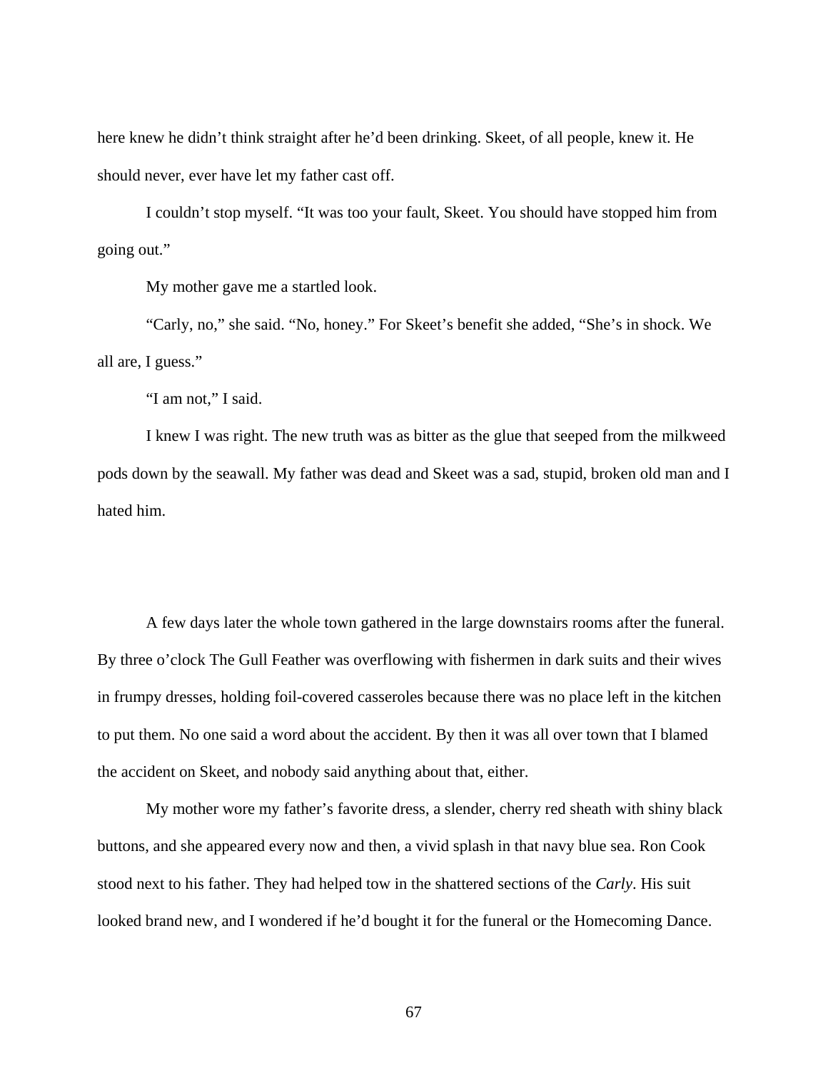here knew he didn't think straight after he'd been drinking. Skeet, of all people, knew it. He should never, ever have let my father cast off.

I couldn't stop myself. "It was too your fault, Skeet. You should have stopped him from going out."

My mother gave me a startled look.

"Carly, no," she said. "No, honey." For Skeet's benefit she added, "She's in shock. We all are, I guess."

"I am not," I said.

I knew I was right. The new truth was as bitter as the glue that seeped from the milkweed pods down by the seawall. My father was dead and Skeet was a sad, stupid, broken old man and I hated him.

A few days later the whole town gathered in the large downstairs rooms after the funeral. By three o'clock The Gull Feather was overflowing with fishermen in dark suits and their wives in frumpy dresses, holding foil-covered casseroles because there was no place left in the kitchen to put them. No one said a word about the accident. By then it was all over town that I blamed the accident on Skeet, and nobody said anything about that, either.

My mother wore my father's favorite dress, a slender, cherry red sheath with shiny black buttons, and she appeared every now and then, a vivid splash in that navy blue sea. Ron Cook stood next to his father. They had helped tow in the shattered sections of the *Carly*. His suit looked brand new, and I wondered if he'd bought it for the funeral or the Homecoming Dance.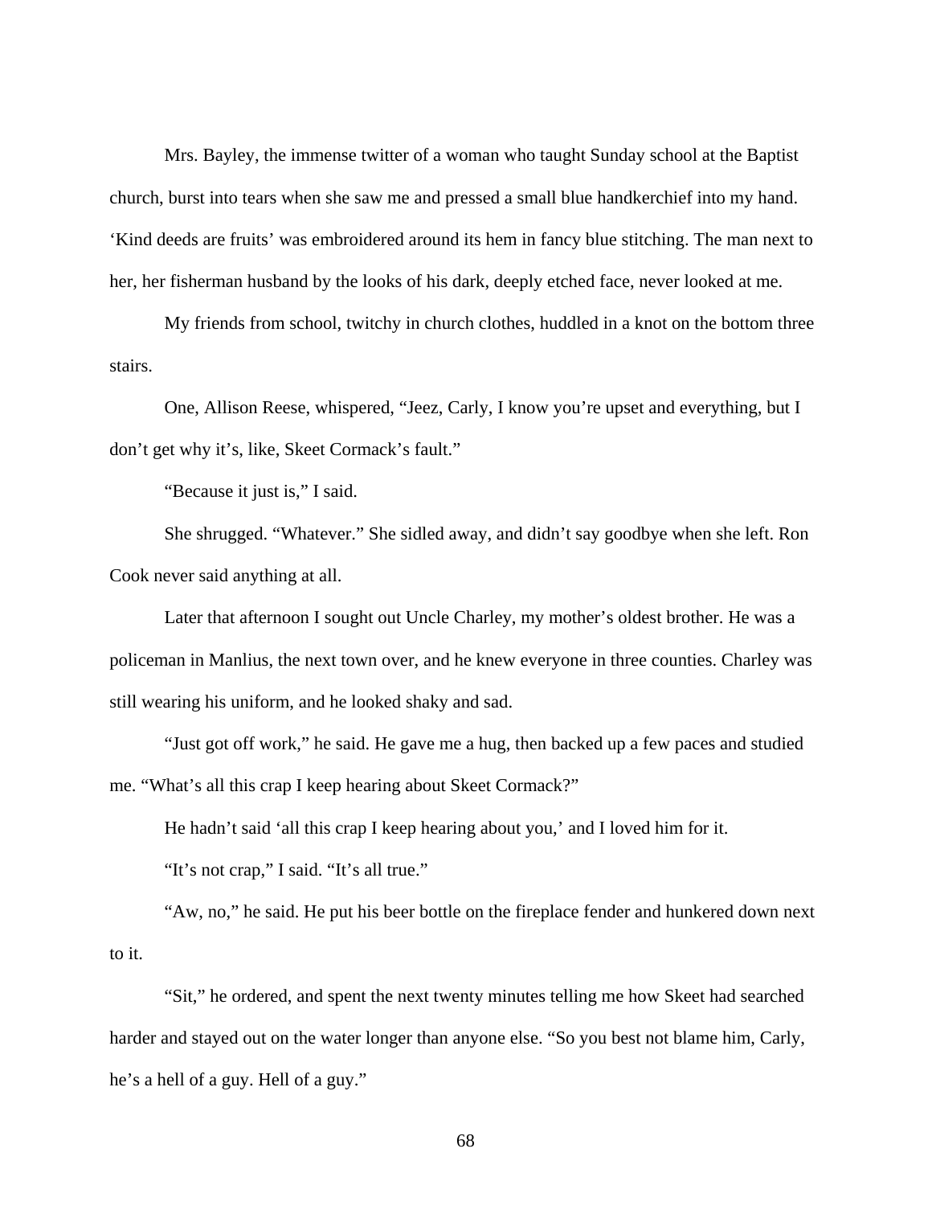Mrs. Bayley, the immense twitter of a woman who taught Sunday school at the Baptist church, burst into tears when she saw me and pressed a small blue handkerchief into my hand. 'Kind deeds are fruits' was embroidered around its hem in fancy blue stitching. The man next to her, her fisherman husband by the looks of his dark, deeply etched face, never looked at me.

My friends from school, twitchy in church clothes, huddled in a knot on the bottom three stairs.

One, Allison Reese, whispered, "Jeez, Carly, I know you're upset and everything, but I don't get why it's, like, Skeet Cormack's fault."

"Because it just is," I said.

She shrugged. "Whatever." She sidled away, and didn't say goodbye when she left. Ron Cook never said anything at all.

Later that afternoon I sought out Uncle Charley, my mother's oldest brother. He was a policeman in Manlius, the next town over, and he knew everyone in three counties. Charley was still wearing his uniform, and he looked shaky and sad.

"Just got off work," he said. He gave me a hug, then backed up a few paces and studied me. "What's all this crap I keep hearing about Skeet Cormack?"

He hadn't said 'all this crap I keep hearing about you,' and I loved him for it.

"It's not crap," I said. "It's all true."

"Aw, no," he said. He put his beer bottle on the fireplace fender and hunkered down next to it.

"Sit," he ordered, and spent the next twenty minutes telling me how Skeet had searched harder and stayed out on the water longer than anyone else. "So you best not blame him, Carly, he's a hell of a guy. Hell of a guy."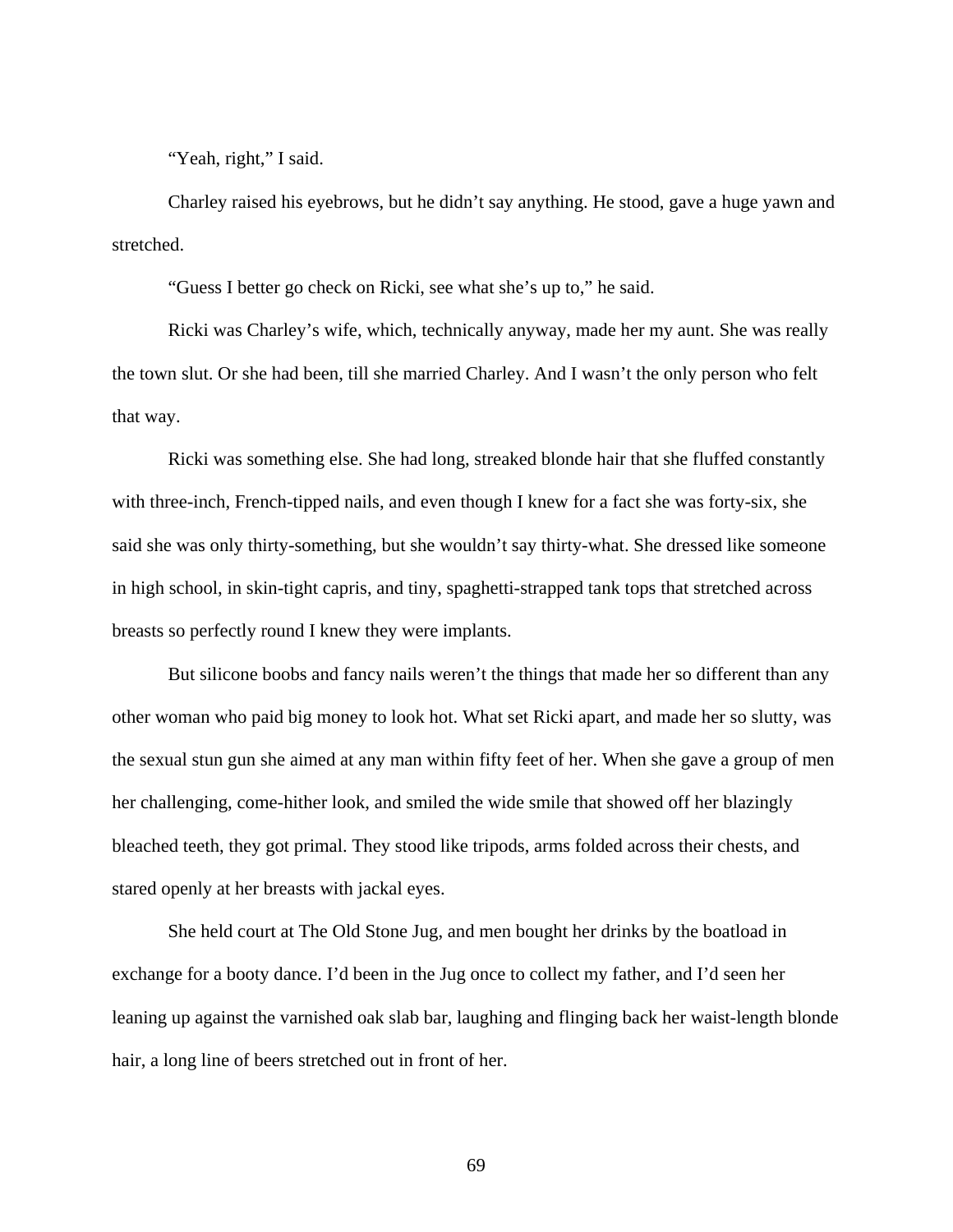"Yeah, right," I said.

Charley raised his eyebrows, but he didn't say anything. He stood, gave a huge yawn and stretched.

"Guess I better go check on Ricki, see what she's up to," he said.

Ricki was Charley's wife, which, technically anyway, made her my aunt. She was really the town slut. Or she had been, till she married Charley. And I wasn't the only person who felt that way.

Ricki was something else. She had long, streaked blonde hair that she fluffed constantly with three-inch, French-tipped nails, and even though I knew for a fact she was forty-six, she said she was only thirty-something, but she wouldn't say thirty-what. She dressed like someone in high school, in skin-tight capris, and tiny, spaghetti-strapped tank tops that stretched across breasts so perfectly round I knew they were implants.

But silicone boobs and fancy nails weren't the things that made her so different than any other woman who paid big money to look hot. What set Ricki apart, and made her so slutty, was the sexual stun gun she aimed at any man within fifty feet of her. When she gave a group of men her challenging, come-hither look, and smiled the wide smile that showed off her blazingly bleached teeth, they got primal. They stood like tripods, arms folded across their chests, and stared openly at her breasts with jackal eyes.

She held court at The Old Stone Jug, and men bought her drinks by the boatload in exchange for a booty dance. I'd been in the Jug once to collect my father, and I'd seen her leaning up against the varnished oak slab bar, laughing and flinging back her waist-length blonde hair, a long line of beers stretched out in front of her.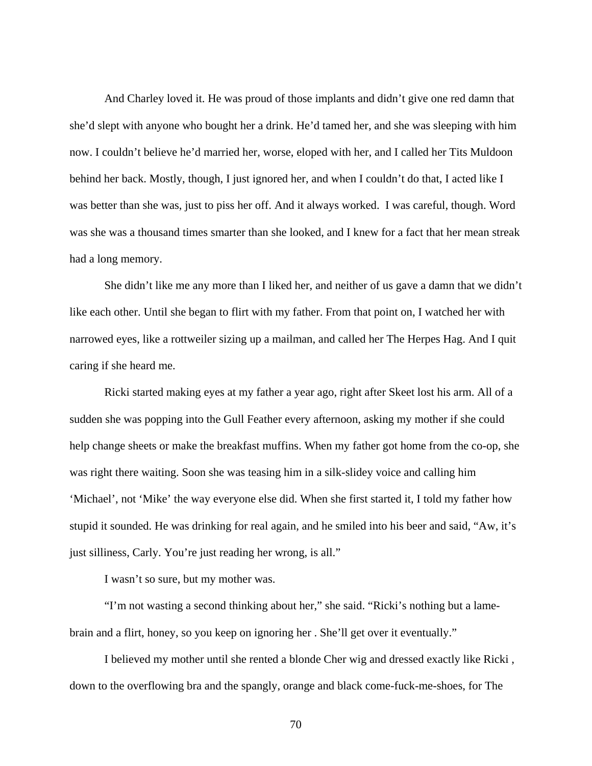And Charley loved it. He was proud of those implants and didn't give one red damn that she'd slept with anyone who bought her a drink. He'd tamed her, and she was sleeping with him now. I couldn't believe he'd married her, worse, eloped with her, and I called her Tits Muldoon behind her back. Mostly, though, I just ignored her, and when I couldn't do that, I acted like I was better than she was, just to piss her off. And it always worked.  I was careful, though. Word was she was a thousand times smarter than she looked, and I knew for a fact that her mean streak had a long memory.

She didn't like me any more than I liked her, and neither of us gave a damn that we didn't like each other. Until she began to flirt with my father. From that point on, I watched her with narrowed eyes, like a rottweiler sizing up a mailman, and called her The Herpes Hag. And I quit caring if she heard me.

Ricki started making eyes at my father a year ago, right after Skeet lost his arm. All of a sudden she was popping into the Gull Feather every afternoon, asking my mother if she could help change sheets or make the breakfast muffins. When my father got home from the co-op, she was right there waiting. Soon she was teasing him in a silk-slidey voice and calling him 'Michael', not 'Mike' the way everyone else did. When she first started it, I told my father how stupid it sounded. He was drinking for real again, and he smiled into his beer and said, "Aw, it's just silliness, Carly. You're just reading her wrong, is all."

I wasn't so sure, but my mother was.

"I'm not wasting a second thinking about her," she said. "Ricki's nothing but a lame-brain and a flirt, honey, so you keep on ignoring her . She'll get over it eventually."

I believed my mother until she rented a blonde Cher wig and dressed exactly like Ricki , down to the overflowing bra and the spangly, orange and black come-fuck-me-shoes, for The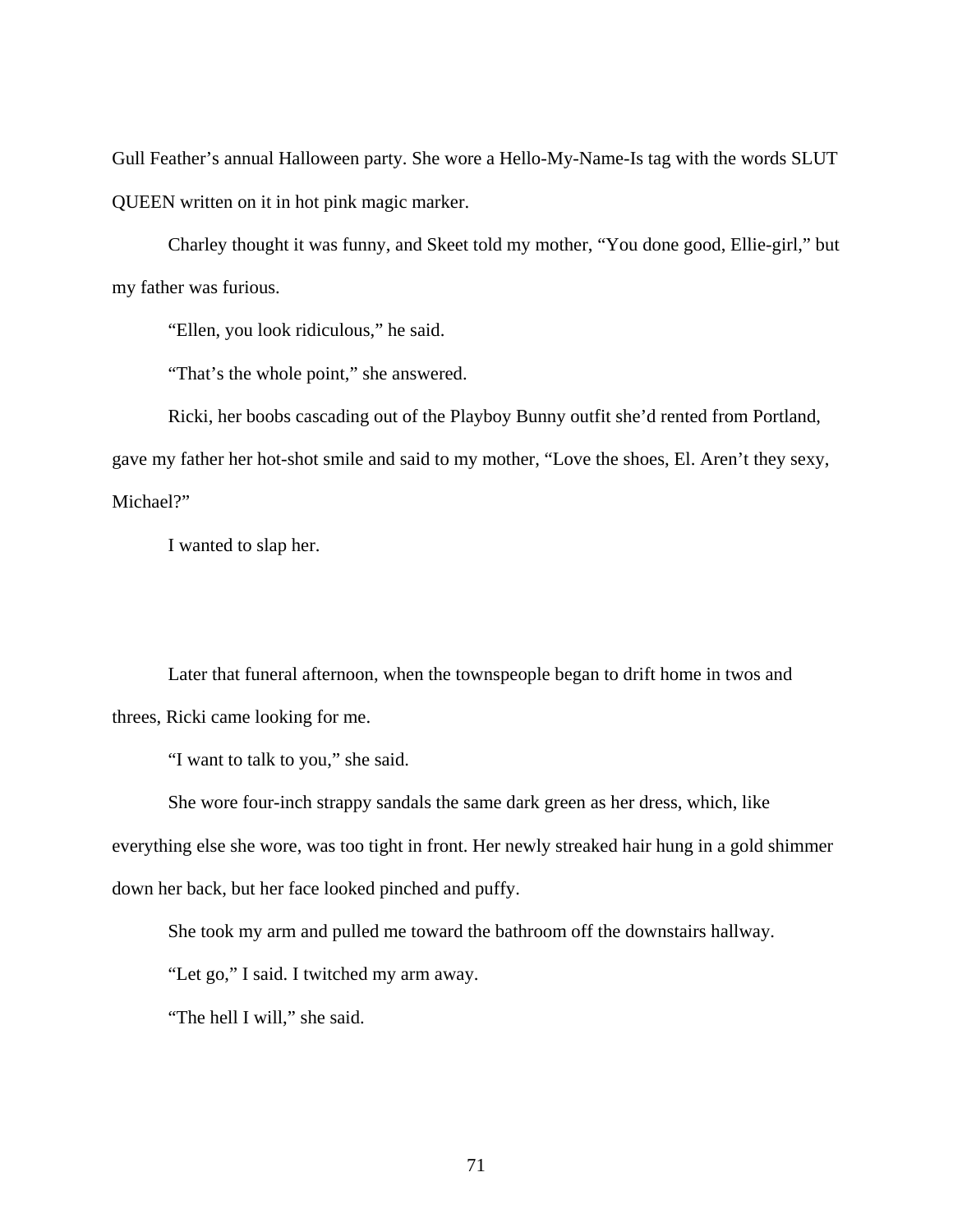Gull Feather's annual Halloween party. She wore a Hello-My-Name-Is tag with the words SLUT QUEEN written on it in hot pink magic marker.

Charley thought it was funny, and Skeet told my mother, "You done good, Ellie-girl," but my father was furious.

"Ellen, you look ridiculous," he said.

"That's the whole point," she answered.

Ricki, her boobs cascading out of the Playboy Bunny outfit she'd rented from Portland, gave my father her hot-shot smile and said to my mother, "Love the shoes, El. Aren't they sexy, Michael?"

I wanted to slap her.

Later that funeral afternoon, when the townspeople began to drift home in twos and threes, Ricki came looking for me.

"I want to talk to you," she said.

She wore four-inch strappy sandals the same dark green as her dress, which, like everything else she wore, was too tight in front. Her newly streaked hair hung in a gold shimmer down her back, but her face looked pinched and puffy.

She took my arm and pulled me toward the bathroom off the downstairs hallway.

"Let go," I said. I twitched my arm away.

"The hell I will," she said.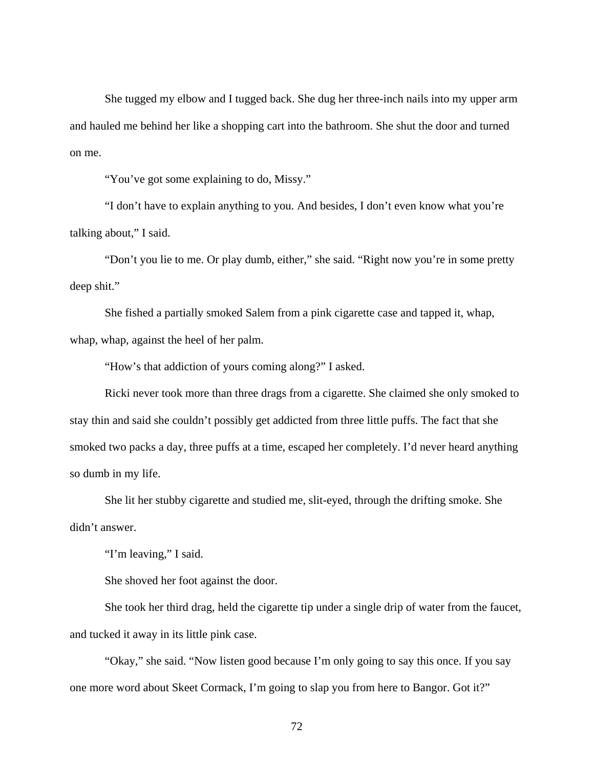She tugged my elbow and I tugged back. She dug her three-inch nails into my upper arm and hauled me behind her like a shopping cart into the bathroom. She shut the door and turned on me.

"You've got some explaining to do, Missy."

"I don't have to explain anything to you. And besides, I don't even know what you're talking about," I said.

"Don't you lie to me. Or play dumb, either," she said. "Right now you're in some pretty deep shit."

She fished a partially smoked Salem from a pink cigarette case and tapped it, whap, whap, whap, against the heel of her palm.

"How's that addiction of yours coming along?" I asked.

Ricki never took more than three drags from a cigarette. She claimed she only smoked to stay thin and said she couldn't possibly get addicted from three little puffs. The fact that she smoked two packs a day, three puffs at a time, escaped her completely. I'd never heard anything so dumb in my life.

She lit her stubby cigarette and studied me, slit-eyed, through the drifting smoke. She didn't answer.

"I'm leaving," I said.

She shoved her foot against the door.

She took her third drag, held the cigarette tip under a single drip of water from the faucet, and tucked it away in its little pink case.

"Okay," she said. "Now listen good because I'm only going to say this once. If you say one more word about Skeet Cormack, I'm going to slap you from here to Bangor. Got it?"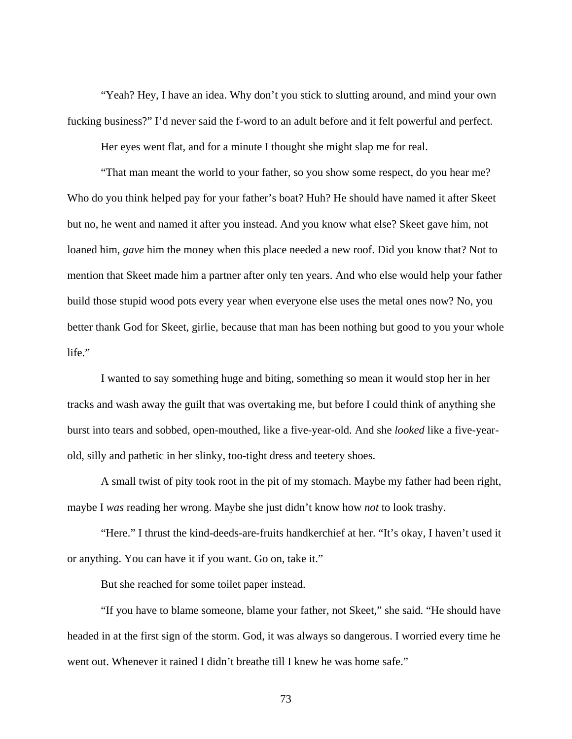"Yeah? Hey, I have an idea. Why don't you stick to slutting around, and mind your own fucking business?" I'd never said the f-word to an adult before and it felt powerful and perfect.

Her eyes went flat, and for a minute I thought she might slap me for real.

"That man meant the world to your father, so you show some respect, do you hear me? Who do you think helped pay for your father's boat? Huh? He should have named it after Skeet but no, he went and named it after you instead. And you know what else? Skeet gave him, not loaned him, *gave* him the money when this place needed a new roof. Did you know that? Not to mention that Skeet made him a partner after only ten years. And who else would help your father build those stupid wood pots every year when everyone else uses the metal ones now? No, you better thank God for Skeet, girlie, because that man has been nothing but good to you your whole life."

I wanted to say something huge and biting, something so mean it would stop her in her tracks and wash away the guilt that was overtaking me, but before I could think of anything she burst into tears and sobbed, open-mouthed, like a five-year-old. And she *looked* like a five-year-old, silly and pathetic in her slinky, too-tight dress and teetery shoes.

A small twist of pity took root in the pit of my stomach. Maybe my father had been right, maybe I *was* reading her wrong. Maybe she just didn't know how *not* to look trashy.

"Here." I thrust the kind-deeds-are-fruits handkerchief at her. "It's okay, I haven't used it or anything. You can have it if you want. Go on, take it."

But she reached for some toilet paper instead.

"If you have to blame someone, blame your father, not Skeet," she said. "He should have headed in at the first sign of the storm. God, it was always so dangerous. I worried every time he went out. Whenever it rained I didn't breathe till I knew he was home safe."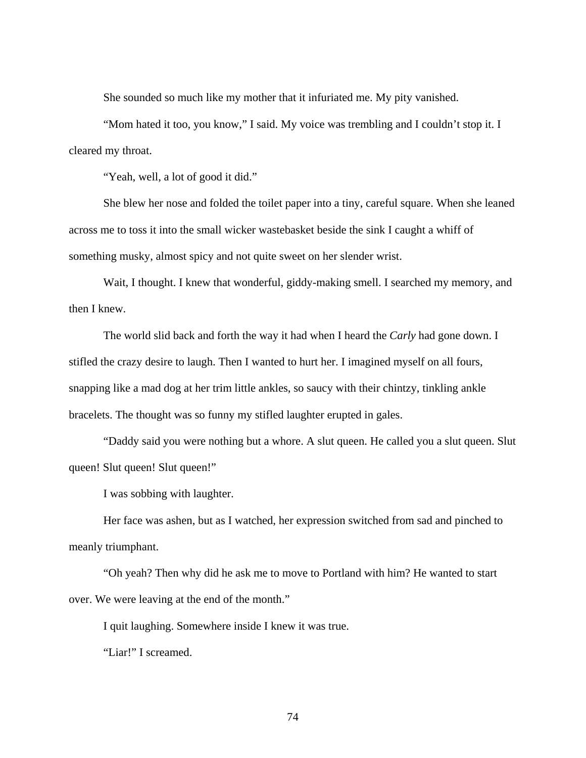She sounded so much like my mother that it infuriated me. My pity vanished.

"Mom hated it too, you know," I said. My voice was trembling and I couldn't stop it. I cleared my throat.

"Yeah, well, a lot of good it did."

She blew her nose and folded the toilet paper into a tiny, careful square. When she leaned across me to toss it into the small wicker wastebasket beside the sink I caught a whiff of something musky, almost spicy and not quite sweet on her slender wrist.

Wait, I thought. I knew that wonderful, giddy-making smell. I searched my memory, and then I knew.

The world slid back and forth the way it had when I heard the *Carly* had gone down. I stifled the crazy desire to laugh. Then I wanted to hurt her. I imagined myself on all fours, snapping like a mad dog at her trim little ankles, so saucy with their chintzy, tinkling ankle bracelets. The thought was so funny my stifled laughter erupted in gales.

"Daddy said you were nothing but a whore. A slut queen. He called you a slut queen. Slut queen! Slut queen! Slut queen!"

I was sobbing with laughter.

Her face was ashen, but as I watched, her expression switched from sad and pinched to meanly triumphant.

"Oh yeah? Then why did he ask me to move to Portland with him? He wanted to start over. We were leaving at the end of the month."

I quit laughing. Somewhere inside I knew it was true.

"Liar!" I screamed.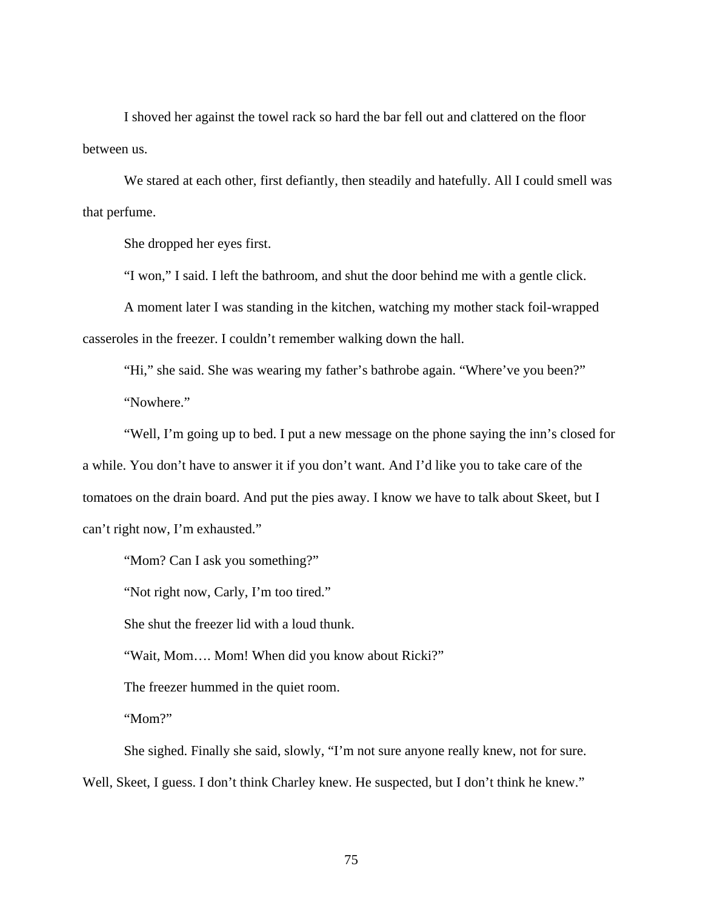I shoved her against the towel rack so hard the bar fell out and clattered on the floor between us.

We stared at each other, first defiantly, then steadily and hatefully. All I could smell was that perfume.

She dropped her eyes first.

"I won," I said. I left the bathroom, and shut the door behind me with a gentle click.

A moment later I was standing in the kitchen, watching my mother stack foil-wrapped casseroles in the freezer. I couldn't remember walking down the hall.

"Hi," she said. She was wearing my father's bathrobe again. "Where've you been?"

"Nowhere."

"Well, I'm going up to bed. I put a new message on the phone saying the inn's closed for a while. You don't have to answer it if you don't want. And I'd like you to take care of the tomatoes on the drain board. And put the pies away. I know we have to talk about Skeet, but I can't right now, I'm exhausted."

"Mom? Can I ask you something?"

"Not right now, Carly, I'm too tired."

She shut the freezer lid with a loud thunk.

"Wait, Mom…. Mom! When did you know about Ricki?"

The freezer hummed in the quiet room.

"Mom?"

She sighed. Finally she said, slowly, "I'm not sure anyone really knew, not for sure. Well, Skeet, I guess. I don't think Charley knew. He suspected, but I don't think he knew."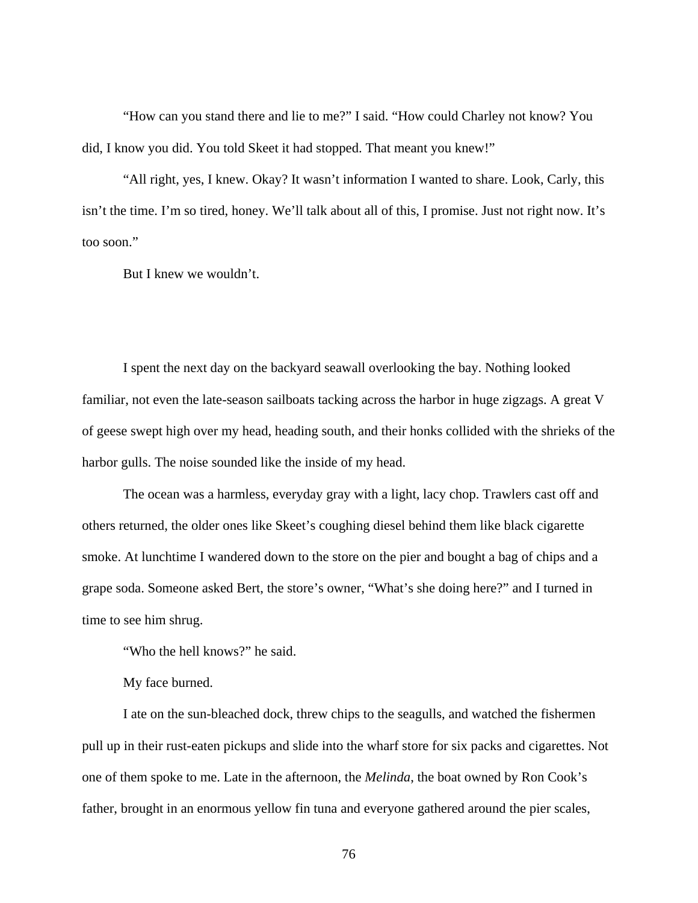"How can you stand there and lie to me?" I said. "How could Charley not know? You did, I know you did. You told Skeet it had stopped. That meant you knew!"

"All right, yes, I knew. Okay? It wasn't information I wanted to share. Look, Carly, this isn't the time. I'm so tired, honey. We'll talk about all of this, I promise. Just not right now. It's too soon."

But I knew we wouldn't.

I spent the next day on the backyard seawall overlooking the bay. Nothing looked familiar, not even the late-season sailboats tacking across the harbor in huge zigzags. A great V of geese swept high over my head, heading south, and their honks collided with the shrieks of the harbor gulls. The noise sounded like the inside of my head.

The ocean was a harmless, everyday gray with a light, lacy chop. Trawlers cast off and others returned, the older ones like Skeet's coughing diesel behind them like black cigarette smoke. At lunchtime I wandered down to the store on the pier and bought a bag of chips and a grape soda. Someone asked Bert, the store's owner, "What's she doing here?" and I turned in time to see him shrug.

"Who the hell knows?" he said.

My face burned.

I ate on the sun-bleached dock, threw chips to the seagulls, and watched the fishermen pull up in their rust-eaten pickups and slide into the wharf store for six packs and cigarettes. Not one of them spoke to me. Late in the afternoon, the *Melinda*, the boat owned by Ron Cook's father, brought in an enormous yellow fin tuna and everyone gathered around the pier scales,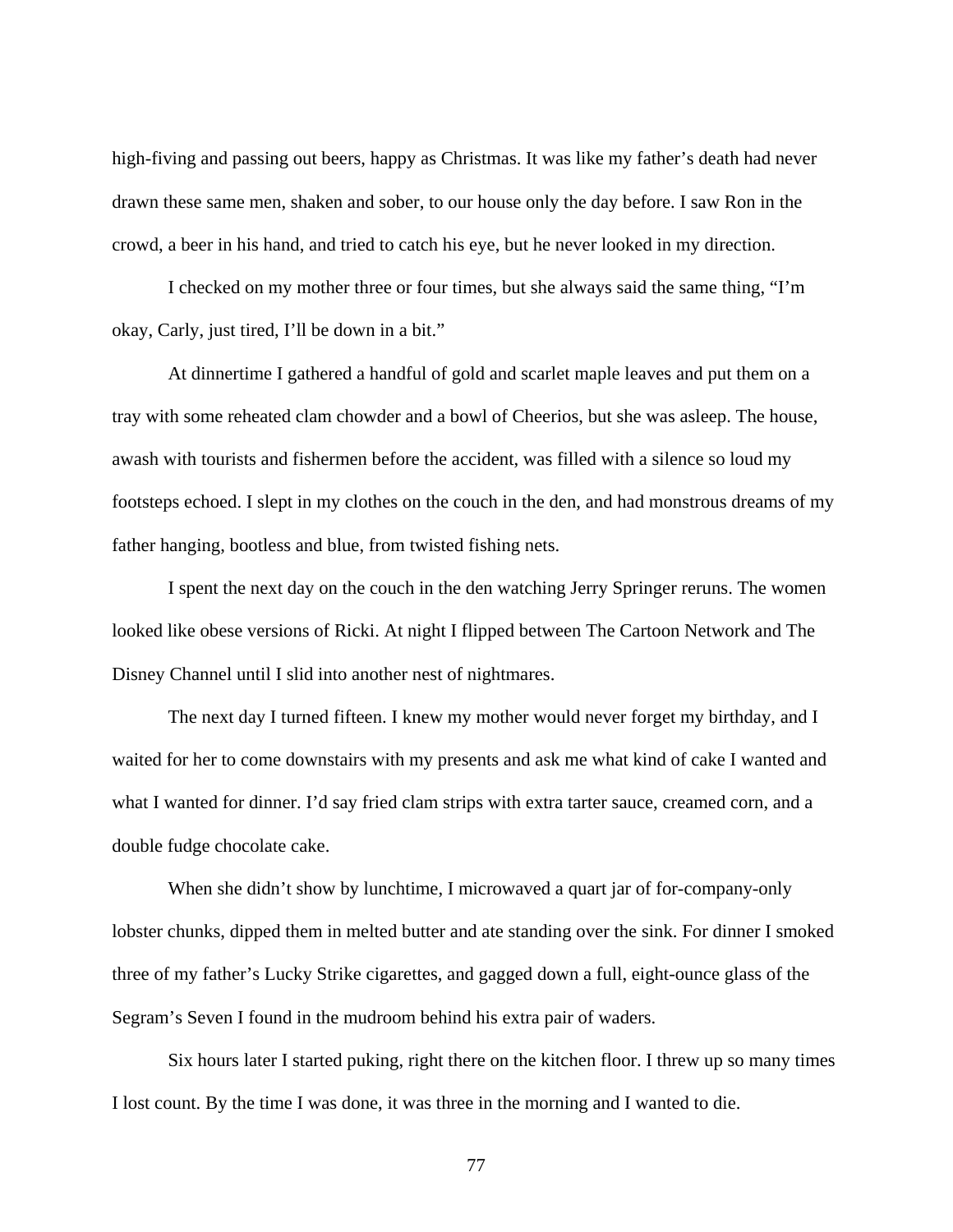high-fiving and passing out beers, happy as Christmas. It was like my father's death had never drawn these same men, shaken and sober, to our house only the day before. I saw Ron in the crowd, a beer in his hand, and tried to catch his eye, but he never looked in my direction.

I checked on my mother three or four times, but she always said the same thing, "I'm okay, Carly, just tired, I'll be down in a bit."

At dinnertime I gathered a handful of gold and scarlet maple leaves and put them on a tray with some reheated clam chowder and a bowl of Cheerios, but she was asleep. The house, awash with tourists and fishermen before the accident, was filled with a silence so loud my footsteps echoed. I slept in my clothes on the couch in the den, and had monstrous dreams of my father hanging, bootless and blue, from twisted fishing nets.

I spent the next day on the couch in the den watching Jerry Springer reruns. The women looked like obese versions of Ricki. At night I flipped between The Cartoon Network and The Disney Channel until I slid into another nest of nightmares.

The next day I turned fifteen. I knew my mother would never forget my birthday, and I waited for her to come downstairs with my presents and ask me what kind of cake I wanted and what I wanted for dinner. I'd say fried clam strips with extra tarter sauce, creamed corn, and a double fudge chocolate cake.

When she didn't show by lunchtime, I microwaved a quart jar of for-company-only lobster chunks, dipped them in melted butter and ate standing over the sink. For dinner I smoked three of my father's Lucky Strike cigarettes, and gagged down a full, eight-ounce glass of the Segram's Seven I found in the mudroom behind his extra pair of waders.

Six hours later I started puking, right there on the kitchen floor. I threw up so many times I lost count. By the time I was done, it was three in the morning and I wanted to die.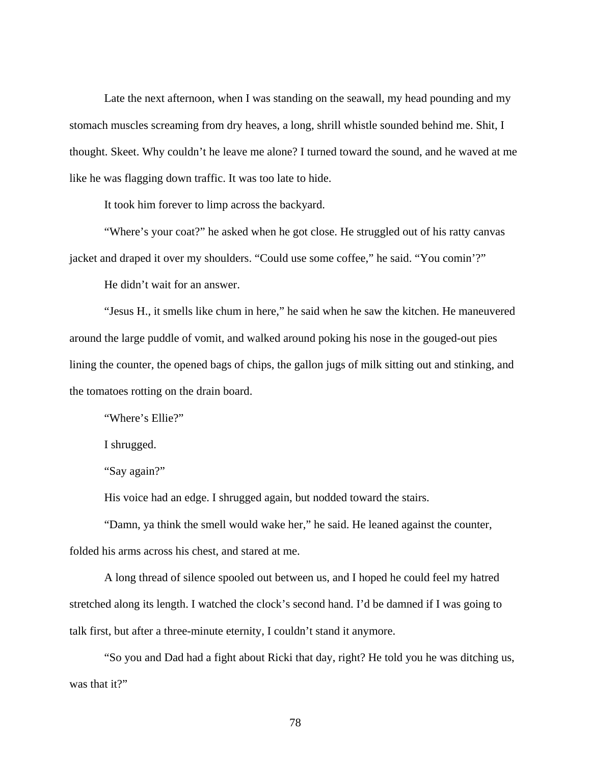Late the next afternoon, when I was standing on the seawall, my head pounding and my stomach muscles screaming from dry heaves, a long, shrill whistle sounded behind me. Shit, I thought. Skeet. Why couldn't he leave me alone? I turned toward the sound, and he waved at me like he was flagging down traffic. It was too late to hide.

It took him forever to limp across the backyard.

"Where's your coat?" he asked when he got close. He struggled out of his ratty canvas jacket and draped it over my shoulders. "Could use some coffee," he said. "You comin'?"

He didn't wait for an answer.

"Jesus H., it smells like chum in here," he said when he saw the kitchen. He maneuvered around the large puddle of vomit, and walked around poking his nose in the gouged-out pies lining the counter, the opened bags of chips, the gallon jugs of milk sitting out and stinking, and the tomatoes rotting on the drain board.

"Where's Ellie?"

I shrugged.

"Say again?"

His voice had an edge. I shrugged again, but nodded toward the stairs.

"Damn, ya think the smell would wake her," he said. He leaned against the counter, folded his arms across his chest, and stared at me.

A long thread of silence spooled out between us, and I hoped he could feel my hatred stretched along its length. I watched the clock's second hand. I'd be damned if I was going to talk first, but after a three-minute eternity, I couldn't stand it anymore.

"So you and Dad had a fight about Ricki that day, right? He told you he was ditching us, was that it?"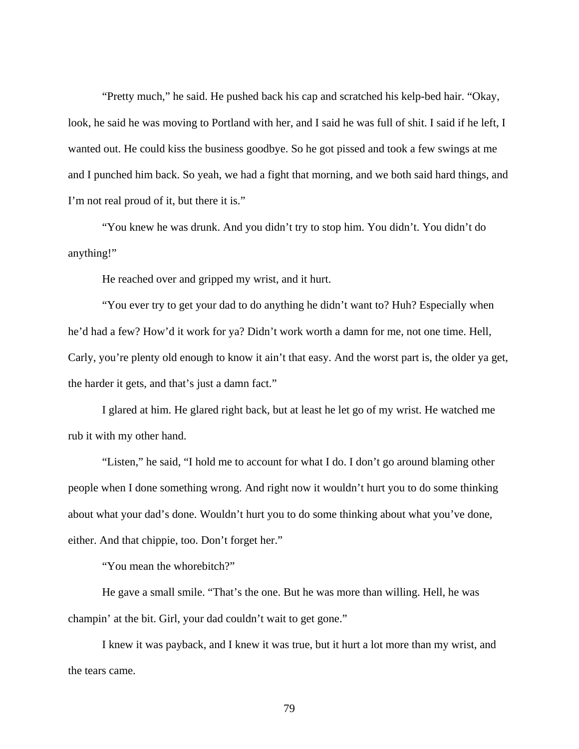"Pretty much," he said. He pushed back his cap and scratched his kelp-bed hair. "Okay, look, he said he was moving to Portland with her, and I said he was full of shit. I said if he left, I wanted out. He could kiss the business goodbye. So he got pissed and took a few swings at me and I punched him back. So yeah, we had a fight that morning, and we both said hard things, and I'm not real proud of it, but there it is."

"You knew he was drunk. And you didn't try to stop him. You didn't. You didn't do anything!"

He reached over and gripped my wrist, and it hurt.

"You ever try to get your dad to do anything he didn't want to? Huh? Especially when he'd had a few? How'd it work for ya? Didn't work worth a damn for me, not one time. Hell, Carly, you're plenty old enough to know it ain't that easy. And the worst part is, the older ya get, the harder it gets, and that's just a damn fact."

I glared at him. He glared right back, but at least he let go of my wrist. He watched me rub it with my other hand.

"Listen," he said, "I hold me to account for what I do. I don't go around blaming other people when I done something wrong. And right now it wouldn't hurt you to do some thinking about what your dad's done. Wouldn't hurt you to do some thinking about what you've done, either. And that chippie, too. Don't forget her."

"You mean the whorebitch?"

He gave a small smile. "That's the one. But he was more than willing. Hell, he was champin' at the bit. Girl, your dad couldn't wait to get gone."

I knew it was payback, and I knew it was true, but it hurt a lot more than my wrist, and the tears came.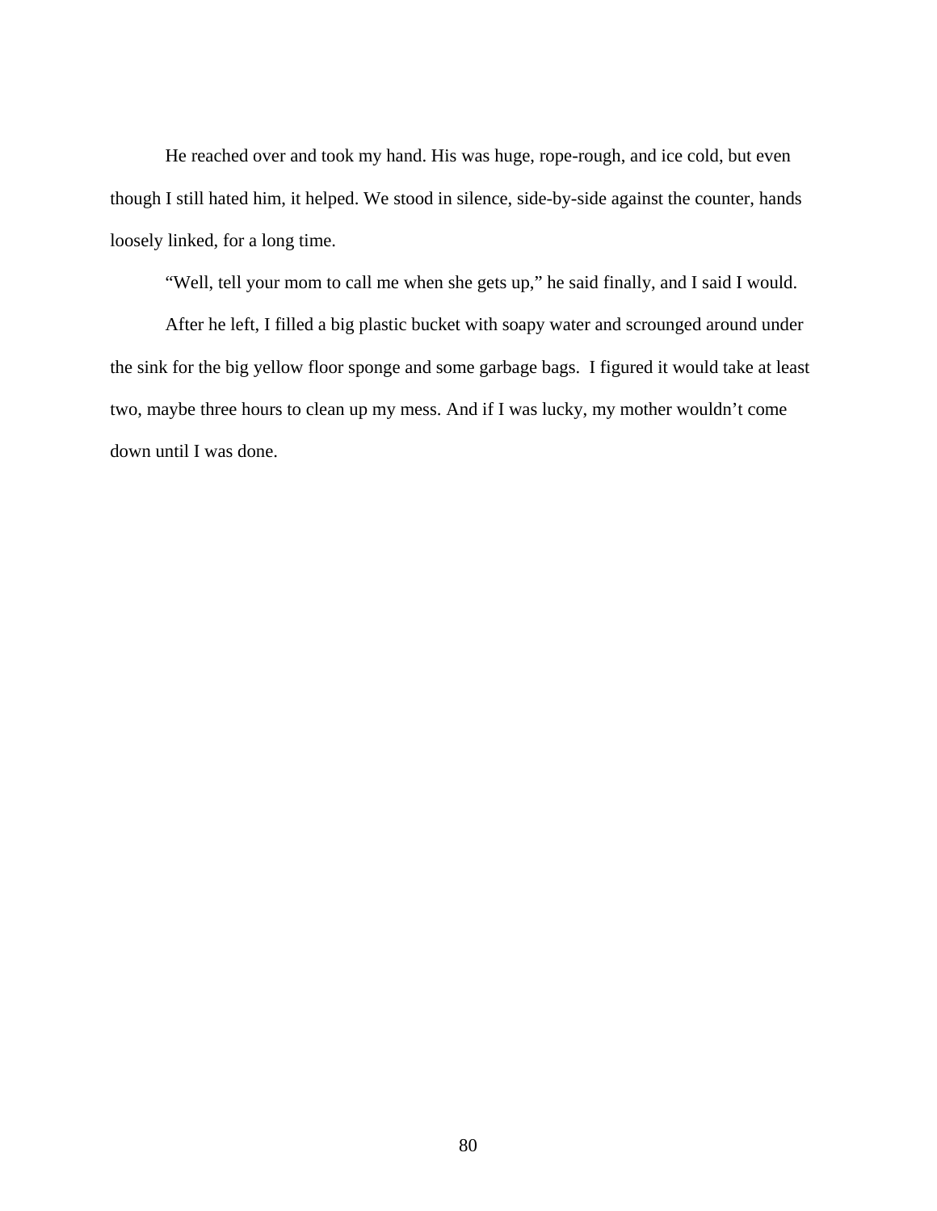He reached over and took my hand. His was huge, rope-rough, and ice cold, but even though I still hated him, it helped. We stood in silence, side-by-side against the counter, hands loosely linked, for a long time.

"Well, tell your mom to call me when she gets up," he said finally, and I said I would.

After he left, I filled a big plastic bucket with soapy water and scrounged around under the sink for the big yellow floor sponge and some garbage bags. I figured it would take at least two, maybe three hours to clean up my mess. And if I was lucky, my mother wouldn't come down until I was done.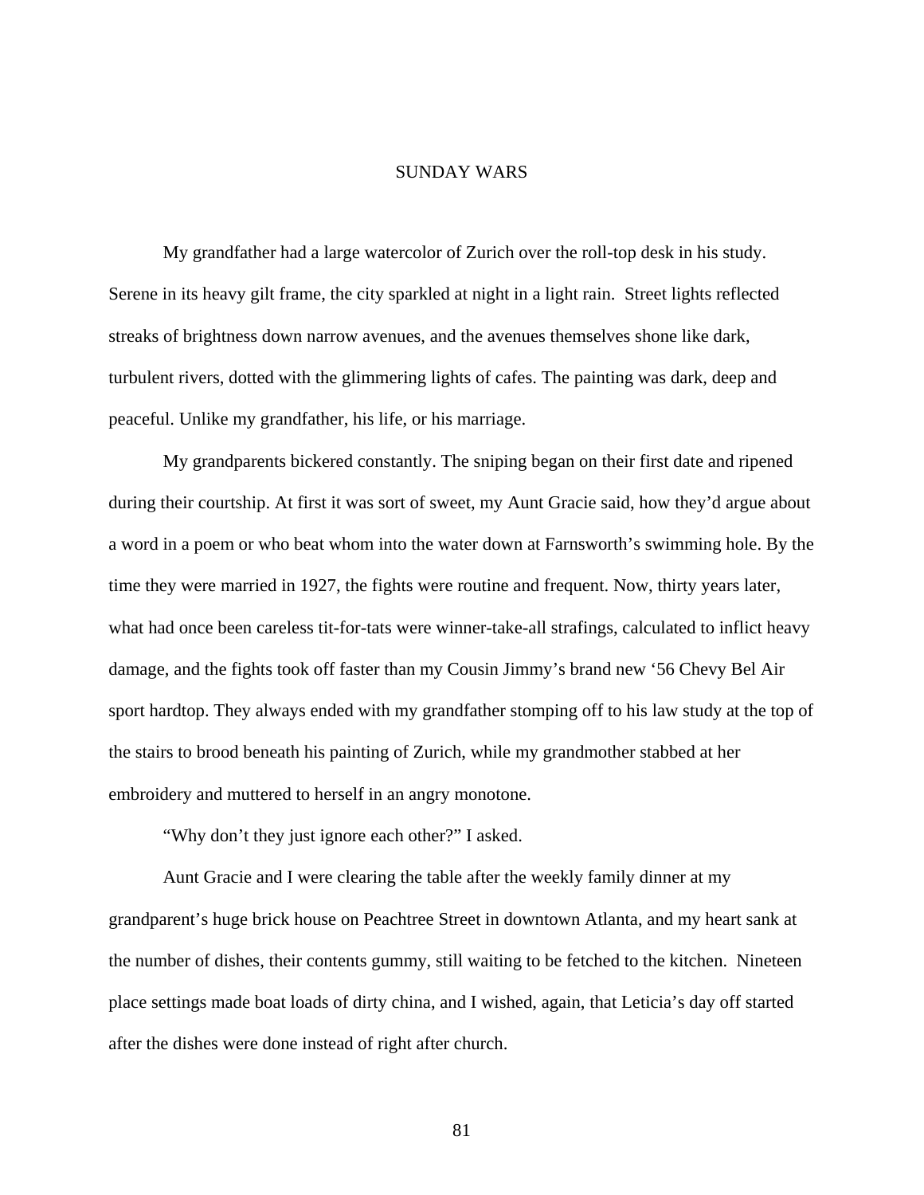# SUNDAY WARS

My grandfather had a large watercolor of Zurich over the roll-top desk in his study. Serene in its heavy gilt frame, the city sparkled at night in a light rain. Street lights reflected streaks of brightness down narrow avenues, and the avenues themselves shone like dark, turbulent rivers, dotted with the glimmering lights of cafes. The painting was dark, deep and peaceful. Unlike my grandfather, his life, or his marriage.

My grandparents bickered constantly. The sniping began on their first date and ripened during their courtship. At first it was sort of sweet, my Aunt Gracie said, how they'd argue about a word in a poem or who beat whom into the water down at Farnsworth's swimming hole. By the time they were married in 1927, the fights were routine and frequent. Now, thirty years later, what had once been careless tit-for-tats were winner-take-all strafings, calculated to inflict heavy damage, and the fights took off faster than my Cousin Jimmy's brand new '56 Chevy Bel Air sport hardtop. They always ended with my grandfather stomping off to his law study at the top of the stairs to brood beneath his painting of Zurich, while my grandmother stabbed at her embroidery and muttered to herself in an angry monotone.

"Why don't they just ignore each other?" I asked.

Aunt Gracie and I were clearing the table after the weekly family dinner at my grandparent's huge brick house on Peachtree Street in downtown Atlanta, and my heart sank at the number of dishes, their contents gummy, still waiting to be fetched to the kitchen. Nineteen place settings made boat loads of dirty china, and I wished, again, that Leticia's day off started after the dishes were done instead of right after church.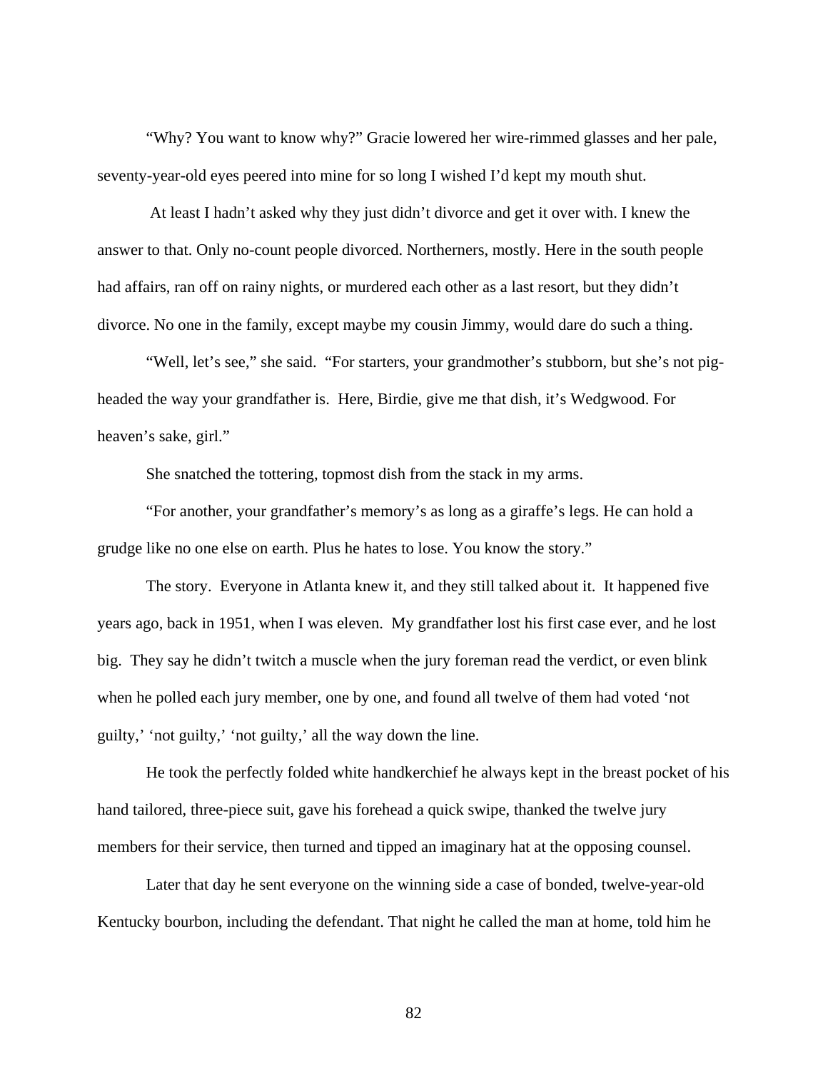"Why? You want to know why?" Gracie lowered her wire-rimmed glasses and her pale, seventy-year-old eyes peered into mine for so long I wished I'd kept my mouth shut.

At least I hadn't asked why they just didn't divorce and get it over with. I knew the answer to that. Only no-count people divorced. Northerners, mostly. Here in the south people had affairs, ran off on rainy nights, or murdered each other as a last resort, but they didn't divorce. No one in the family, except maybe my cousin Jimmy, would dare do such a thing.

"Well, let's see," she said. "For starters, your grandmother's stubborn, but she's not pig-headed the way your grandfather is. Here, Birdie, give me that dish, it's Wedgwood. For heaven's sake, girl."

She snatched the tottering, topmost dish from the stack in my arms.

"For another, your grandfather's memory's as long as a giraffe's legs. He can hold a grudge like no one else on earth. Plus he hates to lose. You know the story."

The story. Everyone in Atlanta knew it, and they still talked about it. It happened five years ago, back in 1951, when I was eleven. My grandfather lost his first case ever, and he lost big. They say he didn't twitch a muscle when the jury foreman read the verdict, or even blink when he polled each jury member, one by one, and found all twelve of them had voted 'not guilty,' 'not guilty,' 'not guilty,' all the way down the line.

He took the perfectly folded white handkerchief he always kept in the breast pocket of his hand tailored, three-piece suit, gave his forehead a quick swipe, thanked the twelve jury members for their service, then turned and tipped an imaginary hat at the opposing counsel.

Later that day he sent everyone on the winning side a case of bonded, twelve-year-old Kentucky bourbon, including the defendant. That night he called the man at home, told him he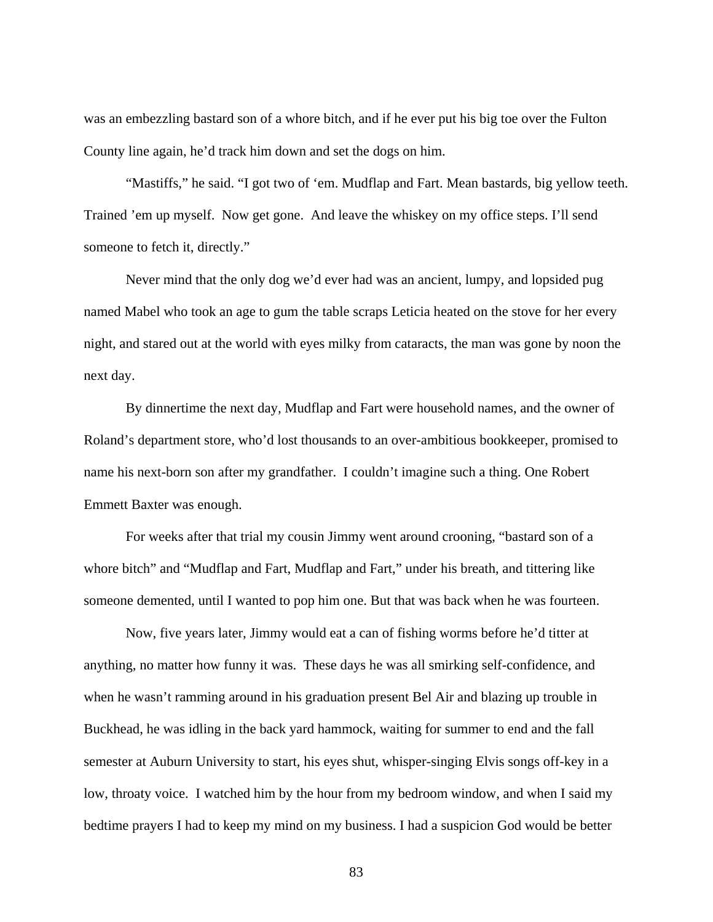was an embezzling bastard son of a whore bitch, and if he ever put his big toe over the Fulton County line again, he'd track him down and set the dogs on him.

"Mastiffs," he said. "I got two of 'em. Mudflap and Fart. Mean bastards, big yellow teeth. Trained 'em up myself. Now get gone. And leave the whiskey on my office steps. I'll send someone to fetch it, directly."

Never mind that the only dog we'd ever had was an ancient, lumpy, and lopsided pug named Mabel who took an age to gum the table scraps Leticia heated on the stove for her every night, and stared out at the world with eyes milky from cataracts, the man was gone by noon the next day.

By dinnertime the next day, Mudflap and Fart were household names, and the owner of Roland's department store, who'd lost thousands to an over-ambitious bookkeeper, promised to name his next-born son after my grandfather. I couldn't imagine such a thing. One Robert Emmett Baxter was enough.

For weeks after that trial my cousin Jimmy went around crooning, "bastard son of a whore bitch" and "Mudflap and Fart, Mudflap and Fart," under his breath, and tittering like someone demented, until I wanted to pop him one. But that was back when he was fourteen.

Now, five years later, Jimmy would eat a can of fishing worms before he'd titter at anything, no matter how funny it was. These days he was all smirking self-confidence, and when he wasn't ramming around in his graduation present Bel Air and blazing up trouble in Buckhead, he was idling in the back yard hammock, waiting for summer to end and the fall semester at Auburn University to start, his eyes shut, whisper-singing Elvis songs off-key in a low, throaty voice. I watched him by the hour from my bedroom window, and when I said my bedtime prayers I had to keep my mind on my business. I had a suspicion God would be better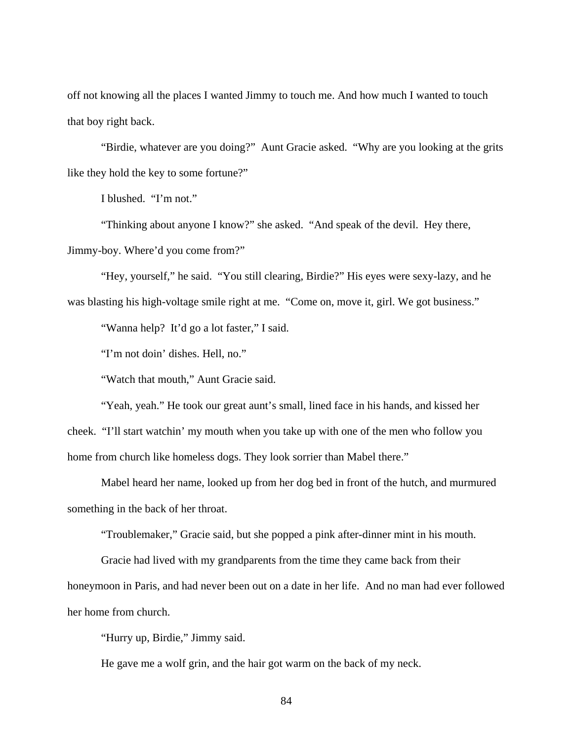off not knowing all the places I wanted Jimmy to touch me. And how much I wanted to touch that boy right back.

"Birdie, whatever are you doing?" Aunt Gracie asked. "Why are you looking at the grits like they hold the key to some fortune?"

I blushed. "I'm not."

"Thinking about anyone I know?" she asked. "And speak of the devil. Hey there, Jimmy-boy. Where'd you come from?"

"Hey, yourself," he said. "You still clearing, Birdie?" His eyes were sexy-lazy, and he was blasting his high-voltage smile right at me. "Come on, move it, girl. We got business."

"Wanna help? It'd go a lot faster," I said.

"I'm not doin' dishes. Hell, no."

"Watch that mouth," Aunt Gracie said.

"Yeah, yeah." He took our great aunt's small, lined face in his hands, and kissed her cheek. "I'll start watchin' my mouth when you take up with one of the men who follow you home from church like homeless dogs. They look sorrier than Mabel there."

Mabel heard her name, looked up from her dog bed in front of the hutch, and murmured something in the back of her throat.

"Troublemaker," Gracie said, but she popped a pink after-dinner mint in his mouth.

Gracie had lived with my grandparents from the time they came back from their honeymoon in Paris, and had never been out on a date in her life. And no man had ever followed her home from church.

"Hurry up, Birdie," Jimmy said.

He gave me a wolf grin, and the hair got warm on the back of my neck.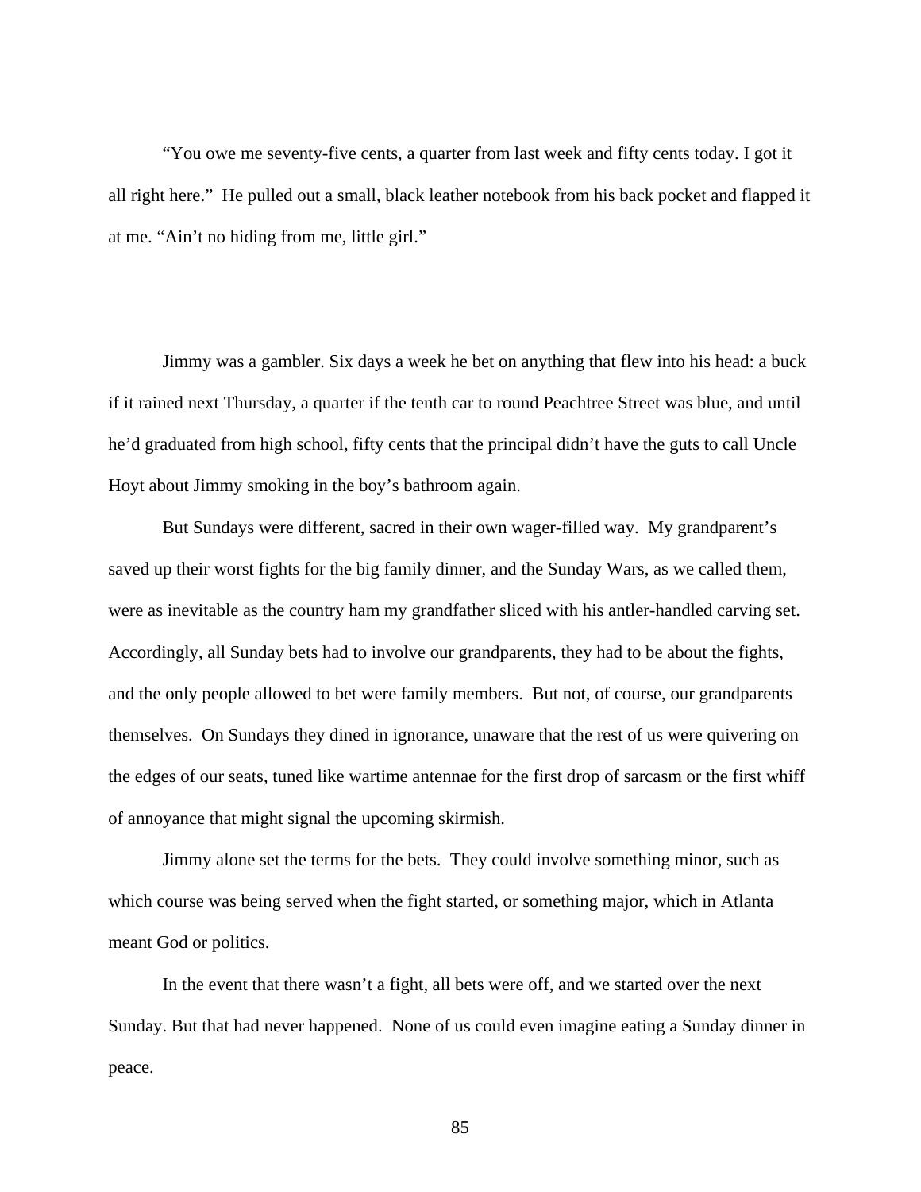"You owe me seventy-five cents, a quarter from last week and fifty cents today. I got it all right here." He pulled out a small, black leather notebook from his back pocket and flapped it at me. "Ain't no hiding from me, little girl."

Jimmy was a gambler. Six days a week he bet on anything that flew into his head: a buck if it rained next Thursday, a quarter if the tenth car to round Peachtree Street was blue, and until he'd graduated from high school, fifty cents that the principal didn't have the guts to call Uncle Hoyt about Jimmy smoking in the boy's bathroom again.

But Sundays were different, sacred in their own wager-filled way. My grandparent's saved up their worst fights for the big family dinner, and the Sunday Wars, as we called them, were as inevitable as the country ham my grandfather sliced with his antler-handled carving set. Accordingly, all Sunday bets had to involve our grandparents, they had to be about the fights, and the only people allowed to bet were family members. But not, of course, our grandparents themselves. On Sundays they dined in ignorance, unaware that the rest of us were quivering on the edges of our seats, tuned like wartime antennae for the first drop of sarcasm or the first whiff of annoyance that might signal the upcoming skirmish.

Jimmy alone set the terms for the bets. They could involve something minor, such as which course was being served when the fight started, or something major, which in Atlanta meant God or politics.

In the event that there wasn't a fight, all bets were off, and we started over the next Sunday. But that had never happened. None of us could even imagine eating a Sunday dinner in peace.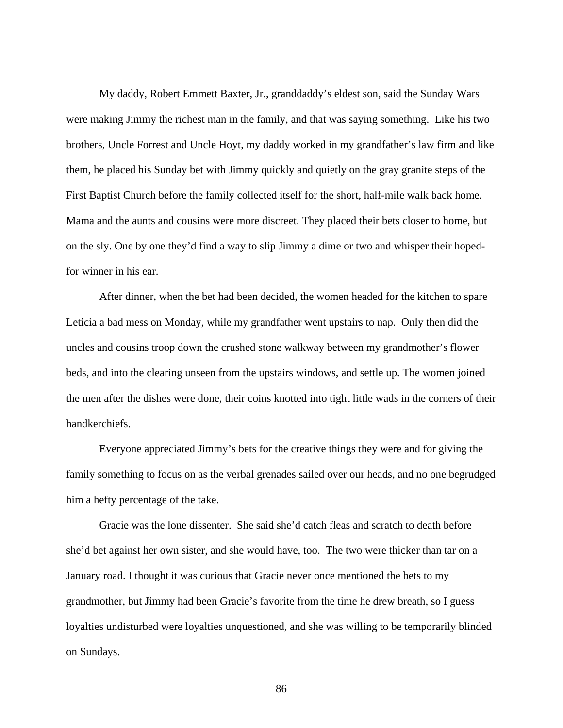My daddy, Robert Emmett Baxter, Jr., granddaddy's eldest son, said the Sunday Wars were making Jimmy the richest man in the family, and that was saying something. Like his two brothers, Uncle Forrest and Uncle Hoyt, my daddy worked in my grandfather's law firm and like them, he placed his Sunday bet with Jimmy quickly and quietly on the gray granite steps of the First Baptist Church before the family collected itself for the short, half-mile walk back home. Mama and the aunts and cousins were more discreet. They placed their bets closer to home, but on the sly. One by one they'd find a way to slip Jimmy a dime or two and whisper their hoped-for winner in his ear.

After dinner, when the bet had been decided, the women headed for the kitchen to spare Leticia a bad mess on Monday, while my grandfather went upstairs to nap. Only then did the uncles and cousins troop down the crushed stone walkway between my grandmother's flower beds, and into the clearing unseen from the upstairs windows, and settle up. The women joined the men after the dishes were done, their coins knotted into tight little wads in the corners of their handkerchiefs.

Everyone appreciated Jimmy's bets for the creative things they were and for giving the family something to focus on as the verbal grenades sailed over our heads, and no one begrudged him a hefty percentage of the take.

Gracie was the lone dissenter. She said she'd catch fleas and scratch to death before she'd bet against her own sister, and she would have, too. The two were thicker than tar on a January road. I thought it was curious that Gracie never once mentioned the bets to my grandmother, but Jimmy had been Gracie's favorite from the time he drew breath, so I guess loyalties undisturbed were loyalties unquestioned, and she was willing to be temporarily blinded on Sundays.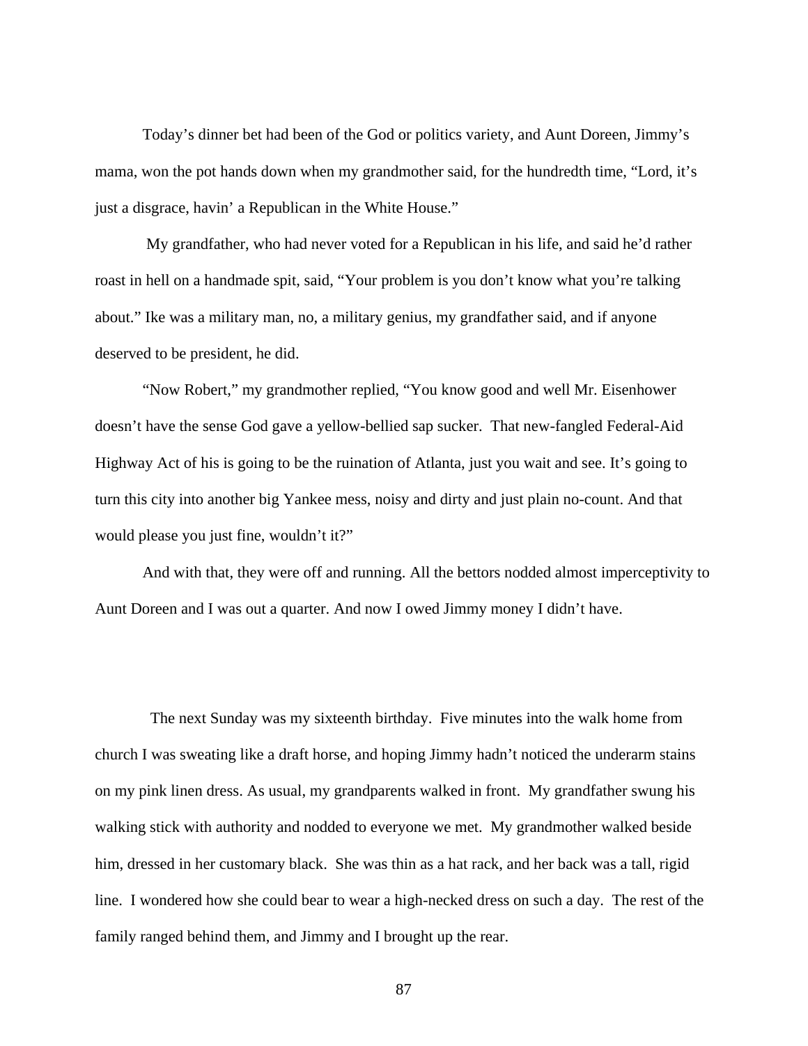Today's dinner bet had been of the God or politics variety, and Aunt Doreen, Jimmy's mama, won the pot hands down when my grandmother said, for the hundredth time, "Lord, it's just a disgrace, havin' a Republican in the White House."

My grandfather, who had never voted for a Republican in his life, and said he'd rather roast in hell on a handmade spit, said, "Your problem is you don't know what you're talking about." Ike was a military man, no, a military genius, my grandfather said, and if anyone deserved to be president, he did.

"Now Robert," my grandmother replied, "You know good and well Mr. Eisenhower doesn't have the sense God gave a yellow-bellied sap sucker. That new-fangled Federal-Aid Highway Act of his is going to be the ruination of Atlanta, just you wait and see. It's going to turn this city into another big Yankee mess, noisy and dirty and just plain no-count. And that would please you just fine, wouldn't it?"

And with that, they were off and running. All the bettors nodded almost imperceptivity to Aunt Doreen and I was out a quarter. And now I owed Jimmy money I didn't have.

The next Sunday was my sixteenth birthday. Five minutes into the walk home from church I was sweating like a draft horse, and hoping Jimmy hadn't noticed the underarm stains on my pink linen dress. As usual, my grandparents walked in front. My grandfather swung his walking stick with authority and nodded to everyone we met. My grandmother walked beside him, dressed in her customary black. She was thin as a hat rack, and her back was a tall, rigid line. I wondered how she could bear to wear a high-necked dress on such a day. The rest of the family ranged behind them, and Jimmy and I brought up the rear.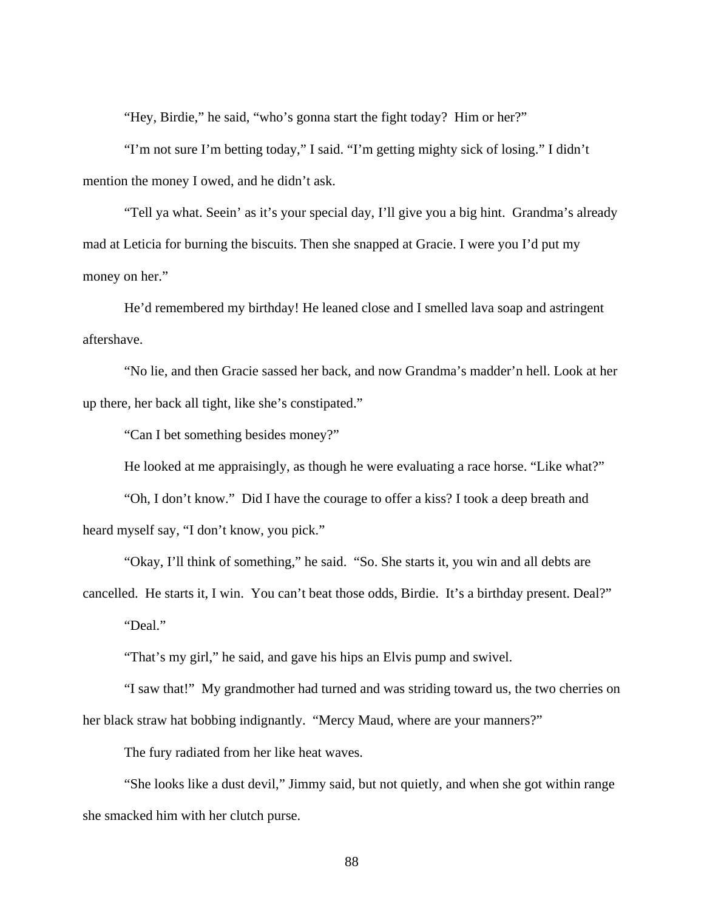"Hey, Birdie," he said, "who's gonna start the fight today? Him or her?"

"I'm not sure I'm betting today," I said. "I'm getting mighty sick of losing." I didn't mention the money I owed, and he didn't ask.

"Tell ya what. Seein' as it's your special day, I'll give you a big hint. Grandma's already mad at Leticia for burning the biscuits. Then she snapped at Gracie. I were you I'd put my money on her."

He'd remembered my birthday! He leaned close and I smelled lava soap and astringent aftershave.

"No lie, and then Gracie sassed her back, and now Grandma's madder'n hell. Look at her up there, her back all tight, like she's constipated."

"Can I bet something besides money?"

He looked at me appraisingly, as though he were evaluating a race horse. "Like what?"

"Oh, I don't know." Did I have the courage to offer a kiss? I took a deep breath and heard myself say, "I don't know, you pick."

"Okay, I'll think of something," he said. "So. She starts it, you win and all debts are cancelled. He starts it, I win. You can't beat those odds, Birdie. It's a birthday present. Deal?"

"Deal."

"That's my girl," he said, and gave his hips an Elvis pump and swivel.

"I saw that!" My grandmother had turned and was striding toward us, the two cherries on her black straw hat bobbing indignantly. "Mercy Maud, where are your manners?"

The fury radiated from her like heat waves.

"She looks like a dust devil," Jimmy said, but not quietly, and when she got within range she smacked him with her clutch purse.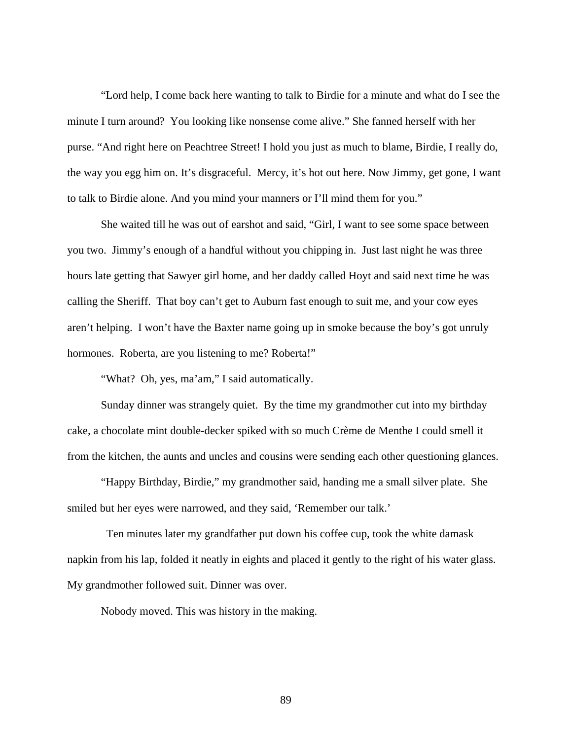"Lord help, I come back here wanting to talk to Birdie for a minute and what do I see the minute I turn around? You looking like nonsense come alive." She fanned herself with her purse. "And right here on Peachtree Street! I hold you just as much to blame, Birdie, I really do, the way you egg him on. It's disgraceful. Mercy, it's hot out here. Now Jimmy, get gone, I want to talk to Birdie alone. And you mind your manners or I'll mind them for you."

She waited till he was out of earshot and said, "Girl, I want to see some space between you two. Jimmy's enough of a handful without you chipping in. Just last night he was three hours late getting that Sawyer girl home, and her daddy called Hoyt and said next time he was calling the Sheriff. That boy can't get to Auburn fast enough to suit me, and your cow eyes aren't helping. I won't have the Baxter name going up in smoke because the boy's got unruly hormones. Roberta, are you listening to me? Roberta!"

"What? Oh, yes, ma'am," I said automatically.

Sunday dinner was strangely quiet. By the time my grandmother cut into my birthday cake, a chocolate mint double-decker spiked with so much Crème de Menthe I could smell it from the kitchen, the aunts and uncles and cousins were sending each other questioning glances.

"Happy Birthday, Birdie," my grandmother said, handing me a small silver plate. She smiled but her eyes were narrowed, and they said, 'Remember our talk.'

Ten minutes later my grandfather put down his coffee cup, took the white damask napkin from his lap, folded it neatly in eighths and placed it gently to the right of his water glass. My grandmother followed suit. Dinner was over.

Nobody moved. This was history in the making.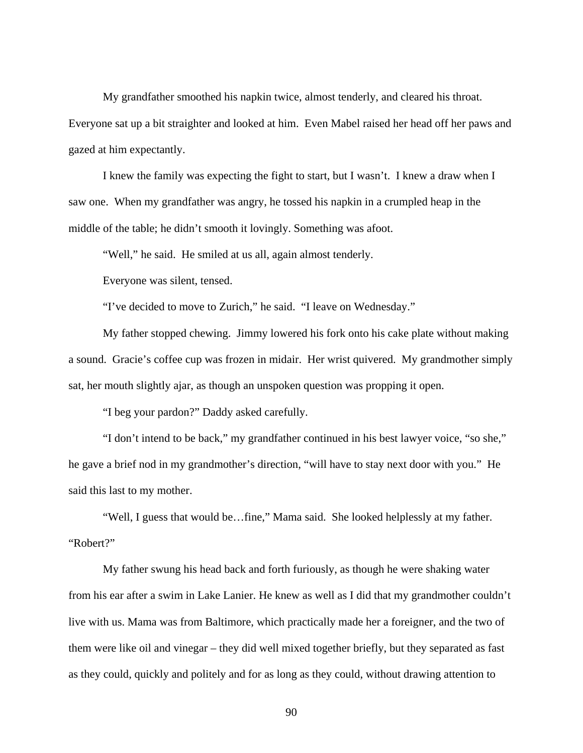My grandfather smoothed his napkin twice, almost tenderly, and cleared his throat. Everyone sat up a bit straighter and looked at him. Even Mabel raised her head off her paws and gazed at him expectantly.

I knew the family was expecting the fight to start, but I wasn't. I knew a draw when I saw one. When my grandfather was angry, he tossed his napkin in a crumpled heap in the middle of the table; he didn't smooth it lovingly. Something was afoot.

"Well," he said. He smiled at us all, again almost tenderly.

Everyone was silent, tensed.

"I've decided to move to Zurich," he said. "I leave on Wednesday."

My father stopped chewing. Jimmy lowered his fork onto his cake plate without making a sound. Gracie's coffee cup was frozen in midair. Her wrist quivered. My grandmother simply sat, her mouth slightly ajar, as though an unspoken question was propping it open.

"I beg your pardon?" Daddy asked carefully.

"I don't intend to be back," my grandfather continued in his best lawyer voice, "so she," he gave a brief nod in my grandmother's direction, "will have to stay next door with you." He said this last to my mother.

"Well, I guess that would be…fine," Mama said. She looked helplessly at my father. "Robert?"

My father swung his head back and forth furiously, as though he were shaking water from his ear after a swim in Lake Lanier. He knew as well as I did that my grandmother couldn't live with us. Mama was from Baltimore, which practically made her a foreigner, and the two of them were like oil and vinegar – they did well mixed together briefly, but they separated as fast as they could, quickly and politely and for as long as they could, without drawing attention to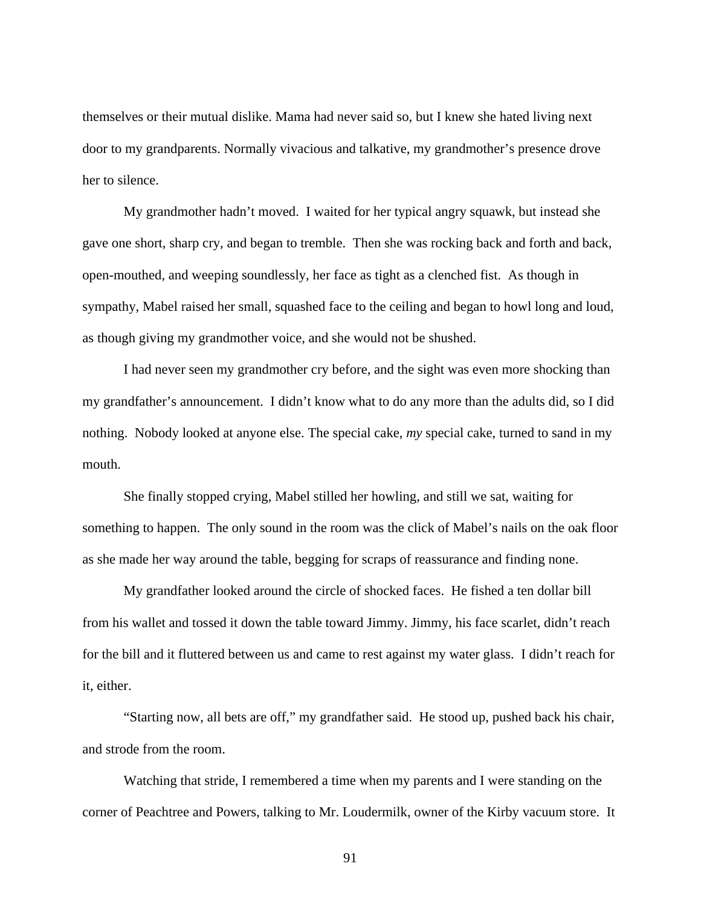themselves or their mutual dislike. Mama had never said so, but I knew she hated living next door to my grandparents. Normally vivacious and talkative, my grandmother's presence drove her to silence.

My grandmother hadn't moved. I waited for her typical angry squawk, but instead she gave one short, sharp cry, and began to tremble. Then she was rocking back and forth and back, open-mouthed, and weeping soundlessly, her face as tight as a clenched fist. As though in sympathy, Mabel raised her small, squashed face to the ceiling and began to howl long and loud, as though giving my grandmother voice, and she would not be shushed.

I had never seen my grandmother cry before, and the sight was even more shocking than my grandfather's announcement. I didn't know what to do any more than the adults did, so I did nothing. Nobody looked at anyone else. The special cake, *my* special cake, turned to sand in my mouth.

She finally stopped crying, Mabel stilled her howling, and still we sat, waiting for something to happen. The only sound in the room was the click of Mabel's nails on the oak floor as she made her way around the table, begging for scraps of reassurance and finding none.

My grandfather looked around the circle of shocked faces. He fished a ten dollar bill from his wallet and tossed it down the table toward Jimmy. Jimmy, his face scarlet, didn't reach for the bill and it fluttered between us and came to rest against my water glass. I didn't reach for it, either.

"Starting now, all bets are off," my grandfather said. He stood up, pushed back his chair, and strode from the room.

Watching that stride, I remembered a time when my parents and I were standing on the corner of Peachtree and Powers, talking to Mr. Loudermilk, owner of the Kirby vacuum store. It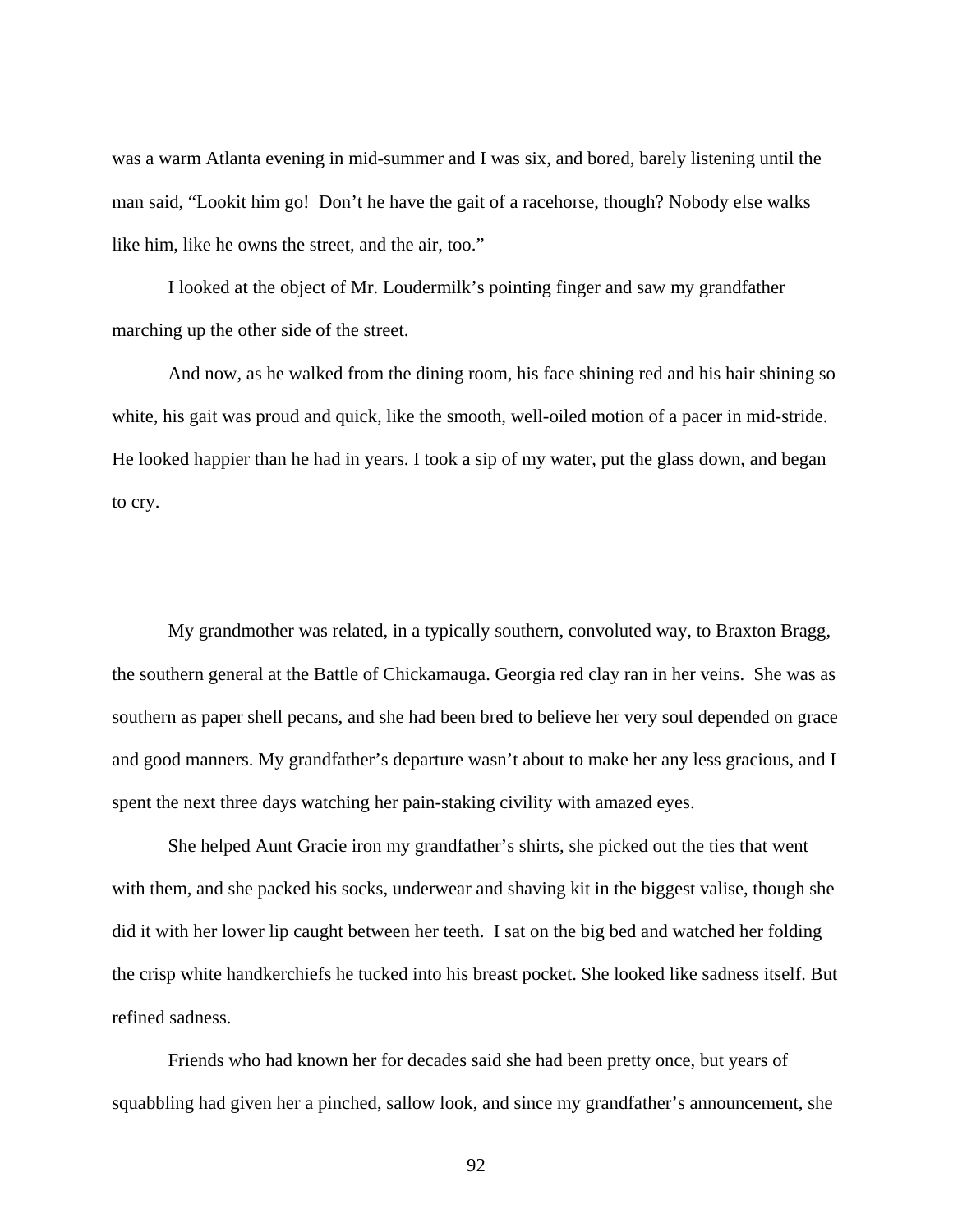was a warm Atlanta evening in mid-summer and I was six, and bored, barely listening until the man said, "Lookit him go!  Don't he have the gait of a racehorse, though? Nobody else walks like him, like he owns the street, and the air, too."

I looked at the object of Mr. Loudermilk's pointing finger and saw my grandfather marching up the other side of the street.

And now, as he walked from the dining room, his face shining red and his hair shining so white, his gait was proud and quick, like the smooth, well-oiled motion of a pacer in mid-stride. He looked happier than he had in years. I took a sip of my water, put the glass down, and began to cry.

My grandmother was related, in a typically southern, convoluted way, to Braxton Bragg, the southern general at the Battle of Chickamauga. Georgia red clay ran in her veins.  She was as southern as paper shell pecans, and she had been bred to believe her very soul depended on grace and good manners. My grandfather's departure wasn't about to make her any less gracious, and I spent the next three days watching her pain-staking civility with amazed eyes.

She helped Aunt Gracie iron my grandfather's shirts, she picked out the ties that went with them, and she packed his socks, underwear and shaving kit in the biggest valise, though she did it with her lower lip caught between her teeth.  I sat on the big bed and watched her folding the crisp white handkerchiefs he tucked into his breast pocket. She looked like sadness itself. But refined sadness.

Friends who had known her for decades said she had been pretty once, but years of squabbling had given her a pinched, sallow look, and since my grandfather's announcement, she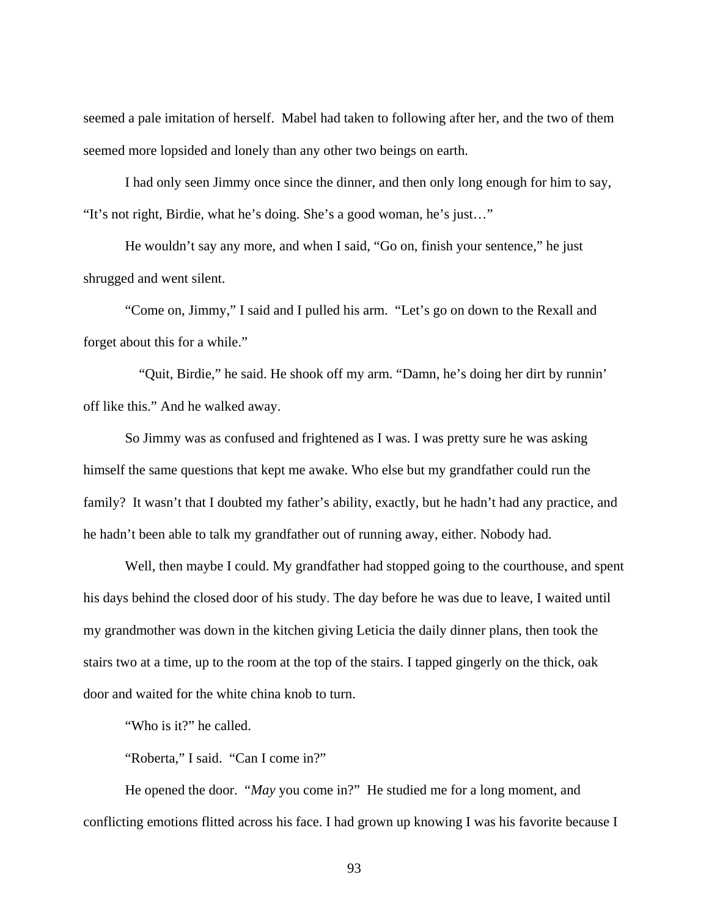seemed a pale imitation of herself. Mabel had taken to following after her, and the two of them seemed more lopsided and lonely than any other two beings on earth.

I had only seen Jimmy once since the dinner, and then only long enough for him to say, "It's not right, Birdie, what he's doing. She's a good woman, he's just…"

He wouldn't say any more, and when I said, "Go on, finish your sentence," he just shrugged and went silent.

"Come on, Jimmy," I said and I pulled his arm. "Let's go on down to the Rexall and forget about this for a while."

"Quit, Birdie," he said. He shook off my arm. "Damn, he's doing her dirt by runnin' off like this." And he walked away.

So Jimmy was as confused and frightened as I was. I was pretty sure he was asking himself the same questions that kept me awake. Who else but my grandfather could run the family? It wasn't that I doubted my father's ability, exactly, but he hadn't had any practice, and he hadn't been able to talk my grandfather out of running away, either. Nobody had.

Well, then maybe I could. My grandfather had stopped going to the courthouse, and spent his days behind the closed door of his study. The day before he was due to leave, I waited until my grandmother was down in the kitchen giving Leticia the daily dinner plans, then took the stairs two at a time, up to the room at the top of the stairs. I tapped gingerly on the thick, oak door and waited for the white china knob to turn.

"Who is it?" he called.

"Roberta," I said. "Can I come in?"

He opened the door. "*May* you come in?" He studied me for a long moment, and conflicting emotions flitted across his face. I had grown up knowing I was his favorite because I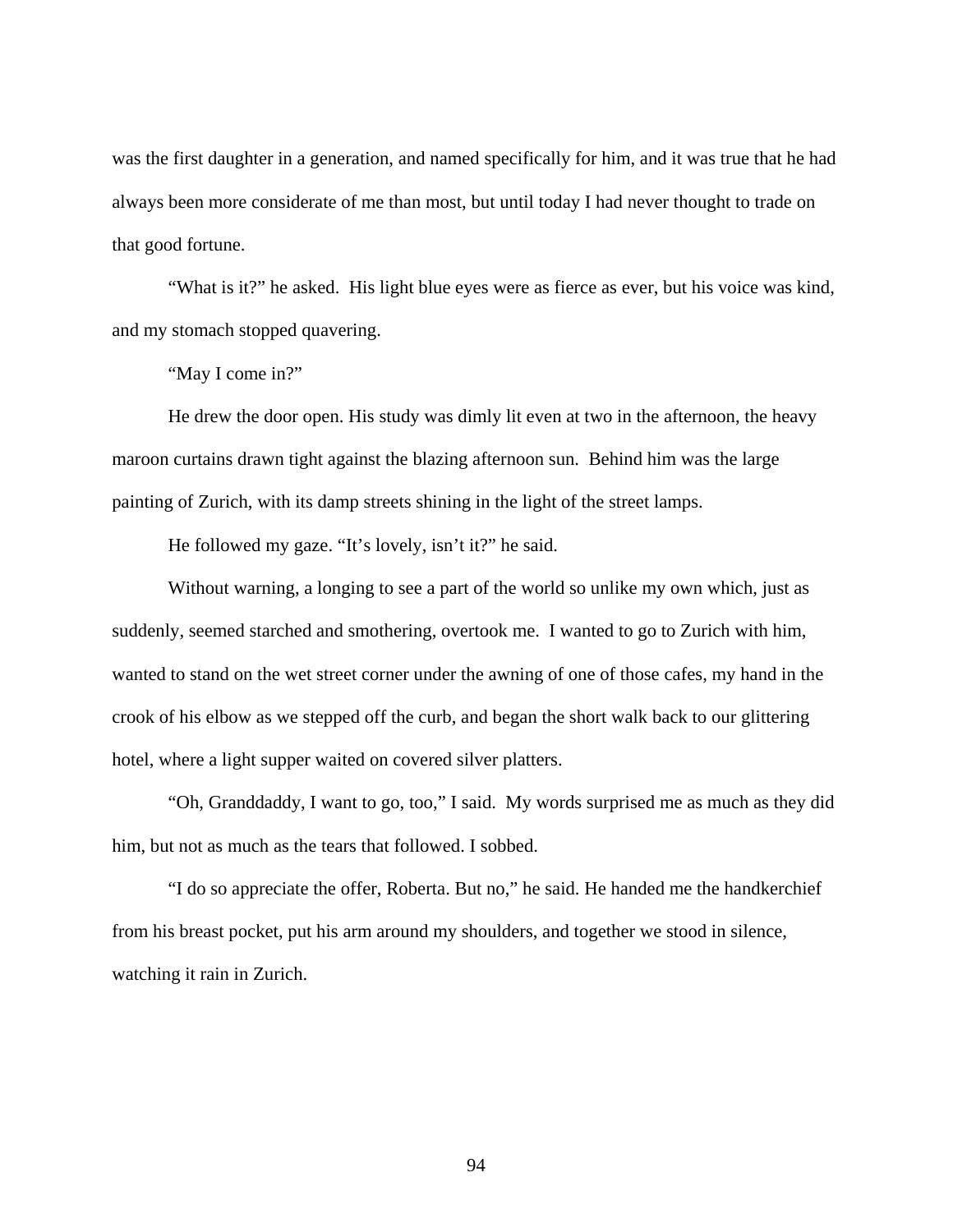was the first daughter in a generation, and named specifically for him, and it was true that he had always been more considerate of me than most, but until today I had never thought to trade on that good fortune.

"What is it?" he asked. His light blue eyes were as fierce as ever, but his voice was kind, and my stomach stopped quavering.

"May I come in?"

He drew the door open. His study was dimly lit even at two in the afternoon, the heavy maroon curtains drawn tight against the blazing afternoon sun. Behind him was the large painting of Zurich, with its damp streets shining in the light of the street lamps.

He followed my gaze. "It's lovely, isn't it?" he said.

Without warning, a longing to see a part of the world so unlike my own which, just as suddenly, seemed starched and smothering, overtook me. I wanted to go to Zurich with him, wanted to stand on the wet street corner under the awning of one of those cafes, my hand in the crook of his elbow as we stepped off the curb, and began the short walk back to our glittering hotel, where a light supper waited on covered silver platters.

"Oh, Granddaddy, I want to go, too," I said. My words surprised me as much as they did him, but not as much as the tears that followed. I sobbed.

"I do so appreciate the offer, Roberta. But no," he said. He handed me the handkerchief from his breast pocket, put his arm around my shoulders, and together we stood in silence, watching it rain in Zurich.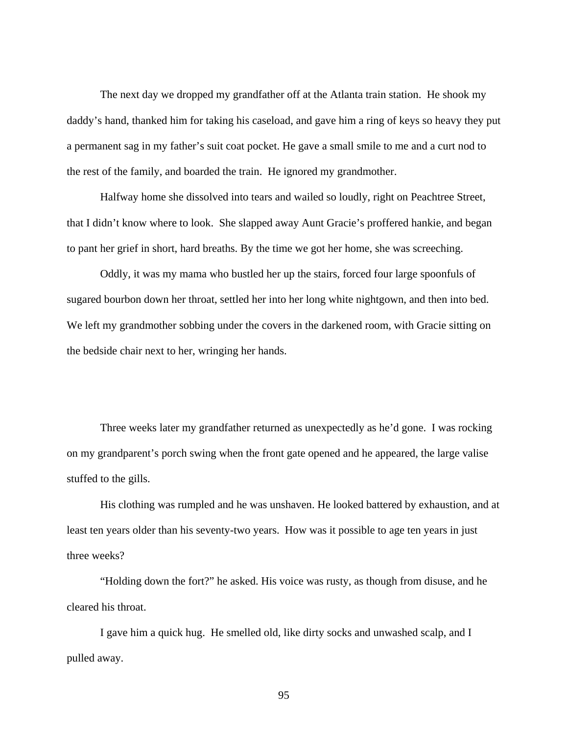The next day we dropped my grandfather off at the Atlanta train station. He shook my daddy's hand, thanked him for taking his caseload, and gave him a ring of keys so heavy they put a permanent sag in my father's suit coat pocket. He gave a small smile to me and a curt nod to the rest of the family, and boarded the train. He ignored my grandmother.

Halfway home she dissolved into tears and wailed so loudly, right on Peachtree Street, that I didn't know where to look. She slapped away Aunt Gracie's proffered hankie, and began to pant her grief in short, hard breaths. By the time we got her home, she was screeching.

Oddly, it was my mama who bustled her up the stairs, forced four large spoonfuls of sugared bourbon down her throat, settled her into her long white nightgown, and then into bed. We left my grandmother sobbing under the covers in the darkened room, with Gracie sitting on the bedside chair next to her, wringing her hands.

Three weeks later my grandfather returned as unexpectedly as he'd gone. I was rocking on my grandparent's porch swing when the front gate opened and he appeared, the large valise stuffed to the gills.

His clothing was rumpled and he was unshaven. He looked battered by exhaustion, and at least ten years older than his seventy-two years. How was it possible to age ten years in just three weeks?

"Holding down the fort?" he asked. His voice was rusty, as though from disuse, and he cleared his throat.

I gave him a quick hug. He smelled old, like dirty socks and unwashed scalp, and I pulled away.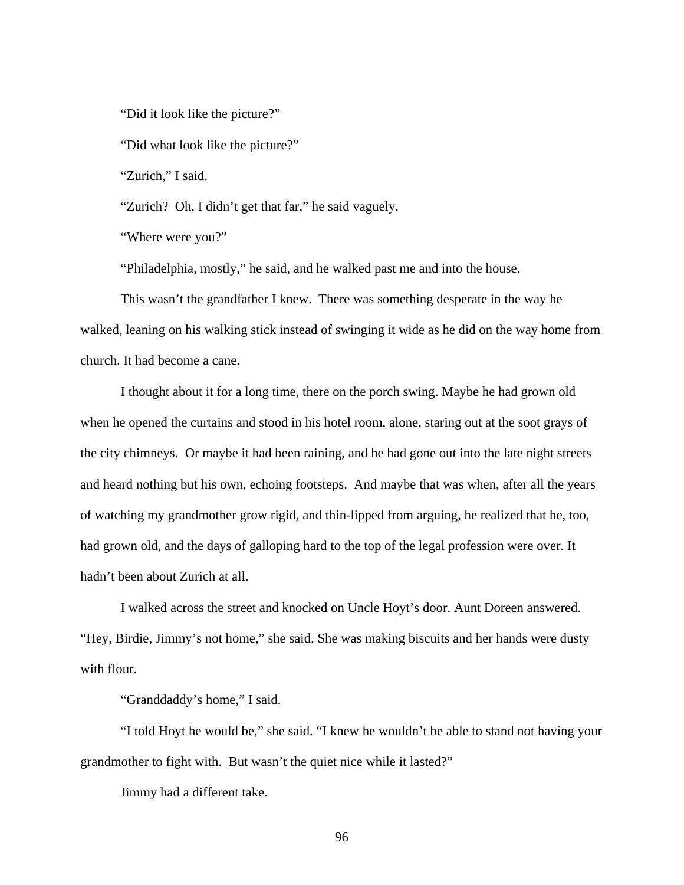"Did it look like the picture?"

"Did what look like the picture?"

"Zurich," I said.

"Zurich? Oh, I didn't get that far," he said vaguely.

"Where were you?"

"Philadelphia, mostly," he said, and he walked past me and into the house.

This wasn't the grandfather I knew. There was something desperate in the way he walked, leaning on his walking stick instead of swinging it wide as he did on the way home from church. It had become a cane.

I thought about it for a long time, there on the porch swing. Maybe he had grown old when he opened the curtains and stood in his hotel room, alone, staring out at the soot grays of the city chimneys. Or maybe it had been raining, and he had gone out into the late night streets and heard nothing but his own, echoing footsteps. And maybe that was when, after all the years of watching my grandmother grow rigid, and thin-lipped from arguing, he realized that he, too, had grown old, and the days of galloping hard to the top of the legal profession were over. It hadn't been about Zurich at all.

I walked across the street and knocked on Uncle Hoyt's door. Aunt Doreen answered. "Hey, Birdie, Jimmy's not home," she said. She was making biscuits and her hands were dusty with flour.

"Granddaddy's home," I said.

"I told Hoyt he would be," she said. "I knew he wouldn't be able to stand not having your grandmother to fight with. But wasn't the quiet nice while it lasted?"

Jimmy had a different take.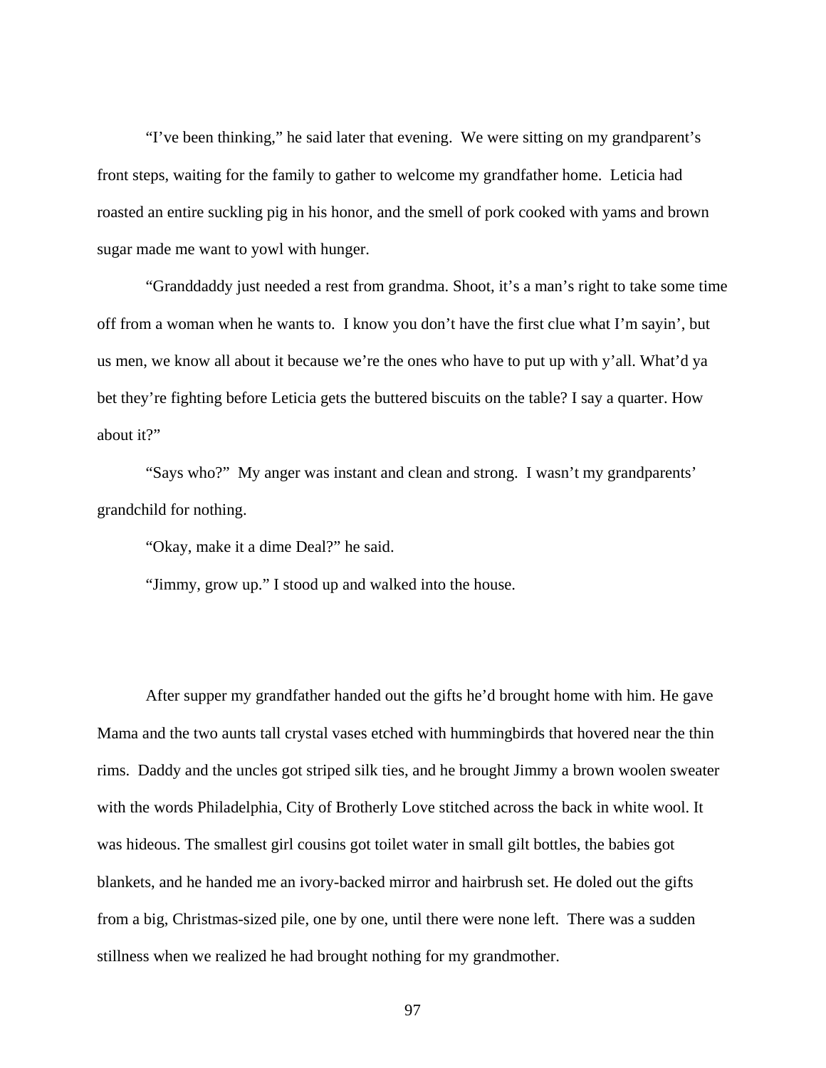"I've been thinking," he said later that evening. We were sitting on my grandparent's front steps, waiting for the family to gather to welcome my grandfather home. Leticia had roasted an entire suckling pig in his honor, and the smell of pork cooked with yams and brown sugar made me want to yowl with hunger.

"Granddaddy just needed a rest from grandma. Shoot, it's a man's right to take some time off from a woman when he wants to. I know you don't have the first clue what I'm sayin', but us men, we know all about it because we're the ones who have to put up with y'all. What'd ya bet they're fighting before Leticia gets the buttered biscuits on the table? I say a quarter. How about it?"

"Says who?" My anger was instant and clean and strong. I wasn't my grandparents' grandchild for nothing.

"Okay, make it a dime Deal?" he said.

"Jimmy, grow up." I stood up and walked into the house.

After supper my grandfather handed out the gifts he'd brought home with him. He gave Mama and the two aunts tall crystal vases etched with hummingbirds that hovered near the thin rims. Daddy and the uncles got striped silk ties, and he brought Jimmy a brown woolen sweater with the words Philadelphia, City of Brotherly Love stitched across the back in white wool. It was hideous. The smallest girl cousins got toilet water in small gilt bottles, the babies got blankets, and he handed me an ivory-backed mirror and hairbrush set. He doled out the gifts from a big, Christmas-sized pile, one by one, until there were none left. There was a sudden stillness when we realized he had brought nothing for my grandmother.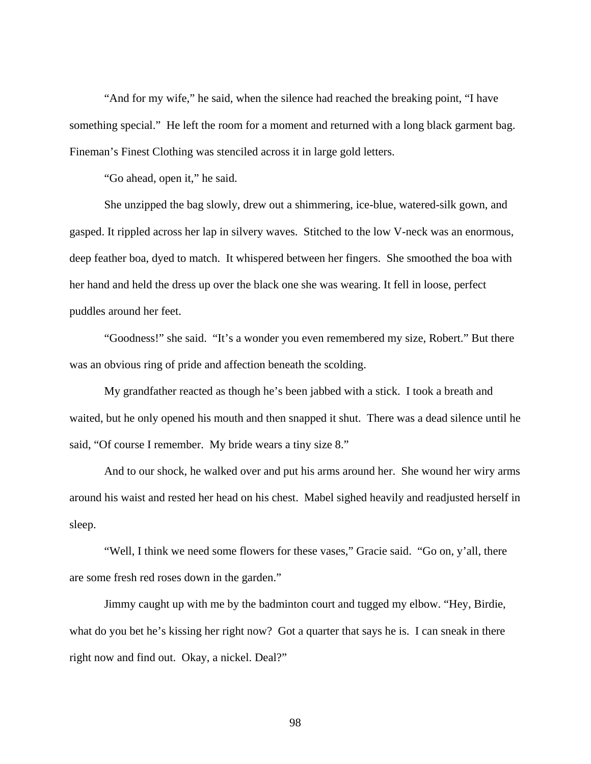"And for my wife," he said, when the silence had reached the breaking point, "I have something special." He left the room for a moment and returned with a long black garment bag. Fineman's Finest Clothing was stenciled across it in large gold letters.

"Go ahead, open it," he said.

She unzipped the bag slowly, drew out a shimmering, ice-blue, watered-silk gown, and gasped. It rippled across her lap in silvery waves. Stitched to the low V-neck was an enormous, deep feather boa, dyed to match. It whispered between her fingers. She smoothed the boa with her hand and held the dress up over the black one she was wearing. It fell in loose, perfect puddles around her feet.

"Goodness!" she said. "It's a wonder you even remembered my size, Robert." But there was an obvious ring of pride and affection beneath the scolding.

My grandfather reacted as though he's been jabbed with a stick. I took a breath and waited, but he only opened his mouth and then snapped it shut. There was a dead silence until he said, "Of course I remember. My bride wears a tiny size 8."

And to our shock, he walked over and put his arms around her. She wound her wiry arms around his waist and rested her head on his chest. Mabel sighed heavily and readjusted herself in sleep.

"Well, I think we need some flowers for these vases," Gracie said. "Go on, y'all, there are some fresh red roses down in the garden."

Jimmy caught up with me by the badminton court and tugged my elbow. "Hey, Birdie, what do you bet he's kissing her right now? Got a quarter that says he is. I can sneak in there right now and find out. Okay, a nickel. Deal?"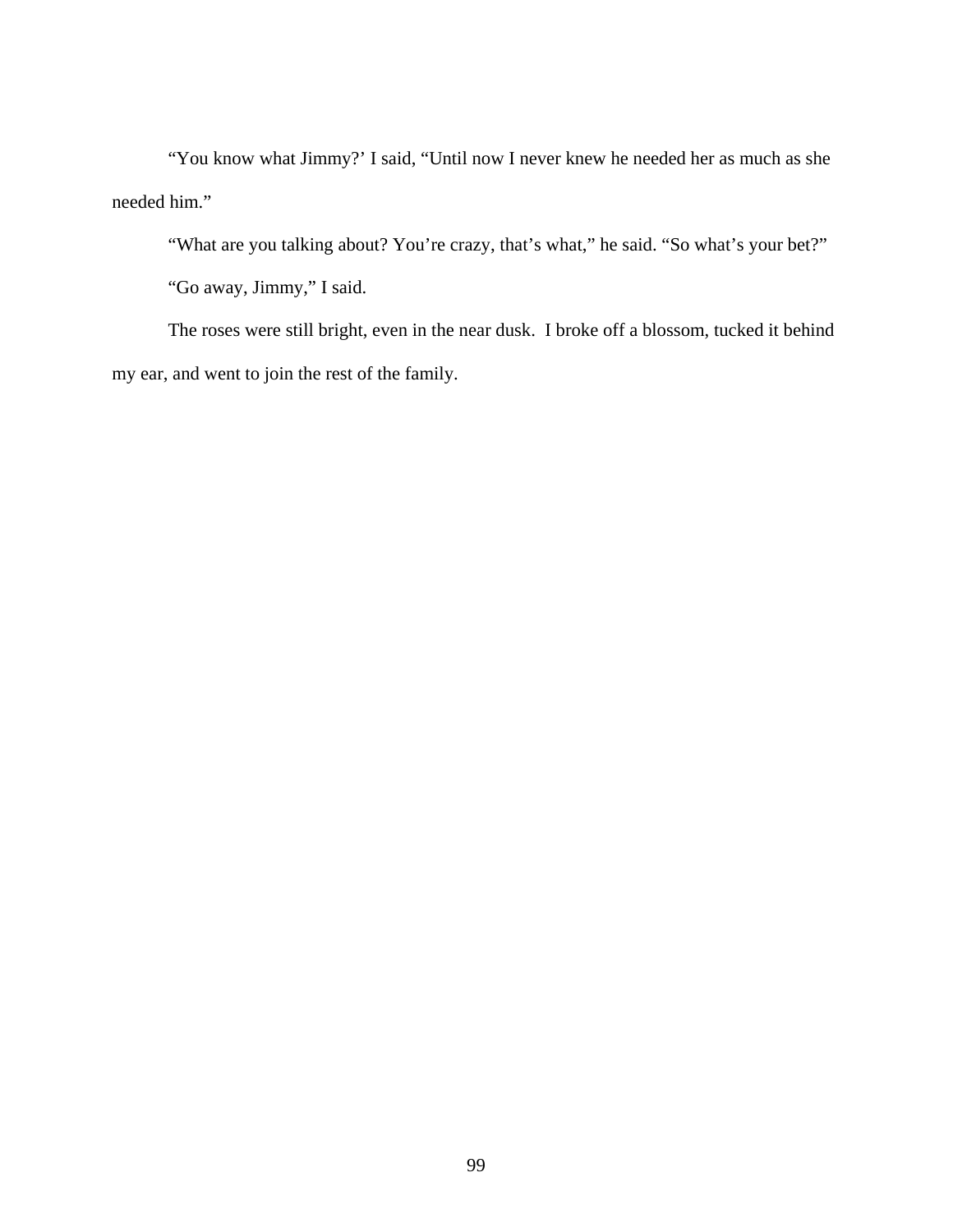“You know what Jimmy?’ I said, “Until now I never knew he needed her as much as she needed him.”

“What are you talking about? You’re crazy, that’s what,” he said. “So what’s your bet?”

“Go away, Jimmy,” I said.

The roses were still bright, even in the near dusk. I broke off a blossom, tucked it behind my ear, and went to join the rest of the family.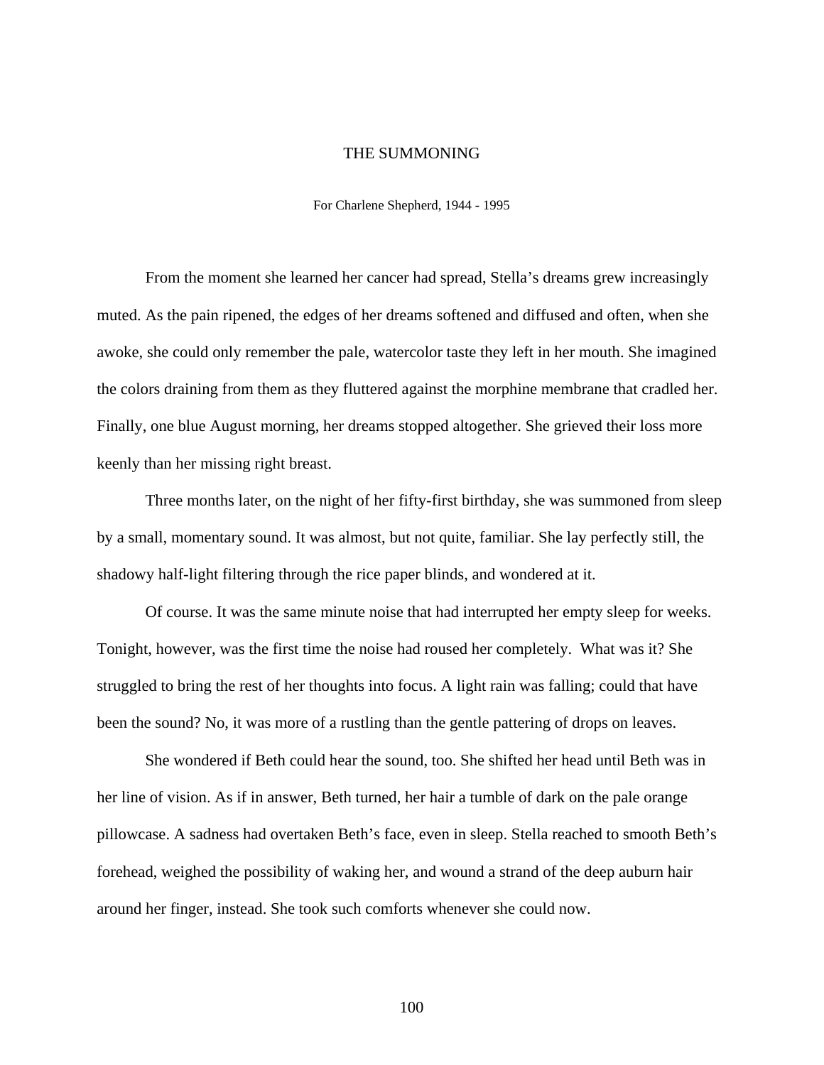# THE SUMMONING

For Charlene Shepherd, 1944 - 1995

From the moment she learned her cancer had spread, Stella's dreams grew increasingly muted. As the pain ripened, the edges of her dreams softened and diffused and often, when she awoke, she could only remember the pale, watercolor taste they left in her mouth. She imagined the colors draining from them as they fluttered against the morphine membrane that cradled her. Finally, one blue August morning, her dreams stopped altogether. She grieved their loss more keenly than her missing right breast.

Three months later, on the night of her fifty-first birthday, she was summoned from sleep by a small, momentary sound. It was almost, but not quite, familiar. She lay perfectly still, the shadowy half-light filtering through the rice paper blinds, and wondered at it.

Of course. It was the same minute noise that had interrupted her empty sleep for weeks. Tonight, however, was the first time the noise had roused her completely.  What was it? She struggled to bring the rest of her thoughts into focus. A light rain was falling; could that have been the sound? No, it was more of a rustling than the gentle pattering of drops on leaves.

She wondered if Beth could hear the sound, too. She shifted her head until Beth was in her line of vision. As if in answer, Beth turned, her hair a tumble of dark on the pale orange pillowcase. A sadness had overtaken Beth's face, even in sleep. Stella reached to smooth Beth's forehead, weighed the possibility of waking her, and wound a strand of the deep auburn hair around her finger, instead. She took such comforts whenever she could now.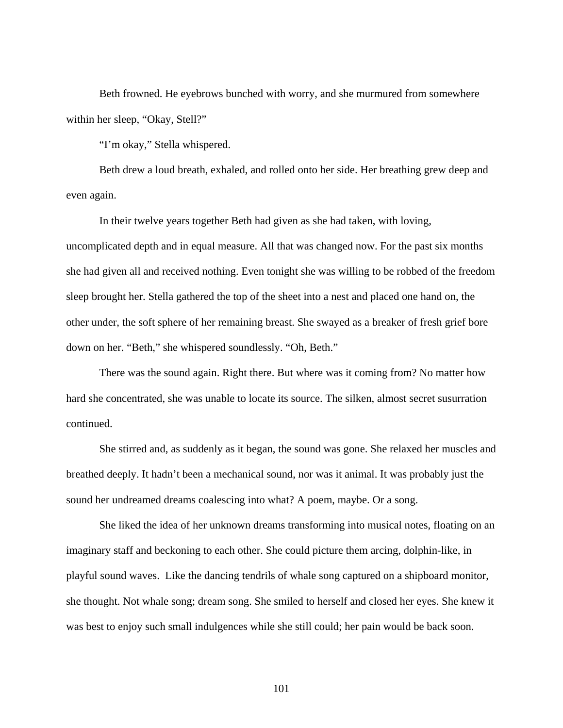Beth frowned. He eyebrows bunched with worry, and she murmured from somewhere within her sleep, “Okay, Stell?”

“I’m okay,” Stella whispered.

Beth drew a loud breath, exhaled, and rolled onto her side. Her breathing grew deep and even again.

In their twelve years together Beth had given as she had taken, with loving, uncomplicated depth and in equal measure. All that was changed now. For the past six months she had given all and received nothing. Even tonight she was willing to be robbed of the freedom sleep brought her. Stella gathered the top of the sheet into a nest and placed one hand on, the other under, the soft sphere of her remaining breast. She swayed as a breaker of fresh grief bore down on her. “Beth,” she whispered soundlessly. “Oh, Beth.”

There was the sound again. Right there. But where was it coming from? No matter how hard she concentrated, she was unable to locate its source. The silken, almost secret susurration continued.

She stirred and, as suddenly as it began, the sound was gone. She relaxed her muscles and breathed deeply. It hadn’t been a mechanical sound, nor was it animal. It was probably just the sound her undreamed dreams coalescing into what? A poem, maybe. Or a song.

She liked the idea of her unknown dreams transforming into musical notes, floating on an imaginary staff and beckoning to each other. She could picture them arcing, dolphin-like, in playful sound waves.  Like the dancing tendrils of whale song captured on a shipboard monitor, she thought. Not whale song; dream song. She smiled to herself and closed her eyes. She knew it was best to enjoy such small indulgences while she still could; her pain would be back soon.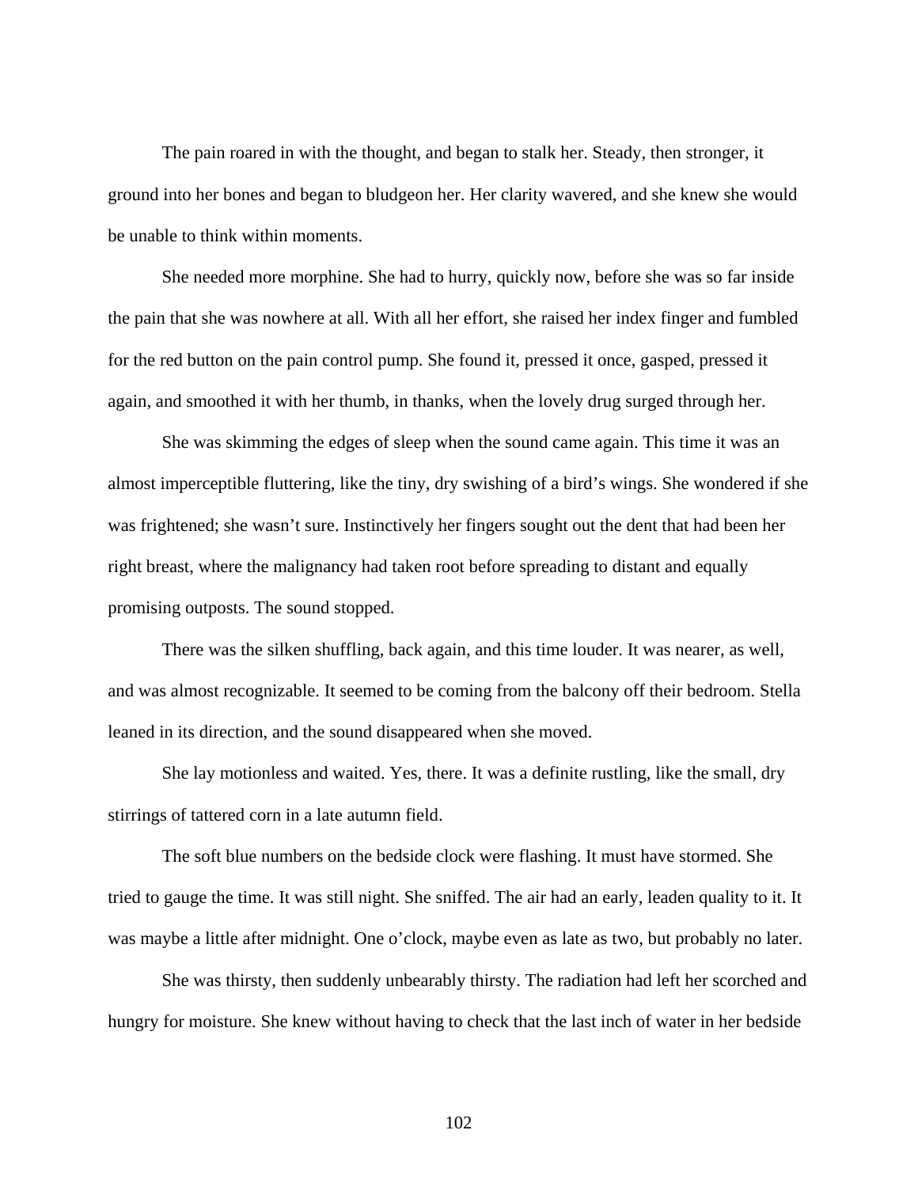The pain roared in with the thought, and began to stalk her. Steady, then stronger, it ground into her bones and began to bludgeon her. Her clarity wavered, and she knew she would be unable to think within moments.

She needed more morphine. She had to hurry, quickly now, before she was so far inside the pain that she was nowhere at all. With all her effort, she raised her index finger and fumbled for the red button on the pain control pump. She found it, pressed it once, gasped, pressed it again, and smoothed it with her thumb, in thanks, when the lovely drug surged through her.

She was skimming the edges of sleep when the sound came again. This time it was an almost imperceptible fluttering, like the tiny, dry swishing of a bird's wings. She wondered if she was frightened; she wasn't sure. Instinctively her fingers sought out the dent that had been her right breast, where the malignancy had taken root before spreading to distant and equally promising outposts. The sound stopped.

There was the silken shuffling, back again, and this time louder. It was nearer, as well, and was almost recognizable. It seemed to be coming from the balcony off their bedroom. Stella leaned in its direction, and the sound disappeared when she moved.

She lay motionless and waited. Yes, there. It was a definite rustling, like the small, dry stirrings of tattered corn in a late autumn field.

The soft blue numbers on the bedside clock were flashing. It must have stormed. She tried to gauge the time. It was still night. She sniffed. The air had an early, leaden quality to it. It was maybe a little after midnight. One o'clock, maybe even as late as two, but probably no later.

She was thirsty, then suddenly unbearably thirsty. The radiation had left her scorched and hungry for moisture. She knew without having to check that the last inch of water in her bedside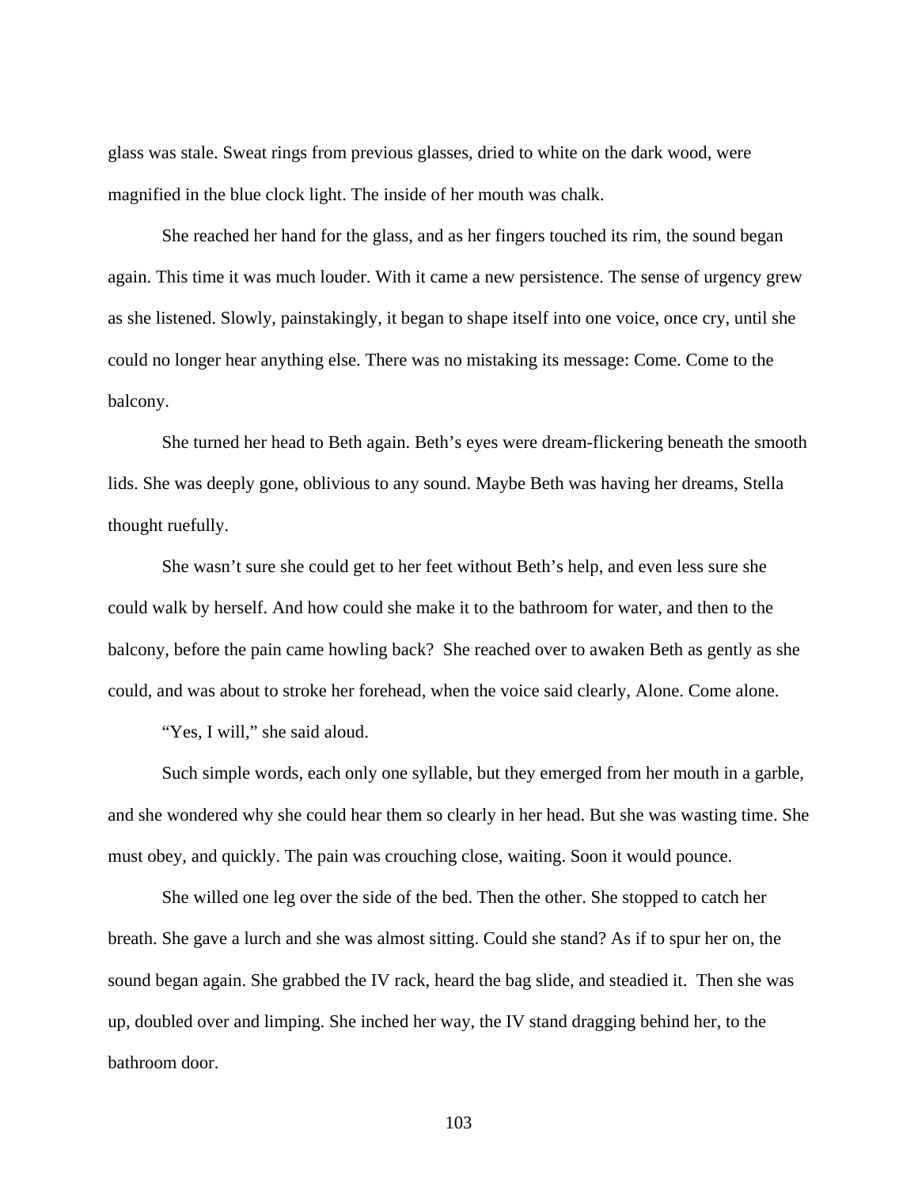glass was stale. Sweat rings from previous glasses, dried to white on the dark wood, were magnified in the blue clock light. The inside of her mouth was chalk.

She reached her hand for the glass, and as her fingers touched its rim, the sound began again. This time it was much louder. With it came a new persistence. The sense of urgency grew as she listened. Slowly, painstakingly, it began to shape itself into one voice, once cry, until she could no longer hear anything else. There was no mistaking its message: Come. Come to the balcony.

She turned her head to Beth again. Beth's eyes were dream-flickering beneath the smooth lids. She was deeply gone, oblivious to any sound. Maybe Beth was having her dreams, Stella thought ruefully.

She wasn't sure she could get to her feet without Beth's help, and even less sure she could walk by herself. And how could she make it to the bathroom for water, and then to the balcony, before the pain came howling back? She reached over to awaken Beth as gently as she could, and was about to stroke her forehead, when the voice said clearly, Alone. Come alone.

"Yes, I will," she said aloud.

Such simple words, each only one syllable, but they emerged from her mouth in a garble, and she wondered why she could hear them so clearly in her head. But she was wasting time. She must obey, and quickly. The pain was crouching close, waiting. Soon it would pounce.

She willed one leg over the side of the bed. Then the other. She stopped to catch her breath. She gave a lurch and she was almost sitting. Could she stand? As if to spur her on, the sound began again. She grabbed the IV rack, heard the bag slide, and steadied it. Then she was up, doubled over and limping. She inched her way, the IV stand dragging behind her, to the bathroom door.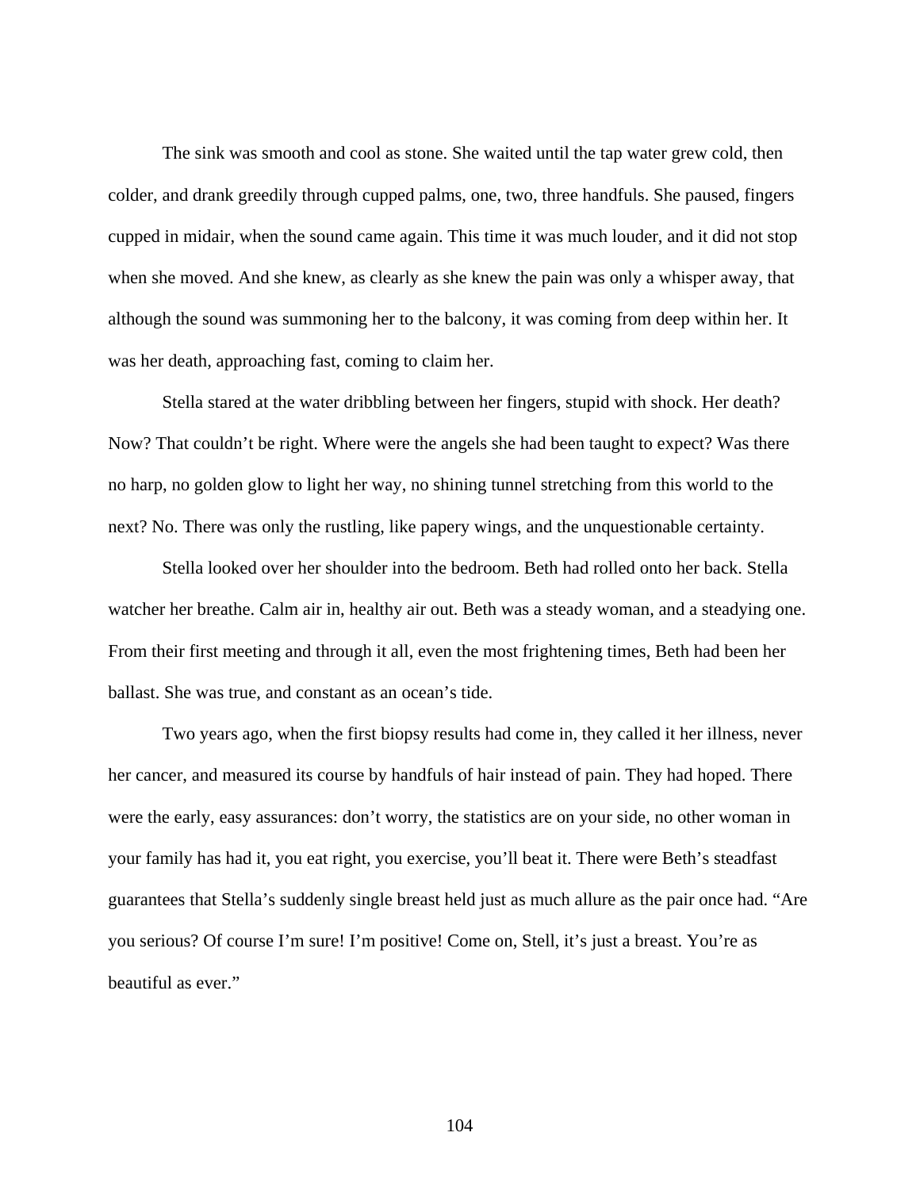The sink was smooth and cool as stone. She waited until the tap water grew cold, then colder, and drank greedily through cupped palms, one, two, three handfuls. She paused, fingers cupped in midair, when the sound came again. This time it was much louder, and it did not stop when she moved. And she knew, as clearly as she knew the pain was only a whisper away, that although the sound was summoning her to the balcony, it was coming from deep within her. It was her death, approaching fast, coming to claim her.

Stella stared at the water dribbling between her fingers, stupid with shock. Her death? Now? That couldn't be right. Where were the angels she had been taught to expect? Was there no harp, no golden glow to light her way, no shining tunnel stretching from this world to the next? No. There was only the rustling, like papery wings, and the unquestionable certainty.

Stella looked over her shoulder into the bedroom. Beth had rolled onto her back. Stella watcher her breathe. Calm air in, healthy air out. Beth was a steady woman, and a steadying one. From their first meeting and through it all, even the most frightening times, Beth had been her ballast. She was true, and constant as an ocean's tide.

Two years ago, when the first biopsy results had come in, they called it her illness, never her cancer, and measured its course by handfuls of hair instead of pain. They had hoped. There were the early, easy assurances: don't worry, the statistics are on your side, no other woman in your family has had it, you eat right, you exercise, you'll beat it. There were Beth's steadfast guarantees that Stella's suddenly single breast held just as much allure as the pair once had. "Are you serious? Of course I'm sure! I'm positive! Come on, Stell, it's just a breast. You're as beautiful as ever."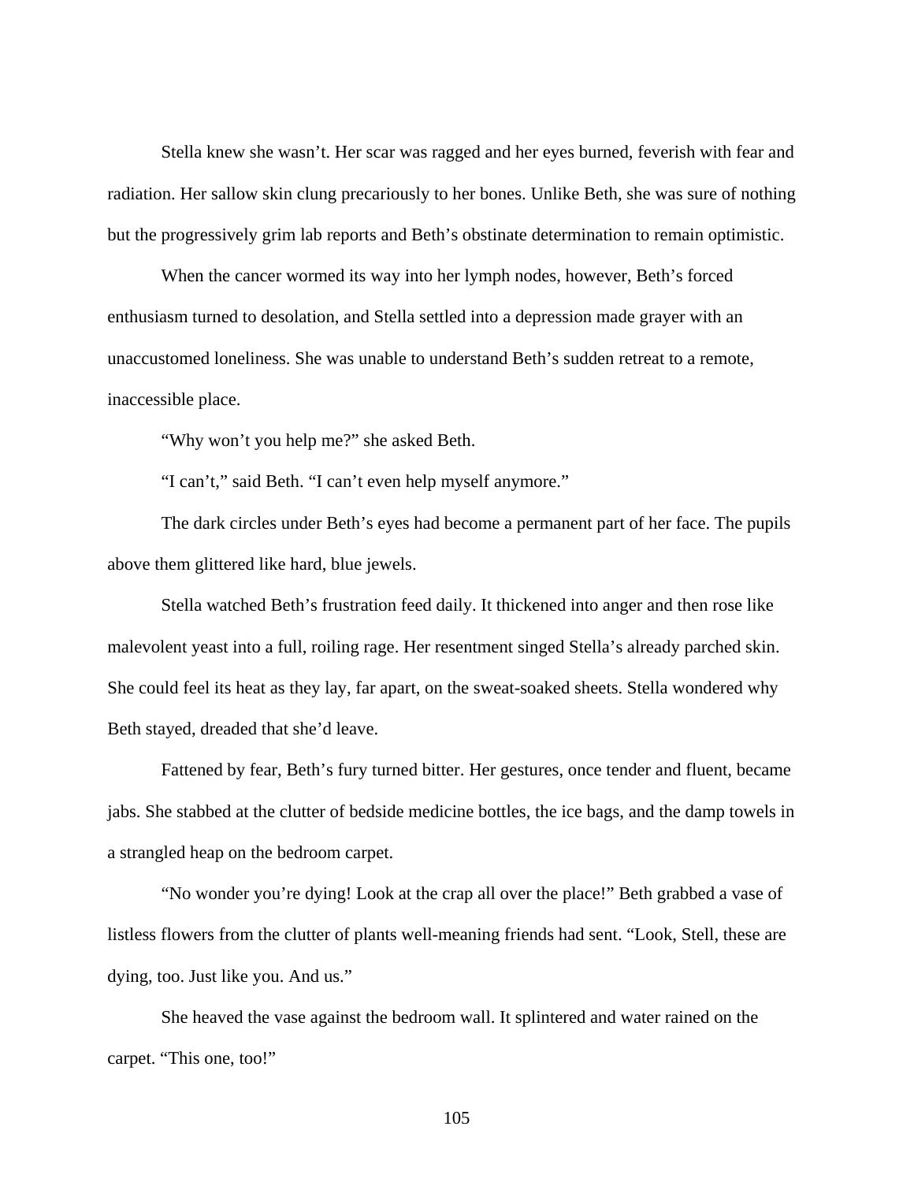Stella knew she wasn't. Her scar was ragged and her eyes burned, feverish with fear and radiation. Her sallow skin clung precariously to her bones. Unlike Beth, she was sure of nothing but the progressively grim lab reports and Beth's obstinate determination to remain optimistic.

When the cancer wormed its way into her lymph nodes, however, Beth's forced enthusiasm turned to desolation, and Stella settled into a depression made grayer with an unaccustomed loneliness. She was unable to understand Beth's sudden retreat to a remote, inaccessible place.

"Why won't you help me?" she asked Beth.

"I can't," said Beth. "I can't even help myself anymore."

The dark circles under Beth's eyes had become a permanent part of her face. The pupils above them glittered like hard, blue jewels.

Stella watched Beth's frustration feed daily. It thickened into anger and then rose like malevolent yeast into a full, roiling rage. Her resentment singed Stella's already parched skin. She could feel its heat as they lay, far apart, on the sweat-soaked sheets. Stella wondered why Beth stayed, dreaded that she'd leave.

Fattened by fear, Beth's fury turned bitter. Her gestures, once tender and fluent, became jabs. She stabbed at the clutter of bedside medicine bottles, the ice bags, and the damp towels in a strangled heap on the bedroom carpet.

"No wonder you're dying! Look at the crap all over the place!" Beth grabbed a vase of listless flowers from the clutter of plants well-meaning friends had sent. "Look, Stell, these are dying, too. Just like you. And us."

She heaved the vase against the bedroom wall. It splintered and water rained on the carpet. "This one, too!"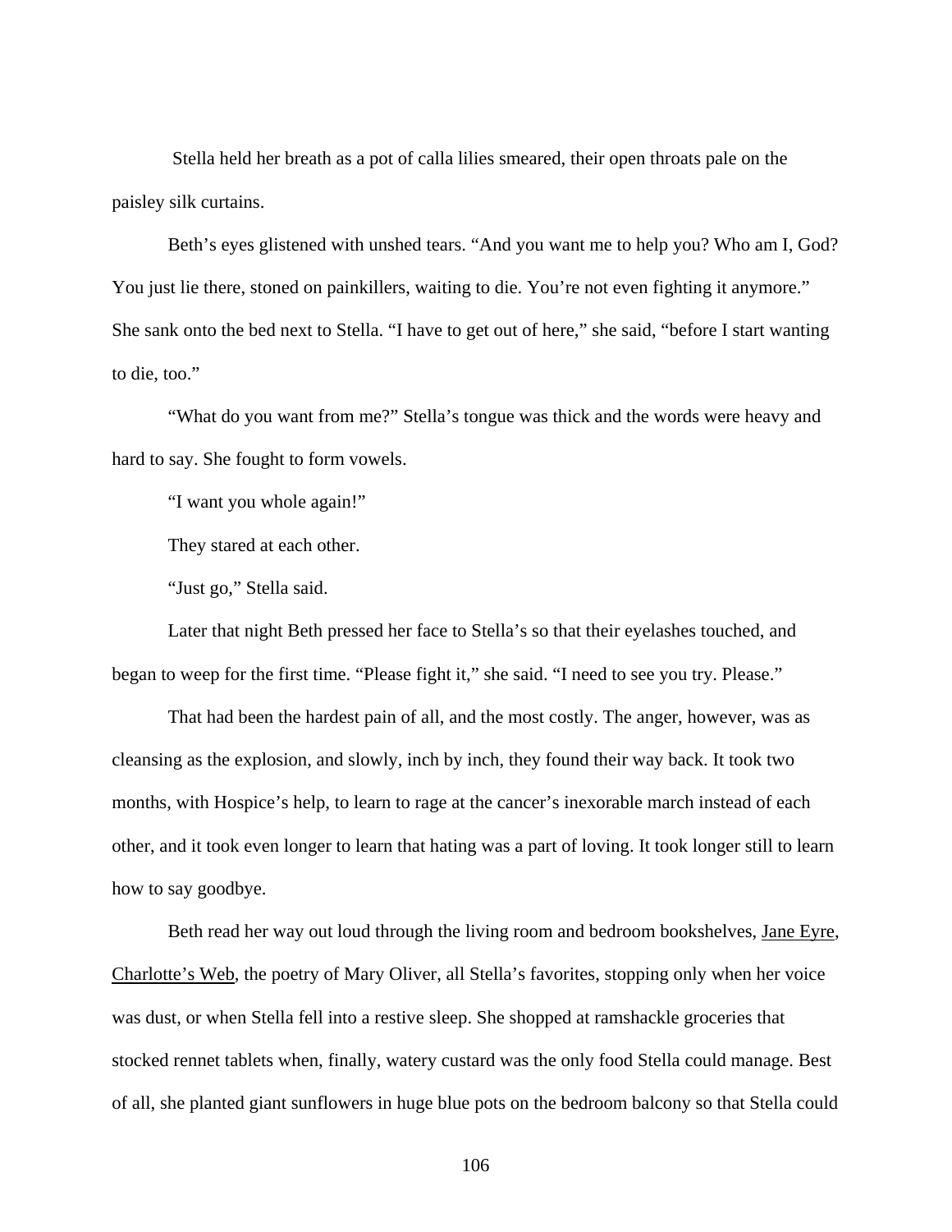Stella held her breath as a pot of calla lilies smeared, their open throats pale on the paisley silk curtains.

Beth's eyes glistened with unshed tears. "And you want me to help you? Who am I, God? You just lie there, stoned on painkillers, waiting to die. You're not even fighting it anymore." She sank onto the bed next to Stella. "I have to get out of here," she said, "before I start wanting to die, too."

"What do you want from me?" Stella's tongue was thick and the words were heavy and hard to say. She fought to form vowels.

"I want you whole again!"

They stared at each other.

"Just go," Stella said.

Later that night Beth pressed her face to Stella's so that their eyelashes touched, and began to weep for the first time. "Please fight it," she said. "I need to see you try. Please."

That had been the hardest pain of all, and the most costly. The anger, however, was as cleansing as the explosion, and slowly, inch by inch, they found their way back. It took two months, with Hospice's help, to learn to rage at the cancer's inexorable march instead of each other, and it took even longer to learn that hating was a part of loving. It took longer still to learn how to say goodbye.

Beth read her way out loud through the living room and bedroom bookshelves, Jane Eyre, Charlotte's Web, the poetry of Mary Oliver, all Stella's favorites, stopping only when her voice was dust, or when Stella fell into a restive sleep. She shopped at ramshackle groceries that stocked rennet tablets when, finally, watery custard was the only food Stella could manage. Best of all, she planted giant sunflowers in huge blue pots on the bedroom balcony so that Stella could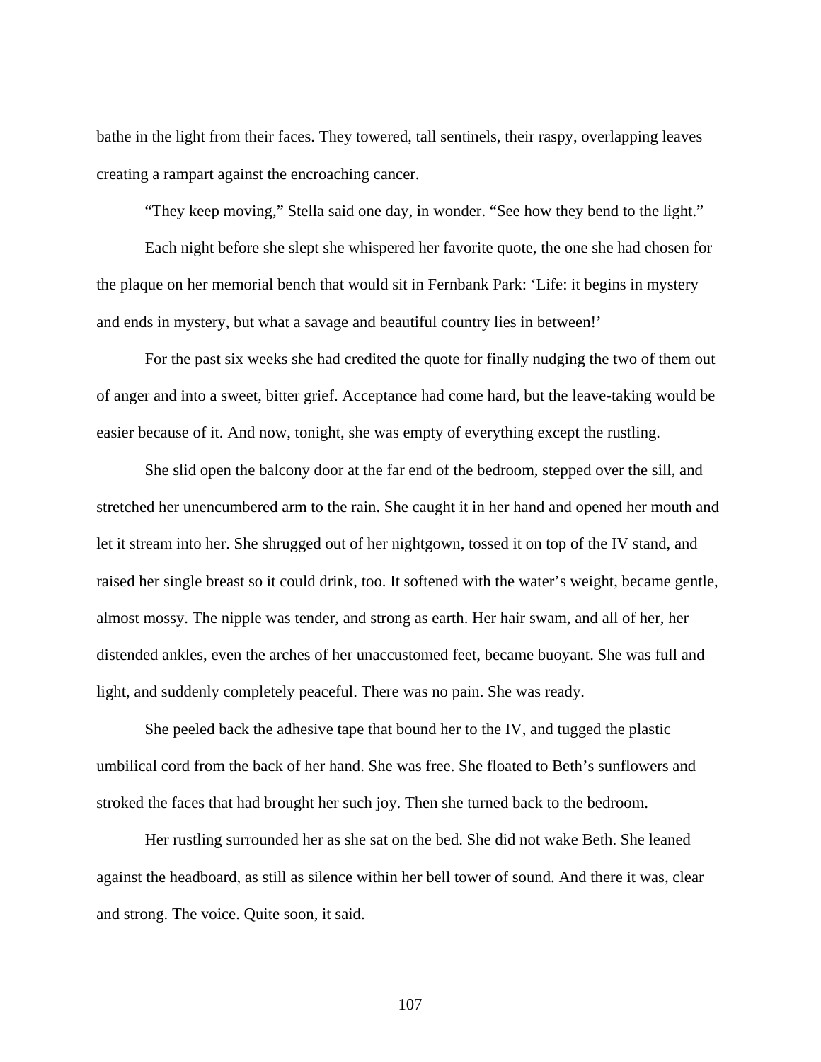bathe in the light from their faces. They towered, tall sentinels, their raspy, overlapping leaves creating a rampart against the encroaching cancer.

"They keep moving," Stella said one day, in wonder. "See how they bend to the light."

Each night before she slept she whispered her favorite quote, the one she had chosen for the plaque on her memorial bench that would sit in Fernbank Park: 'Life: it begins in mystery and ends in mystery, but what a savage and beautiful country lies in between!'

For the past six weeks she had credited the quote for finally nudging the two of them out of anger and into a sweet, bitter grief. Acceptance had come hard, but the leave-taking would be easier because of it. And now, tonight, she was empty of everything except the rustling.

She slid open the balcony door at the far end of the bedroom, stepped over the sill, and stretched her unencumbered arm to the rain. She caught it in her hand and opened her mouth and let it stream into her. She shrugged out of her nightgown, tossed it on top of the IV stand, and raised her single breast so it could drink, too. It softened with the water's weight, became gentle, almost mossy. The nipple was tender, and strong as earth. Her hair swam, and all of her, her distended ankles, even the arches of her unaccustomed feet, became buoyant. She was full and light, and suddenly completely peaceful. There was no pain. She was ready.

She peeled back the adhesive tape that bound her to the IV, and tugged the plastic umbilical cord from the back of her hand. She was free. She floated to Beth's sunflowers and stroked the faces that had brought her such joy. Then she turned back to the bedroom.

Her rustling surrounded her as she sat on the bed. She did not wake Beth. She leaned against the headboard, as still as silence within her bell tower of sound. And there it was, clear and strong. The voice. Quite soon, it said.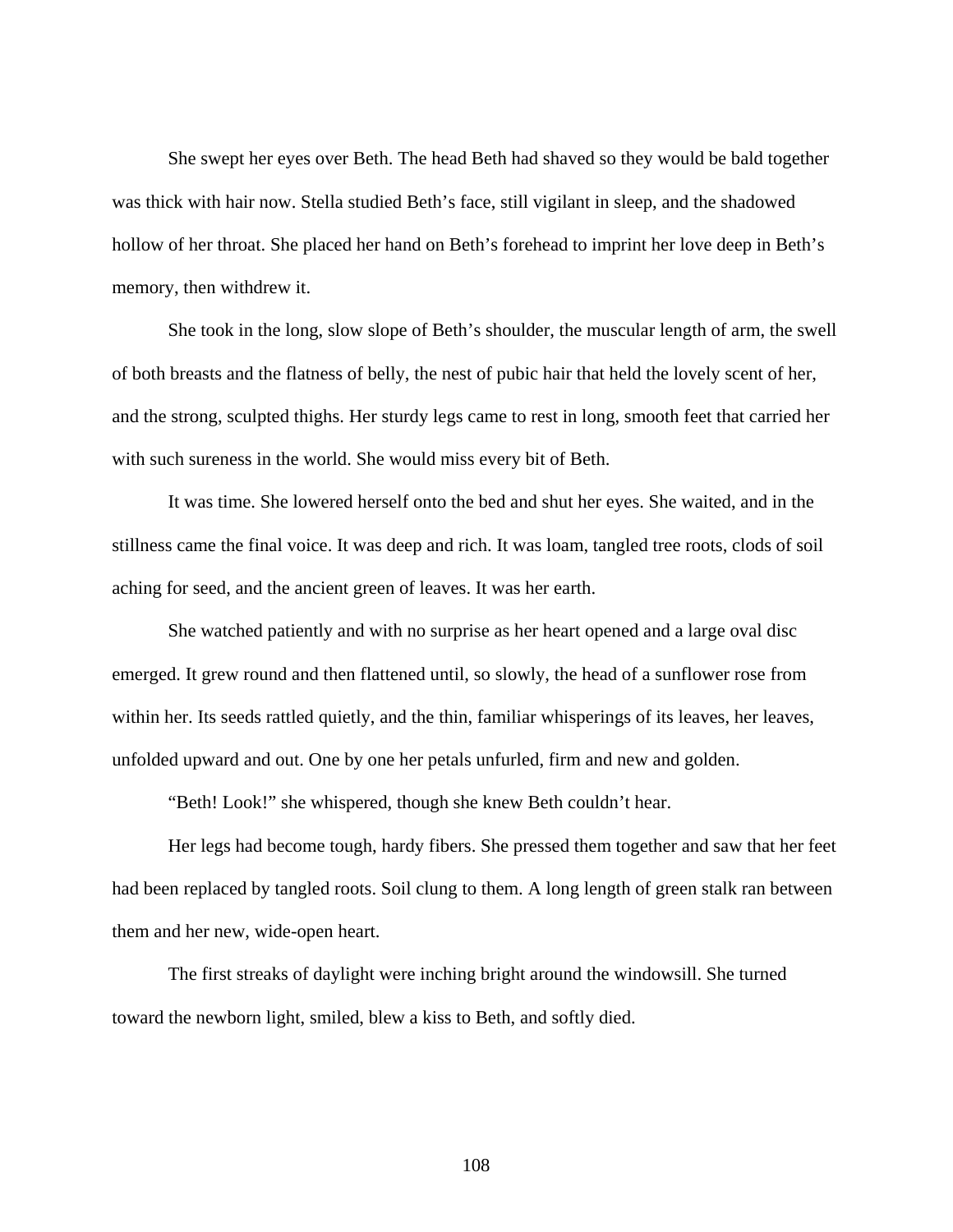She swept her eyes over Beth. The head Beth had shaved so they would be bald together was thick with hair now. Stella studied Beth's face, still vigilant in sleep, and the shadowed hollow of her throat. She placed her hand on Beth's forehead to imprint her love deep in Beth's memory, then withdrew it.

She took in the long, slow slope of Beth's shoulder, the muscular length of arm, the swell of both breasts and the flatness of belly, the nest of pubic hair that held the lovely scent of her, and the strong, sculpted thighs. Her sturdy legs came to rest in long, smooth feet that carried her with such sureness in the world. She would miss every bit of Beth.

It was time. She lowered herself onto the bed and shut her eyes. She waited, and in the stillness came the final voice. It was deep and rich. It was loam, tangled tree roots, clods of soil aching for seed, and the ancient green of leaves. It was her earth.

She watched patiently and with no surprise as her heart opened and a large oval disc emerged. It grew round and then flattened until, so slowly, the head of a sunflower rose from within her. Its seeds rattled quietly, and the thin, familiar whisperings of its leaves, her leaves, unfolded upward and out. One by one her petals unfurled, firm and new and golden.

"Beth! Look!" she whispered, though she knew Beth couldn't hear.

Her legs had become tough, hardy fibers. She pressed them together and saw that her feet had been replaced by tangled roots. Soil clung to them. A long length of green stalk ran between them and her new, wide-open heart.

The first streaks of daylight were inching bright around the windowsill. She turned toward the newborn light, smiled, blew a kiss to Beth, and softly died.